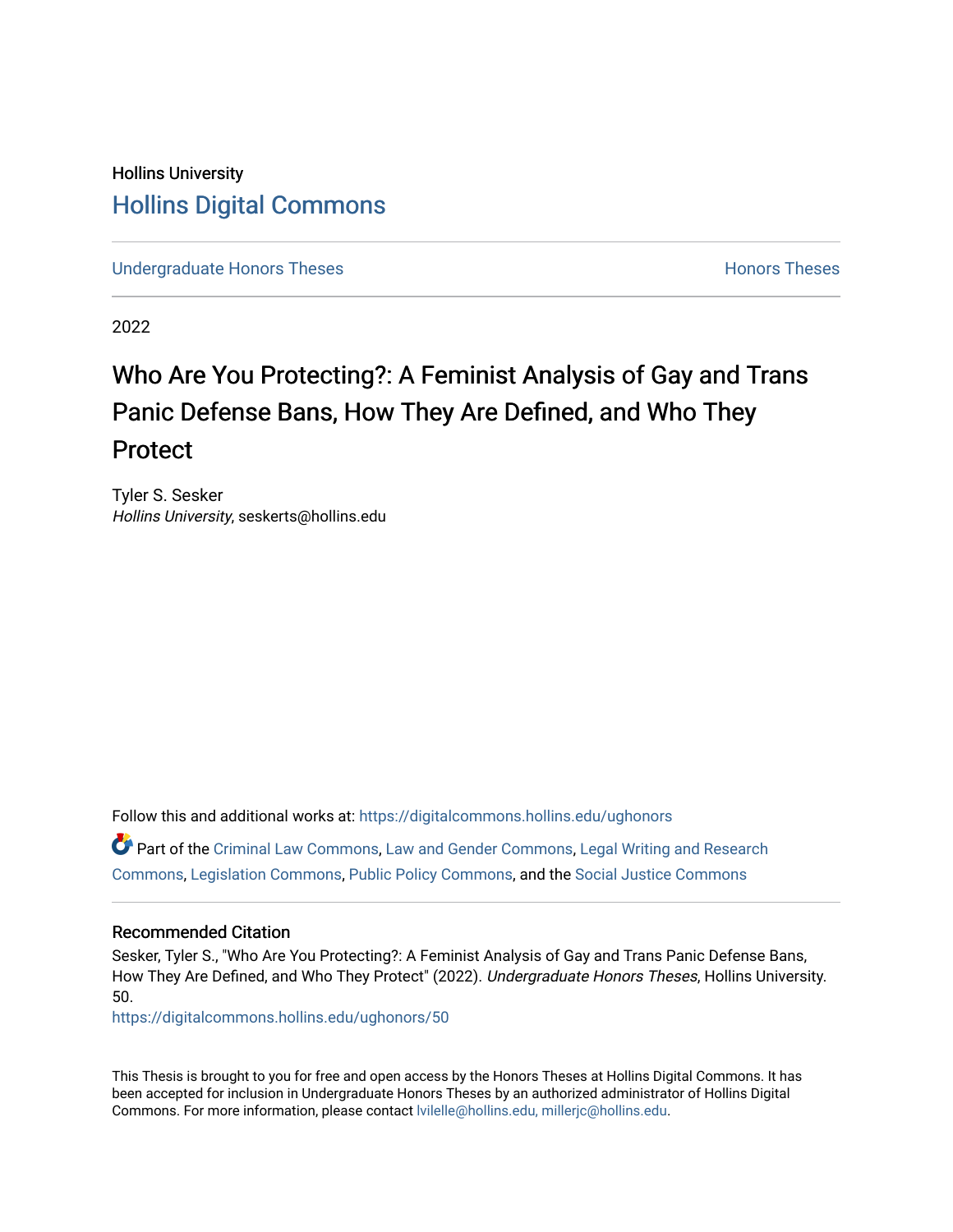Hollins University

# Hollins Digital Commons

Undergraduate Honors Theses | Honors Theses

2022

# Who Are You Protecting?: A Feminist Analysis of Gay and Trans Panic Defense Bans, How They Are Defined, and Who They Protect

Tyler S. Sesker
*Hollins University*, seskerts@hollins.edu

Follow this and additional works at: https://digitalcommons.hollins.edu/ughonors

Part of the Criminal Law Commons, Law and Gender Commons, Legal Writing and Research Commons, Legislation Commons, Public Policy Commons, and the Social Justice Commons

### Recommended Citation

Sesker, Tyler S., "Who Are You Protecting?: A Feminist Analysis of Gay and Trans Panic Defense Bans, How They Are Defined, and Who They Protect" (2022). *Undergraduate Honors Theses*, Hollins University. 50.
https://digitalcommons.hollins.edu/ughonors/50

This Thesis is brought to you for free and open access by the Honors Theses at Hollins Digital Commons. It has been accepted for inclusion in Undergraduate Honors Theses by an authorized administrator of Hollins Digital Commons. For more information, please contact lvilelle@hollins.edu, millerjc@hollins.edu.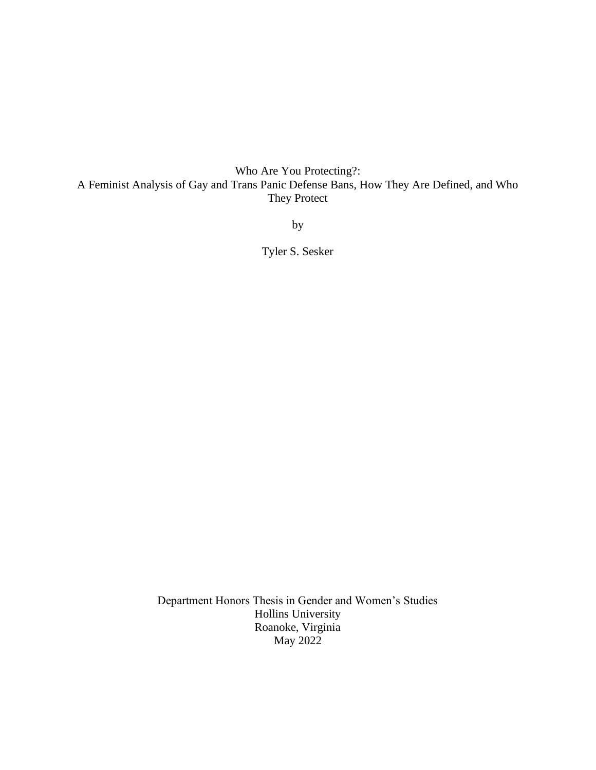# Who Are You Protecting?: A Feminist Analysis of Gay and Trans Panic Defense Bans, How They Are Defined, and Who They Protect

by

Tyler S. Sesker

Department Honors Thesis in Gender and Women's Studies
Hollins University
Roanoke, Virginia
May 2022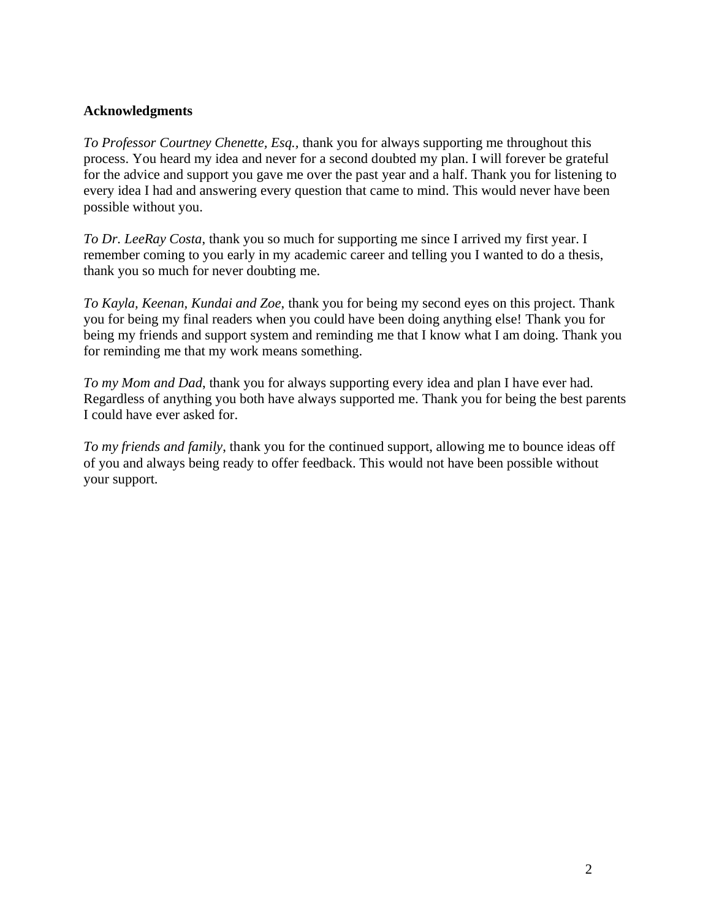**Acknowledgments**

*To Professor Courtney Chenette, Esq.*, thank you for always supporting me throughout this process. You heard my idea and never for a second doubted my plan. I will forever be grateful for the advice and support you gave me over the past year and a half. Thank you for listening to every idea I had and answering every question that came to mind. This would never have been possible without you.

*To Dr. LeeRay Costa*, thank you so much for supporting me since I arrived my first year. I remember coming to you early in my academic career and telling you I wanted to do a thesis, thank you so much for never doubting me.

*To Kayla, Keenan, Kundai and Zoe*, thank you for being my second eyes on this project. Thank you for being my final readers when you could have been doing anything else! Thank you for being my friends and support system and reminding me that I know what I am doing. Thank you for reminding me that my work means something.

*To my Mom and Dad*, thank you for always supporting every idea and plan I have ever had. Regardless of anything you both have always supported me. Thank you for being the best parents I could have ever asked for.

*To my friends and family*, thank you for the continued support, allowing me to bounce ideas off of you and always being ready to offer feedback. This would not have been possible without your support.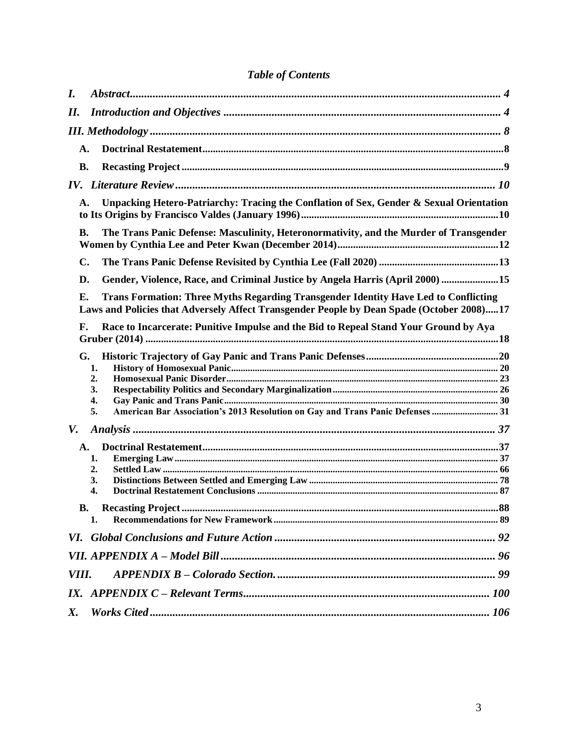# *Table of Contents*

*I. Abstract* .................... *4*

*II. Introduction and Objectives* .................... *4*

*III. Methodology* .................... *8*

- **A. Doctrinal Restatement** .................... **8**
- **B. Recasting Project** .................... **9**

*IV. Literature Review* .................... *10*

- **A. Unpacking Hetero-Patriarchy: Tracing the Conflation of Sex, Gender & Sexual Orientation to Its Origins by Francisco Valdes (January 1996)** .................... **10**
- **B. The Trans Panic Defense: Masculinity, Heteronormativity, and the Murder of Transgender Women by Cynthia Lee and Peter Kwan (December 2014)** .................... **12**
- **C. The Trans Panic Defense Revisited by Cynthia Lee (Fall 2020)** .................... **13**
- **D. Gender, Violence, Race, and Criminal Justice by Angela Harris (April 2000)** .................... **15**
- **E. Trans Formation: Three Myths Regarding Transgender Identity Have Led to Conflicting Laws and Policies that Adversely Affect Transgender People by Dean Spade (October 2008)** .................... **17**
- **F. Race to Incarcerate: Punitive Impulse and the Bid to Repeal Stand Your Ground by Aya Gruber (2014)** .................... **18**
- **G. Historic Trajectory of Gay Panic and Trans Panic Defenses** .................... **20**
  1. **History of Homosexual Panic** .................... **20**
  2. **Homosexual Panic Disorder** .................... **23**
  3. **Respectability Politics and Secondary Marginalization** .................... **26**
  4. **Gay Panic and Trans Panic** .................... **30**
  5. **American Bar Association's 2013 Resolution on Gay and Trans Panic Defenses** .................... **31**

*V. Analysis* .................... *37*

- **A. Doctrinal Restatement** .................... **37**
  1. **Emerging Law** .................... **37**
  2. **Settled Law** .................... **66**
  3. **Distinctions Between Settled and Emerging Law** .................... **78**
  4. **Doctrinal Restatement Conclusions** .................... **87**
- **B. Recasting Project** .................... **88**
  1. **Recommendations for New Framework** .................... **89**

*VI. Global Conclusions and Future Action* .................... *92*

*VII. APPENDIX A – Model Bill* .................... *96*

*VIII. APPENDIX B – Colorado Section.* .................... *99*

*IX. APPENDIX C – Relevant Terms* .................... *100*

*X. Works Cited* .................... *106*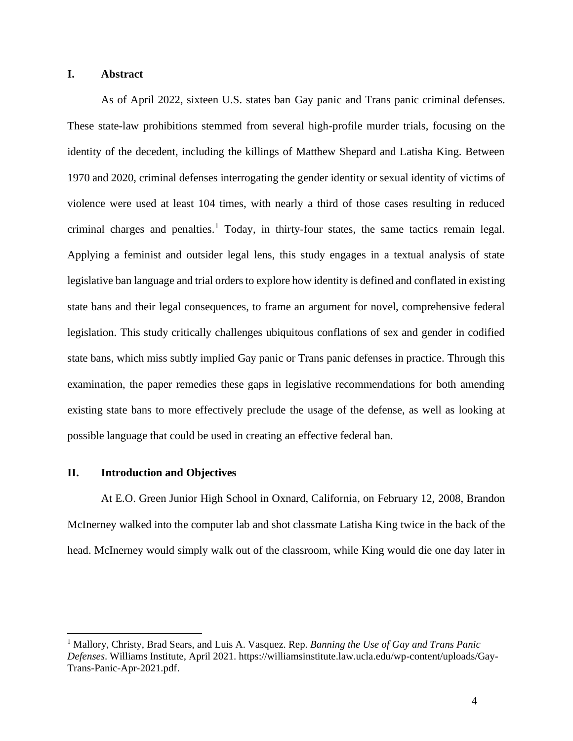## I. Abstract

As of April 2022, sixteen U.S. states ban Gay panic and Trans panic criminal defenses. These state-law prohibitions stemmed from several high-profile murder trials, focusing on the identity of the decedent, including the killings of Matthew Shepard and Latisha King. Between 1970 and 2020, criminal defenses interrogating the gender identity or sexual identity of victims of violence were used at least 104 times, with nearly a third of those cases resulting in reduced criminal charges and penalties.[1] Today, in thirty-four states, the same tactics remain legal. Applying a feminist and outsider legal lens, this study engages in a textual analysis of state legislative ban language and trial orders to explore how identity is defined and conflated in existing state bans and their legal consequences, to frame an argument for novel, comprehensive federal legislation. This study critically challenges ubiquitous conflations of sex and gender in codified state bans, which miss subtly implied Gay panic or Trans panic defenses in practice. Through this examination, the paper remedies these gaps in legislative recommendations for both amending existing state bans to more effectively preclude the usage of the defense, as well as looking at possible language that could be used in creating an effective federal ban.

## II. Introduction and Objectives

At E.O. Green Junior High School in Oxnard, California, on February 12, 2008, Brandon McInerney walked into the computer lab and shot classmate Latisha King twice in the back of the head. McInerney would simply walk out of the classroom, while King would die one day later in

---

[1] Mallory, Christy, Brad Sears, and Luis A. Vasquez. Rep. *Banning the Use of Gay and Trans Panic Defenses*. Williams Institute, April 2021. https://williamsinstitute.law.ucla.edu/wp-content/uploads/Gay-Trans-Panic-Apr-2021.pdf.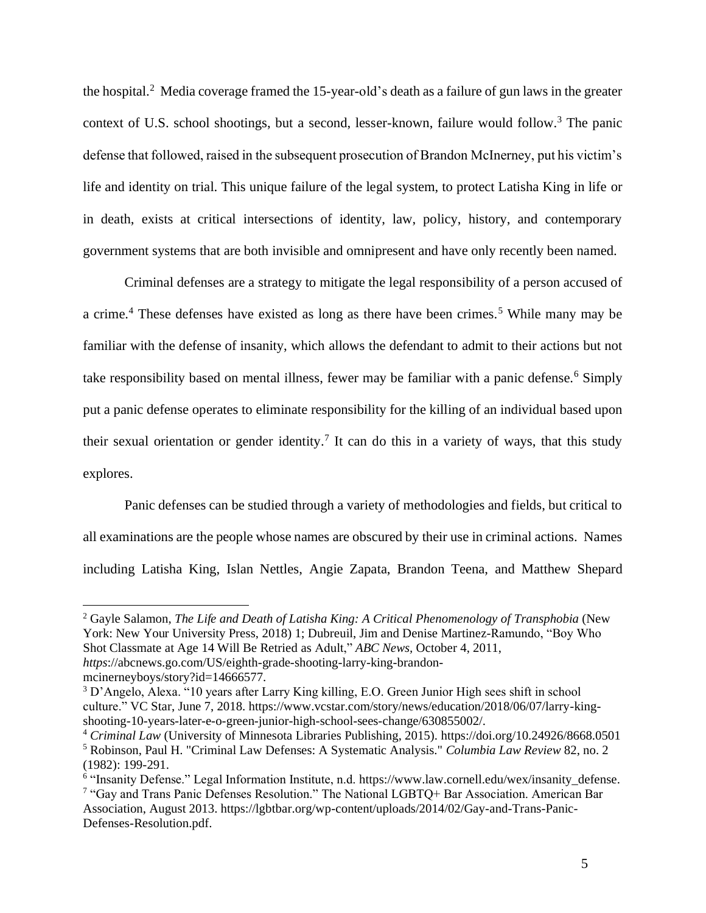the hospital.[2] Media coverage framed the 15-year-old's death as a failure of gun laws in the greater context of U.S. school shootings, but a second, lesser-known, failure would follow.[3] The panic defense that followed, raised in the subsequent prosecution of Brandon McInerney, put his victim's life and identity on trial. This unique failure of the legal system, to protect Latisha King in life or in death, exists at critical intersections of identity, law, policy, history, and contemporary government systems that are both invisible and omnipresent and have only recently been named.

Criminal defenses are a strategy to mitigate the legal responsibility of a person accused of a crime.[4] These defenses have existed as long as there have been crimes.[5] While many may be familiar with the defense of insanity, which allows the defendant to admit to their actions but not take responsibility based on mental illness, fewer may be familiar with a panic defense.[6] Simply put a panic defense operates to eliminate responsibility for the killing of an individual based upon their sexual orientation or gender identity.[7] It can do this in a variety of ways, that this study explores.

Panic defenses can be studied through a variety of methodologies and fields, but critical to all examinations are the people whose names are obscured by their use in criminal actions. Names including Latisha King, Islan Nettles, Angie Zapata, Brandon Teena, and Matthew Shepard

---

[2] Gayle Salamon, *The Life and Death of Latisha King: A Critical Phenomenology of Transphobia* (New York: New Your University Press, 2018) 1; Dubreuil, Jim and Denise Martinez-Ramundo, "Boy Who Shot Classmate at Age 14 Will Be Retried as Adult," *ABC News,* October 4, 2011, *https*://abcnews.go.com/US/eighth-grade-shooting-larry-king-brandon-mcinerneyboys/story?id=14666577.

[3] D'Angelo, Alexa. "10 years after Larry King killing, E.O. Green Junior High sees shift in school culture." VC Star, June 7, 2018. https://www.vcstar.com/story/news/education/2018/06/07/larry-king-shooting-10-years-later-e-o-green-junior-high-school-sees-change/630855002/.

[4] *Criminal Law* (University of Minnesota Libraries Publishing, 2015). https://doi.org/10.24926/8668.0501

[5] Robinson, Paul H. "Criminal Law Defenses: A Systematic Analysis." *Columbia Law Review* 82, no. 2 (1982): 199-291.

[6] "Insanity Defense." Legal Information Institute, n.d. https://www.law.cornell.edu/wex/insanity_defense.

[7] "Gay and Trans Panic Defenses Resolution." The National LGBTQ+ Bar Association. American Bar Association, August 2013. https://lgbtbar.org/wp-content/uploads/2014/02/Gay-and-Trans-Panic-Defenses-Resolution.pdf.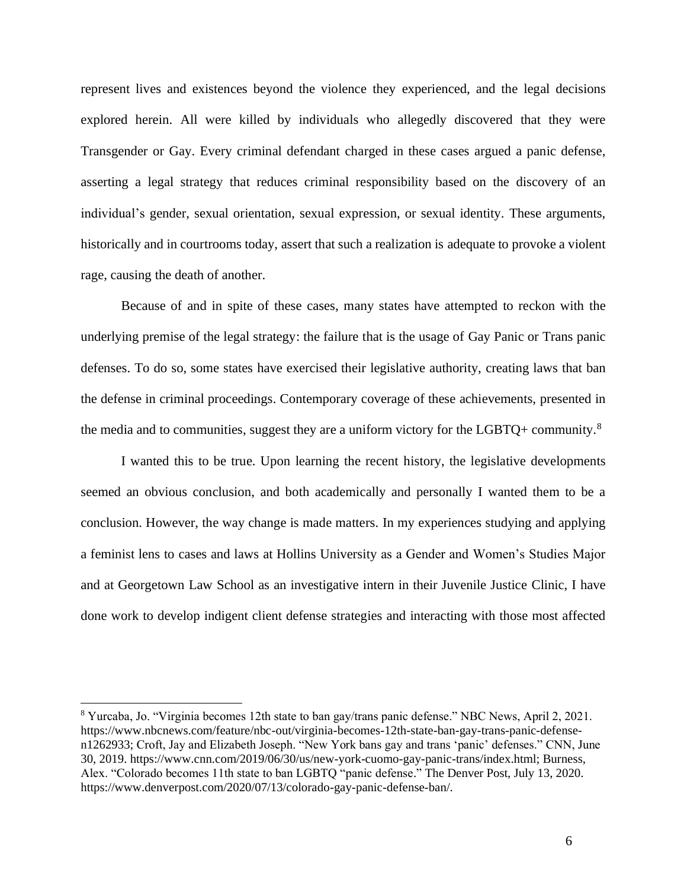represent lives and existences beyond the violence they experienced, and the legal decisions explored herein. All were killed by individuals who allegedly discovered that they were Transgender or Gay. Every criminal defendant charged in these cases argued a panic defense, asserting a legal strategy that reduces criminal responsibility based on the discovery of an individual's gender, sexual orientation, sexual expression, or sexual identity. These arguments, historically and in courtrooms today, assert that such a realization is adequate to provoke a violent rage, causing the death of another.

Because of and in spite of these cases, many states have attempted to reckon with the underlying premise of the legal strategy: the failure that is the usage of Gay Panic or Trans panic defenses. To do so, some states have exercised their legislative authority, creating laws that ban the defense in criminal proceedings. Contemporary coverage of these achievements, presented in the media and to communities, suggest they are a uniform victory for the LGBTQ+ community.[8]

I wanted this to be true. Upon learning the recent history, the legislative developments seemed an obvious conclusion, and both academically and personally I wanted them to be a conclusion. However, the way change is made matters. In my experiences studying and applying a feminist lens to cases and laws at Hollins University as a Gender and Women's Studies Major and at Georgetown Law School as an investigative intern in their Juvenile Justice Clinic, I have done work to develop indigent client defense strategies and interacting with those most affected

---

[8] Yurcaba, Jo. "Virginia becomes 12th state to ban gay/trans panic defense." NBC News, April 2, 2021. https://www.nbcnews.com/feature/nbc-out/virginia-becomes-12th-state-ban-gay-trans-panic-defense-n1262933; Croft, Jay and Elizabeth Joseph. "New York bans gay and trans 'panic' defenses." CNN, June 30, 2019. https://www.cnn.com/2019/06/30/us/new-york-cuomo-gay-panic-trans/index.html; Burness, Alex. "Colorado becomes 11th state to ban LGBTQ "panic defense." The Denver Post, July 13, 2020. https://www.denverpost.com/2020/07/13/colorado-gay-panic-defense-ban/.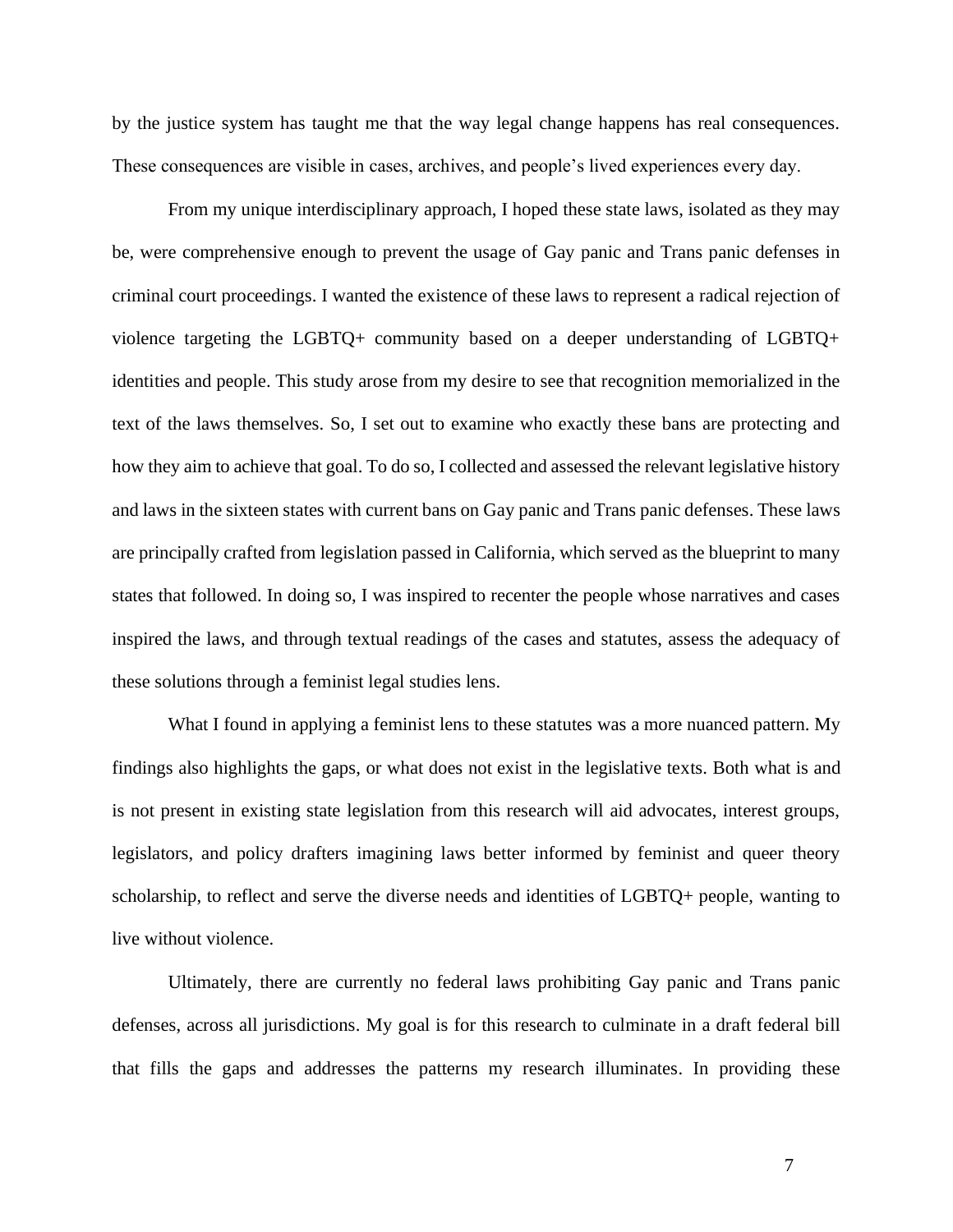by the justice system has taught me that the way legal change happens has real consequences. These consequences are visible in cases, archives, and people's lived experiences every day.

From my unique interdisciplinary approach, I hoped these state laws, isolated as they may be, were comprehensive enough to prevent the usage of Gay panic and Trans panic defenses in criminal court proceedings. I wanted the existence of these laws to represent a radical rejection of violence targeting the LGBTQ+ community based on a deeper understanding of LGBTQ+ identities and people. This study arose from my desire to see that recognition memorialized in the text of the laws themselves. So, I set out to examine who exactly these bans are protecting and how they aim to achieve that goal. To do so, I collected and assessed the relevant legislative history and laws in the sixteen states with current bans on Gay panic and Trans panic defenses. These laws are principally crafted from legislation passed in California, which served as the blueprint to many states that followed. In doing so, I was inspired to recenter the people whose narratives and cases inspired the laws, and through textual readings of the cases and statutes, assess the adequacy of these solutions through a feminist legal studies lens.

What I found in applying a feminist lens to these statutes was a more nuanced pattern. My findings also highlights the gaps, or what does not exist in the legislative texts. Both what is and is not present in existing state legislation from this research will aid advocates, interest groups, legislators, and policy drafters imagining laws better informed by feminist and queer theory scholarship, to reflect and serve the diverse needs and identities of LGBTQ+ people, wanting to live without violence.

Ultimately, there are currently no federal laws prohibiting Gay panic and Trans panic defenses, across all jurisdictions. My goal is for this research to culminate in a draft federal bill that fills the gaps and addresses the patterns my research illuminates. In providing these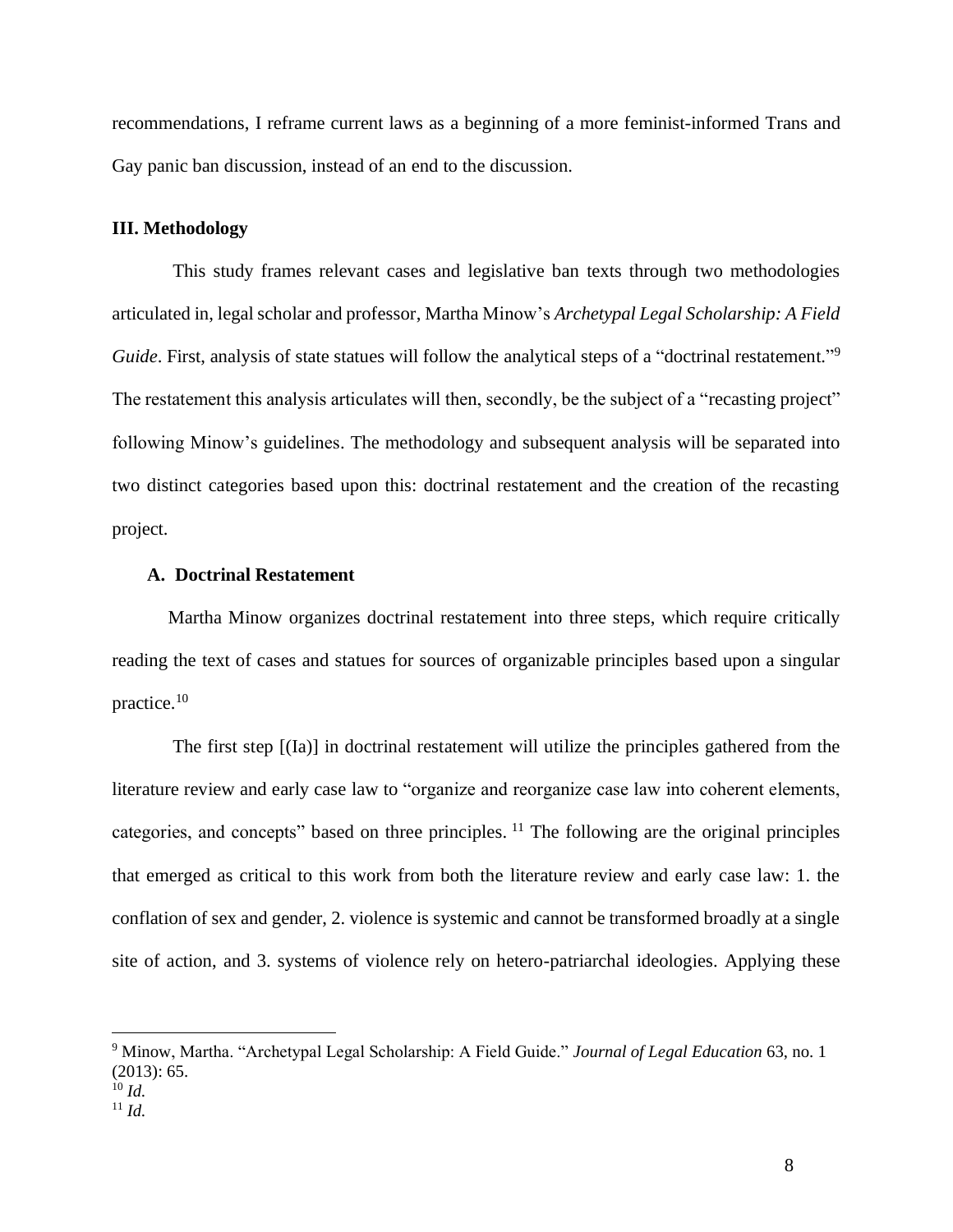recommendations, I reframe current laws as a beginning of a more feminist-informed Trans and Gay panic ban discussion, instead of an end to the discussion.

## III. Methodology

This study frames relevant cases and legislative ban texts through two methodologies articulated in, legal scholar and professor, Martha Minow's *Archetypal Legal Scholarship: A Field Guide*. First, analysis of state statues will follow the analytical steps of a "doctrinal restatement."[9] The restatement this analysis articulates will then, secondly, be the subject of a "recasting project" following Minow's guidelines. The methodology and subsequent analysis will be separated into two distinct categories based upon this: doctrinal restatement and the creation of the recasting project.

### A. Doctrinal Restatement

Martha Minow organizes doctrinal restatement into three steps, which require critically reading the text of cases and statues for sources of organizable principles based upon a singular practice.[10]

The first step [(Ia)] in doctrinal restatement will utilize the principles gathered from the literature review and early case law to "organize and reorganize case law into coherent elements, categories, and concepts" based on three principles.[11] The following are the original principles that emerged as critical to this work from both the literature review and early case law: 1. the conflation of sex and gender, 2. violence is systemic and cannot be transformed broadly at a single site of action, and 3. systems of violence rely on hetero-patriarchal ideologies. Applying these

---

[9] Minow, Martha. "Archetypal Legal Scholarship: A Field Guide." *Journal of Legal Education* 63, no. 1 (2013): 65.

[10] *Id.*

[11] *Id.*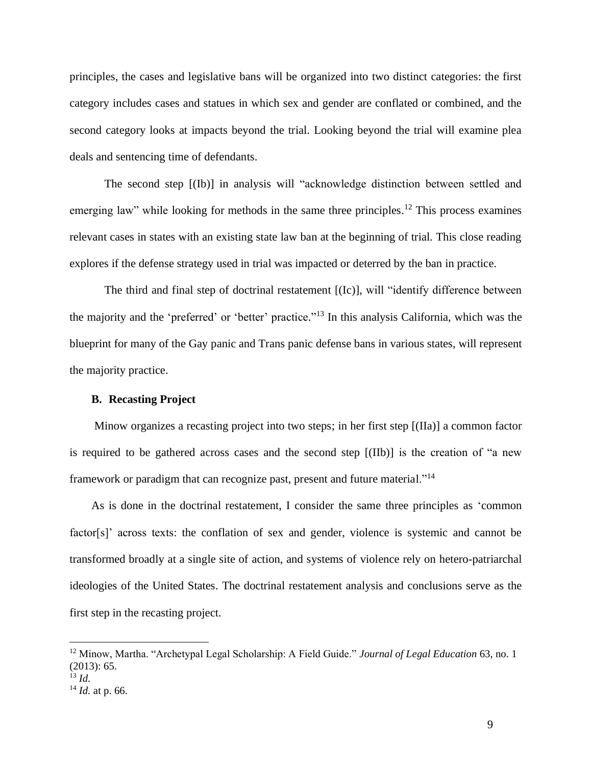principles, the cases and legislative bans will be organized into two distinct categories: the first category includes cases and statues in which sex and gender are conflated or combined, and the second category looks at impacts beyond the trial. Looking beyond the trial will examine plea deals and sentencing time of defendants.

The second step [(Ib)] in analysis will "acknowledge distinction between settled and emerging law" while looking for methods in the same three principles.[12] This process examines relevant cases in states with an existing state law ban at the beginning of trial. This close reading explores if the defense strategy used in trial was impacted or deterred by the ban in practice.

The third and final step of doctrinal restatement [(Ic)], will "identify difference between the majority and the 'preferred' or 'better' practice."[13] In this analysis California, which was the blueprint for many of the Gay panic and Trans panic defense bans in various states, will represent the majority practice.

### B. Recasting Project

Minow organizes a recasting project into two steps; in her first step [(IIa)] a common factor is required to be gathered across cases and the second step [(IIb)] is the creation of "a new framework or paradigm that can recognize past, present and future material."[14]

As is done in the doctrinal restatement, I consider the same three principles as 'common factor[s]' across texts: the conflation of sex and gender, violence is systemic and cannot be transformed broadly at a single site of action, and systems of violence rely on hetero-patriarchal ideologies of the United States. The doctrinal restatement analysis and conclusions serve as the first step in the recasting project.

---

[12] Minow, Martha. "Archetypal Legal Scholarship: A Field Guide." *Journal of Legal Education* 63, no. 1 (2013): 65.

[13] *Id.*

[14] *Id.* at p. 66.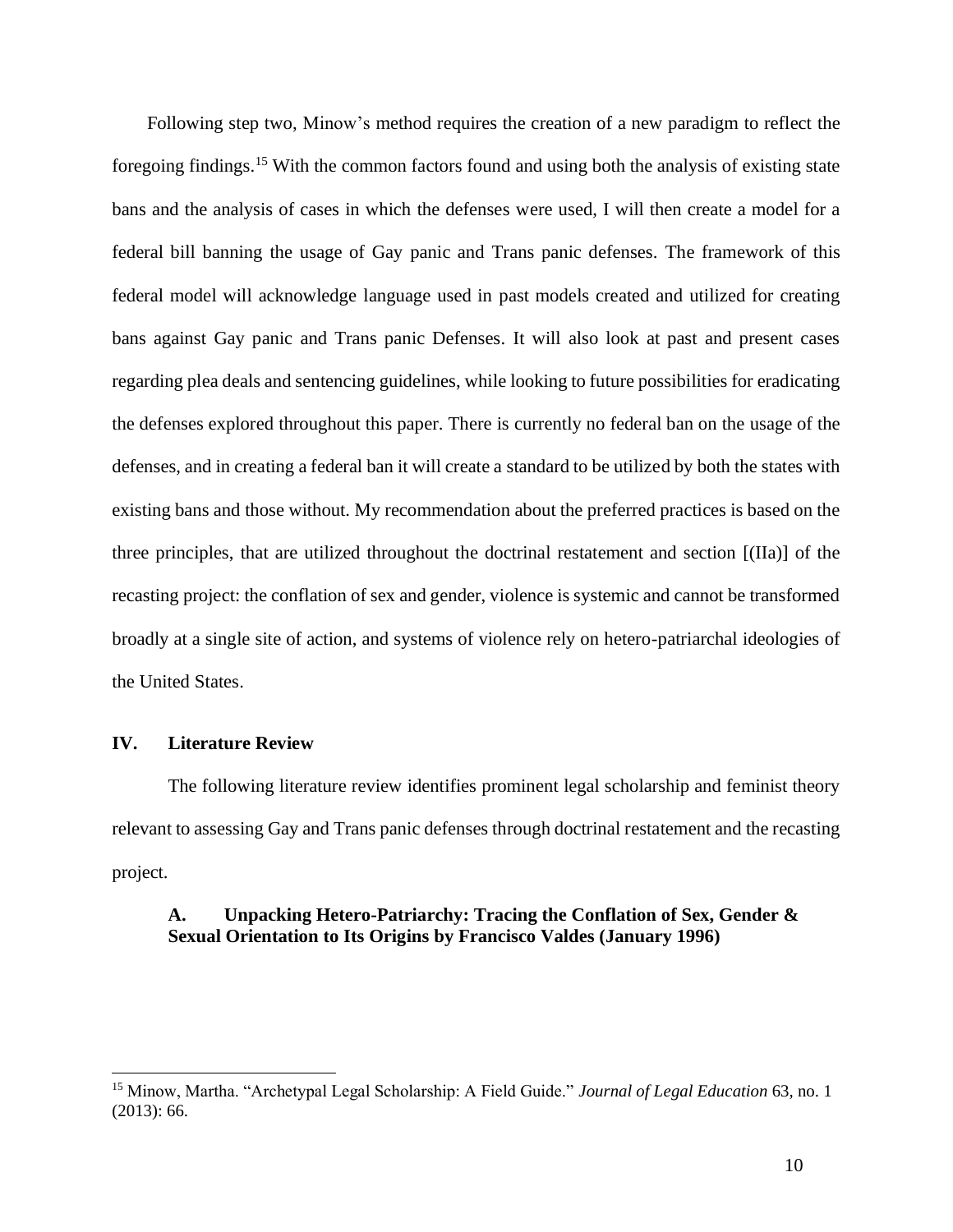Following step two, Minow's method requires the creation of a new paradigm to reflect the foregoing findings.[15] With the common factors found and using both the analysis of existing state bans and the analysis of cases in which the defenses were used, I will then create a model for a federal bill banning the usage of Gay panic and Trans panic defenses. The framework of this federal model will acknowledge language used in past models created and utilized for creating bans against Gay panic and Trans panic Defenses. It will also look at past and present cases regarding plea deals and sentencing guidelines, while looking to future possibilities for eradicating the defenses explored throughout this paper. There is currently no federal ban on the usage of the defenses, and in creating a federal ban it will create a standard to be utilized by both the states with existing bans and those without. My recommendation about the preferred practices is based on the three principles, that are utilized throughout the doctrinal restatement and section [(IIa)] of the recasting project: the conflation of sex and gender, violence is systemic and cannot be transformed broadly at a single site of action, and systems of violence rely on hetero-patriarchal ideologies of the United States.

## IV. Literature Review

The following literature review identifies prominent legal scholarship and feminist theory relevant to assessing Gay and Trans panic defenses through doctrinal restatement and the recasting project.

### A. Unpacking Hetero-Patriarchy: Tracing the Conflation of Sex, Gender & Sexual Orientation to Its Origins by Francisco Valdes (January 1996)

---

[15] Minow, Martha. "Archetypal Legal Scholarship: A Field Guide." *Journal of Legal Education* 63, no. 1 (2013): 66.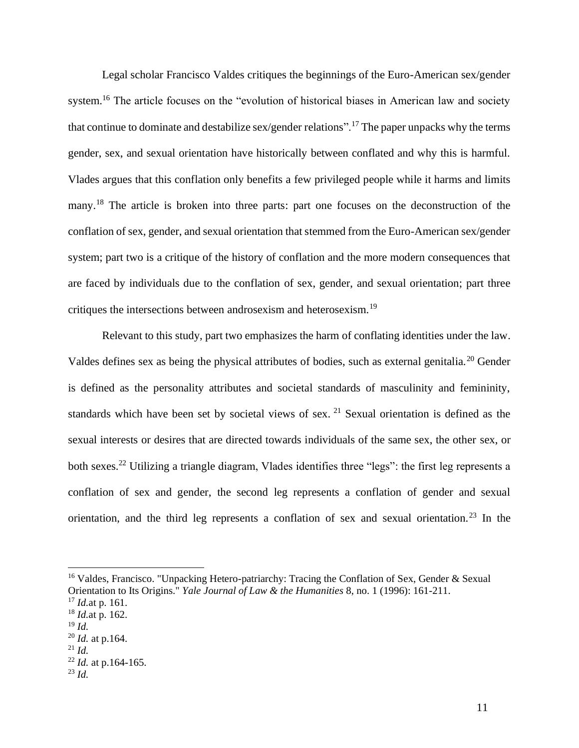Legal scholar Francisco Valdes critiques the beginnings of the Euro-American sex/gender system.[16] The article focuses on the "evolution of historical biases in American law and society that continue to dominate and destabilize sex/gender relations".[17] The paper unpacks why the terms gender, sex, and sexual orientation have historically between conflated and why this is harmful. Vlades argues that this conflation only benefits a few privileged people while it harms and limits many.[18] The article is broken into three parts: part one focuses on the deconstruction of the conflation of sex, gender, and sexual orientation that stemmed from the Euro-American sex/gender system; part two is a critique of the history of conflation and the more modern consequences that are faced by individuals due to the conflation of sex, gender, and sexual orientation; part three critiques the intersections between androsexism and heterosexism.[19]

Relevant to this study, part two emphasizes the harm of conflating identities under the law. Valdes defines sex as being the physical attributes of bodies, such as external genitalia.[20] Gender is defined as the personality attributes and societal standards of masculinity and femininity, standards which have been set by societal views of sex.[21] Sexual orientation is defined as the sexual interests or desires that are directed towards individuals of the same sex, the other sex, or both sexes.[22] Utilizing a triangle diagram, Vlades identifies three "legs": the first leg represents a conflation of sex and gender, the second leg represents a conflation of gender and sexual orientation, and the third leg represents a conflation of sex and sexual orientation.[23] In the

---

[16] Valdes, Francisco. "Unpacking Hetero-patriarchy: Tracing the Conflation of Sex, Gender & Sexual Orientation to Its Origins." *Yale Journal of Law & the Humanities* 8, no. 1 (1996): 161-211.

[17] *Id.*at p. 161.

[18] *Id.*at p. 162.

[19] *Id.*

[20] *Id.* at p.164.

[21] *Id.*

[22] *Id.* at p.164-165.

[23] *Id.*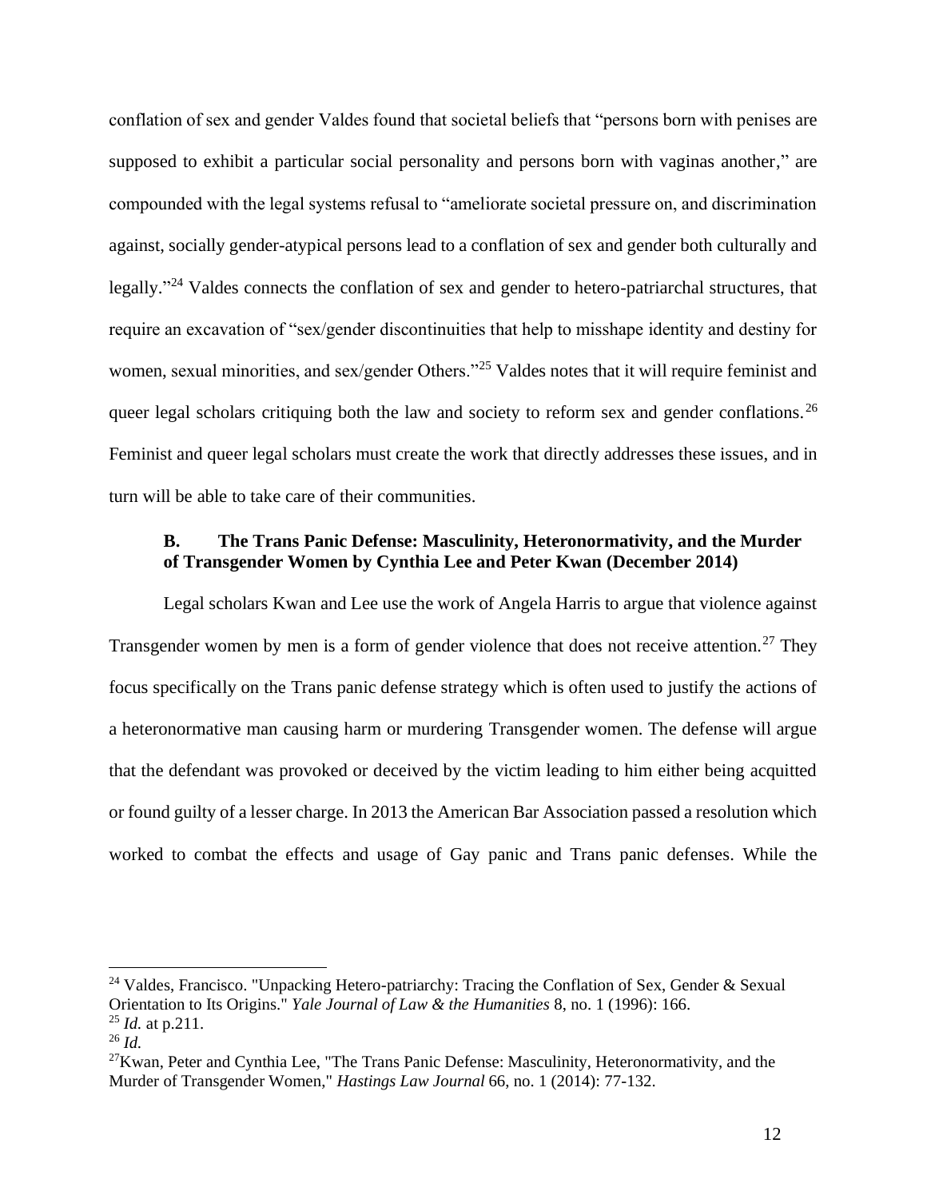conflation of sex and gender Valdes found that societal beliefs that "persons born with penises are supposed to exhibit a particular social personality and persons born with vaginas another," are compounded with the legal systems refusal to "ameliorate societal pressure on, and discrimination against, socially gender-atypical persons lead to a conflation of sex and gender both culturally and legally."[24] Valdes connects the conflation of sex and gender to hetero-patriarchal structures, that require an excavation of "sex/gender discontinuities that help to misshape identity and destiny for women, sexual minorities, and sex/gender Others."[25] Valdes notes that it will require feminist and queer legal scholars critiquing both the law and society to reform sex and gender conflations.[26] Feminist and queer legal scholars must create the work that directly addresses these issues, and in turn will be able to take care of their communities.

### B. The Trans Panic Defense: Masculinity, Heteronormativity, and the Murder of Transgender Women by Cynthia Lee and Peter Kwan (December 2014)

Legal scholars Kwan and Lee use the work of Angela Harris to argue that violence against Transgender women by men is a form of gender violence that does not receive attention.[27] They focus specifically on the Trans panic defense strategy which is often used to justify the actions of a heteronormative man causing harm or murdering Transgender women. The defense will argue that the defendant was provoked or deceived by the victim leading to him either being acquitted or found guilty of a lesser charge. In 2013 the American Bar Association passed a resolution which worked to combat the effects and usage of Gay panic and Trans panic defenses. While the

---

[24] Valdes, Francisco. "Unpacking Hetero-patriarchy: Tracing the Conflation of Sex, Gender & Sexual Orientation to Its Origins." *Yale Journal of Law & the Humanities* 8, no. 1 (1996): 166.

[25] *Id.* at p.211.

[26] *Id.*

[27] Kwan, Peter and Cynthia Lee, "The Trans Panic Defense: Masculinity, Heteronormativity, and the Murder of Transgender Women," *Hastings Law Journal* 66, no. 1 (2014): 77-132.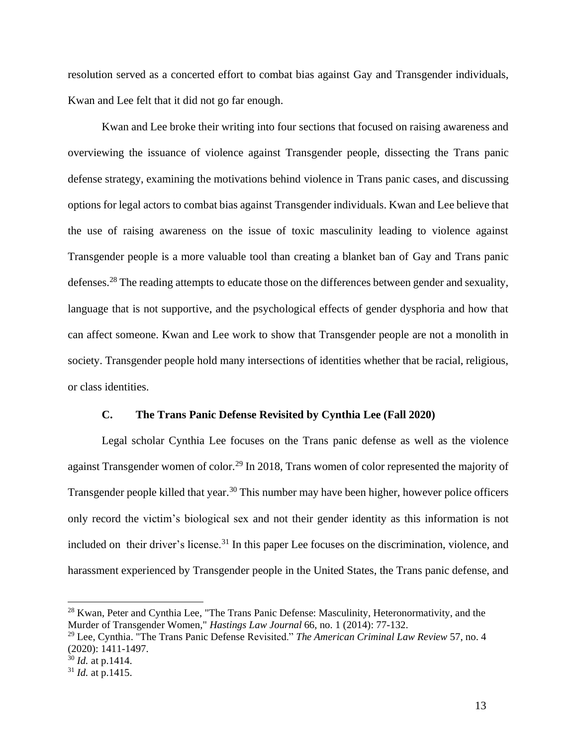resolution served as a concerted effort to combat bias against Gay and Transgender individuals, Kwan and Lee felt that it did not go far enough.

Kwan and Lee broke their writing into four sections that focused on raising awareness and overviewing the issuance of violence against Transgender people, dissecting the Trans panic defense strategy, examining the motivations behind violence in Trans panic cases, and discussing options for legal actors to combat bias against Transgender individuals. Kwan and Lee believe that the use of raising awareness on the issue of toxic masculinity leading to violence against Transgender people is a more valuable tool than creating a blanket ban of Gay and Trans panic defenses.[28] The reading attempts to educate those on the differences between gender and sexuality, language that is not supportive, and the psychological effects of gender dysphoria and how that can affect someone. Kwan and Lee work to show that Transgender people are not a monolith in society. Transgender people hold many intersections of identities whether that be racial, religious, or class identities.

### C. The Trans Panic Defense Revisited by Cynthia Lee (Fall 2020)

Legal scholar Cynthia Lee focuses on the Trans panic defense as well as the violence against Transgender women of color.[29] In 2018, Trans women of color represented the majority of Transgender people killed that year.[30] This number may have been higher, however police officers only record the victim's biological sex and not their gender identity as this information is not included on their driver's license.[31] In this paper Lee focuses on the discrimination, violence, and harassment experienced by Transgender people in the United States, the Trans panic defense, and

---

[28] Kwan, Peter and Cynthia Lee, "The Trans Panic Defense: Masculinity, Heteronormativity, and the Murder of Transgender Women," *Hastings Law Journal* 66, no. 1 (2014): 77-132.

[29] Lee, Cynthia. "The Trans Panic Defense Revisited." *The American Criminal Law Review* 57, no. 4 (2020): 1411-1497.

[30] *Id.* at p.1414.

[31] *Id.* at p.1415.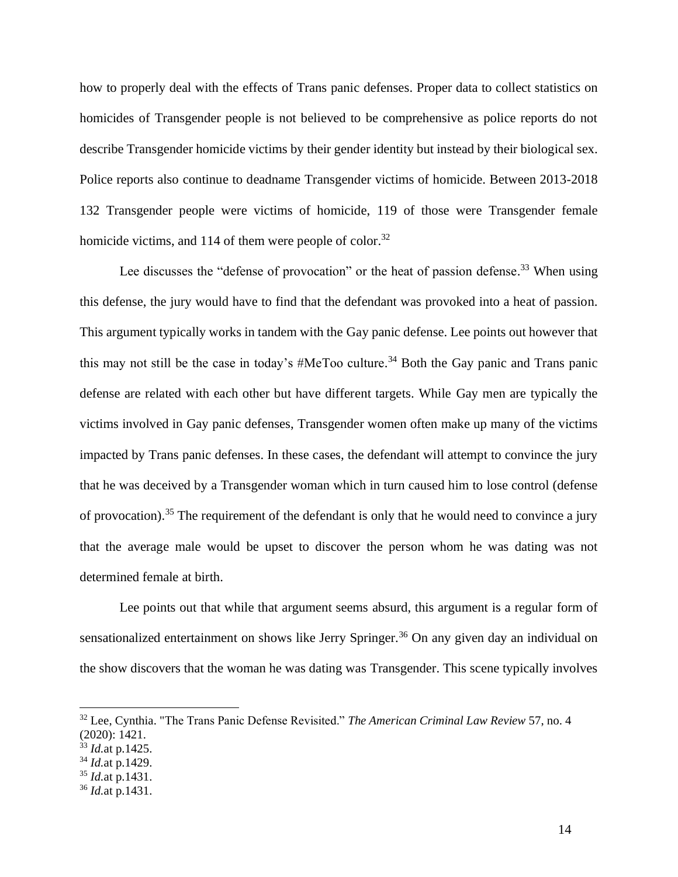how to properly deal with the effects of Trans panic defenses. Proper data to collect statistics on homicides of Transgender people is not believed to be comprehensive as police reports do not describe Transgender homicide victims by their gender identity but instead by their biological sex. Police reports also continue to deadname Transgender victims of homicide. Between 2013-2018 132 Transgender people were victims of homicide, 119 of those were Transgender female homicide victims, and 114 of them were people of color.[32]

Lee discusses the "defense of provocation" or the heat of passion defense.[33] When using this defense, the jury would have to find that the defendant was provoked into a heat of passion. This argument typically works in tandem with the Gay panic defense. Lee points out however that this may not still be the case in today's #MeToo culture.[34] Both the Gay panic and Trans panic defense are related with each other but have different targets. While Gay men are typically the victims involved in Gay panic defenses, Transgender women often make up many of the victims impacted by Trans panic defenses. In these cases, the defendant will attempt to convince the jury that he was deceived by a Transgender woman which in turn caused him to lose control (defense of provocation).[35] The requirement of the defendant is only that he would need to convince a jury that the average male would be upset to discover the person whom he was dating was not determined female at birth.

Lee points out that while that argument seems absurd, this argument is a regular form of sensationalized entertainment on shows like Jerry Springer.[36] On any given day an individual on the show discovers that the woman he was dating was Transgender. This scene typically involves

---

[32] Lee, Cynthia. "The Trans Panic Defense Revisited." *The American Criminal Law Review* 57, no. 4 (2020): 1421.
[33] *Id.*at p.1425.
[34] *Id.*at p.1429.
[35] *Id.*at p.1431.
[36] *Id.*at p.1431.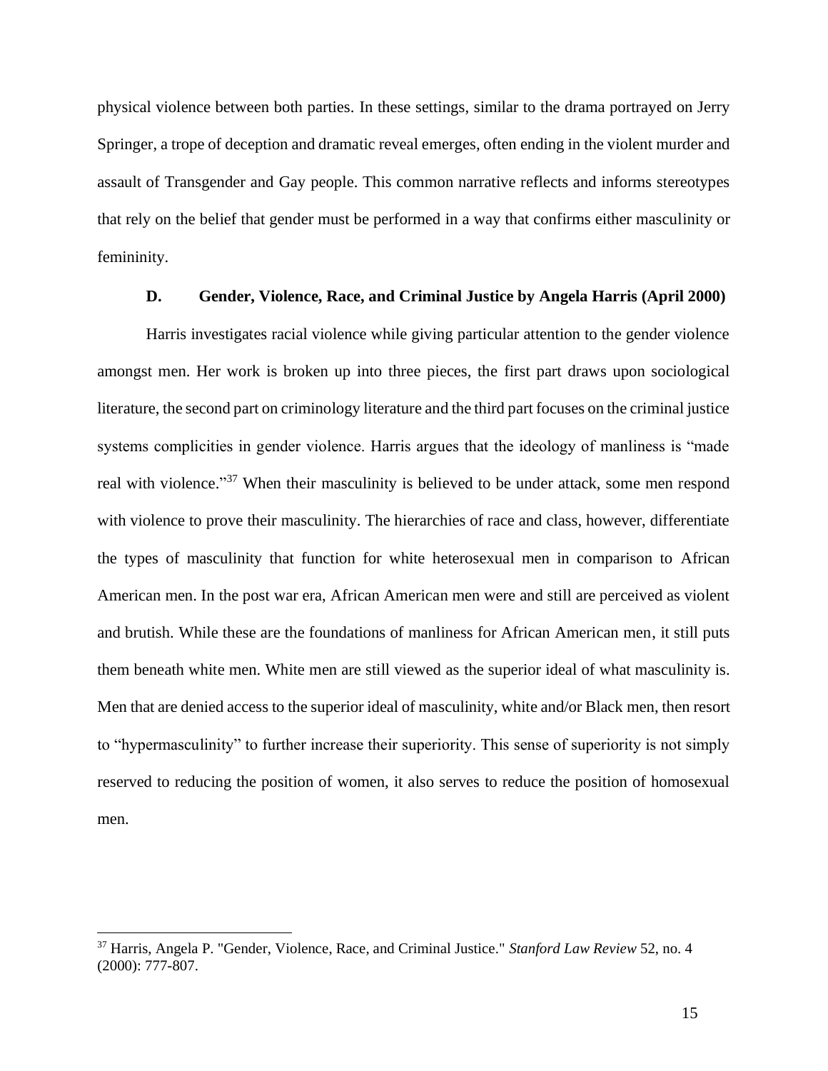physical violence between both parties. In these settings, similar to the drama portrayed on Jerry Springer, a trope of deception and dramatic reveal emerges, often ending in the violent murder and assault of Transgender and Gay people. This common narrative reflects and informs stereotypes that rely on the belief that gender must be performed in a way that confirms either masculinity or femininity.

### D. Gender, Violence, Race, and Criminal Justice by Angela Harris (April 2000)

Harris investigates racial violence while giving particular attention to the gender violence amongst men. Her work is broken up into three pieces, the first part draws upon sociological literature, the second part on criminology literature and the third part focuses on the criminal justice systems complicities in gender violence. Harris argues that the ideology of manliness is "made real with violence."[37] When their masculinity is believed to be under attack, some men respond with violence to prove their masculinity. The hierarchies of race and class, however, differentiate the types of masculinity that function for white heterosexual men in comparison to African American men. In the post war era, African American men were and still are perceived as violent and brutish. While these are the foundations of manliness for African American men, it still puts them beneath white men. White men are still viewed as the superior ideal of what masculinity is. Men that are denied access to the superior ideal of masculinity, white and/or Black men, then resort to "hypermasculinity" to further increase their superiority. This sense of superiority is not simply reserved to reducing the position of women, it also serves to reduce the position of homosexual men.

---

[37] Harris, Angela P. "Gender, Violence, Race, and Criminal Justice." *Stanford Law Review* 52, no. 4 (2000): 777-807.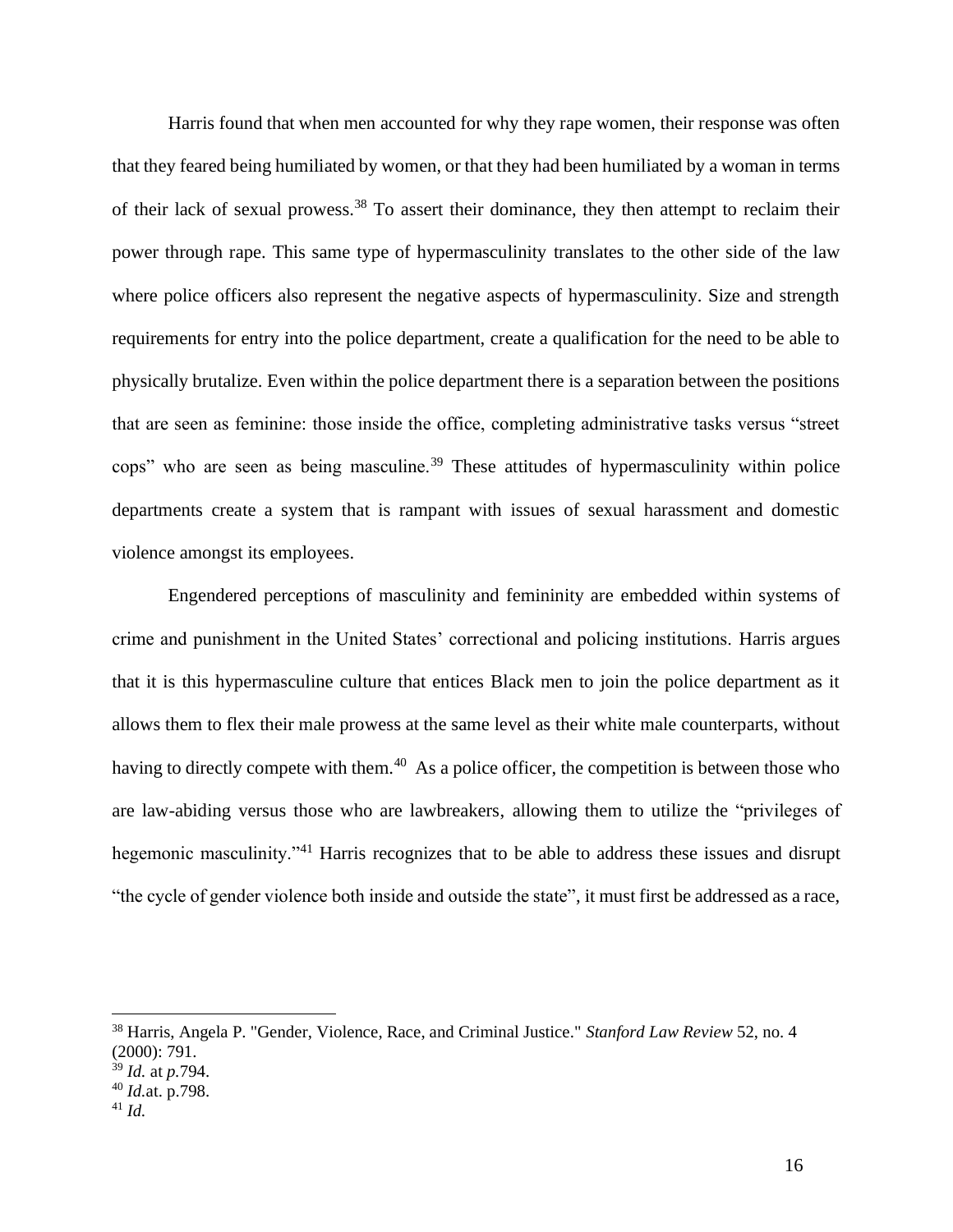Harris found that when men accounted for why they rape women, their response was often that they feared being humiliated by women, or that they had been humiliated by a woman in terms of their lack of sexual prowess.[38] To assert their dominance, they then attempt to reclaim their power through rape. This same type of hypermasculinity translates to the other side of the law where police officers also represent the negative aspects of hypermasculinity. Size and strength requirements for entry into the police department, create a qualification for the need to be able to physically brutalize. Even within the police department there is a separation between the positions that are seen as feminine: those inside the office, completing administrative tasks versus "street cops" who are seen as being masculine.[39] These attitudes of hypermasculinity within police departments create a system that is rampant with issues of sexual harassment and domestic violence amongst its employees.

Engendered perceptions of masculinity and femininity are embedded within systems of crime and punishment in the United States' correctional and policing institutions. Harris argues that it is this hypermasculine culture that entices Black men to join the police department as it allows them to flex their male prowess at the same level as their white male counterparts, without having to directly compete with them.[40] As a police officer, the competition is between those who are law-abiding versus those who are lawbreakers, allowing them to utilize the "privileges of hegemonic masculinity."[41] Harris recognizes that to be able to address these issues and disrupt "the cycle of gender violence both inside and outside the state", it must first be addressed as a race,

---

[38] Harris, Angela P. "Gender, Violence, Race, and Criminal Justice." *Stanford Law Review* 52, no. 4 (2000): 791.

[39] *Id.* at *p.*794.

[40] *Id.*at. p.798.

[41] *Id.*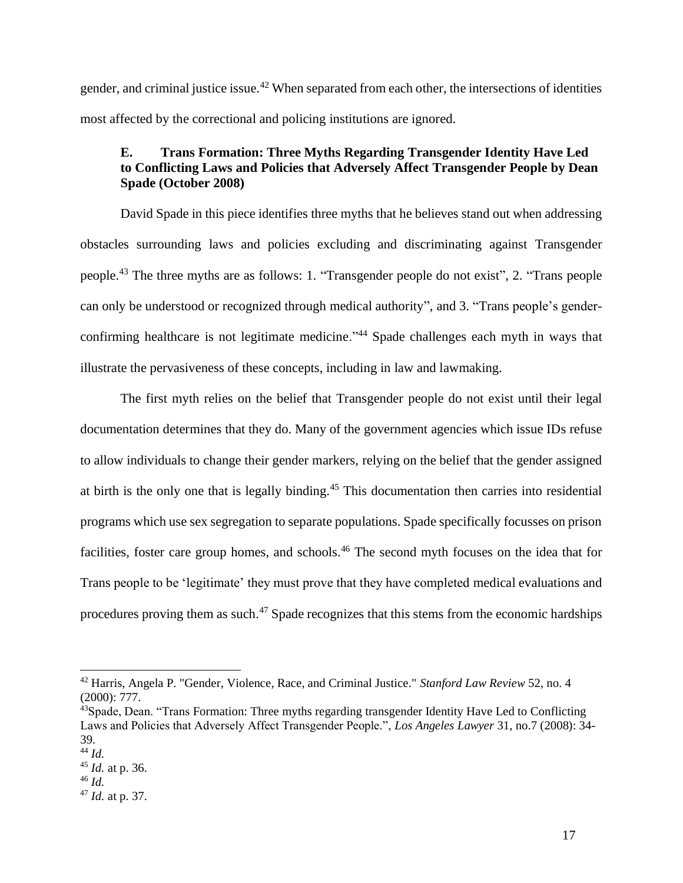gender, and criminal justice issue.[42] When separated from each other, the intersections of identities most affected by the correctional and policing institutions are ignored.

### E. Trans Formation: Three Myths Regarding Transgender Identity Have Led to Conflicting Laws and Policies that Adversely Affect Transgender People by Dean Spade (October 2008)

David Spade in this piece identifies three myths that he believes stand out when addressing obstacles surrounding laws and policies excluding and discriminating against Transgender people.[43] The three myths are as follows: 1. "Transgender people do not exist", 2. "Trans people can only be understood or recognized through medical authority", and 3. "Trans people's gender-confirming healthcare is not legitimate medicine."[44] Spade challenges each myth in ways that illustrate the pervasiveness of these concepts, including in law and lawmaking.

The first myth relies on the belief that Transgender people do not exist until their legal documentation determines that they do. Many of the government agencies which issue IDs refuse to allow individuals to change their gender markers, relying on the belief that the gender assigned at birth is the only one that is legally binding.[45] This documentation then carries into residential programs which use sex segregation to separate populations. Spade specifically focusses on prison facilities, foster care group homes, and schools.[46] The second myth focuses on the idea that for Trans people to be 'legitimate' they must prove that they have completed medical evaluations and procedures proving them as such.[47] Spade recognizes that this stems from the economic hardships

---

[42] Harris, Angela P. "Gender, Violence, Race, and Criminal Justice." *Stanford Law Review* 52, no. 4 (2000): 777.

[43] Spade, Dean. "Trans Formation: Three myths regarding transgender Identity Have Led to Conflicting Laws and Policies that Adversely Affect Transgender People.", *Los Angeles Lawyer* 31, no.7 (2008): 34-39.

[44] *Id.*

[45] *Id.* at p. 36.

[46] *Id.*

[47] *Id.* at p. 37.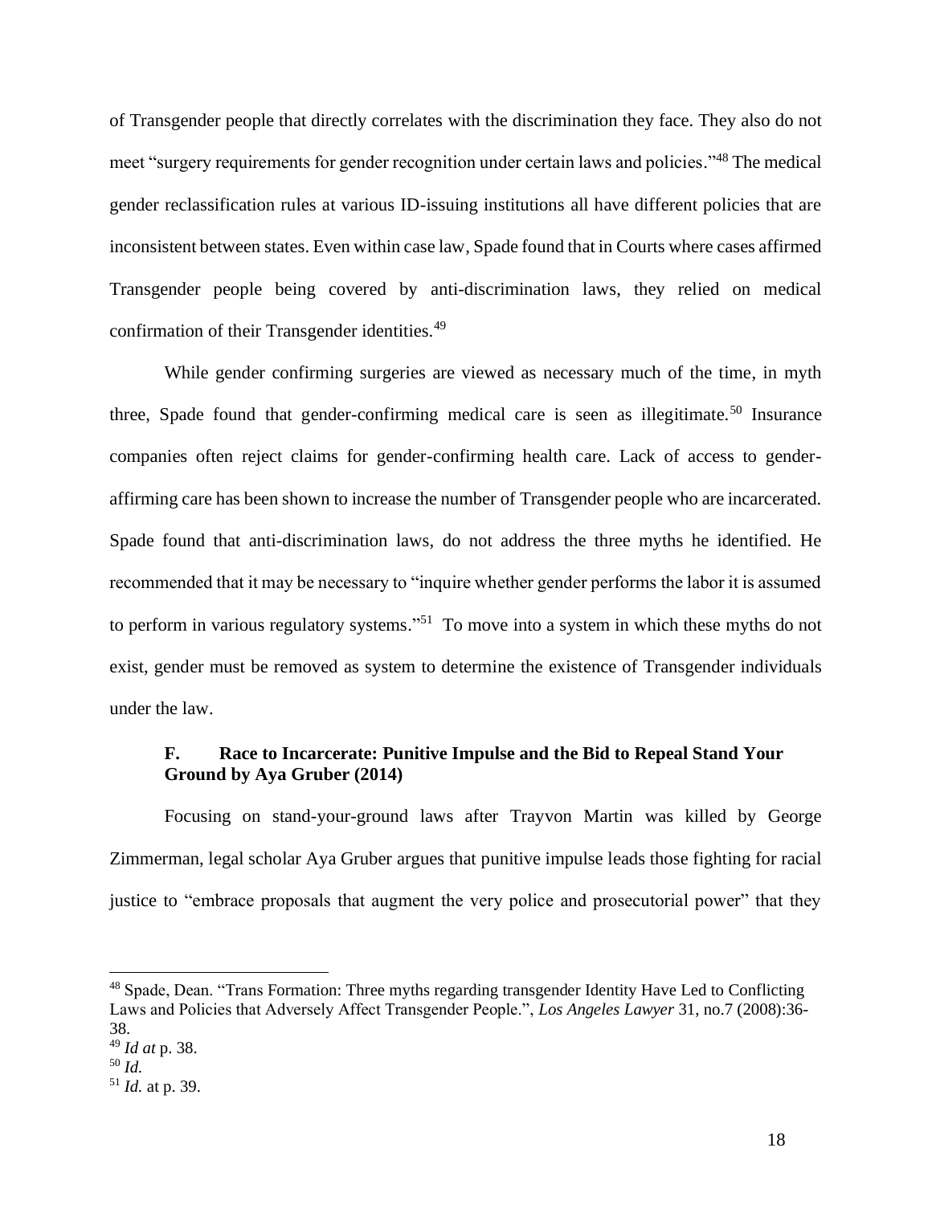of Transgender people that directly correlates with the discrimination they face. They also do not meet "surgery requirements for gender recognition under certain laws and policies."[48] The medical gender reclassification rules at various ID-issuing institutions all have different policies that are inconsistent between states. Even within case law, Spade found that in Courts where cases affirmed Transgender people being covered by anti-discrimination laws, they relied on medical confirmation of their Transgender identities.[49]

While gender confirming surgeries are viewed as necessary much of the time, in myth three, Spade found that gender-confirming medical care is seen as illegitimate.[50] Insurance companies often reject claims for gender-confirming health care. Lack of access to gender-affirming care has been shown to increase the number of Transgender people who are incarcerated. Spade found that anti-discrimination laws, do not address the three myths he identified. He recommended that it may be necessary to "inquire whether gender performs the labor it is assumed to perform in various regulatory systems."[51] To move into a system in which these myths do not exist, gender must be removed as system to determine the existence of Transgender individuals under the law.

### F. Race to Incarcerate: Punitive Impulse and the Bid to Repeal Stand Your Ground by Aya Gruber (2014)

Focusing on stand-your-ground laws after Trayvon Martin was killed by George Zimmerman, legal scholar Aya Gruber argues that punitive impulse leads those fighting for racial justice to "embrace proposals that augment the very police and prosecutorial power" that they

---

[48] Spade, Dean. "Trans Formation: Three myths regarding transgender Identity Have Led to Conflicting Laws and Policies that Adversely Affect Transgender People.", *Los Angeles Lawyer* 31, no.7 (2008):36-38.

[49] *Id at* p. 38.

[50] *Id.*

[51] *Id.* at p. 39.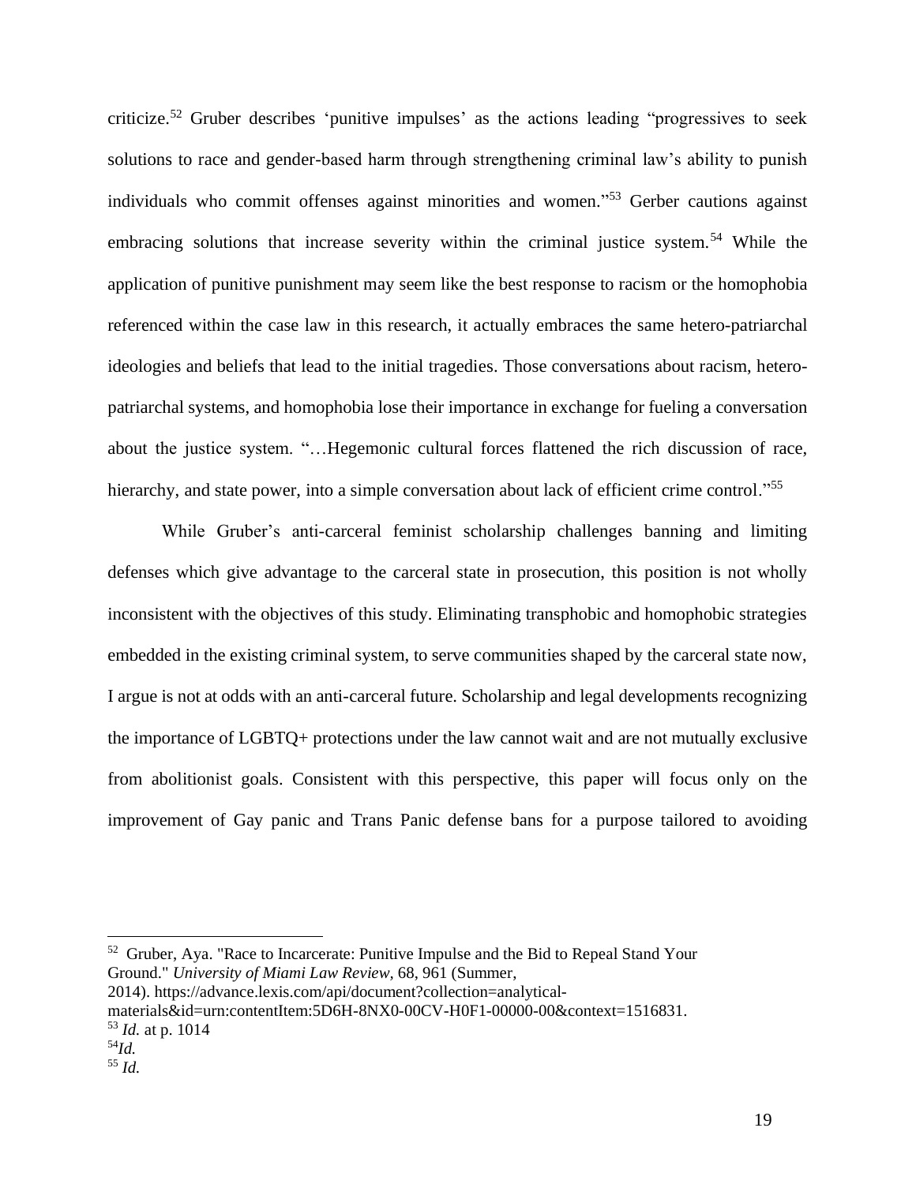criticize.[52] Gruber describes 'punitive impulses' as the actions leading "progressives to seek solutions to race and gender-based harm through strengthening criminal law's ability to punish individuals who commit offenses against minorities and women."[53] Gerber cautions against embracing solutions that increase severity within the criminal justice system.[54] While the application of punitive punishment may seem like the best response to racism or the homophobia referenced within the case law in this research, it actually embraces the same hetero-patriarchal ideologies and beliefs that lead to the initial tragedies. Those conversations about racism, hetero-patriarchal systems, and homophobia lose their importance in exchange for fueling a conversation about the justice system. "…Hegemonic cultural forces flattened the rich discussion of race, hierarchy, and state power, into a simple conversation about lack of efficient crime control."[55]

While Gruber's anti-carceral feminist scholarship challenges banning and limiting defenses which give advantage to the carceral state in prosecution, this position is not wholly inconsistent with the objectives of this study. Eliminating transphobic and homophobic strategies embedded in the existing criminal system, to serve communities shaped by the carceral state now, I argue is not at odds with an anti-carceral future. Scholarship and legal developments recognizing the importance of LGBTQ+ protections under the law cannot wait and are not mutually exclusive from abolitionist goals. Consistent with this perspective, this paper will focus only on the improvement of Gay panic and Trans Panic defense bans for a purpose tailored to avoiding

---

[52] Gruber, Aya. "Race to Incarcerate: Punitive Impulse and the Bid to Repeal Stand Your Ground." *University of Miami Law Review*, 68, 961 (Summer, 2014). https://advance.lexis.com/api/document?collection=analytical-materials&id=urn:contentItem:5D6H-8NX0-00CV-H0F1-00000-00&context=1516831.

[53] *Id.* at p. 1014

[54] *Id.*

[55] *Id.*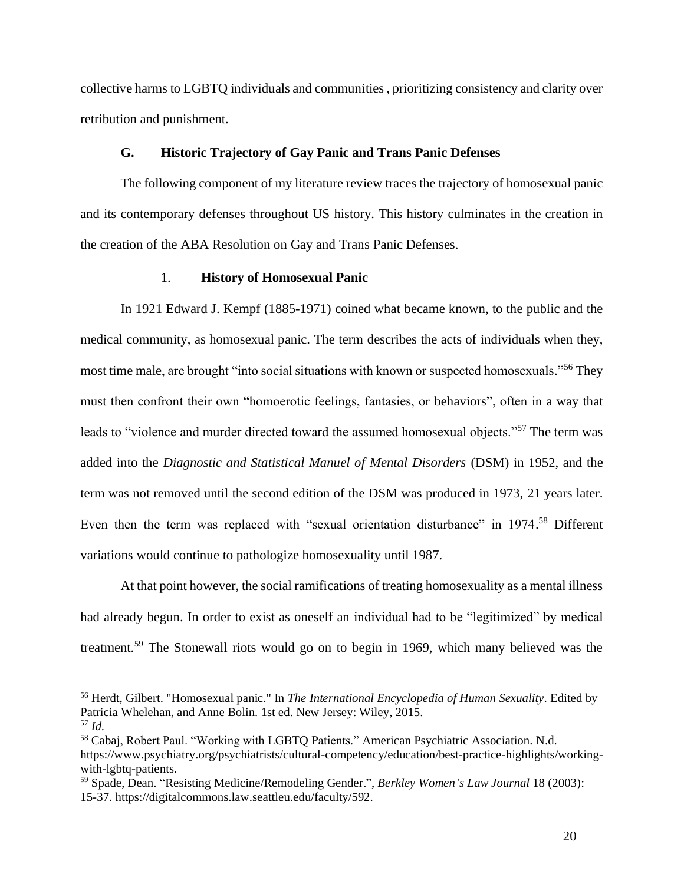collective harms to LGBTQ individuals and communities , prioritizing consistency and clarity over retribution and punishment.

### G. Historic Trajectory of Gay Panic and Trans Panic Defenses

The following component of my literature review traces the trajectory of homosexual panic and its contemporary defenses throughout US history. This history culminates in the creation in the creation of the ABA Resolution on Gay and Trans Panic Defenses.

#### 1. History of Homosexual Panic

In 1921 Edward J. Kempf (1885-1971) coined what became known, to the public and the medical community, as homosexual panic. The term describes the acts of individuals when they, most time male, are brought "into social situations with known or suspected homosexuals."[56] They must then confront their own "homoerotic feelings, fantasies, or behaviors", often in a way that leads to "violence and murder directed toward the assumed homosexual objects."[57] The term was added into the *Diagnostic and Statistical Manuel of Mental Disorders* (DSM) in 1952, and the term was not removed until the second edition of the DSM was produced in 1973, 21 years later. Even then the term was replaced with "sexual orientation disturbance" in 1974.[58] Different variations would continue to pathologize homosexuality until 1987.

At that point however, the social ramifications of treating homosexuality as a mental illness had already begun. In order to exist as oneself an individual had to be "legitimized" by medical treatment.[59] The Stonewall riots would go on to begin in 1969, which many believed was the

---

[56] Herdt, Gilbert. "Homosexual panic." In *The International Encyclopedia of Human Sexuality*. Edited by Patricia Whelehan, and Anne Bolin. 1st ed. New Jersey: Wiley, 2015.

[57] *Id.*

[58] Cabaj, Robert Paul. "Working with LGBTQ Patients." American Psychiatric Association. N.d. https://www.psychiatry.org/psychiatrists/cultural-competency/education/best-practice-highlights/working-with-lgbtq-patients.

[59] Spade, Dean. "Resisting Medicine/Remodeling Gender.", *Berkley Women's Law Journal* 18 (2003): 15-37. https://digitalcommons.law.seattleu.edu/faculty/592.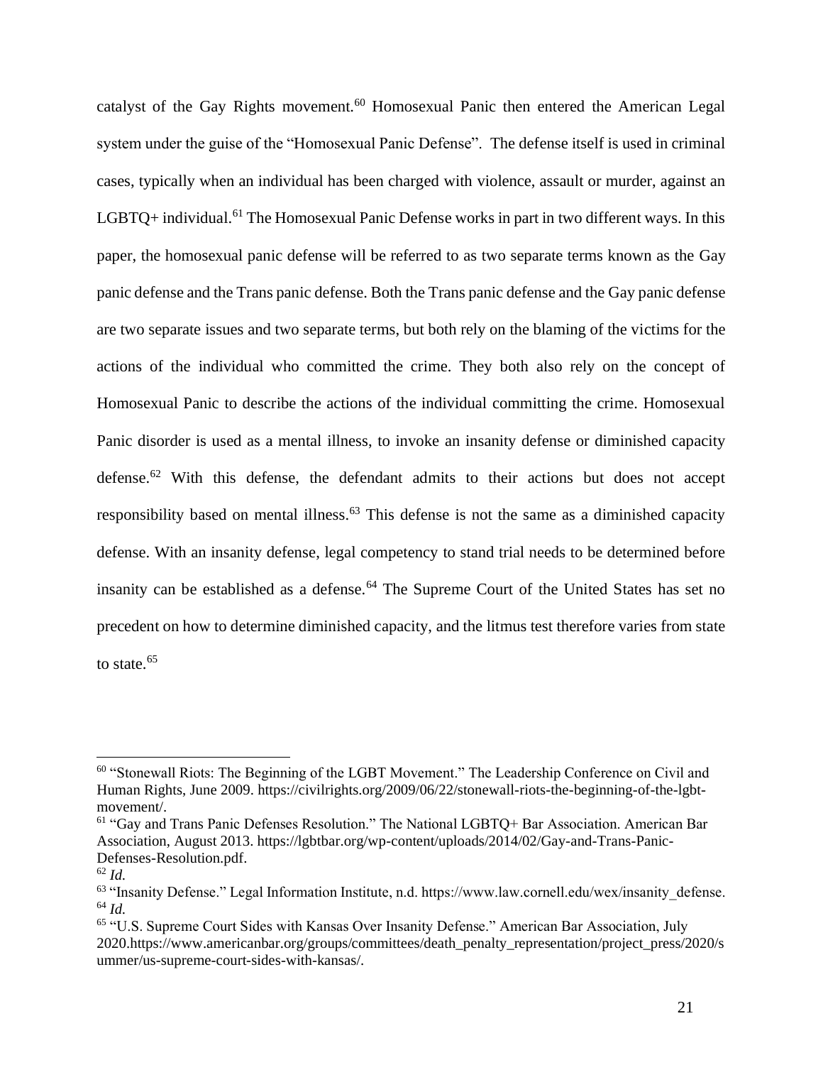catalyst of the Gay Rights movement.[60] Homosexual Panic then entered the American Legal system under the guise of the "Homosexual Panic Defense". The defense itself is used in criminal cases, typically when an individual has been charged with violence, assault or murder, against an LGBTQ+ individual.[61] The Homosexual Panic Defense works in part in two different ways. In this paper, the homosexual panic defense will be referred to as two separate terms known as the Gay panic defense and the Trans panic defense. Both the Trans panic defense and the Gay panic defense are two separate issues and two separate terms, but both rely on the blaming of the victims for the actions of the individual who committed the crime. They both also rely on the concept of Homosexual Panic to describe the actions of the individual committing the crime. Homosexual Panic disorder is used as a mental illness, to invoke an insanity defense or diminished capacity defense.[62] With this defense, the defendant admits to their actions but does not accept responsibility based on mental illness.[63] This defense is not the same as a diminished capacity defense. With an insanity defense, legal competency to stand trial needs to be determined before insanity can be established as a defense.[64] The Supreme Court of the United States has set no precedent on how to determine diminished capacity, and the litmus test therefore varies from state to state.[65]

---

[60] "Stonewall Riots: The Beginning of the LGBT Movement." The Leadership Conference on Civil and Human Rights, June 2009. https://civilrights.org/2009/06/22/stonewall-riots-the-beginning-of-the-lgbt-movement/.

[61] "Gay and Trans Panic Defenses Resolution." The National LGBTQ+ Bar Association. American Bar Association, August 2013. https://lgbtbar.org/wp-content/uploads/2014/02/Gay-and-Trans-Panic-Defenses-Resolution.pdf.

[62] *Id.*

[63] "Insanity Defense." Legal Information Institute, n.d. https://www.law.cornell.edu/wex/insanity_defense.

[64] *Id.*

[65] "U.S. Supreme Court Sides with Kansas Over Insanity Defense." American Bar Association, July 2020.https://www.americanbar.org/groups/committees/death_penalty_representation/project_press/2020/summer/us-supreme-court-sides-with-kansas/.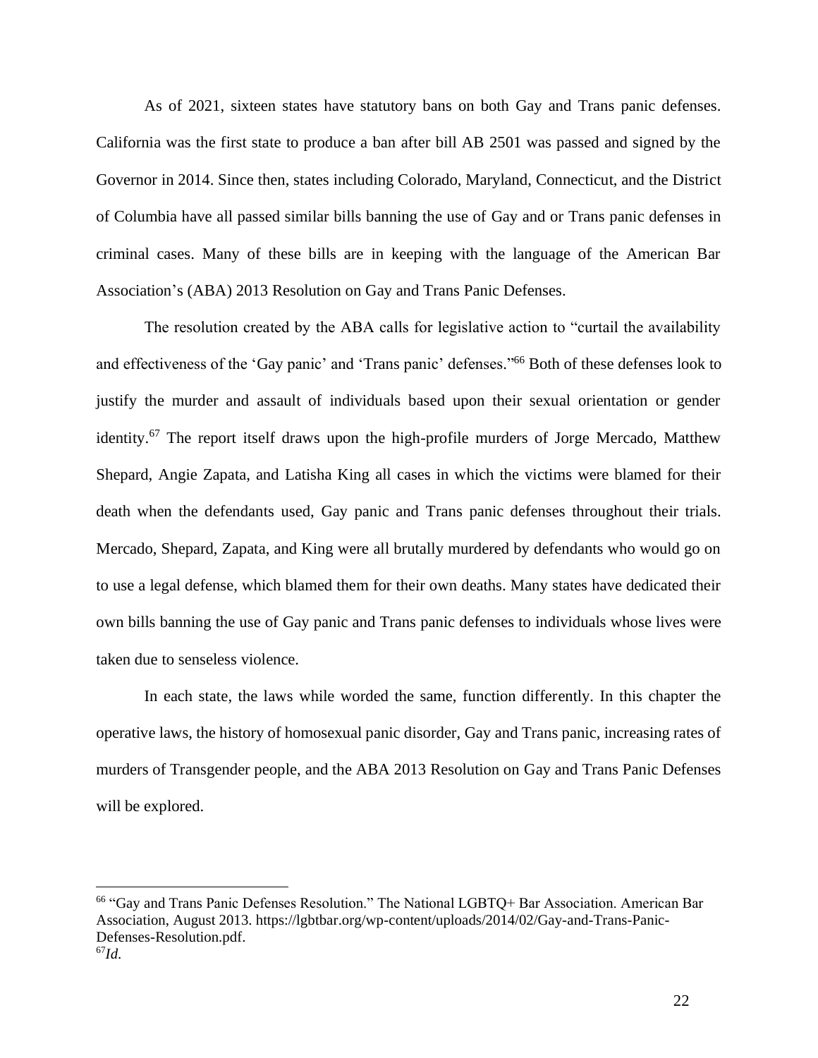As of 2021, sixteen states have statutory bans on both Gay and Trans panic defenses. California was the first state to produce a ban after bill AB 2501 was passed and signed by the Governor in 2014. Since then, states including Colorado, Maryland, Connecticut, and the District of Columbia have all passed similar bills banning the use of Gay and or Trans panic defenses in criminal cases. Many of these bills are in keeping with the language of the American Bar Association's (ABA) 2013 Resolution on Gay and Trans Panic Defenses.

The resolution created by the ABA calls for legislative action to "curtail the availability and effectiveness of the 'Gay panic' and 'Trans panic' defenses."[66] Both of these defenses look to justify the murder and assault of individuals based upon their sexual orientation or gender identity.[67] The report itself draws upon the high-profile murders of Jorge Mercado, Matthew Shepard, Angie Zapata, and Latisha King all cases in which the victims were blamed for their death when the defendants used, Gay panic and Trans panic defenses throughout their trials. Mercado, Shepard, Zapata, and King were all brutally murdered by defendants who would go on to use a legal defense, which blamed them for their own deaths. Many states have dedicated their own bills banning the use of Gay panic and Trans panic defenses to individuals whose lives were taken due to senseless violence.

In each state, the laws while worded the same, function differently. In this chapter the operative laws, the history of homosexual panic disorder, Gay and Trans panic, increasing rates of murders of Transgender people, and the ABA 2013 Resolution on Gay and Trans Panic Defenses will be explored.

---

[66] "Gay and Trans Panic Defenses Resolution." The National LGBTQ+ Bar Association. American Bar Association, August 2013. https://lgbtbar.org/wp-content/uploads/2014/02/Gay-and-Trans-Panic-Defenses-Resolution.pdf.

[67] *Id.*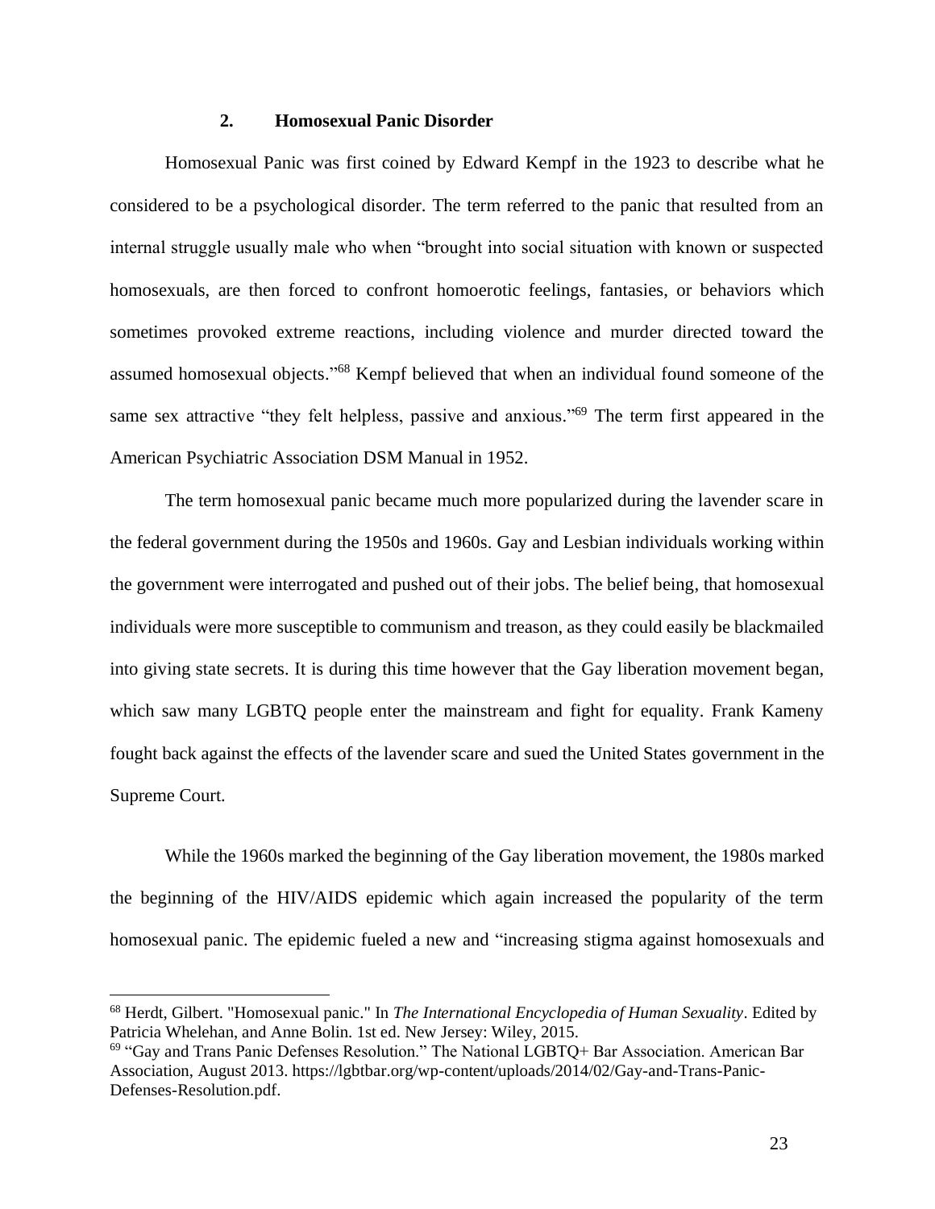### 2. Homosexual Panic Disorder

Homosexual Panic was first coined by Edward Kempf in the 1923 to describe what he considered to be a psychological disorder. The term referred to the panic that resulted from an internal struggle usually male who when "brought into social situation with known or suspected homosexuals, are then forced to confront homoerotic feelings, fantasies, or behaviors which sometimes provoked extreme reactions, including violence and murder directed toward the assumed homosexual objects."[68] Kempf believed that when an individual found someone of the same sex attractive "they felt helpless, passive and anxious."[69] The term first appeared in the American Psychiatric Association DSM Manual in 1952.

The term homosexual panic became much more popularized during the lavender scare in the federal government during the 1950s and 1960s. Gay and Lesbian individuals working within the government were interrogated and pushed out of their jobs. The belief being, that homosexual individuals were more susceptible to communism and treason, as they could easily be blackmailed into giving state secrets. It is during this time however that the Gay liberation movement began, which saw many LGBTQ people enter the mainstream and fight for equality. Frank Kameny fought back against the effects of the lavender scare and sued the United States government in the Supreme Court.

While the 1960s marked the beginning of the Gay liberation movement, the 1980s marked the beginning of the HIV/AIDS epidemic which again increased the popularity of the term homosexual panic. The epidemic fueled a new and "increasing stigma against homosexuals and

---

[68] Herdt, Gilbert. "Homosexual panic." In *The International Encyclopedia of Human Sexuality*. Edited by Patricia Whelehan, and Anne Bolin. 1st ed. New Jersey: Wiley, 2015.

[69] "Gay and Trans Panic Defenses Resolution." The National LGBTQ+ Bar Association. American Bar Association, August 2013. https://lgbtbar.org/wp-content/uploads/2014/02/Gay-and-Trans-Panic-Defenses-Resolution.pdf.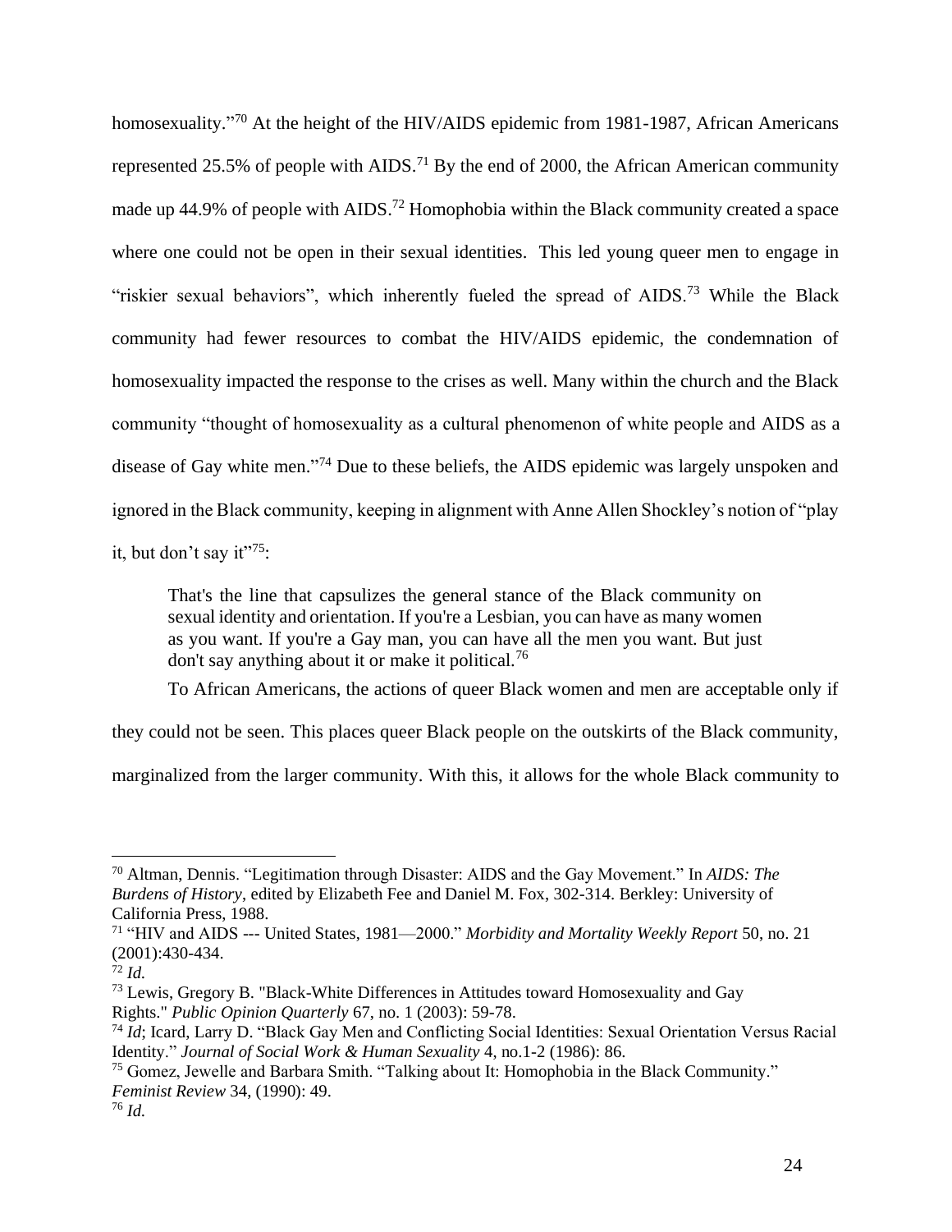homosexuality."[70] At the height of the HIV/AIDS epidemic from 1981-1987, African Americans represented 25.5% of people with AIDS.[71] By the end of 2000, the African American community made up 44.9% of people with AIDS.[72] Homophobia within the Black community created a space where one could not be open in their sexual identities. This led young queer men to engage in "riskier sexual behaviors", which inherently fueled the spread of AIDS.[73] While the Black community had fewer resources to combat the HIV/AIDS epidemic, the condemnation of homosexuality impacted the response to the crises as well. Many within the church and the Black community "thought of homosexuality as a cultural phenomenon of white people and AIDS as a disease of Gay white men."[74] Due to these beliefs, the AIDS epidemic was largely unspoken and ignored in the Black community, keeping in alignment with Anne Allen Shockley's notion of "play it, but don't say it"[75]:

> That's the line that capsulizes the general stance of the Black community on sexual identity and orientation. If you're a Lesbian, you can have as many women as you want. If you're a Gay man, you can have all the men you want. But just don't say anything about it or make it political.[76]

To African Americans, the actions of queer Black women and men are acceptable only if they could not be seen. This places queer Black people on the outskirts of the Black community, marginalized from the larger community. With this, it allows for the whole Black community to

---

[70] Altman, Dennis. "Legitimation through Disaster: AIDS and the Gay Movement." In *AIDS: The Burdens of History*, edited by Elizabeth Fee and Daniel M. Fox, 302-314. Berkley: University of California Press, 1988.

[71] "HIV and AIDS --- United States, 1981—2000." *Morbidity and Mortality Weekly Report* 50, no. 21 (2001):430-434.

[72] *Id.*

[73] Lewis, Gregory B. "Black-White Differences in Attitudes toward Homosexuality and Gay Rights." *Public Opinion Quarterly* 67, no. 1 (2003): 59-78.

[74] *Id*; Icard, Larry D. "Black Gay Men and Conflicting Social Identities: Sexual Orientation Versus Racial Identity." *Journal of Social Work & Human Sexuality* 4, no.1-2 (1986): 86.

[75] Gomez, Jewelle and Barbara Smith. "Talking about It: Homophobia in the Black Community." *Feminist Review* 34, (1990): 49.

[76] *Id.*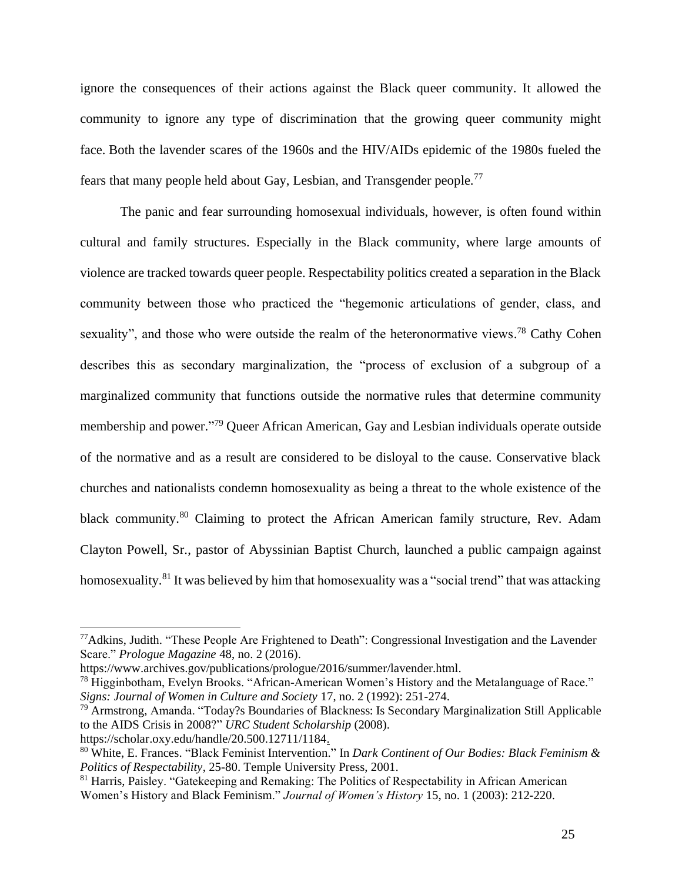ignore the consequences of their actions against the Black queer community. It allowed the community to ignore any type of discrimination that the growing queer community might face. Both the lavender scares of the 1960s and the HIV/AIDs epidemic of the 1980s fueled the fears that many people held about Gay, Lesbian, and Transgender people.[77]

The panic and fear surrounding homosexual individuals, however, is often found within cultural and family structures. Especially in the Black community, where large amounts of violence are tracked towards queer people. Respectability politics created a separation in the Black community between those who practiced the "hegemonic articulations of gender, class, and sexuality", and those who were outside the realm of the heteronormative views.[78] Cathy Cohen describes this as secondary marginalization, the "process of exclusion of a subgroup of a marginalized community that functions outside the normative rules that determine community membership and power."[79] Queer African American, Gay and Lesbian individuals operate outside of the normative and as a result are considered to be disloyal to the cause. Conservative black churches and nationalists condemn homosexuality as being a threat to the whole existence of the black community.[80] Claiming to protect the African American family structure, Rev. Adam Clayton Powell, Sr., pastor of Abyssinian Baptist Church, launched a public campaign against homosexuality.[81] It was believed by him that homosexuality was a "social trend" that was attacking

---

[77] Adkins, Judith. "These People Are Frightened to Death": Congressional Investigation and the Lavender Scare." *Prologue Magazine* 48, no. 2 (2016). https://www.archives.gov/publications/prologue/2016/summer/lavender.html.

[78] Higginbotham, Evelyn Brooks. "African-American Women's History and the Metalanguage of Race." *Signs: Journal of Women in Culture and Society* 17, no. 2 (1992): 251-274.

[79] Armstrong, Amanda. "Today?s Boundaries of Blackness: Is Secondary Marginalization Still Applicable to the AIDS Crisis in 2008?" *URC Student Scholarship* (2008). https://scholar.oxy.edu/handle/20.500.12711/1184.

[80] White, E. Frances. "Black Feminist Intervention." In *Dark Continent of Our Bodies: Black Feminism & Politics of Respectability*, 25-80. Temple University Press, 2001.

[81] Harris, Paisley. "Gatekeeping and Remaking: The Politics of Respectability in African American Women's History and Black Feminism." *Journal of Women's History* 15, no. 1 (2003): 212-220.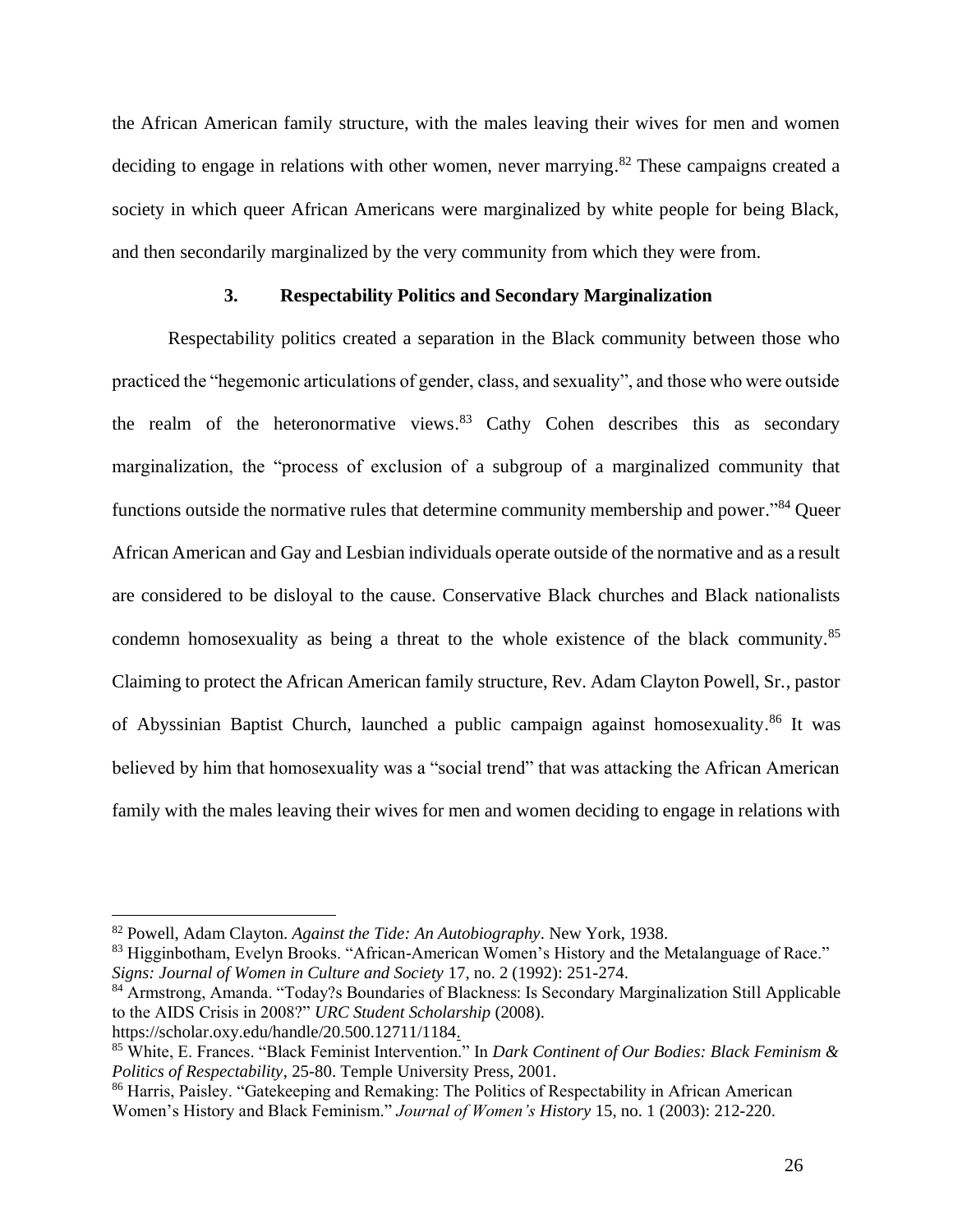the African American family structure, with the males leaving their wives for men and women deciding to engage in relations with other women, never marrying.[82] These campaigns created a society in which queer African Americans were marginalized by white people for being Black, and then secondarily marginalized by the very community from which they were from.

### 3. Respectability Politics and Secondary Marginalization

Respectability politics created a separation in the Black community between those who practiced the "hegemonic articulations of gender, class, and sexuality", and those who were outside the realm of the heteronormative views.[83] Cathy Cohen describes this as secondary marginalization, the "process of exclusion of a subgroup of a marginalized community that functions outside the normative rules that determine community membership and power."[84] Queer African American and Gay and Lesbian individuals operate outside of the normative and as a result are considered to be disloyal to the cause. Conservative Black churches and Black nationalists condemn homosexuality as being a threat to the whole existence of the black community.[85] Claiming to protect the African American family structure, Rev. Adam Clayton Powell, Sr., pastor of Abyssinian Baptist Church, launched a public campaign against homosexuality.[86] It was believed by him that homosexuality was a "social trend" that was attacking the African American family with the males leaving their wives for men and women deciding to engage in relations with

---

[82] Powell, Adam Clayton. *Against the Tide: An Autobiography*. New York, 1938.

[83] Higginbotham, Evelyn Brooks. "African-American Women's History and the Metalanguage of Race." *Signs: Journal of Women in Culture and Society* 17, no. 2 (1992): 251-274.

[84] Armstrong, Amanda. "Today?s Boundaries of Blackness: Is Secondary Marginalization Still Applicable to the AIDS Crisis in 2008?" *URC Student Scholarship* (2008). https://scholar.oxy.edu/handle/20.500.12711/1184.

[85] White, E. Frances. "Black Feminist Intervention." In *Dark Continent of Our Bodies: Black Feminism & Politics of Respectability*, 25-80. Temple University Press, 2001.

[86] Harris, Paisley. "Gatekeeping and Remaking: The Politics of Respectability in African American Women's History and Black Feminism." *Journal of Women's History* 15, no. 1 (2003): 212-220.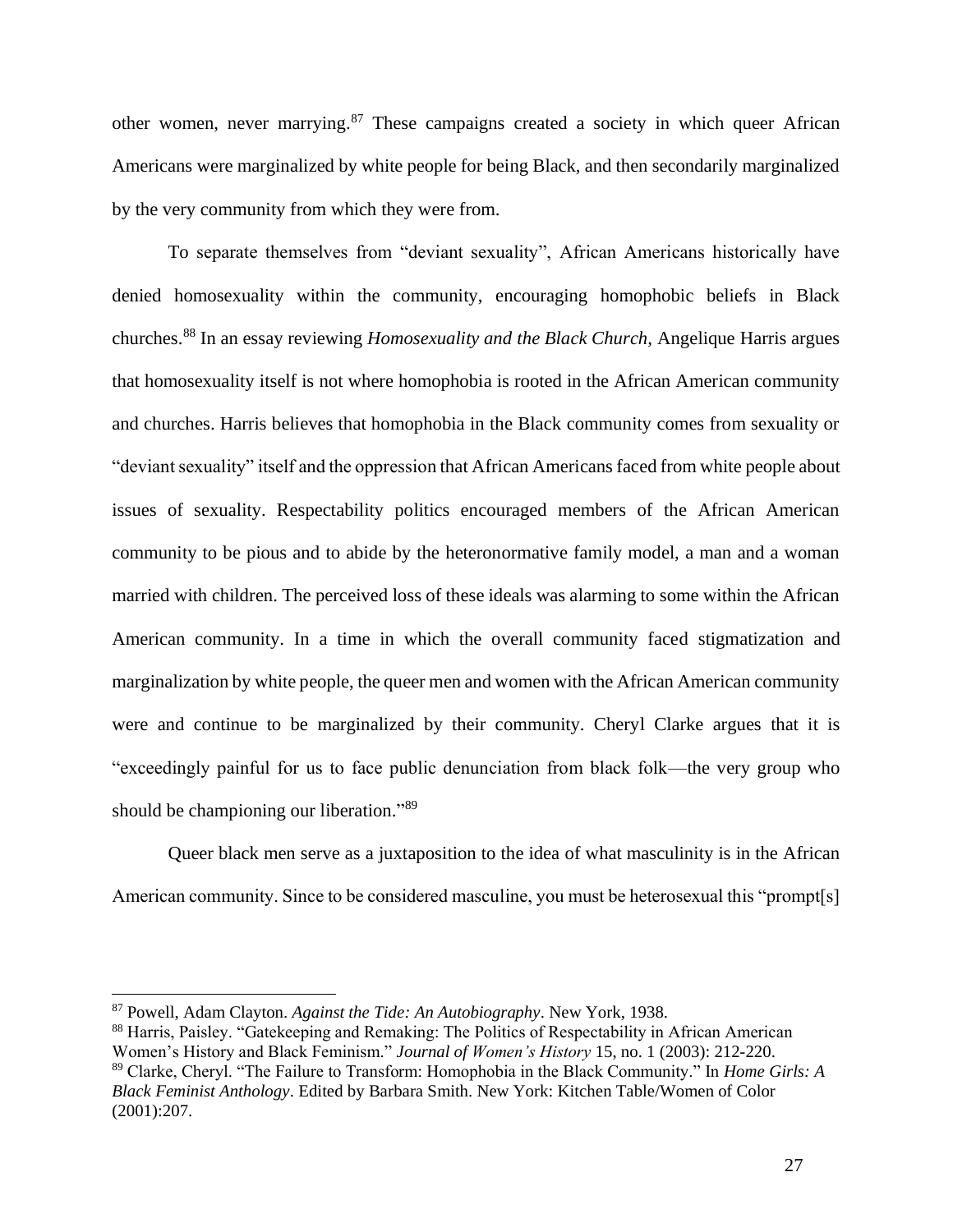other women, never marrying.[87] These campaigns created a society in which queer African Americans were marginalized by white people for being Black, and then secondarily marginalized by the very community from which they were from.

To separate themselves from "deviant sexuality", African Americans historically have denied homosexuality within the community, encouraging homophobic beliefs in Black churches.[88] In an essay reviewing *Homosexuality and the Black Church,* Angelique Harris argues that homosexuality itself is not where homophobia is rooted in the African American community and churches. Harris believes that homophobia in the Black community comes from sexuality or "deviant sexuality" itself and the oppression that African Americans faced from white people about issues of sexuality. Respectability politics encouraged members of the African American community to be pious and to abide by the heteronormative family model, a man and a woman married with children. The perceived loss of these ideals was alarming to some within the African American community. In a time in which the overall community faced stigmatization and marginalization by white people, the queer men and women with the African American community were and continue to be marginalized by their community. Cheryl Clarke argues that it is "exceedingly painful for us to face public denunciation from black folk—the very group who should be championing our liberation."[89]

Queer black men serve as a juxtaposition to the idea of what masculinity is in the African American community. Since to be considered masculine, you must be heterosexual this "prompt[s]

---

[87] Powell, Adam Clayton. *Against the Tide: An Autobiography*. New York, 1938.

[88] Harris, Paisley. "Gatekeeping and Remaking: The Politics of Respectability in African American Women's History and Black Feminism." *Journal of Women's History* 15, no. 1 (2003): 212-220.

[89] Clarke, Cheryl. "The Failure to Transform: Homophobia in the Black Community." In *Home Girls: A Black Feminist Anthology*. Edited by Barbara Smith. New York: Kitchen Table/Women of Color (2001):207.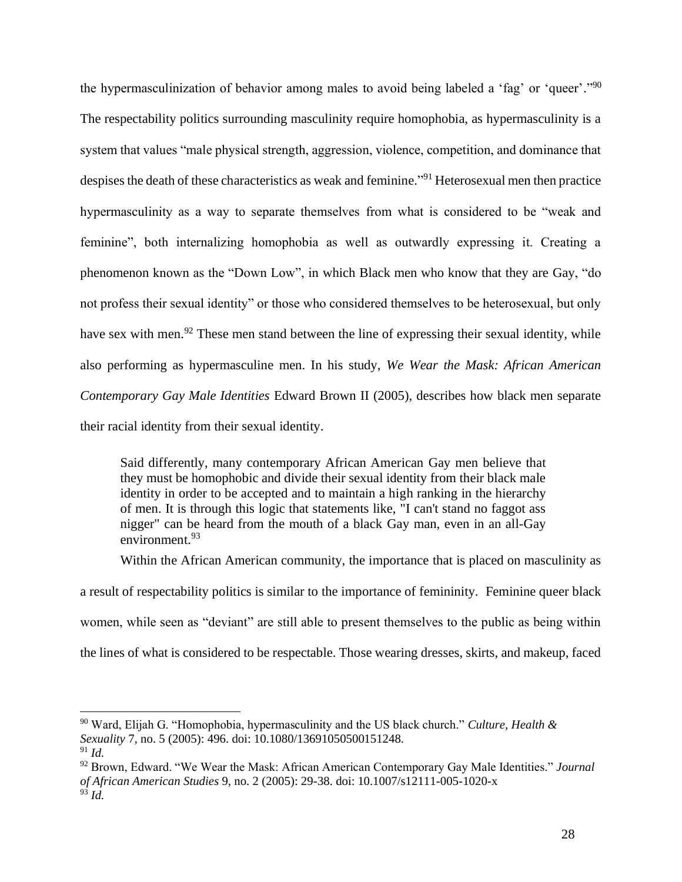the hypermasculinization of behavior among males to avoid being labeled a 'fag' or 'queer'."[90] The respectability politics surrounding masculinity require homophobia, as hypermasculinity is a system that values "male physical strength, aggression, violence, competition, and dominance that despises the death of these characteristics as weak and feminine."[91] Heterosexual men then practice hypermasculinity as a way to separate themselves from what is considered to be "weak and feminine", both internalizing homophobia as well as outwardly expressing it. Creating a phenomenon known as the "Down Low", in which Black men who know that they are Gay, "do not profess their sexual identity" or those who considered themselves to be heterosexual, but only have sex with men.[92] These men stand between the line of expressing their sexual identity, while also performing as hypermasculine men. In his study, *We Wear the Mask: African American Contemporary Gay Male Identities* Edward Brown II (2005), describes how black men separate their racial identity from their sexual identity.

> Said differently, many contemporary African American Gay men believe that they must be homophobic and divide their sexual identity from their black male identity in order to be accepted and to maintain a high ranking in the hierarchy of men. It is through this logic that statements like, "I can't stand no faggot ass nigger" can be heard from the mouth of a black Gay man, even in an all-Gay environment.[93]

Within the African American community, the importance that is placed on masculinity as a result of respectability politics is similar to the importance of femininity. Feminine queer black women, while seen as "deviant" are still able to present themselves to the public as being within the lines of what is considered to be respectable. Those wearing dresses, skirts, and makeup, faced

---

[90] Ward, Elijah G. "Homophobia, hypermasculinity and the US black church." *Culture, Health & Sexuality* 7, no. 5 (2005): 496. doi: 10.1080/13691050500151248.

[91] *Id.*

[92] Brown, Edward. "We Wear the Mask: African American Contemporary Gay Male Identities." *Journal of African American Studies* 9, no. 2 (2005): 29-38. doi: 10.1007/s12111-005-1020-x

[93] *Id.*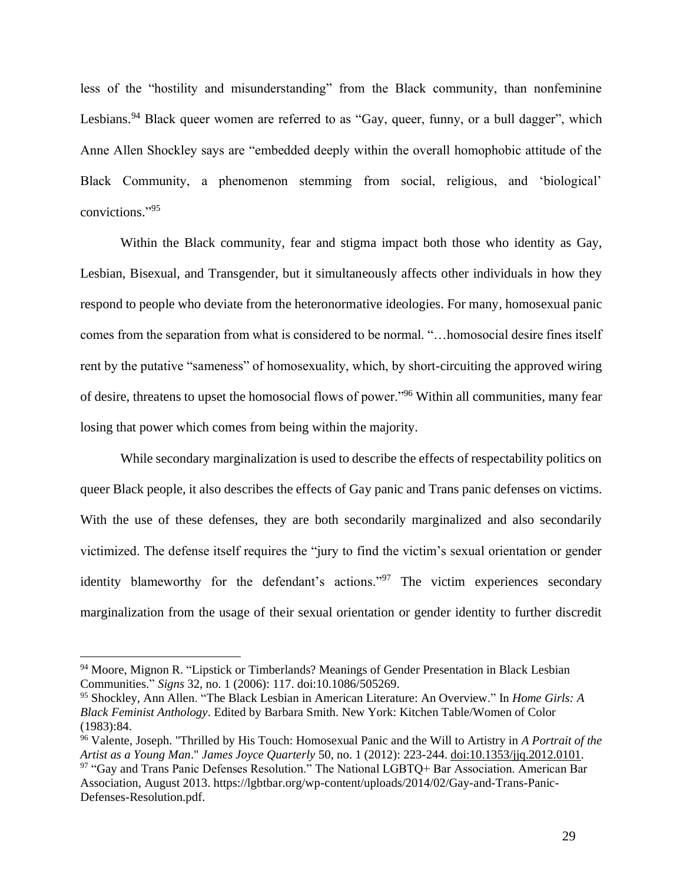less of the "hostility and misunderstanding" from the Black community, than nonfeminine Lesbians.[94] Black queer women are referred to as "Gay, queer, funny, or a bull dagger", which Anne Allen Shockley says are "embedded deeply within the overall homophobic attitude of the Black Community, a phenomenon stemming from social, religious, and 'biological' convictions."[95]

Within the Black community, fear and stigma impact both those who identity as Gay, Lesbian, Bisexual, and Transgender, but it simultaneously affects other individuals in how they respond to people who deviate from the heteronormative ideologies. For many, homosexual panic comes from the separation from what is considered to be normal. "…homosocial desire fines itself rent by the putative "sameness" of homosexuality, which, by short-circuiting the approved wiring of desire, threatens to upset the homosocial flows of power."[96] Within all communities, many fear losing that power which comes from being within the majority.

While secondary marginalization is used to describe the effects of respectability politics on queer Black people, it also describes the effects of Gay panic and Trans panic defenses on victims. With the use of these defenses, they are both secondarily marginalized and also secondarily victimized. The defense itself requires the "jury to find the victim's sexual orientation or gender identity blameworthy for the defendant's actions."[97] The victim experiences secondary marginalization from the usage of their sexual orientation or gender identity to further discredit

---

[94] Moore, Mignon R. "Lipstick or Timberlands? Meanings of Gender Presentation in Black Lesbian Communities." *Signs* 32, no. 1 (2006): 117. doi:10.1086/505269.

[95] Shockley, Ann Allen. "The Black Lesbian in American Literature: An Overview." In *Home Girls: A Black Feminist Anthology*. Edited by Barbara Smith. New York: Kitchen Table/Women of Color (1983):84.

[96] Valente, Joseph. "Thrilled by His Touch: Homosexual Panic and the Will to Artistry in *A Portrait of the Artist as a Young Man*." *James Joyce Quarterly* 50, no. 1 (2012): 223-244. doi:10.1353/jjq.2012.0101.

[97] "Gay and Trans Panic Defenses Resolution." The National LGBTQ+ Bar Association. American Bar Association, August 2013. https://lgbtbar.org/wp-content/uploads/2014/02/Gay-and-Trans-Panic-Defenses-Resolution.pdf.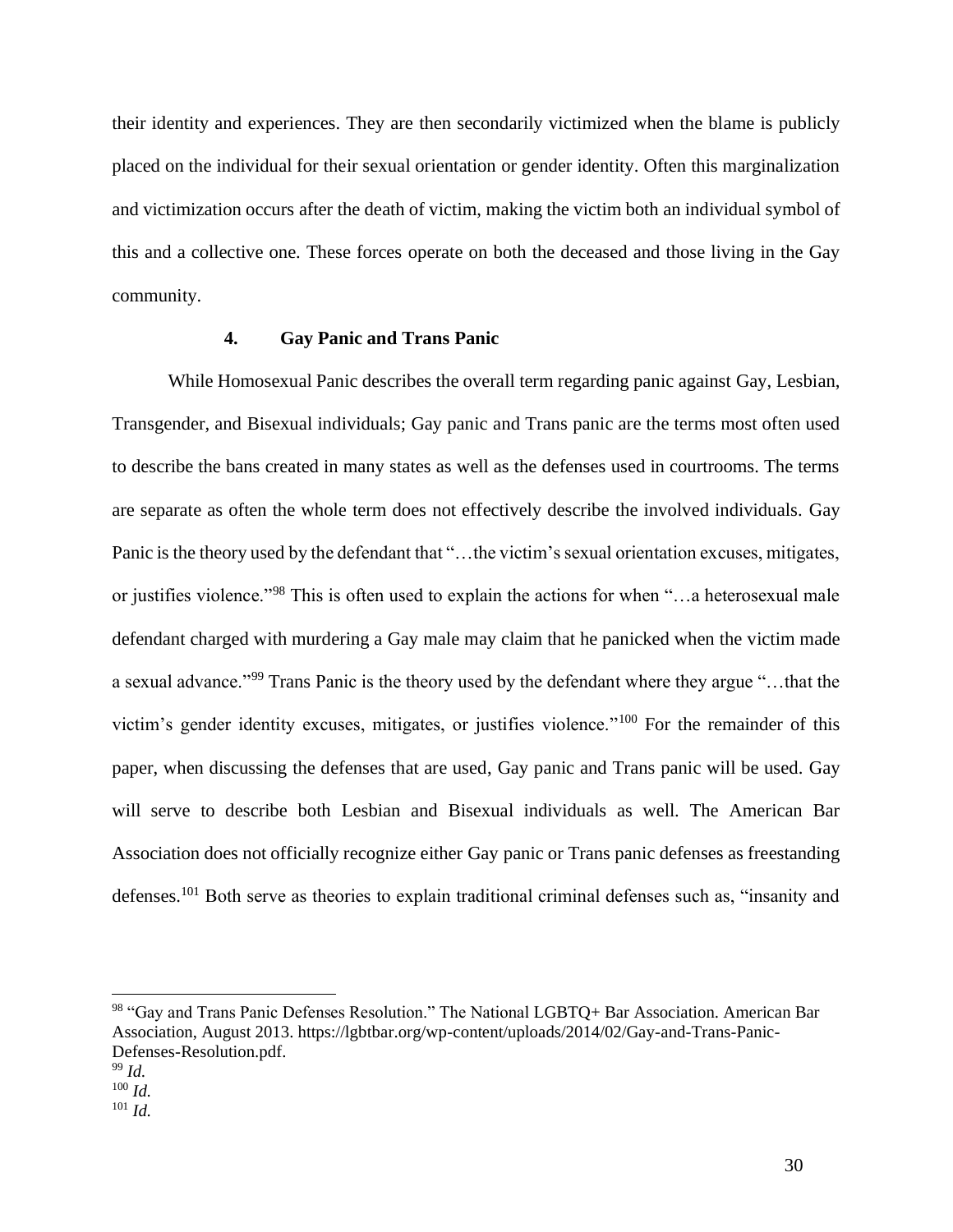their identity and experiences. They are then secondarily victimized when the blame is publicly placed on the individual for their sexual orientation or gender identity. Often this marginalization and victimization occurs after the death of victim, making the victim both an individual symbol of this and a collective one. These forces operate on both the deceased and those living in the Gay community.

### 4. Gay Panic and Trans Panic

While Homosexual Panic describes the overall term regarding panic against Gay, Lesbian, Transgender, and Bisexual individuals; Gay panic and Trans panic are the terms most often used to describe the bans created in many states as well as the defenses used in courtrooms. The terms are separate as often the whole term does not effectively describe the involved individuals. Gay Panic is the theory used by the defendant that "…the victim's sexual orientation excuses, mitigates, or justifies violence."[98] This is often used to explain the actions for when "…a heterosexual male defendant charged with murdering a Gay male may claim that he panicked when the victim made a sexual advance."[99] Trans Panic is the theory used by the defendant where they argue "…that the victim's gender identity excuses, mitigates, or justifies violence."[100] For the remainder of this paper, when discussing the defenses that are used, Gay panic and Trans panic will be used. Gay will serve to describe both Lesbian and Bisexual individuals as well. The American Bar Association does not officially recognize either Gay panic or Trans panic defenses as freestanding defenses.[101] Both serve as theories to explain traditional criminal defenses such as, "insanity and

---

[98] "Gay and Trans Panic Defenses Resolution." The National LGBTQ+ Bar Association. American Bar Association, August 2013. https://lgbtbar.org/wp-content/uploads/2014/02/Gay-and-Trans-Panic-Defenses-Resolution.pdf.

[99] *Id.*

[100] *Id.*

[101] *Id.*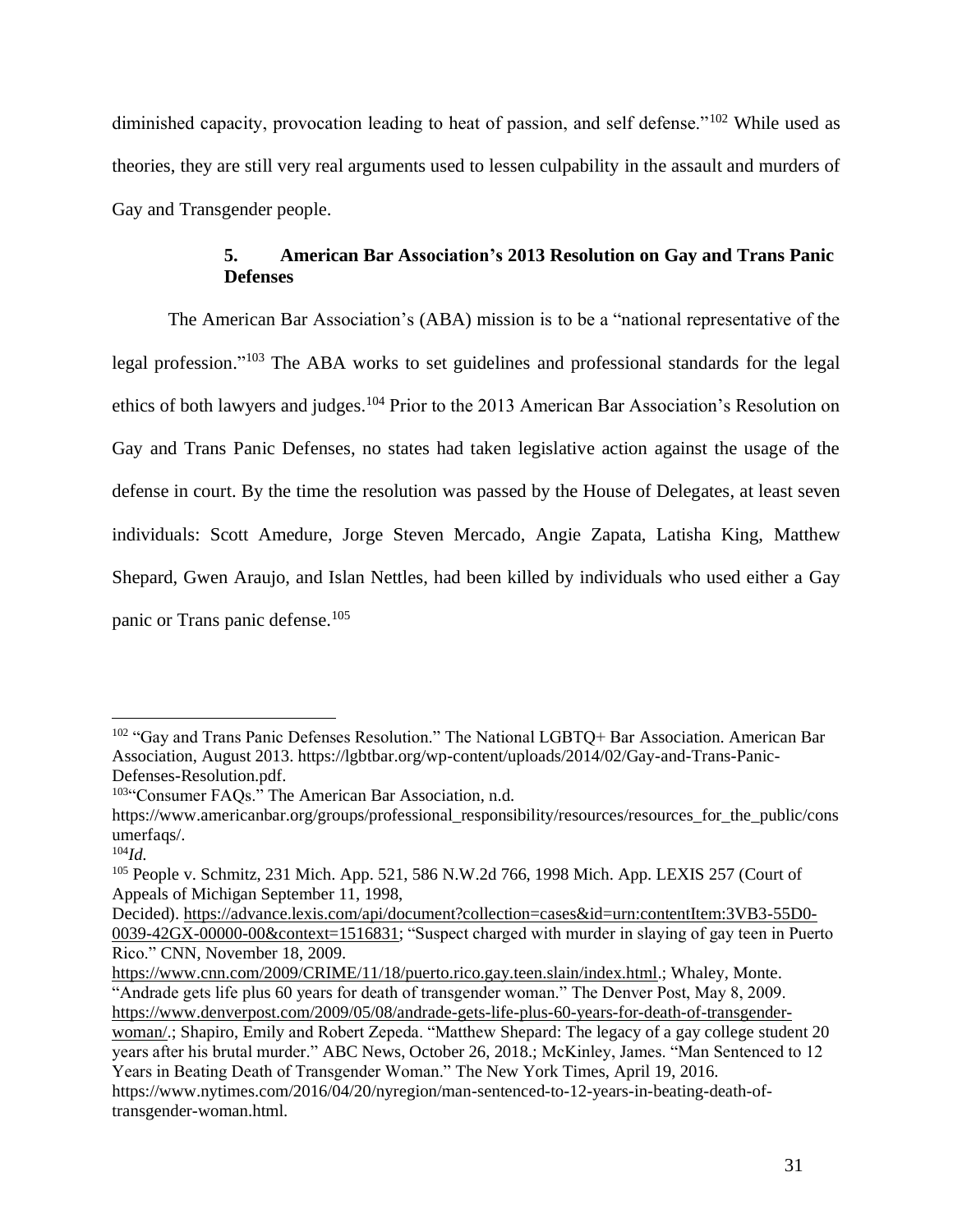diminished capacity, provocation leading to heat of passion, and self defense."[102] While used as theories, they are still very real arguments used to lessen culpability in the assault and murders of Gay and Transgender people.

### 5. American Bar Association's 2013 Resolution on Gay and Trans Panic Defenses

The American Bar Association's (ABA) mission is to be a "national representative of the legal profession."[103] The ABA works to set guidelines and professional standards for the legal ethics of both lawyers and judges.[104] Prior to the 2013 American Bar Association's Resolution on Gay and Trans Panic Defenses, no states had taken legislative action against the usage of the defense in court. By the time the resolution was passed by the House of Delegates, at least seven individuals: Scott Amedure, Jorge Steven Mercado, Angie Zapata, Latisha King, Matthew Shepard, Gwen Araujo, and Islan Nettles, had been killed by individuals who used either a Gay panic or Trans panic defense.[105]

---

[102] "Gay and Trans Panic Defenses Resolution." The National LGBTQ+ Bar Association. American Bar Association, August 2013. https://lgbtbar.org/wp-content/uploads/2014/02/Gay-and-Trans-Panic-Defenses-Resolution.pdf.

[103] "Consumer FAQs." The American Bar Association, n.d. https://www.americanbar.org/groups/professional_responsibility/resources/resources_for_the_public/consumerfaqs/.

[104] *Id.*

[105] People v. Schmitz, 231 Mich. App. 521, 586 N.W.2d 766, 1998 Mich. App. LEXIS 257 (Court of Appeals of Michigan September 11, 1998, Decided). https://advance.lexis.com/api/document?collection=cases&id=urn:contentItem:3VB3-55D0-0039-42GX-00000-00&context=1516831; "Suspect charged with murder in slaying of gay teen in Puerto Rico." CNN, November 18, 2009. https://www.cnn.com/2009/CRIME/11/18/puerto.rico.gay.teen.slain/index.html.; Whaley, Monte. "Andrade gets life plus 60 years for death of transgender woman." The Denver Post, May 8, 2009. https://www.denverpost.com/2009/05/08/andrade-gets-life-plus-60-years-for-death-of-transgender-woman/.; Shapiro, Emily and Robert Zepeda. "Matthew Shepard: The legacy of a gay college student 20 years after his brutal murder." ABC News, October 26, 2018.; McKinley, James. "Man Sentenced to 12 Years in Beating Death of Transgender Woman." The New York Times, April 19, 2016. https://www.nytimes.com/2016/04/20/nyregion/man-sentenced-to-12-years-in-beating-death-of-transgender-woman.html.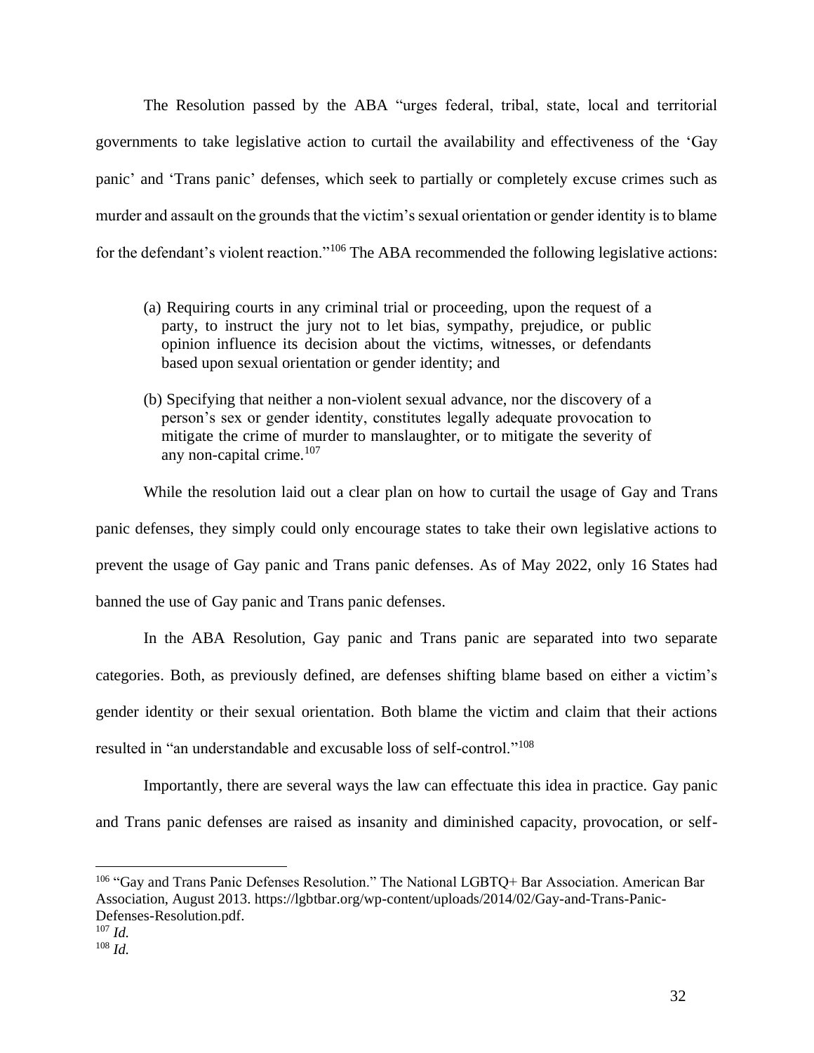The Resolution passed by the ABA "urges federal, tribal, state, local and territorial governments to take legislative action to curtail the availability and effectiveness of the 'Gay panic' and 'Trans panic' defenses, which seek to partially or completely excuse crimes such as murder and assault on the grounds that the victim's sexual orientation or gender identity is to blame for the defendant's violent reaction."[106] The ABA recommended the following legislative actions:

> (a) Requiring courts in any criminal trial or proceeding, upon the request of a party, to instruct the jury not to let bias, sympathy, prejudice, or public opinion influence its decision about the victims, witnesses, or defendants based upon sexual orientation or gender identity; and
>
> (b) Specifying that neither a non-violent sexual advance, nor the discovery of a person's sex or gender identity, constitutes legally adequate provocation to mitigate the crime of murder to manslaughter, or to mitigate the severity of any non-capital crime.[107]

While the resolution laid out a clear plan on how to curtail the usage of Gay and Trans panic defenses, they simply could only encourage states to take their own legislative actions to prevent the usage of Gay panic and Trans panic defenses. As of May 2022, only 16 States had banned the use of Gay panic and Trans panic defenses.

In the ABA Resolution, Gay panic and Trans panic are separated into two separate categories. Both, as previously defined, are defenses shifting blame based on either a victim's gender identity or their sexual orientation. Both blame the victim and claim that their actions resulted in "an understandable and excusable loss of self-control."[108]

Importantly, there are several ways the law can effectuate this idea in practice. Gay panic and Trans panic defenses are raised as insanity and diminished capacity, provocation, or self-

---

[106] "Gay and Trans Panic Defenses Resolution." The National LGBTQ+ Bar Association. American Bar Association, August 2013. https://lgbtbar.org/wp-content/uploads/2014/02/Gay-and-Trans-Panic-Defenses-Resolution.pdf.

[107] *Id.*

[108] *Id.*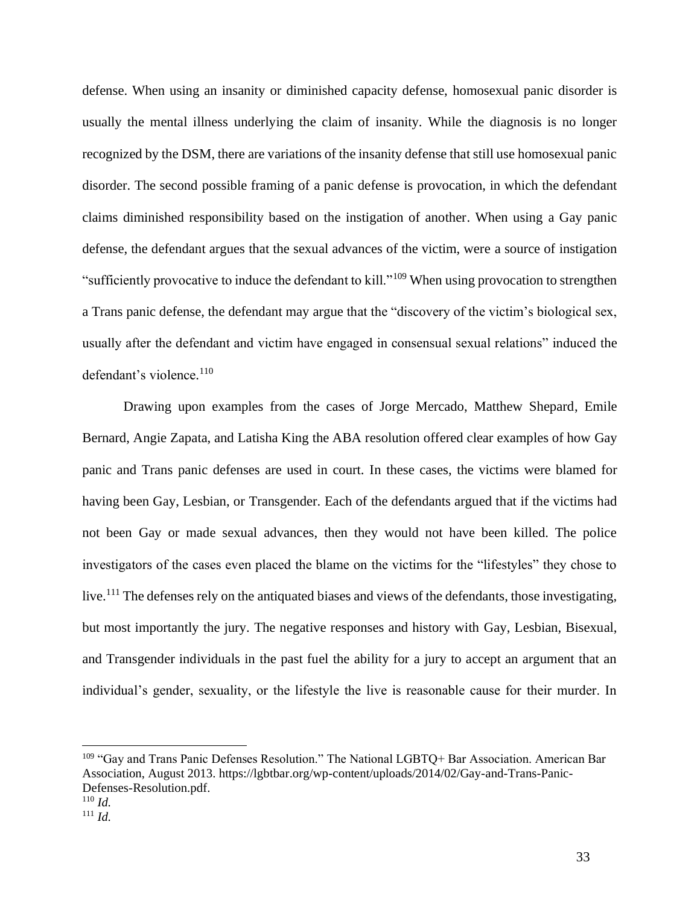defense. When using an insanity or diminished capacity defense, homosexual panic disorder is usually the mental illness underlying the claim of insanity. While the diagnosis is no longer recognized by the DSM, there are variations of the insanity defense that still use homosexual panic disorder. The second possible framing of a panic defense is provocation, in which the defendant claims diminished responsibility based on the instigation of another. When using a Gay panic defense, the defendant argues that the sexual advances of the victim, were a source of instigation "sufficiently provocative to induce the defendant to kill."[109] When using provocation to strengthen a Trans panic defense, the defendant may argue that the "discovery of the victim's biological sex, usually after the defendant and victim have engaged in consensual sexual relations" induced the defendant's violence.[110]

Drawing upon examples from the cases of Jorge Mercado, Matthew Shepard, Emile Bernard, Angie Zapata, and Latisha King the ABA resolution offered clear examples of how Gay panic and Trans panic defenses are used in court. In these cases, the victims were blamed for having been Gay, Lesbian, or Transgender. Each of the defendants argued that if the victims had not been Gay or made sexual advances, then they would not have been killed. The police investigators of the cases even placed the blame on the victims for the "lifestyles" they chose to live.[111] The defenses rely on the antiquated biases and views of the defendants, those investigating, but most importantly the jury. The negative responses and history with Gay, Lesbian, Bisexual, and Transgender individuals in the past fuel the ability for a jury to accept an argument that an individual's gender, sexuality, or the lifestyle the live is reasonable cause for their murder. In

---

[109] "Gay and Trans Panic Defenses Resolution." The National LGBTQ+ Bar Association. American Bar Association, August 2013. https://lgbtbar.org/wp-content/uploads/2014/02/Gay-and-Trans-Panic-Defenses-Resolution.pdf.

[110] *Id.*

[111] *Id.*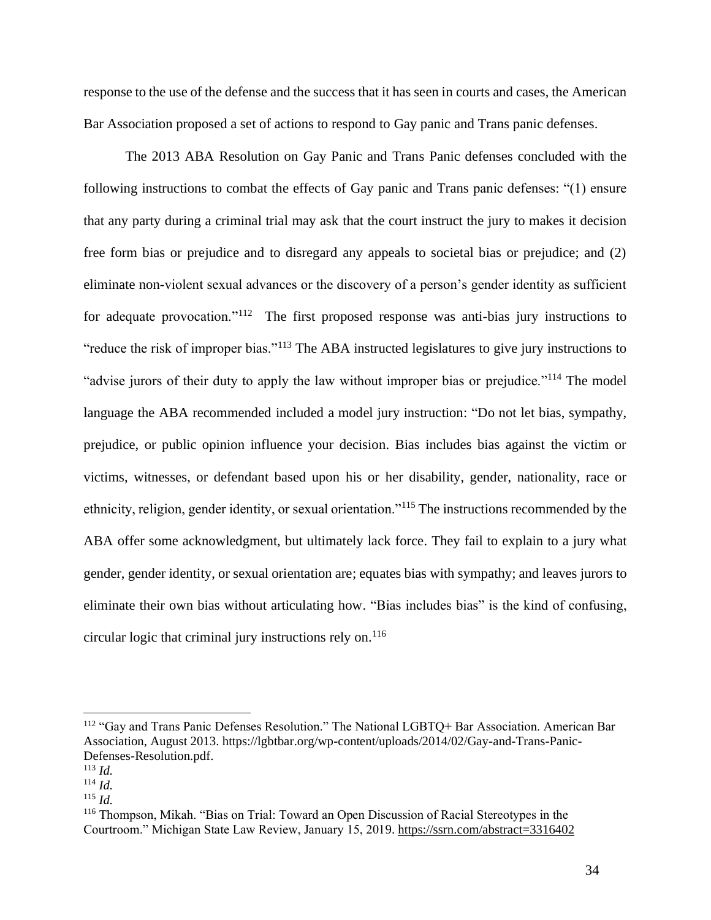response to the use of the defense and the success that it has seen in courts and cases, the American Bar Association proposed a set of actions to respond to Gay panic and Trans panic defenses.

The 2013 ABA Resolution on Gay Panic and Trans Panic defenses concluded with the following instructions to combat the effects of Gay panic and Trans panic defenses: "(1) ensure that any party during a criminal trial may ask that the court instruct the jury to makes it decision free form bias or prejudice and to disregard any appeals to societal bias or prejudice; and (2) eliminate non-violent sexual advances or the discovery of a person's gender identity as sufficient for adequate provocation."[112] The first proposed response was anti-bias jury instructions to "reduce the risk of improper bias."[113] The ABA instructed legislatures to give jury instructions to "advise jurors of their duty to apply the law without improper bias or prejudice."[114] The model language the ABA recommended included a model jury instruction: "Do not let bias, sympathy, prejudice, or public opinion influence your decision. Bias includes bias against the victim or victims, witnesses, or defendant based upon his or her disability, gender, nationality, race or ethnicity, religion, gender identity, or sexual orientation."[115] The instructions recommended by the ABA offer some acknowledgment, but ultimately lack force. They fail to explain to a jury what gender, gender identity, or sexual orientation are; equates bias with sympathy; and leaves jurors to eliminate their own bias without articulating how. "Bias includes bias" is the kind of confusing, circular logic that criminal jury instructions rely on.[116]

---

[112] "Gay and Trans Panic Defenses Resolution." The National LGBTQ+ Bar Association. American Bar Association, August 2013. https://lgbtbar.org/wp-content/uploads/2014/02/Gay-and-Trans-Panic-Defenses-Resolution.pdf.

[113] *Id.*

[114] *Id.*

[115] *Id.*

[116] Thompson, Mikah. "Bias on Trial: Toward an Open Discussion of Racial Stereotypes in the Courtroom." Michigan State Law Review, January 15, 2019. https://ssrn.com/abstract=3316402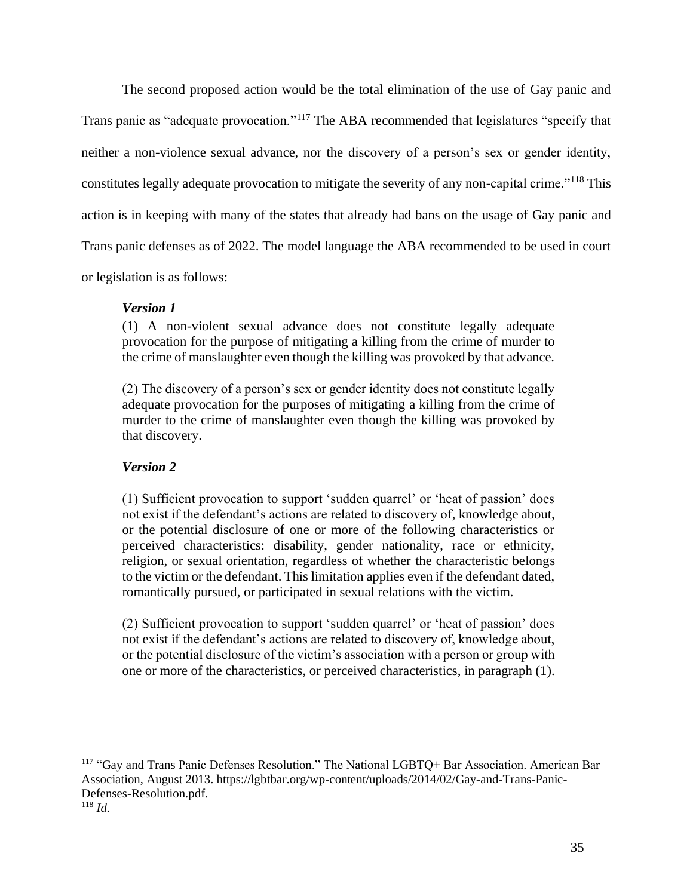The second proposed action would be the total elimination of the use of Gay panic and Trans panic as "adequate provocation."[117] The ABA recommended that legislatures "specify that neither a non-violence sexual advance, nor the discovery of a person's sex or gender identity, constitutes legally adequate provocation to mitigate the severity of any non-capital crime."[118] This action is in keeping with many of the states that already had bans on the usage of Gay panic and Trans panic defenses as of 2022. The model language the ABA recommended to be used in court or legislation is as follows:

> ***Version 1***
>
> (1) A non-violent sexual advance does not constitute legally adequate provocation for the purpose of mitigating a killing from the crime of murder to the crime of manslaughter even though the killing was provoked by that advance.
>
> (2) The discovery of a person's sex or gender identity does not constitute legally adequate provocation for the purposes of mitigating a killing from the crime of murder to the crime of manslaughter even though the killing was provoked by that discovery.
>
> ***Version 2***
>
> (1) Sufficient provocation to support 'sudden quarrel' or 'heat of passion' does not exist if the defendant's actions are related to discovery of, knowledge about, or the potential disclosure of one or more of the following characteristics or perceived characteristics: disability, gender nationality, race or ethnicity, religion, or sexual orientation, regardless of whether the characteristic belongs to the victim or the defendant. This limitation applies even if the defendant dated, romantically pursued, or participated in sexual relations with the victim.
>
> (2) Sufficient provocation to support 'sudden quarrel' or 'heat of passion' does not exist if the defendant's actions are related to discovery of, knowledge about, or the potential disclosure of the victim's association with a person or group with one or more of the characteristics, or perceived characteristics, in paragraph (1).

---

[117] "Gay and Trans Panic Defenses Resolution." The National LGBTQ+ Bar Association. American Bar Association, August 2013. https://lgbtbar.org/wp-content/uploads/2014/02/Gay-and-Trans-Panic-Defenses-Resolution.pdf.

[118] *Id.*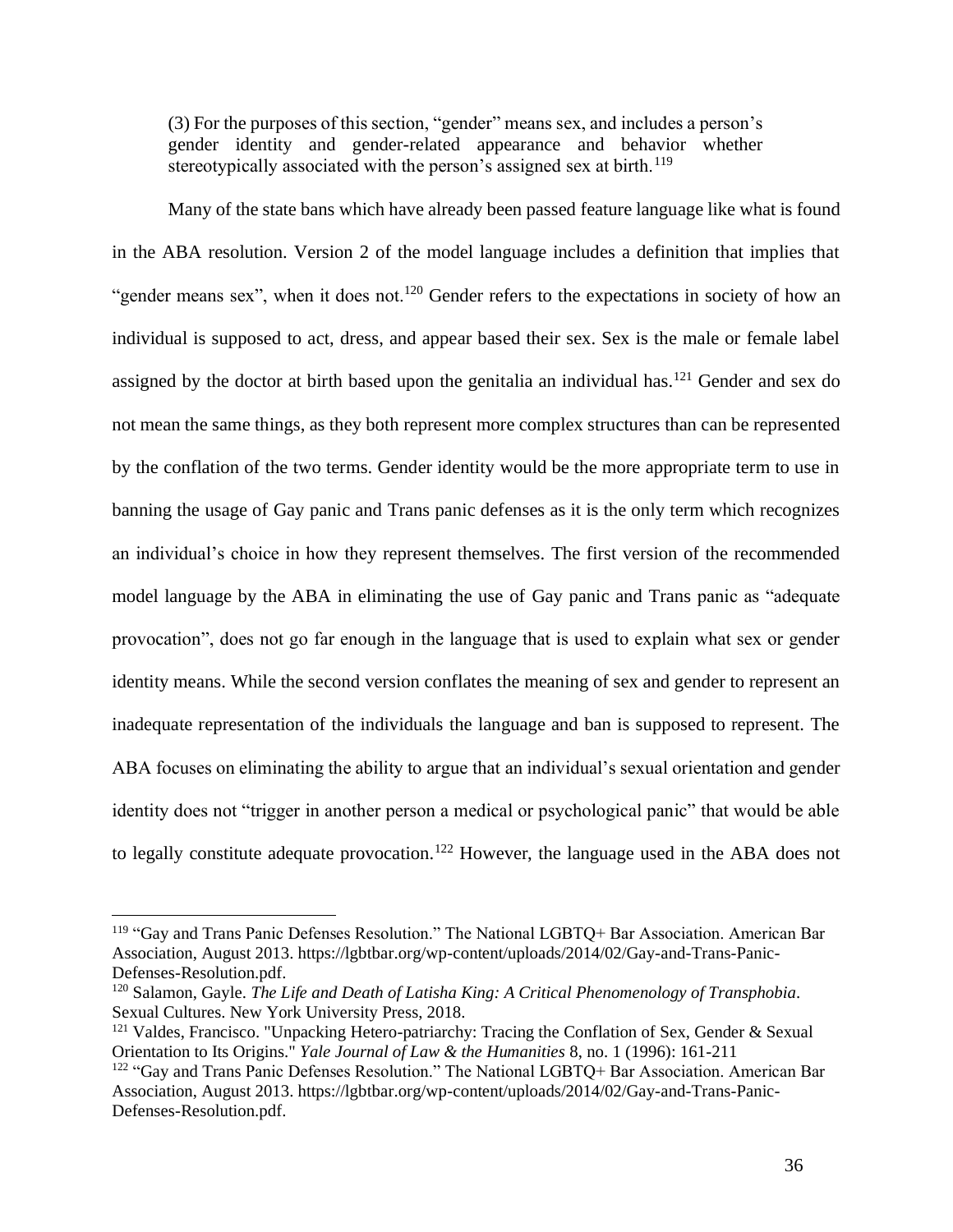> (3) For the purposes of this section, "gender" means sex, and includes a person's gender identity and gender-related appearance and behavior whether stereotypically associated with the person's assigned sex at birth.[119]

Many of the state bans which have already been passed feature language like what is found in the ABA resolution. Version 2 of the model language includes a definition that implies that "gender means sex", when it does not.[120] Gender refers to the expectations in society of how an individual is supposed to act, dress, and appear based their sex. Sex is the male or female label assigned by the doctor at birth based upon the genitalia an individual has.[121] Gender and sex do not mean the same things, as they both represent more complex structures than can be represented by the conflation of the two terms. Gender identity would be the more appropriate term to use in banning the usage of Gay panic and Trans panic defenses as it is the only term which recognizes an individual's choice in how they represent themselves. The first version of the recommended model language by the ABA in eliminating the use of Gay panic and Trans panic as "adequate provocation", does not go far enough in the language that is used to explain what sex or gender identity means. While the second version conflates the meaning of sex and gender to represent an inadequate representation of the individuals the language and ban is supposed to represent. The ABA focuses on eliminating the ability to argue that an individual's sexual orientation and gender identity does not "trigger in another person a medical or psychological panic" that would be able to legally constitute adequate provocation.[122] However, the language used in the ABA does not

---

[119] "Gay and Trans Panic Defenses Resolution." The National LGBTQ+ Bar Association. American Bar Association, August 2013. https://lgbtbar.org/wp-content/uploads/2014/02/Gay-and-Trans-Panic-Defenses-Resolution.pdf.

[120] Salamon, Gayle. *The Life and Death of Latisha King: A Critical Phenomenology of Transphobia*. Sexual Cultures. New York University Press, 2018.

[121] Valdes, Francisco. "Unpacking Hetero-patriarchy: Tracing the Conflation of Sex, Gender & Sexual Orientation to Its Origins." *Yale Journal of Law & the Humanities* 8, no. 1 (1996): 161-211

[122] "Gay and Trans Panic Defenses Resolution." The National LGBTQ+ Bar Association. American Bar Association, August 2013. https://lgbtbar.org/wp-content/uploads/2014/02/Gay-and-Trans-Panic-Defenses-Resolution.pdf.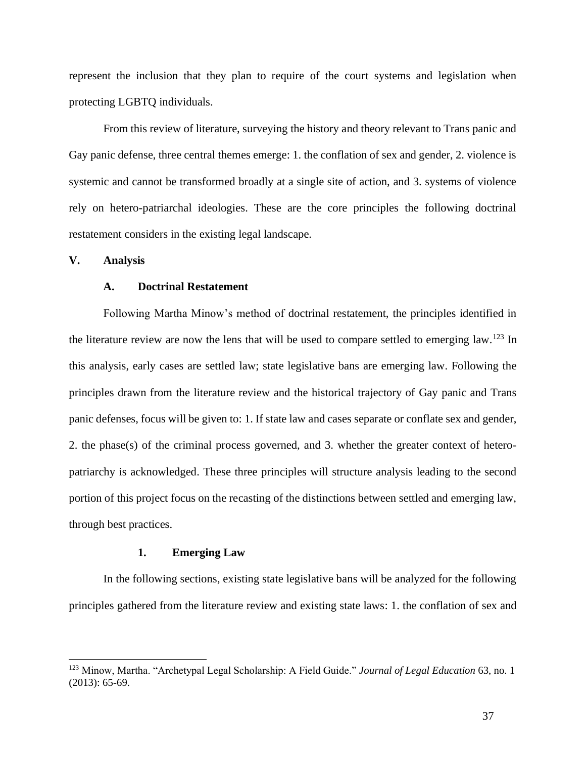represent the inclusion that they plan to require of the court systems and legislation when protecting LGBTQ individuals.

From this review of literature, surveying the history and theory relevant to Trans panic and Gay panic defense, three central themes emerge: 1. the conflation of sex and gender, 2. violence is systemic and cannot be transformed broadly at a single site of action, and 3. systems of violence rely on hetero-patriarchal ideologies. These are the core principles the following doctrinal restatement considers in the existing legal landscape.

## V. Analysis

### A. Doctrinal Restatement

Following Martha Minow's method of doctrinal restatement, the principles identified in the literature review are now the lens that will be used to compare settled to emerging law.[123] In this analysis, early cases are settled law; state legislative bans are emerging law. Following the principles drawn from the literature review and the historical trajectory of Gay panic and Trans panic defenses, focus will be given to: 1. If state law and cases separate or conflate sex and gender, 2. the phase(s) of the criminal process governed, and 3. whether the greater context of hetero-patriarchy is acknowledged. These three principles will structure analysis leading to the second portion of this project focus on the recasting of the distinctions between settled and emerging law, through best practices.

#### 1. Emerging Law

In the following sections, existing state legislative bans will be analyzed for the following principles gathered from the literature review and existing state laws: 1. the conflation of sex and

[123] Minow, Martha. "Archetypal Legal Scholarship: A Field Guide." *Journal of Legal Education* 63, no. 1 (2013): 65-69.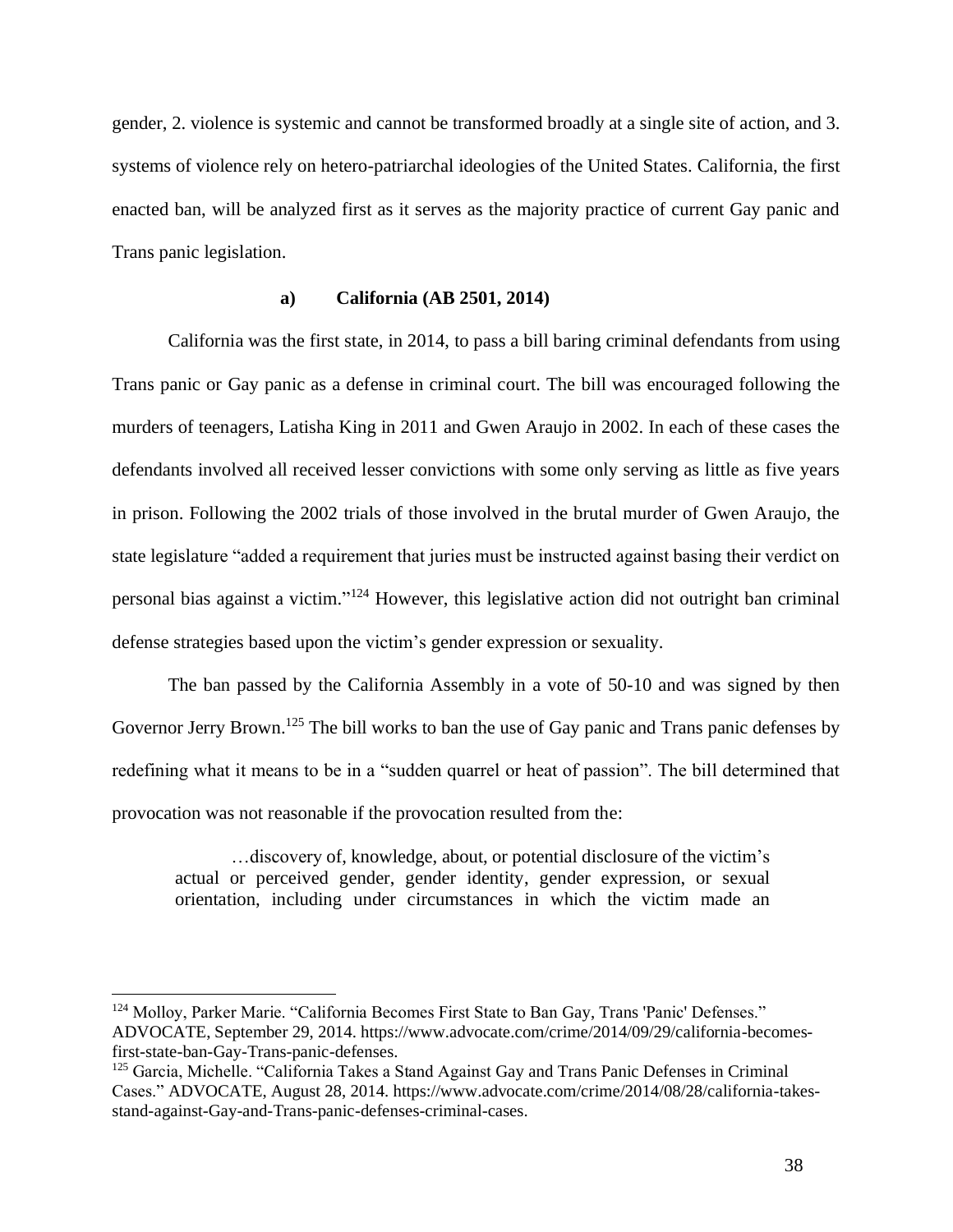gender, 2. violence is systemic and cannot be transformed broadly at a single site of action, and 3. systems of violence rely on hetero-patriarchal ideologies of the United States. California, the first enacted ban, will be analyzed first as it serves as the majority practice of current Gay panic and Trans panic legislation.

### a) California (AB 2501, 2014)

California was the first state, in 2014, to pass a bill baring criminal defendants from using Trans panic or Gay panic as a defense in criminal court. The bill was encouraged following the murders of teenagers, Latisha King in 2011 and Gwen Araujo in 2002. In each of these cases the defendants involved all received lesser convictions with some only serving as little as five years in prison. Following the 2002 trials of those involved in the brutal murder of Gwen Araujo, the state legislature "added a requirement that juries must be instructed against basing their verdict on personal bias against a victim."[124] However, this legislative action did not outright ban criminal defense strategies based upon the victim's gender expression or sexuality.

The ban passed by the California Assembly in a vote of 50-10 and was signed by then Governor Jerry Brown.[125] The bill works to ban the use of Gay panic and Trans panic defenses by redefining what it means to be in a "sudden quarrel or heat of passion". The bill determined that provocation was not reasonable if the provocation resulted from the:

> …discovery of, knowledge, about, or potential disclosure of the victim's actual or perceived gender, gender identity, gender expression, or sexual orientation, including under circumstances in which the victim made an

---

[124] Molloy, Parker Marie. "California Becomes First State to Ban Gay, Trans 'Panic' Defenses." ADVOCATE, September 29, 2014. https://www.advocate.com/crime/2014/09/29/california-becomes-first-state-ban-Gay-Trans-panic-defenses.

[125] Garcia, Michelle. "California Takes a Stand Against Gay and Trans Panic Defenses in Criminal Cases." ADVOCATE, August 28, 2014. https://www.advocate.com/crime/2014/08/28/california-takes-stand-against-Gay-and-Trans-panic-defenses-criminal-cases.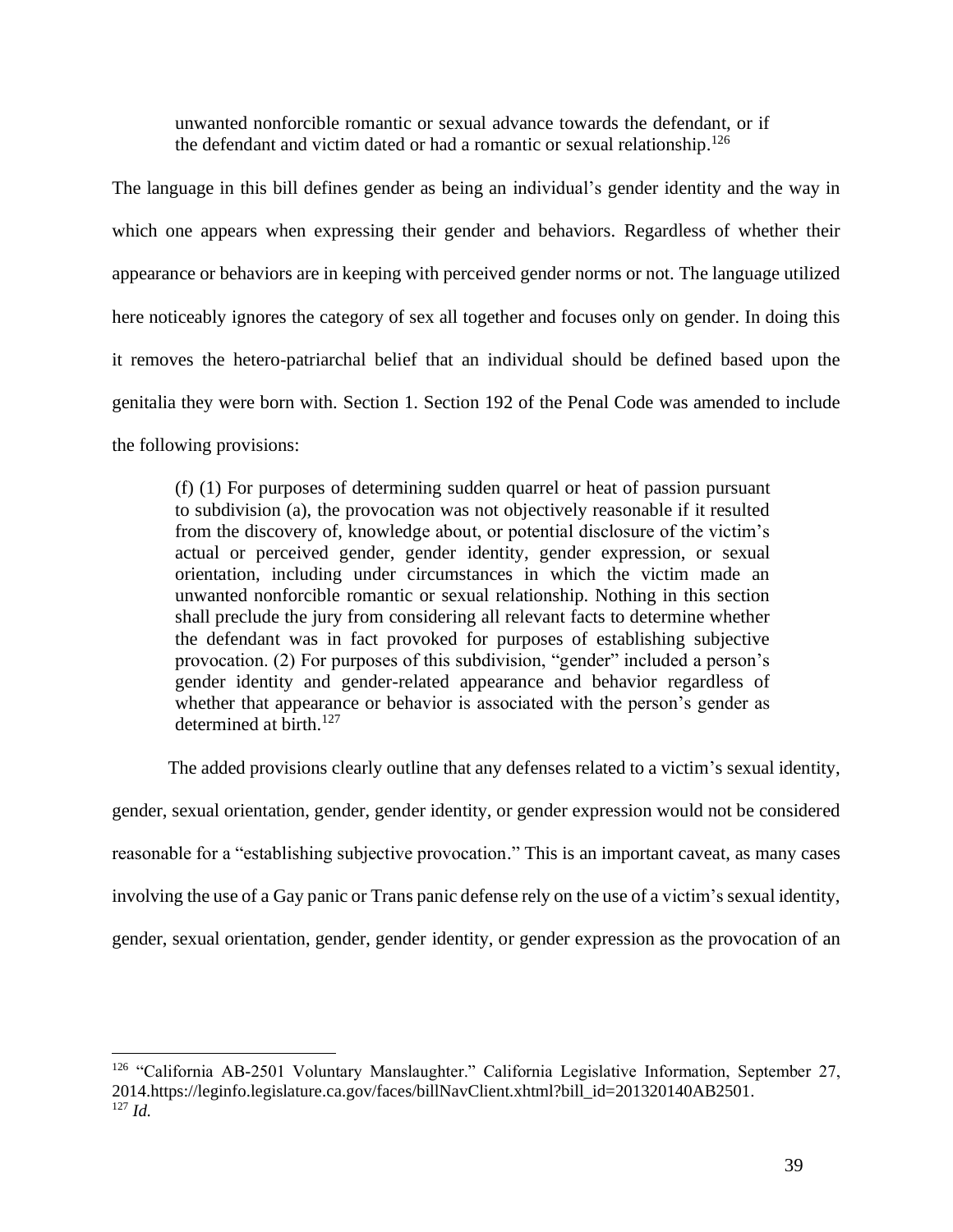> unwanted nonforcible romantic or sexual advance towards the defendant, or if the defendant and victim dated or had a romantic or sexual relationship.[126]

The language in this bill defines gender as being an individual's gender identity and the way in which one appears when expressing their gender and behaviors. Regardless of whether their appearance or behaviors are in keeping with perceived gender norms or not. The language utilized here noticeably ignores the category of sex all together and focuses only on gender. In doing this it removes the hetero-patriarchal belief that an individual should be defined based upon the genitalia they were born with. Section 1. Section 192 of the Penal Code was amended to include the following provisions:

> (f) (1) For purposes of determining sudden quarrel or heat of passion pursuant to subdivision (a), the provocation was not objectively reasonable if it resulted from the discovery of, knowledge about, or potential disclosure of the victim's actual or perceived gender, gender identity, gender expression, or sexual orientation, including under circumstances in which the victim made an unwanted nonforcible romantic or sexual relationship. Nothing in this section shall preclude the jury from considering all relevant facts to determine whether the defendant was in fact provoked for purposes of establishing subjective provocation. (2) For purposes of this subdivision, "gender" included a person's gender identity and gender-related appearance and behavior regardless of whether that appearance or behavior is associated with the person's gender as determined at birth.[127]

The added provisions clearly outline that any defenses related to a victim's sexual identity, gender, sexual orientation, gender, gender identity, or gender expression would not be considered reasonable for a "establishing subjective provocation." This is an important caveat, as many cases involving the use of a Gay panic or Trans panic defense rely on the use of a victim's sexual identity, gender, sexual orientation, gender, gender identity, or gender expression as the provocation of an

---

[126] "California AB-2501 Voluntary Manslaughter." California Legislative Information, September 27, 2014.https://leginfo.legislature.ca.gov/faces/billNavClient.xhtml?bill_id=201320140AB2501.

[127] *Id.*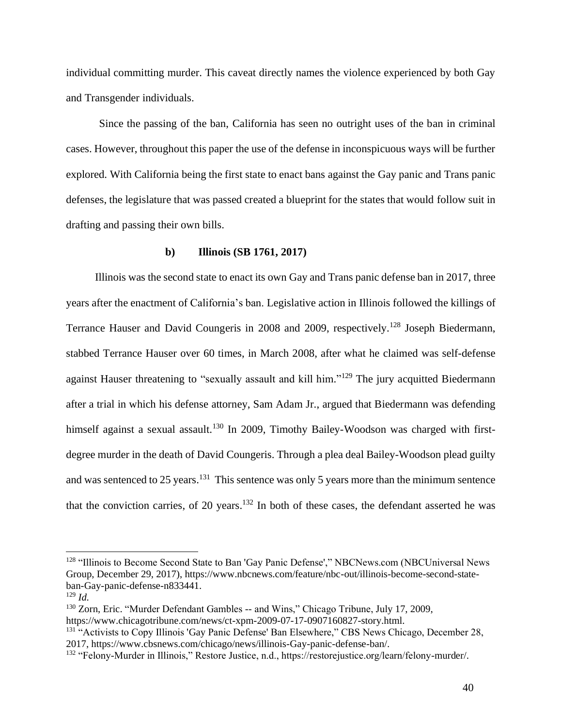individual committing murder. This caveat directly names the violence experienced by both Gay and Transgender individuals.

Since the passing of the ban, California has seen no outright uses of the ban in criminal cases. However, throughout this paper the use of the defense in inconspicuous ways will be further explored. With California being the first state to enact bans against the Gay panic and Trans panic defenses, the legislature that was passed created a blueprint for the states that would follow suit in drafting and passing their own bills.

### b) Illinois (SB 1761, 2017)

Illinois was the second state to enact its own Gay and Trans panic defense ban in 2017, three years after the enactment of California's ban. Legislative action in Illinois followed the killings of Terrance Hauser and David Coungeris in 2008 and 2009, respectively.[128] Joseph Biedermann, stabbed Terrance Hauser over 60 times, in March 2008, after what he claimed was self-defense against Hauser threatening to "sexually assault and kill him."[129] The jury acquitted Biedermann after a trial in which his defense attorney, Sam Adam Jr., argued that Biedermann was defending himself against a sexual assault.[130] In 2009, Timothy Bailey-Woodson was charged with first-degree murder in the death of David Coungeris. Through a plea deal Bailey-Woodson plead guilty and was sentenced to 25 years.[131] This sentence was only 5 years more than the minimum sentence that the conviction carries, of 20 years.[132] In both of these cases, the defendant asserted he was

---

[128] "Illinois to Become Second State to Ban 'Gay Panic Defense'," NBCNews.com (NBCUniversal News Group, December 29, 2017), https://www.nbcnews.com/feature/nbc-out/illinois-become-second-state-ban-Gay-panic-defense-n833441.

[129] *Id.*

[130] Zorn, Eric. "Murder Defendant Gambles -- and Wins," Chicago Tribune, July 17, 2009, https://www.chicagotribune.com/news/ct-xpm-2009-07-17-0907160827-story.html.

[131] "Activists to Copy Illinois 'Gay Panic Defense' Ban Elsewhere," CBS News Chicago, December 28, 2017, https://www.cbsnews.com/chicago/news/illinois-Gay-panic-defense-ban/.

[132] "Felony-Murder in Illinois," Restore Justice, n.d., https://restorejustice.org/learn/felony-murder/.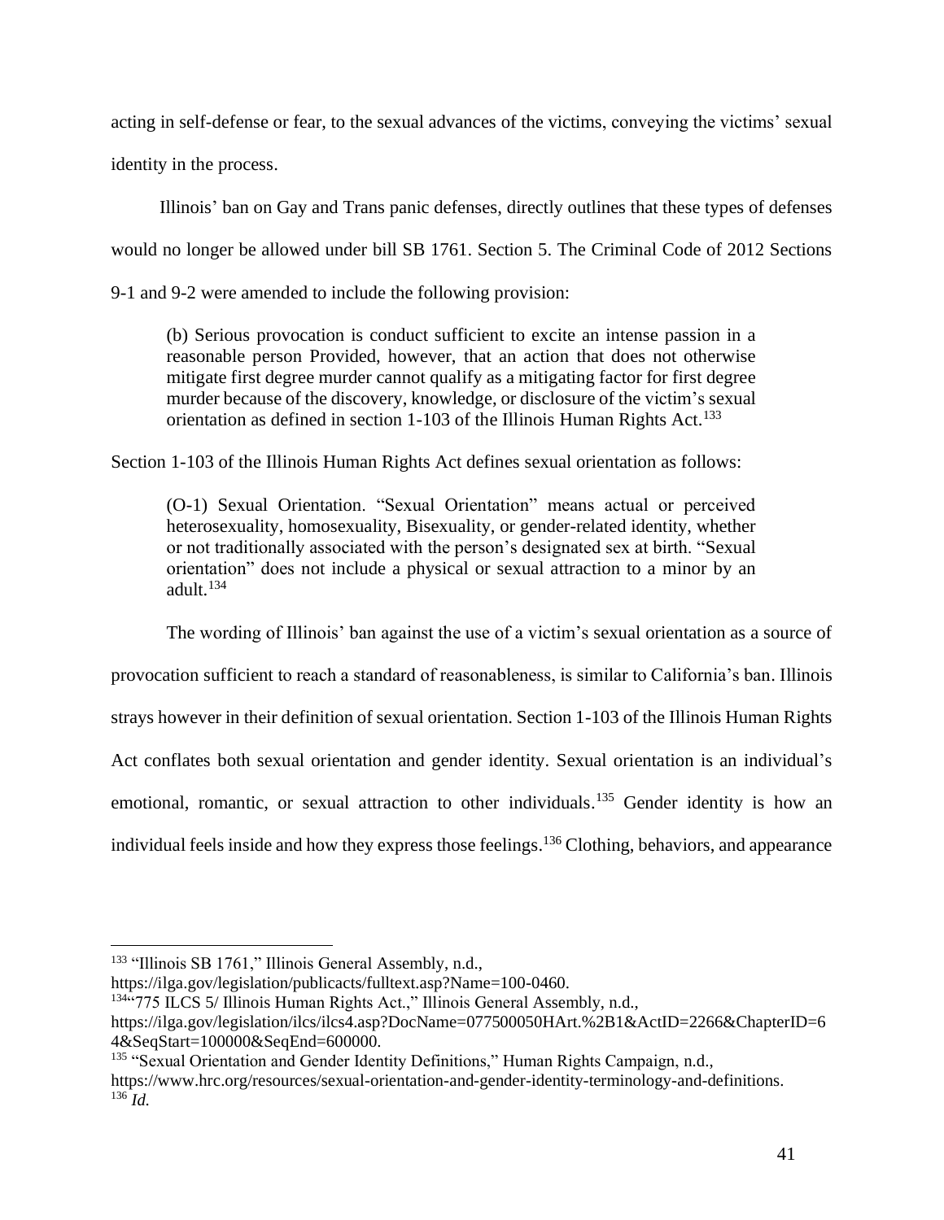acting in self-defense or fear, to the sexual advances of the victims, conveying the victims' sexual identity in the process.

Illinois' ban on Gay and Trans panic defenses, directly outlines that these types of defenses would no longer be allowed under bill SB 1761. Section 5. The Criminal Code of 2012 Sections 9-1 and 9-2 were amended to include the following provision:

> (b) Serious provocation is conduct sufficient to excite an intense passion in a reasonable person Provided, however, that an action that does not otherwise mitigate first degree murder cannot qualify as a mitigating factor for first degree murder because of the discovery, knowledge, or disclosure of the victim's sexual orientation as defined in section 1-103 of the Illinois Human Rights Act.[133]

Section 1-103 of the Illinois Human Rights Act defines sexual orientation as follows:

> (O-1) Sexual Orientation. "Sexual Orientation" means actual or perceived heterosexuality, homosexuality, Bisexuality, or gender-related identity, whether or not traditionally associated with the person's designated sex at birth. "Sexual orientation" does not include a physical or sexual attraction to a minor by an adult.[134]

The wording of Illinois' ban against the use of a victim's sexual orientation as a source of provocation sufficient to reach a standard of reasonableness, is similar to California's ban. Illinois strays however in their definition of sexual orientation. Section 1-103 of the Illinois Human Rights Act conflates both sexual orientation and gender identity. Sexual orientation is an individual's emotional, romantic, or sexual attraction to other individuals.[135] Gender identity is how an individual feels inside and how they express those feelings.[136] Clothing, behaviors, and appearance

---

[133] "Illinois SB 1761," Illinois General Assembly, n.d., https://ilga.gov/legislation/publicacts/fulltext.asp?Name=100-0460.

[134] "775 ILCS 5/ Illinois Human Rights Act.," Illinois General Assembly, n.d., https://ilga.gov/legislation/ilcs/ilcs4.asp?DocName=077500050HArt.%2B1&ActID=2266&ChapterID=64&SeqStart=100000&SeqEnd=600000.

[135] "Sexual Orientation and Gender Identity Definitions," Human Rights Campaign, n.d., https://www.hrc.org/resources/sexual-orientation-and-gender-identity-terminology-and-definitions.

[136] *Id.*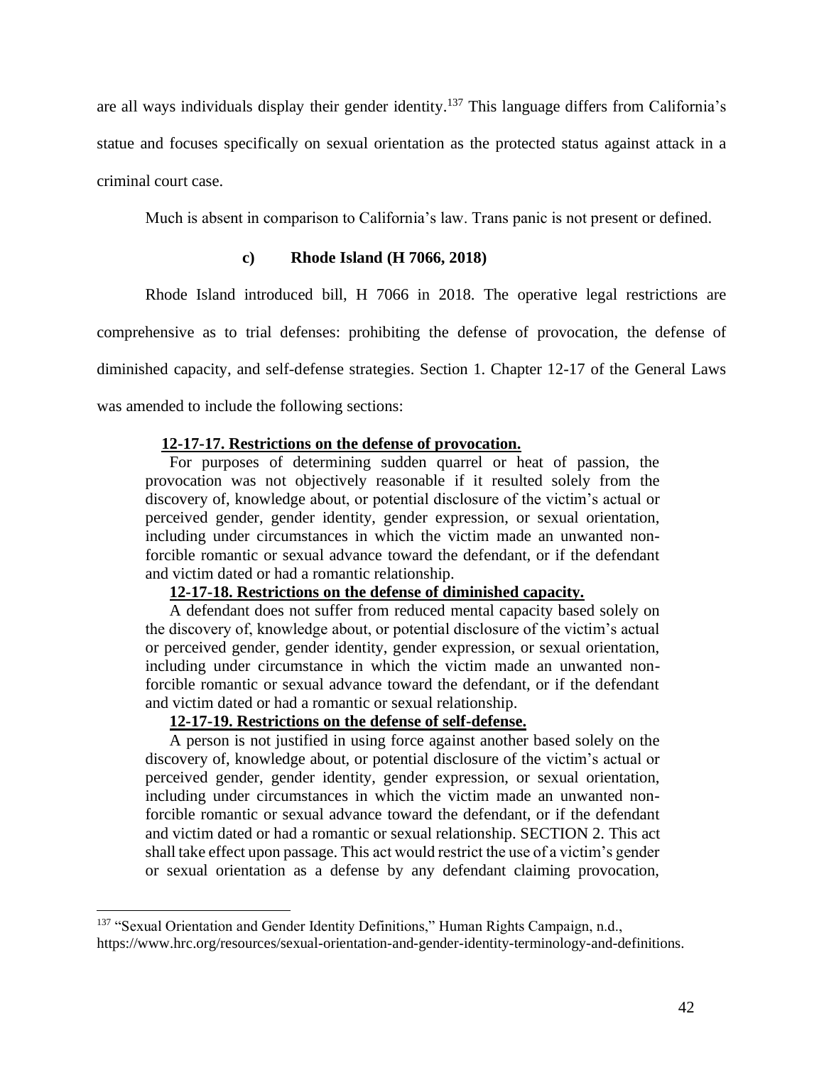are all ways individuals display their gender identity.[137] This language differs from California's statue and focuses specifically on sexual orientation as the protected status against attack in a criminal court case.

Much is absent in comparison to California's law. Trans panic is not present or defined.

#### c) Rhode Island (H 7066, 2018)

Rhode Island introduced bill, H 7066 in 2018. The operative legal restrictions are comprehensive as to trial defenses: prohibiting the defense of provocation, the defense of diminished capacity, and self-defense strategies. Section 1. Chapter 12-17 of the General Laws was amended to include the following sections:

> **12-17-17. Restrictions on the defense of provocation.**
>
> For purposes of determining sudden quarrel or heat of passion, the provocation was not objectively reasonable if it resulted solely from the discovery of, knowledge about, or potential disclosure of the victim's actual or perceived gender, gender identity, gender expression, or sexual orientation, including under circumstances in which the victim made an unwanted non-forcible romantic or sexual advance toward the defendant, or if the defendant and victim dated or had a romantic relationship.
>
> **12-17-18. Restrictions on the defense of diminished capacity.**
>
> A defendant does not suffer from reduced mental capacity based solely on the discovery of, knowledge about, or potential disclosure of the victim's actual or perceived gender, gender identity, gender expression, or sexual orientation, including under circumstance in which the victim made an unwanted non-forcible romantic or sexual advance toward the defendant, or if the defendant and victim dated or had a romantic or sexual relationship.
>
> **12-17-19. Restrictions on the defense of self-defense.**
>
> A person is not justified in using force against another based solely on the discovery of, knowledge about, or potential disclosure of the victim's actual or perceived gender, gender identity, gender expression, or sexual orientation, including under circumstances in which the victim made an unwanted non-forcible romantic or sexual advance toward the defendant, or if the defendant and victim dated or had a romantic or sexual relationship. SECTION 2. This act shall take effect upon passage. This act would restrict the use of a victim's gender or sexual orientation as a defense by any defendant claiming provocation,

[137] "Sexual Orientation and Gender Identity Definitions," Human Rights Campaign, n.d., https://www.hrc.org/resources/sexual-orientation-and-gender-identity-terminology-and-definitions.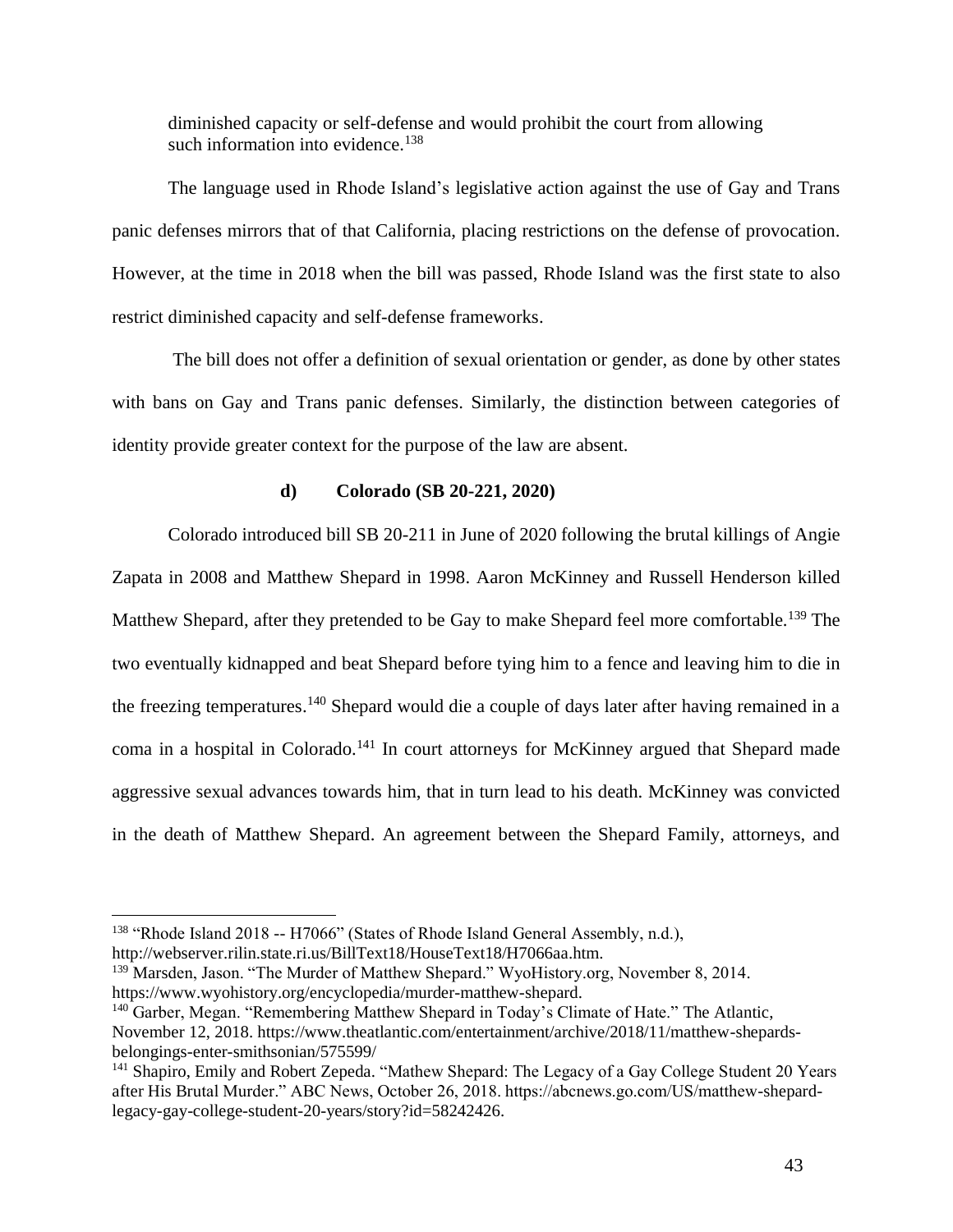diminished capacity or self-defense and would prohibit the court from allowing such information into evidence.[138]

The language used in Rhode Island's legislative action against the use of Gay and Trans panic defenses mirrors that of that California, placing restrictions on the defense of provocation. However, at the time in 2018 when the bill was passed, Rhode Island was the first state to also restrict diminished capacity and self-defense frameworks.

The bill does not offer a definition of sexual orientation or gender, as done by other states with bans on Gay and Trans panic defenses. Similarly, the distinction between categories of identity provide greater context for the purpose of the law are absent.

#### d) Colorado (SB 20-221, 2020)

Colorado introduced bill SB 20-211 in June of 2020 following the brutal killings of Angie Zapata in 2008 and Matthew Shepard in 1998. Aaron McKinney and Russell Henderson killed Matthew Shepard, after they pretended to be Gay to make Shepard feel more comfortable.[139] The two eventually kidnapped and beat Shepard before tying him to a fence and leaving him to die in the freezing temperatures.[140] Shepard would die a couple of days later after having remained in a coma in a hospital in Colorado.[141] In court attorneys for McKinney argued that Shepard made aggressive sexual advances towards him, that in turn lead to his death. McKinney was convicted in the death of Matthew Shepard. An agreement between the Shepard Family, attorneys, and

---

[138] "Rhode Island 2018 -- H7066" (States of Rhode Island General Assembly, n.d.), http://webserver.rilin.state.ri.us/BillText18/HouseText18/H7066aa.htm.

[139] Marsden, Jason. "The Murder of Matthew Shepard." WyoHistory.org, November 8, 2014. https://www.wyohistory.org/encyclopedia/murder-matthew-shepard.

[140] Garber, Megan. "Remembering Matthew Shepard in Today's Climate of Hate." The Atlantic, November 12, 2018. https://www.theatlantic.com/entertainment/archive/2018/11/matthew-shepards-belongings-enter-smithsonian/575599/

[141] Shapiro, Emily and Robert Zepeda. "Mathew Shepard: The Legacy of a Gay College Student 20 Years after His Brutal Murder." ABC News, October 26, 2018. https://abcnews.go.com/US/matthew-shepard-legacy-gay-college-student-20-years/story?id=58242426.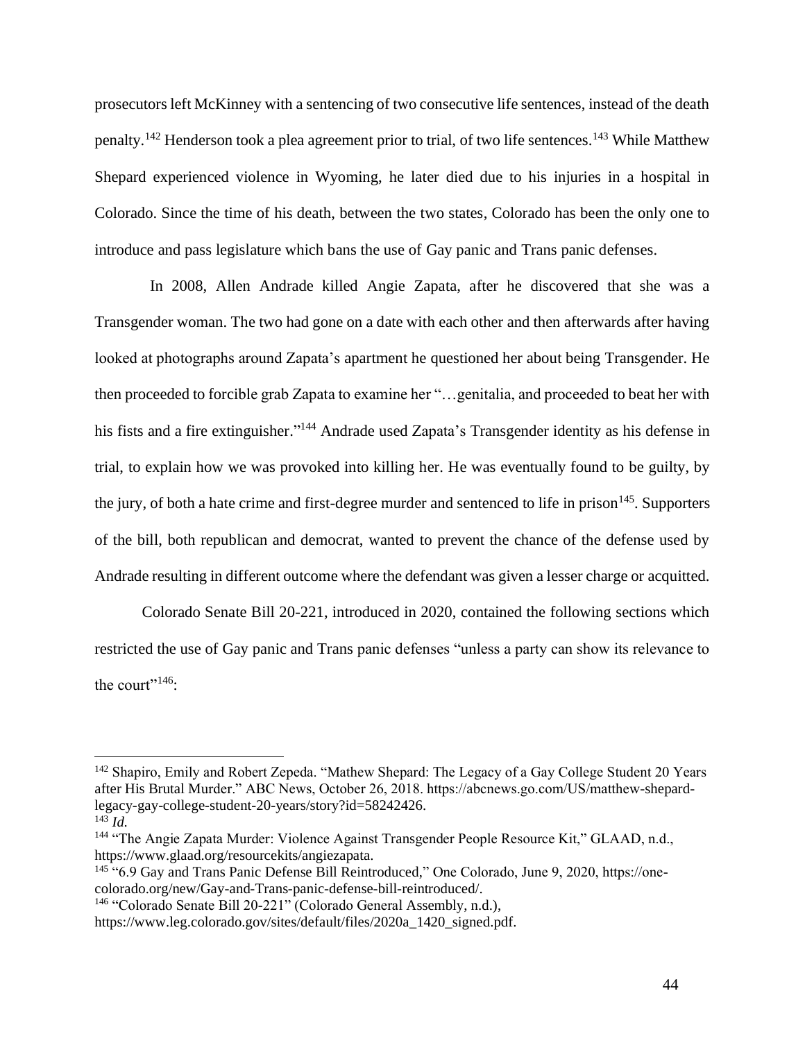prosecutors left McKinney with a sentencing of two consecutive life sentences, instead of the death penalty.[142] Henderson took a plea agreement prior to trial, of two life sentences.[143] While Matthew Shepard experienced violence in Wyoming, he later died due to his injuries in a hospital in Colorado. Since the time of his death, between the two states, Colorado has been the only one to introduce and pass legislature which bans the use of Gay panic and Trans panic defenses.

In 2008, Allen Andrade killed Angie Zapata, after he discovered that she was a Transgender woman. The two had gone on a date with each other and then afterwards after having looked at photographs around Zapata's apartment he questioned her about being Transgender. He then proceeded to forcible grab Zapata to examine her "…genitalia, and proceeded to beat her with his fists and a fire extinguisher."[144] Andrade used Zapata's Transgender identity as his defense in trial, to explain how we was provoked into killing her. He was eventually found to be guilty, by the jury, of both a hate crime and first-degree murder and sentenced to life in prison[145]. Supporters of the bill, both republican and democrat, wanted to prevent the chance of the defense used by Andrade resulting in different outcome where the defendant was given a lesser charge or acquitted.

Colorado Senate Bill 20-221, introduced in 2020, contained the following sections which restricted the use of Gay panic and Trans panic defenses "unless a party can show its relevance to the court"[146]:

---

[142] Shapiro, Emily and Robert Zepeda. "Mathew Shepard: The Legacy of a Gay College Student 20 Years after His Brutal Murder." ABC News, October 26, 2018. https://abcnews.go.com/US/matthew-shepard-legacy-gay-college-student-20-years/story?id=58242426.

[143] *Id.*

[144] "The Angie Zapata Murder: Violence Against Transgender People Resource Kit," GLAAD, n.d., https://www.glaad.org/resourcekits/angiezapata.

[145] "6.9 Gay and Trans Panic Defense Bill Reintroduced," One Colorado, June 9, 2020, https://one-colorado.org/new/Gay-and-Trans-panic-defense-bill-reintroduced/.

[146] "Colorado Senate Bill 20-221" (Colorado General Assembly, n.d.), https://www.leg.colorado.gov/sites/default/files/2020a_1420_signed.pdf.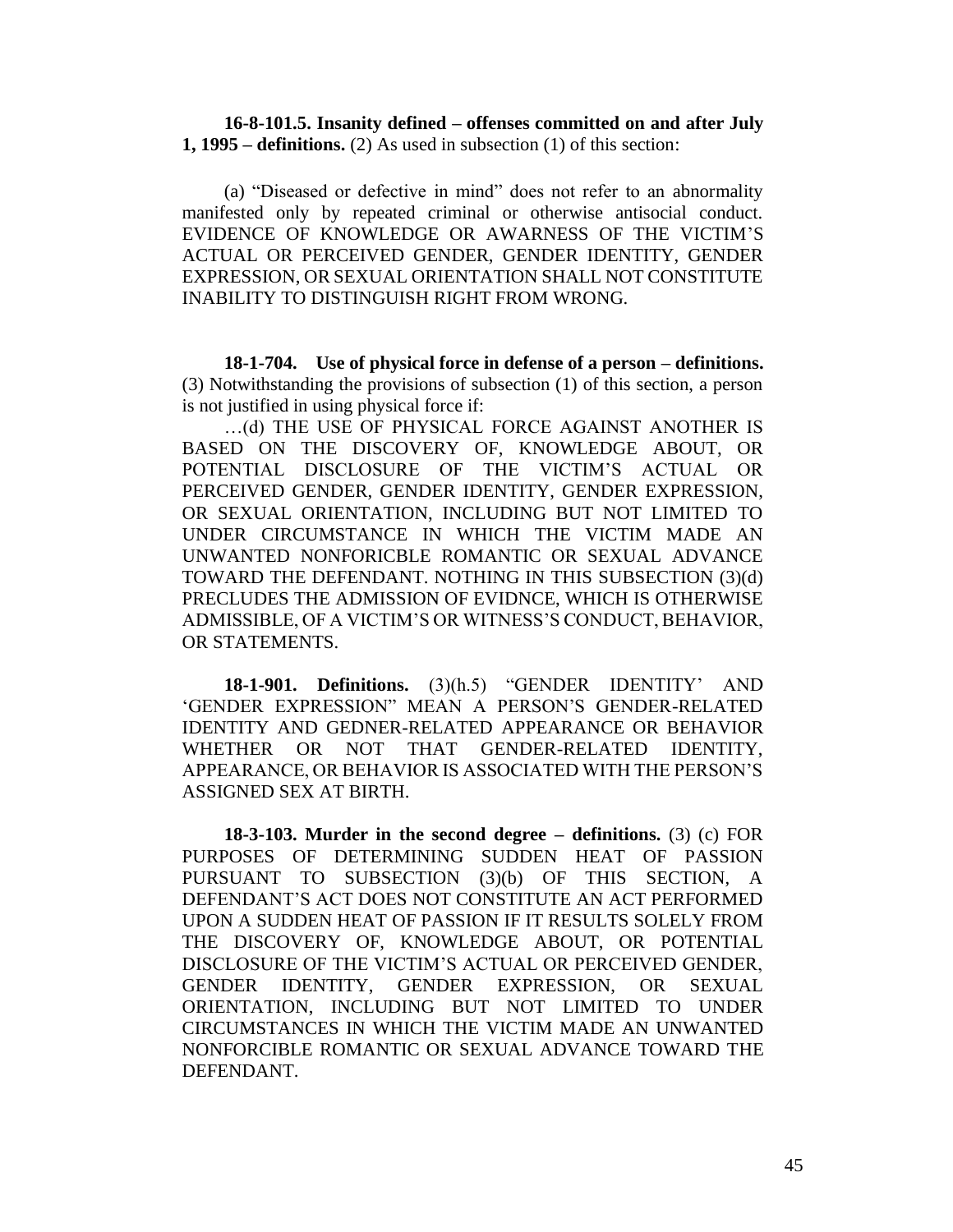**16-8-101.5. Insanity defined – offenses committed on and after July 1, 1995 – definitions.** (2) As used in subsection (1) of this section:

(a) "Diseased or defective in mind" does not refer to an abnormality manifested only by repeated criminal or otherwise antisocial conduct. EVIDENCE OF KNOWLEDGE OR AWARNESS OF THE VICTIM'S ACTUAL OR PERCEIVED GENDER, GENDER IDENTITY, GENDER EXPRESSION, OR SEXUAL ORIENTATION SHALL NOT CONSTITUTE INABILITY TO DISTINGUISH RIGHT FROM WRONG.

**18-1-704. Use of physical force in defense of a person – definitions.** (3) Notwithstanding the provisions of subsection (1) of this section, a person is not justified in using physical force if:

…(d) THE USE OF PHYSICAL FORCE AGAINST ANOTHER IS BASED ON THE DISCOVERY OF, KNOWLEDGE ABOUT, OR POTENTIAL DISCLOSURE OF THE VICTIM'S ACTUAL OR PERCEIVED GENDER, GENDER IDENTITY, GENDER EXPRESSION, OR SEXUAL ORIENTATION, INCLUDING BUT NOT LIMITED TO UNDER CIRCUMSTANCE IN WHICH THE VICTIM MADE AN UNWANTED NONFORICBLE ROMANTIC OR SEXUAL ADVANCE TOWARD THE DEFENDANT. NOTHING IN THIS SUBSECTION (3)(d) PRECLUDES THE ADMISSION OF EVIDNCE, WHICH IS OTHERWISE ADMISSIBLE, OF A VICTIM'S OR WITNESS'S CONDUCT, BEHAVIOR, OR STATEMENTS.

**18-1-901. Definitions.** (3)(h.5) "GENDER IDENTITY' AND 'GENDER EXPRESSION" MEAN A PERSON'S GENDER-RELATED IDENTITY AND GEDNER-RELATED APPEARANCE OR BEHAVIOR WHETHER OR NOT THAT GENDER-RELATED IDENTITY, APPEARANCE, OR BEHAVIOR IS ASSOCIATED WITH THE PERSON'S ASSIGNED SEX AT BIRTH.

**18-3-103. Murder in the second degree – definitions.** (3) (c) FOR PURPOSES OF DETERMINING SUDDEN HEAT OF PASSION PURSUANT TO SUBSECTION (3)(b) OF THIS SECTION, A DEFENDANT'S ACT DOES NOT CONSTITUTE AN ACT PERFORMED UPON A SUDDEN HEAT OF PASSION IF IT RESULTS SOLELY FROM THE DISCOVERY OF, KNOWLEDGE ABOUT, OR POTENTIAL DISCLOSURE OF THE VICTIM'S ACTUAL OR PERCEIVED GENDER, GENDER IDENTITY, GENDER EXPRESSION, OR SEXUAL ORIENTATION, INCLUDING BUT NOT LIMITED TO UNDER CIRCUMSTANCES IN WHICH THE VICTIM MADE AN UNWANTED NONFORCIBLE ROMANTIC OR SEXUAL ADVANCE TOWARD THE DEFENDANT.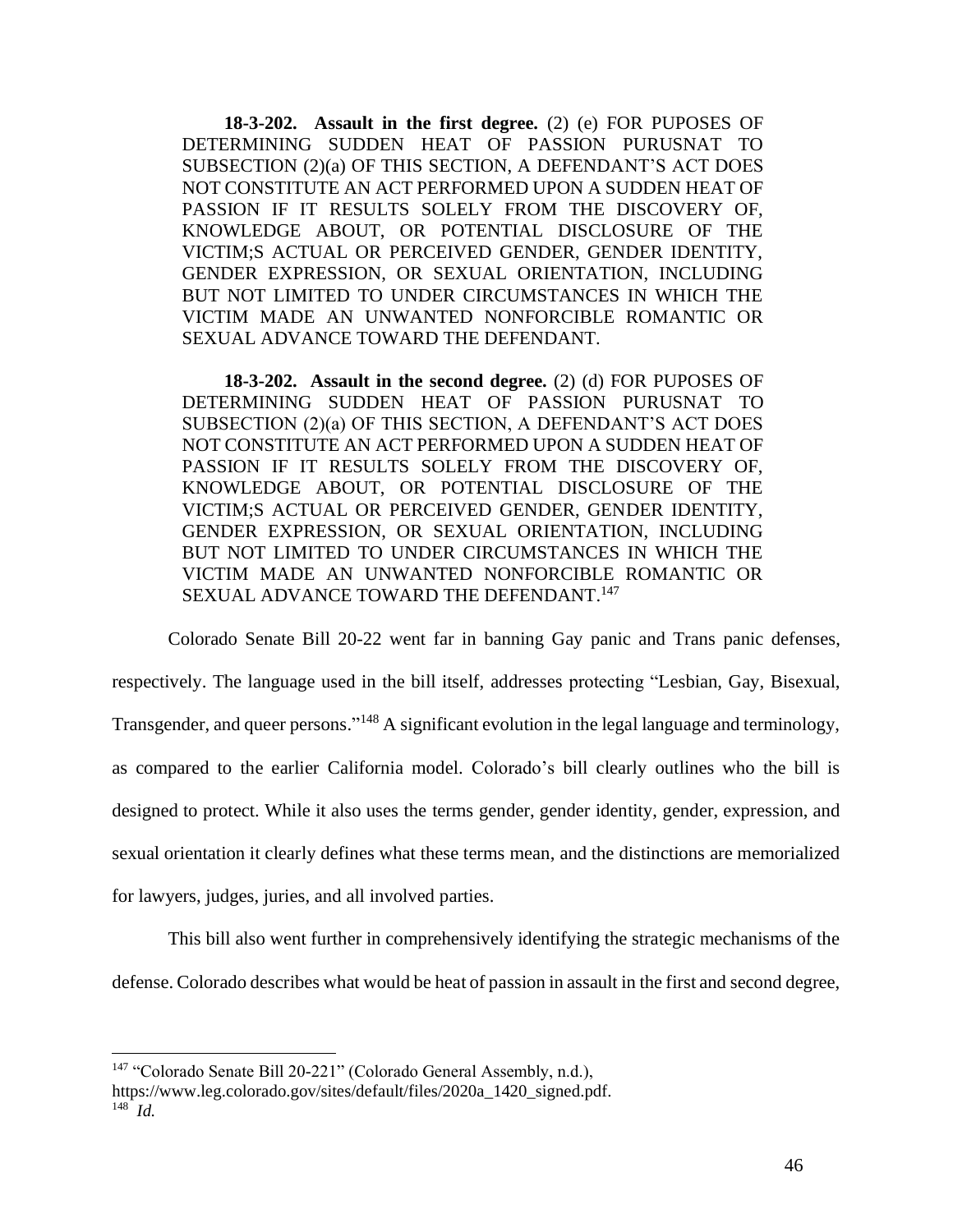**18-3-202. Assault in the first degree.** (2) (e) FOR PUPOSES OF DETERMINING SUDDEN HEAT OF PASSION PURUSNAT TO SUBSECTION (2)(a) OF THIS SECTION, A DEFENDANT'S ACT DOES NOT CONSTITUTE AN ACT PERFORMED UPON A SUDDEN HEAT OF PASSION IF IT RESULTS SOLELY FROM THE DISCOVERY OF, KNOWLEDGE ABOUT, OR POTENTIAL DISCLOSURE OF THE VICTIM;S ACTUAL OR PERCEIVED GENDER, GENDER IDENTITY, GENDER EXPRESSION, OR SEXUAL ORIENTATION, INCLUDING BUT NOT LIMITED TO UNDER CIRCUMSTANCES IN WHICH THE VICTIM MADE AN UNWANTED NONFORCIBLE ROMANTIC OR SEXUAL ADVANCE TOWARD THE DEFENDANT.

**18-3-202. Assault in the second degree.** (2) (d) FOR PUPOSES OF DETERMINING SUDDEN HEAT OF PASSION PURUSNAT TO SUBSECTION (2)(a) OF THIS SECTION, A DEFENDANT'S ACT DOES NOT CONSTITUTE AN ACT PERFORMED UPON A SUDDEN HEAT OF PASSION IF IT RESULTS SOLELY FROM THE DISCOVERY OF, KNOWLEDGE ABOUT, OR POTENTIAL DISCLOSURE OF THE VICTIM;S ACTUAL OR PERCEIVED GENDER, GENDER IDENTITY, GENDER EXPRESSION, OR SEXUAL ORIENTATION, INCLUDING BUT NOT LIMITED TO UNDER CIRCUMSTANCES IN WHICH THE VICTIM MADE AN UNWANTED NONFORCIBLE ROMANTIC OR SEXUAL ADVANCE TOWARD THE DEFENDANT.[147]

Colorado Senate Bill 20-22 went far in banning Gay panic and Trans panic defenses, respectively. The language used in the bill itself, addresses protecting "Lesbian, Gay, Bisexual, Transgender, and queer persons."[148] A significant evolution in the legal language and terminology, as compared to the earlier California model. Colorado's bill clearly outlines who the bill is designed to protect. While it also uses the terms gender, gender identity, gender, expression, and sexual orientation it clearly defines what these terms mean, and the distinctions are memorialized for lawyers, judges, juries, and all involved parties.

This bill also went further in comprehensively identifying the strategic mechanisms of the defense. Colorado describes what would be heat of passion in assault in the first and second degree,

---

[147] "Colorado Senate Bill 20-221" (Colorado General Assembly, n.d.), https://www.leg.colorado.gov/sites/default/files/2020a_1420_signed.pdf.

[148] *Id.*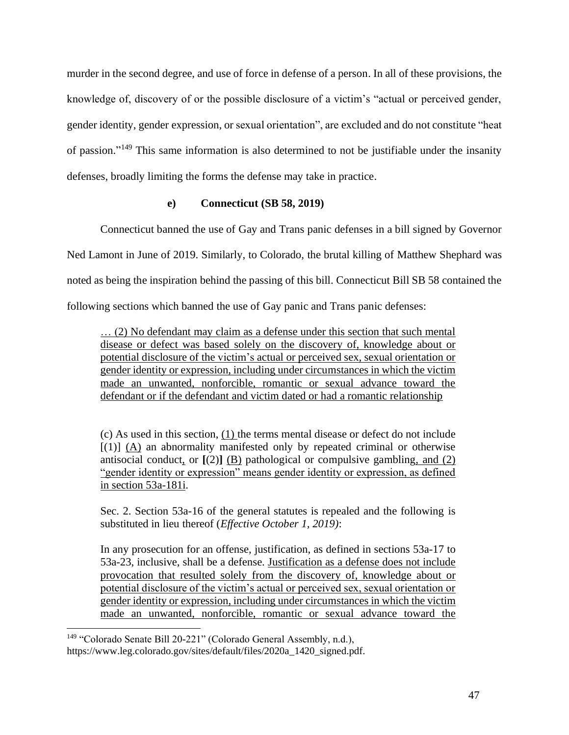murder in the second degree, and use of force in defense of a person. In all of these provisions, the knowledge of, discovery of or the possible disclosure of a victim's "actual or perceived gender, gender identity, gender expression, or sexual orientation", are excluded and do not constitute "heat of passion."[149] This same information is also determined to not be justifiable under the insanity defenses, broadly limiting the forms the defense may take in practice.

#### e) Connecticut (SB 58, 2019)

Connecticut banned the use of Gay and Trans panic defenses in a bill signed by Governor Ned Lamont in June of 2019. Similarly, to Colorado, the brutal killing of Matthew Shephard was noted as being the inspiration behind the passing of this bill. Connecticut Bill SB 58 contained the following sections which banned the use of Gay panic and Trans panic defenses:

> <u>… (2) No defendant may claim as a defense under this section that such mental disease or defect was based solely on the discovery of, knowledge about or potential disclosure of the victim's actual or perceived sex, sexual orientation or gender identity or expression, including under circumstances in which the victim made an unwanted, nonforcible, romantic or sexual advance toward the defendant or if the defendant and victim dated or had a romantic relationship</u>
>
> (c) As used in this section, <u>(1)</u> the terms mental disease or defect do not include [(1)] <u>(A)</u> an abnormality manifested only by repeated criminal or otherwise antisocial conduct<u>,</u> or **[**(2)**]** <u>(B)</u> pathological or compulsive gambling<u>, and (2) "gender identity or expression" means gender identity or expression, as defined in section 53a-181i</u>.
>
> Sec. 2. Section 53a-16 of the general statutes is repealed and the following is substituted in lieu thereof (*Effective October 1, 2019)*:
>
> In any prosecution for an offense, justification, as defined in sections 53a-17 to 53a-23, inclusive, shall be a defense. <u>Justification as a defense does not include provocation that resulted solely from the discovery of, knowledge about or potential disclosure of the victim's actual or perceived sex, sexual orientation or gender identity or expression, including under circumstances in which the victim made an unwanted, nonforcible, romantic or sexual advance toward the</u>

[149] "Colorado Senate Bill 20-221" (Colorado General Assembly, n.d.), https://www.leg.colorado.gov/sites/default/files/2020a_1420_signed.pdf.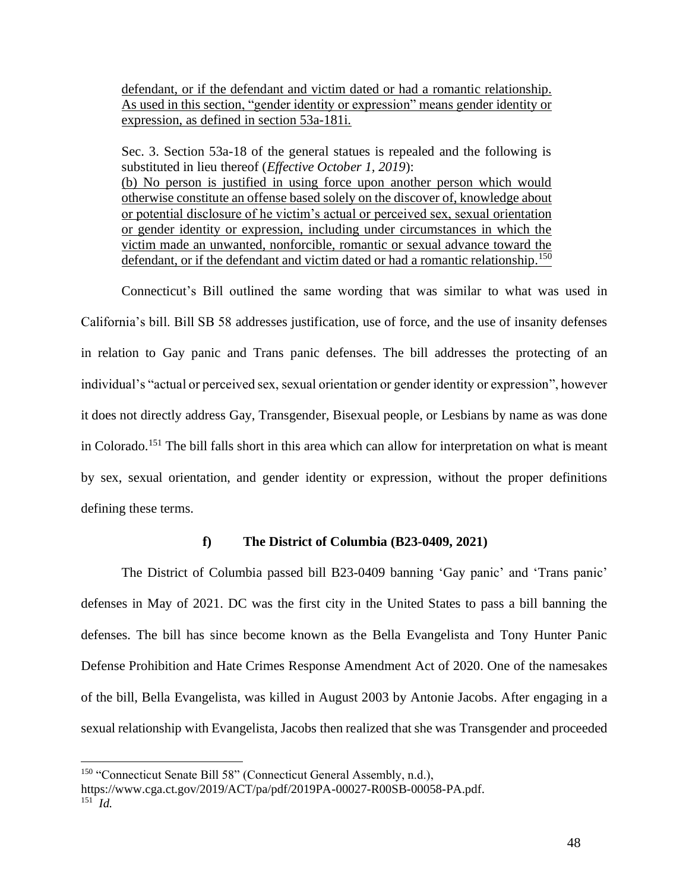defendant, or if the defendant and victim dated or had a romantic relationship. As used in this section, "gender identity or expression" means gender identity or expression, as defined in section 53a-181i.

Sec. 3. Section 53a-18 of the general statues is repealed and the following is substituted in lieu thereof (*Effective October 1, 2019*):
(b) No person is justified in using force upon another person which would otherwise constitute an offense based solely on the discover of, knowledge about or potential disclosure of he victim's actual or perceived sex, sexual orientation or gender identity or expression, including under circumstances in which the victim made an unwanted, nonforcible, romantic or sexual advance toward the defendant, or if the defendant and victim dated or had a romantic relationship.[150]

Connecticut's Bill outlined the same wording that was similar to what was used in California's bill. Bill SB 58 addresses justification, use of force, and the use of insanity defenses in relation to Gay panic and Trans panic defenses. The bill addresses the protecting of an individual's "actual or perceived sex, sexual orientation or gender identity or expression", however it does not directly address Gay, Transgender, Bisexual people, or Lesbians by name as was done in Colorado.[151] The bill falls short in this area which can allow for interpretation on what is meant by sex, sexual orientation, and gender identity or expression, without the proper definitions defining these terms.

#### f) The District of Columbia (B23-0409, 2021)

The District of Columbia passed bill B23-0409 banning 'Gay panic' and 'Trans panic' defenses in May of 2021. DC was the first city in the United States to pass a bill banning the defenses. The bill has since become known as the Bella Evangelista and Tony Hunter Panic Defense Prohibition and Hate Crimes Response Amendment Act of 2020. One of the namesakes of the bill, Bella Evangelista, was killed in August 2003 by Antonie Jacobs. After engaging in a sexual relationship with Evangelista, Jacobs then realized that she was Transgender and proceeded

---

[150] "Connecticut Senate Bill 58" (Connecticut General Assembly, n.d.), https://www.cga.ct.gov/2019/ACT/pa/pdf/2019PA-00027-R00SB-00058-PA.pdf.

[151] *Id.*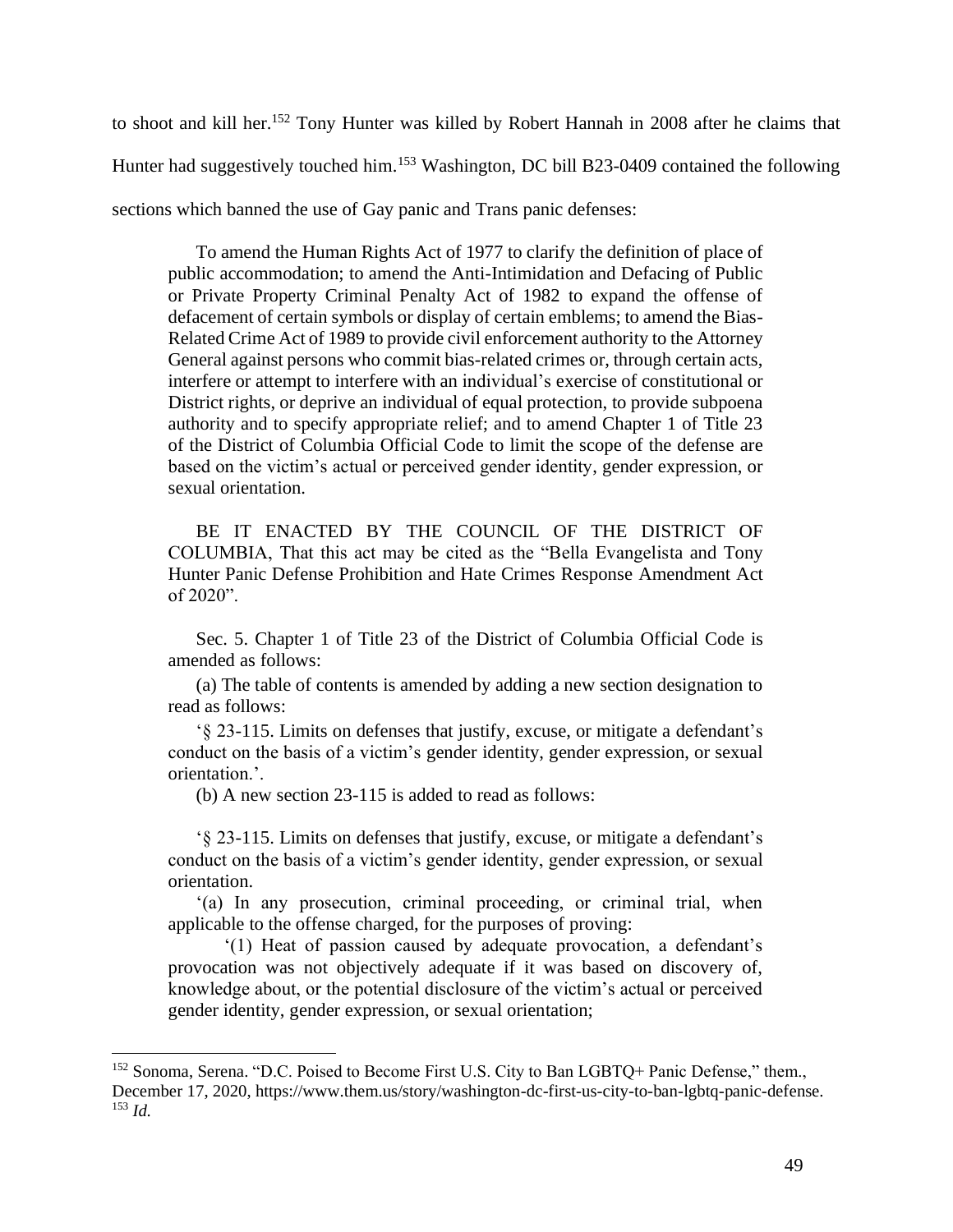to shoot and kill her.[152] Tony Hunter was killed by Robert Hannah in 2008 after he claims that Hunter had suggestively touched him.[153] Washington, DC bill B23-0409 contained the following sections which banned the use of Gay panic and Trans panic defenses:

> To amend the Human Rights Act of 1977 to clarify the definition of place of public accommodation; to amend the Anti-Intimidation and Defacing of Public or Private Property Criminal Penalty Act of 1982 to expand the offense of defacement of certain symbols or display of certain emblems; to amend the Bias-Related Crime Act of 1989 to provide civil enforcement authority to the Attorney General against persons who commit bias-related crimes or, through certain acts, interfere or attempt to interfere with an individual's exercise of constitutional or District rights, or deprive an individual of equal protection, to provide subpoena authority and to specify appropriate relief; and to amend Chapter 1 of Title 23 of the District of Columbia Official Code to limit the scope of the defense are based on the victim's actual or perceived gender identity, gender expression, or sexual orientation.
>
> BE IT ENACTED BY THE COUNCIL OF THE DISTRICT OF COLUMBIA, That this act may be cited as the "Bella Evangelista and Tony Hunter Panic Defense Prohibition and Hate Crimes Response Amendment Act of 2020".
>
> Sec. 5. Chapter 1 of Title 23 of the District of Columbia Official Code is amended as follows:
>
> (a) The table of contents is amended by adding a new section designation to read as follows:
>
> '§ 23-115. Limits on defenses that justify, excuse, or mitigate a defendant's conduct on the basis of a victim's gender identity, gender expression, or sexual orientation.'.
>
> (b) A new section 23-115 is added to read as follows:
>
> '§ 23-115. Limits on defenses that justify, excuse, or mitigate a defendant's conduct on the basis of a victim's gender identity, gender expression, or sexual orientation.
>
> '(a) In any prosecution, criminal proceeding, or criminal trial, when applicable to the offense charged, for the purposes of proving:
>
> '(1) Heat of passion caused by adequate provocation, a defendant's provocation was not objectively adequate if it was based on discovery of, knowledge about, or the potential disclosure of the victim's actual or perceived gender identity, gender expression, or sexual orientation;

---

[152] Sonoma, Serena. "D.C. Poised to Become First U.S. City to Ban LGBTQ+ Panic Defense," them., December 17, 2020, https://www.them.us/story/washington-dc-first-us-city-to-ban-lgbtq-panic-defense.

[153] *Id.*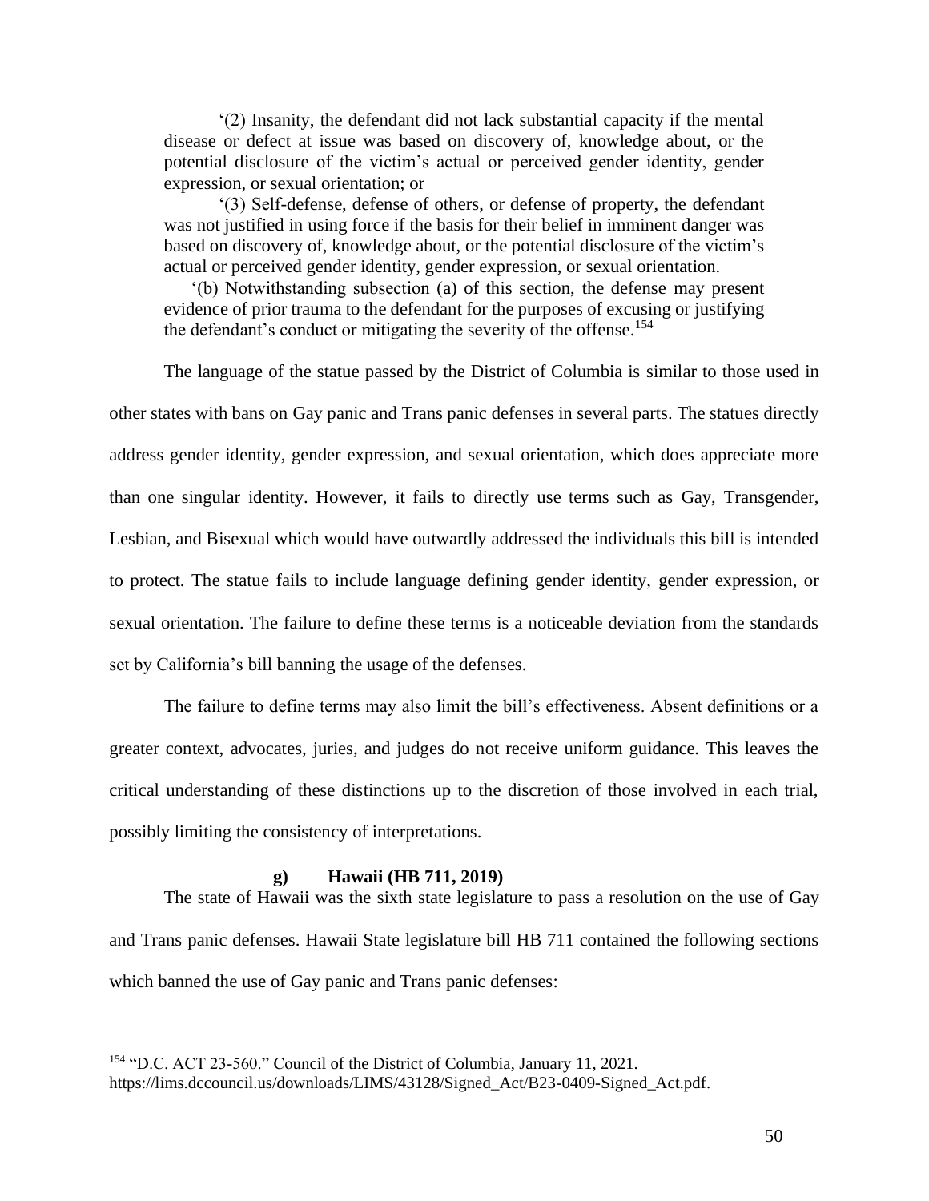'(2) Insanity, the defendant did not lack substantial capacity if the mental disease or defect at issue was based on discovery of, knowledge about, or the potential disclosure of the victim's actual or perceived gender identity, gender expression, or sexual orientation; or

'(3) Self-defense, defense of others, or defense of property, the defendant was not justified in using force if the basis for their belief in imminent danger was based on discovery of, knowledge about, or the potential disclosure of the victim's actual or perceived gender identity, gender expression, or sexual orientation.

'(b) Notwithstanding subsection (a) of this section, the defense may present evidence of prior trauma to the defendant for the purposes of excusing or justifying the defendant's conduct or mitigating the severity of the offense.[154]

The language of the statue passed by the District of Columbia is similar to those used in other states with bans on Gay panic and Trans panic defenses in several parts. The statues directly address gender identity, gender expression, and sexual orientation, which does appreciate more than one singular identity. However, it fails to directly use terms such as Gay, Transgender, Lesbian, and Bisexual which would have outwardly addressed the individuals this bill is intended to protect. The statue fails to include language defining gender identity, gender expression, or sexual orientation. The failure to define these terms is a noticeable deviation from the standards set by California's bill banning the usage of the defenses.

The failure to define terms may also limit the bill's effectiveness. Absent definitions or a greater context, advocates, juries, and judges do not receive uniform guidance. This leaves the critical understanding of these distinctions up to the discretion of those involved in each trial, possibly limiting the consistency of interpretations.

#### g) Hawaii (HB 711, 2019)

The state of Hawaii was the sixth state legislature to pass a resolution on the use of Gay and Trans panic defenses. Hawaii State legislature bill HB 711 contained the following sections which banned the use of Gay panic and Trans panic defenses:

---

[154] "D.C. ACT 23-560." Council of the District of Columbia, January 11, 2021. https://lims.dccouncil.us/downloads/LIMS/43128/Signed_Act/B23-0409-Signed_Act.pdf.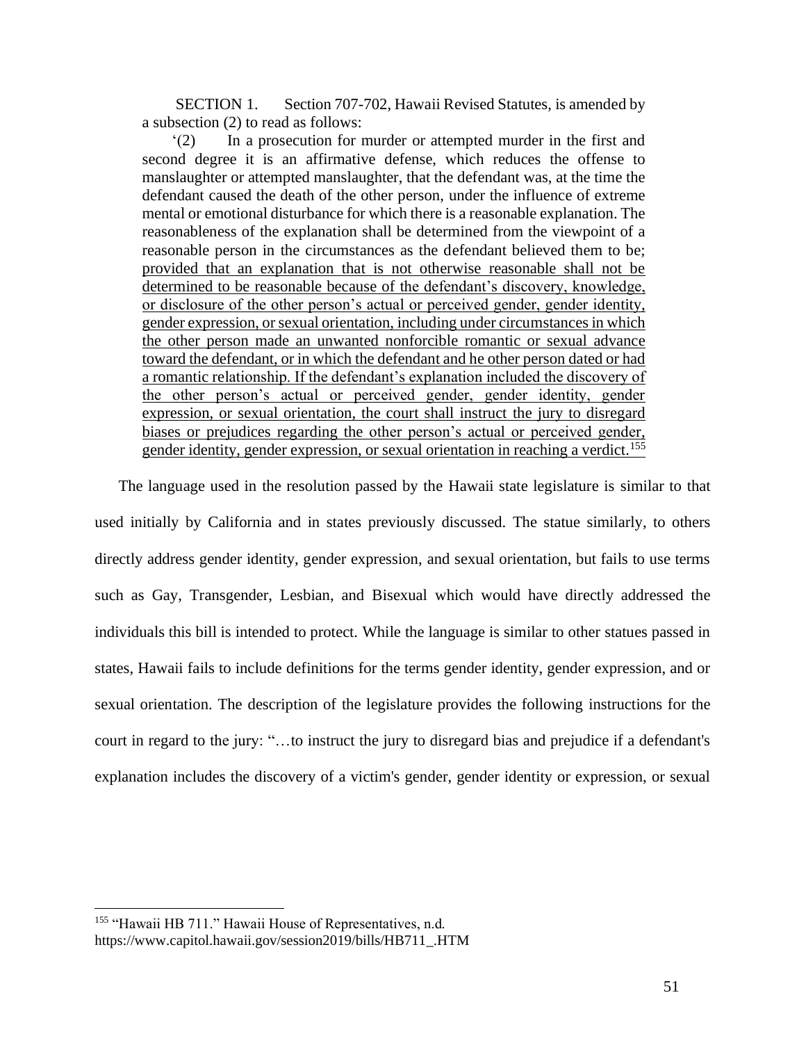> SECTION 1. Section 707-702, Hawaii Revised Statutes, is amended by a subsection (2) to read as follows:
>
> '(2) In a prosecution for murder or attempted murder in the first and second degree it is an affirmative defense, which reduces the offense to manslaughter or attempted manslaughter, that the defendant was, at the time the defendant caused the death of the other person, under the influence of extreme mental or emotional disturbance for which there is a reasonable explanation. The reasonableness of the explanation shall be determined from the viewpoint of a reasonable person in the circumstances as the defendant believed them to be; <u>provided that an explanation that is not otherwise reasonable shall not be determined to be reasonable because of the defendant's discovery, knowledge, or disclosure of the other person's actual or perceived gender, gender identity, gender expression, or sexual orientation, including under circumstances in which the other person made an unwanted nonforcible romantic or sexual advance toward the defendant, or in which the defendant and he other person dated or had a romantic relationship. If the defendant's explanation included the discovery of the other person's actual or perceived gender, gender identity, gender expression, or sexual orientation, the court shall instruct the jury to disregard biases or prejudices regarding the other person's actual or perceived gender, gender identity, gender expression, or sexual orientation in reaching a verdict.</u>[155]

The language used in the resolution passed by the Hawaii state legislature is similar to that used initially by California and in states previously discussed. The statue similarly, to others directly address gender identity, gender expression, and sexual orientation, but fails to use terms such as Gay, Transgender, Lesbian, and Bisexual which would have directly addressed the individuals this bill is intended to protect. While the language is similar to other statues passed in states, Hawaii fails to include definitions for the terms gender identity, gender expression, and or sexual orientation. The description of the legislature provides the following instructions for the court in regard to the jury: "…to instruct the jury to disregard bias and prejudice if a defendant's explanation includes the discovery of a victim's gender, gender identity or expression, or sexual

---

[155] "Hawaii HB 711." Hawaii House of Representatives, n.d. https://www.capitol.hawaii.gov/session2019/bills/HB711_.HTM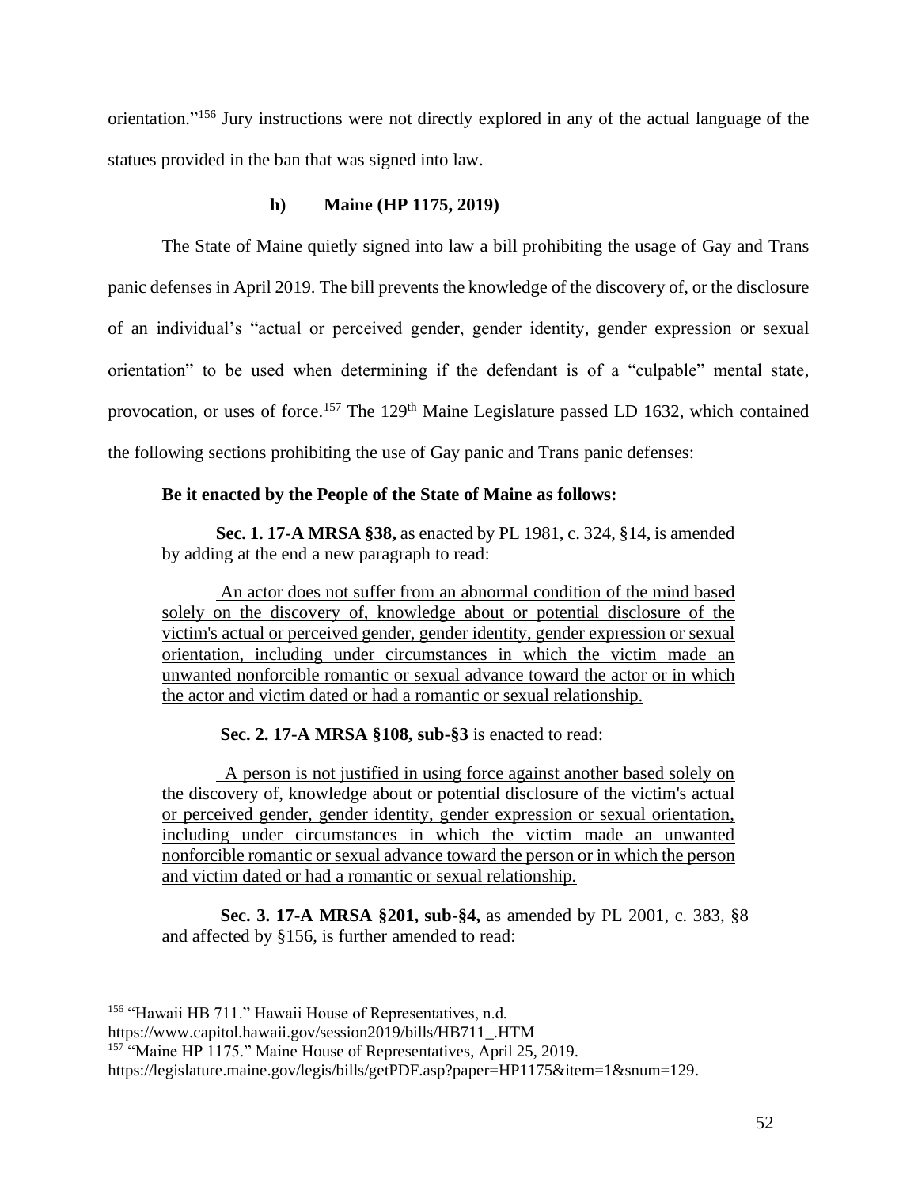orientation."[156] Jury instructions were not directly explored in any of the actual language of the statues provided in the ban that was signed into law.

#### h) Maine (HP 1175, 2019)

The State of Maine quietly signed into law a bill prohibiting the usage of Gay and Trans panic defenses in April 2019. The bill prevents the knowledge of the discovery of, or the disclosure of an individual's "actual or perceived gender, gender identity, gender expression or sexual orientation" to be used when determining if the defendant is of a "culpable" mental state, provocation, or uses of force.[157] The 129th Maine Legislature passed LD 1632, which contained the following sections prohibiting the use of Gay panic and Trans panic defenses:

> **Be it enacted by the People of the State of Maine as follows:**
>
> **Sec. 1. 17-A MRSA §38,** as enacted by PL 1981, c. 324, §14, is amended by adding at the end a new paragraph to read:
>
> <u>An actor does not suffer from an abnormal condition of the mind based solely on the discovery of, knowledge about or potential disclosure of the victim's actual or perceived gender, gender identity, gender expression or sexual orientation, including under circumstances in which the victim made an unwanted nonforcible romantic or sexual advance toward the actor or in which the actor and victim dated or had a romantic or sexual relationship.</u>
>
> **Sec. 2. 17-A MRSA §108, sub-§3** is enacted to read:
>
> <u>A person is not justified in using force against another based solely on the discovery of, knowledge about or potential disclosure of the victim's actual or perceived gender, gender identity, gender expression or sexual orientation, including under circumstances in which the victim made an unwanted nonforcible romantic or sexual advance toward the person or in which the person and victim dated or had a romantic or sexual relationship.</u>
>
> **Sec. 3. 17-A MRSA §201, sub-§4,** as amended by PL 2001, c. 383, §8 and affected by §156, is further amended to read:

---

[156] "Hawaii HB 711." Hawaii House of Representatives, n.d. https://www.capitol.hawaii.gov/session2019/bills/HB711_.HTM

[157] "Maine HP 1175." Maine House of Representatives, April 25, 2019. https://legislature.maine.gov/legis/bills/getPDF.asp?paper=HP1175&item=1&snum=129.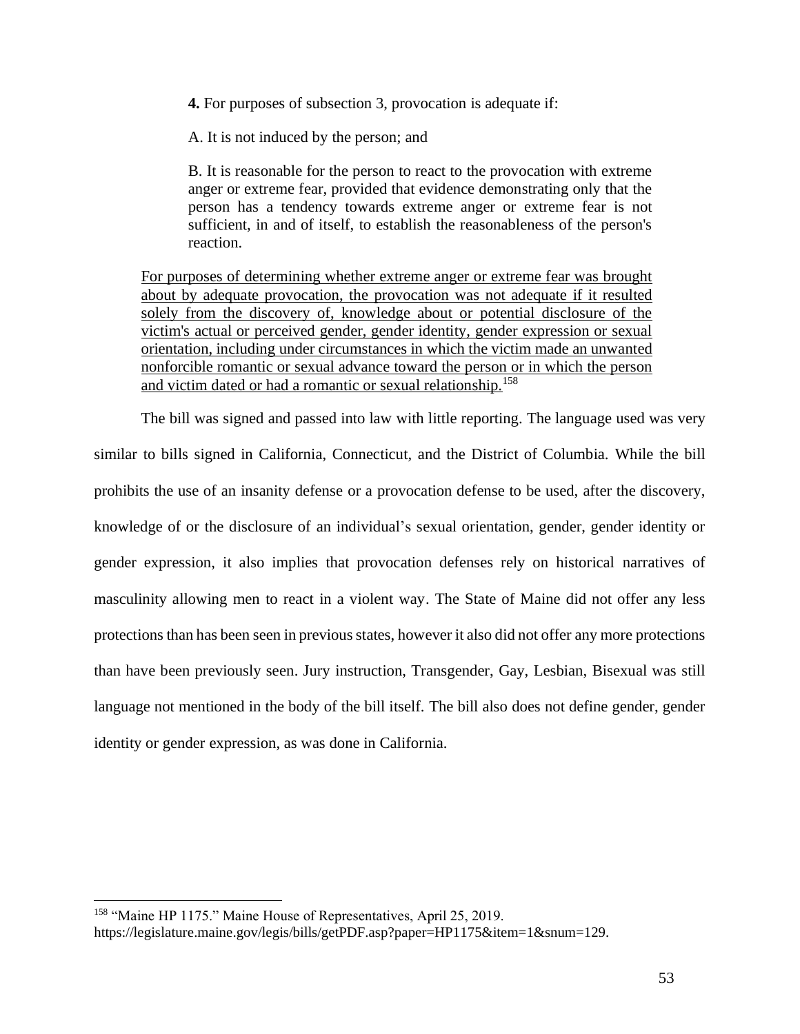> **4.** For purposes of subsection 3, provocation is adequate if:
>
> A. It is not induced by the person; and
>
> B. It is reasonable for the person to react to the provocation with extreme anger or extreme fear, provided that evidence demonstrating only that the person has a tendency towards extreme anger or extreme fear is not sufficient, in and of itself, to establish the reasonableness of the person's reaction.
>
> <u>For purposes of determining whether extreme anger or extreme fear was brought about by adequate provocation, the provocation was not adequate if it resulted solely from the discovery of, knowledge about or potential disclosure of the victim's actual or perceived gender, gender identity, gender expression or sexual orientation, including under circumstances in which the victim made an unwanted nonforcible romantic or sexual advance toward the person or in which the person and victim dated or had a romantic or sexual relationship.</u>[158]

The bill was signed and passed into law with little reporting. The language used was very similar to bills signed in California, Connecticut, and the District of Columbia. While the bill prohibits the use of an insanity defense or a provocation defense to be used, after the discovery, knowledge of or the disclosure of an individual's sexual orientation, gender, gender identity or gender expression, it also implies that provocation defenses rely on historical narratives of masculinity allowing men to react in a violent way. The State of Maine did not offer any less protections than has been seen in previous states, however it also did not offer any more protections than have been previously seen. Jury instruction, Transgender, Gay, Lesbian, Bisexual was still language not mentioned in the body of the bill itself. The bill also does not define gender, gender identity or gender expression, as was done in California.

---

[158] "Maine HP 1175." Maine House of Representatives, April 25, 2019. https://legislature.maine.gov/legis/bills/getPDF.asp?paper=HP1175&item=1&snum=129.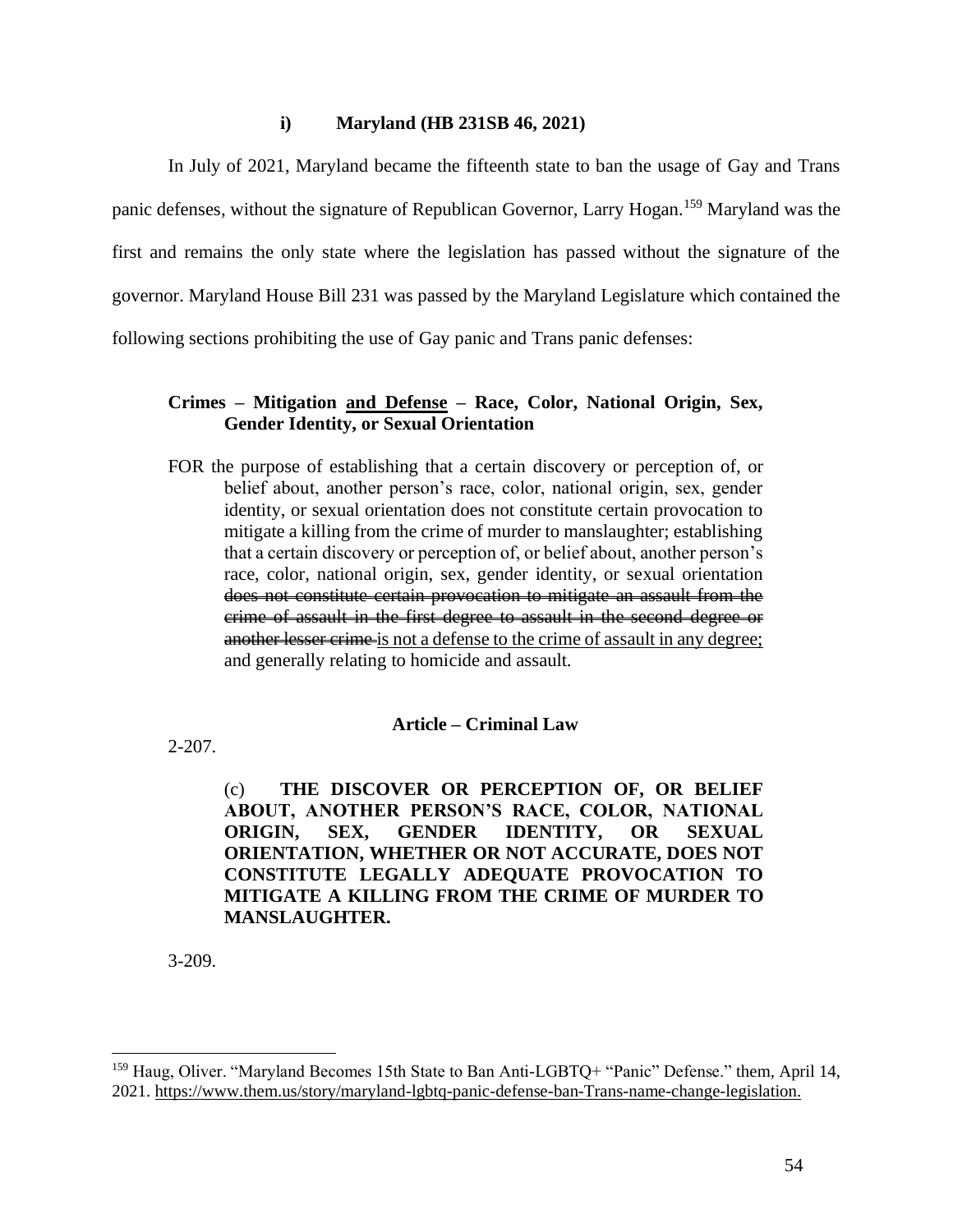#### i) Maryland (HB 231SB 46, 2021)

In July of 2021, Maryland became the fifteenth state to ban the usage of Gay and Trans panic defenses, without the signature of Republican Governor, Larry Hogan.[159] Maryland was the first and remains the only state where the legislation has passed without the signature of the governor. Maryland House Bill 231 was passed by the Maryland Legislature which contained the following sections prohibiting the use of Gay panic and Trans panic defenses:

> **Crimes – Mitigation <u>and Defense</u> – Race, Color, National Origin, Sex, Gender Identity, or Sexual Orientation**
>
> FOR the purpose of establishing that a certain discovery or perception of, or belief about, another person's race, color, national origin, sex, gender identity, or sexual orientation does not constitute certain provocation to mitigate a killing from the crime of murder to manslaughter; establishing that a certain discovery or perception of, or belief about, another person's race, color, national origin, sex, gender identity, or sexual orientation ~~does not constitute certain provocation to mitigate an assault from the crime of assault in the first degree to assault in the second degree or another lesser crime~~ <u>is not a defense to the crime of assault in any degree;</u> and generally relating to homicide and assault.

**Article – Criminal Law**

2-207.

> (c) **THE DISCOVER OR PERCEPTION OF, OR BELIEF ABOUT, ANOTHER PERSON'S RACE, COLOR, NATIONAL ORIGIN, SEX, GENDER IDENTITY, OR SEXUAL ORIENTATION, WHETHER OR NOT ACCURATE, DOES NOT CONSTITUTE LEGALLY ADEQUATE PROVOCATION TO MITIGATE A KILLING FROM THE CRIME OF MURDER TO MANSLAUGHTER.**

3-209.

---

[159] Haug, Oliver. "Maryland Becomes 15th State to Ban Anti-LGBTQ+ "Panic" Defense." them, April 14, 2021. https://www.them.us/story/maryland-lgbtq-panic-defense-ban-Trans-name-change-legislation.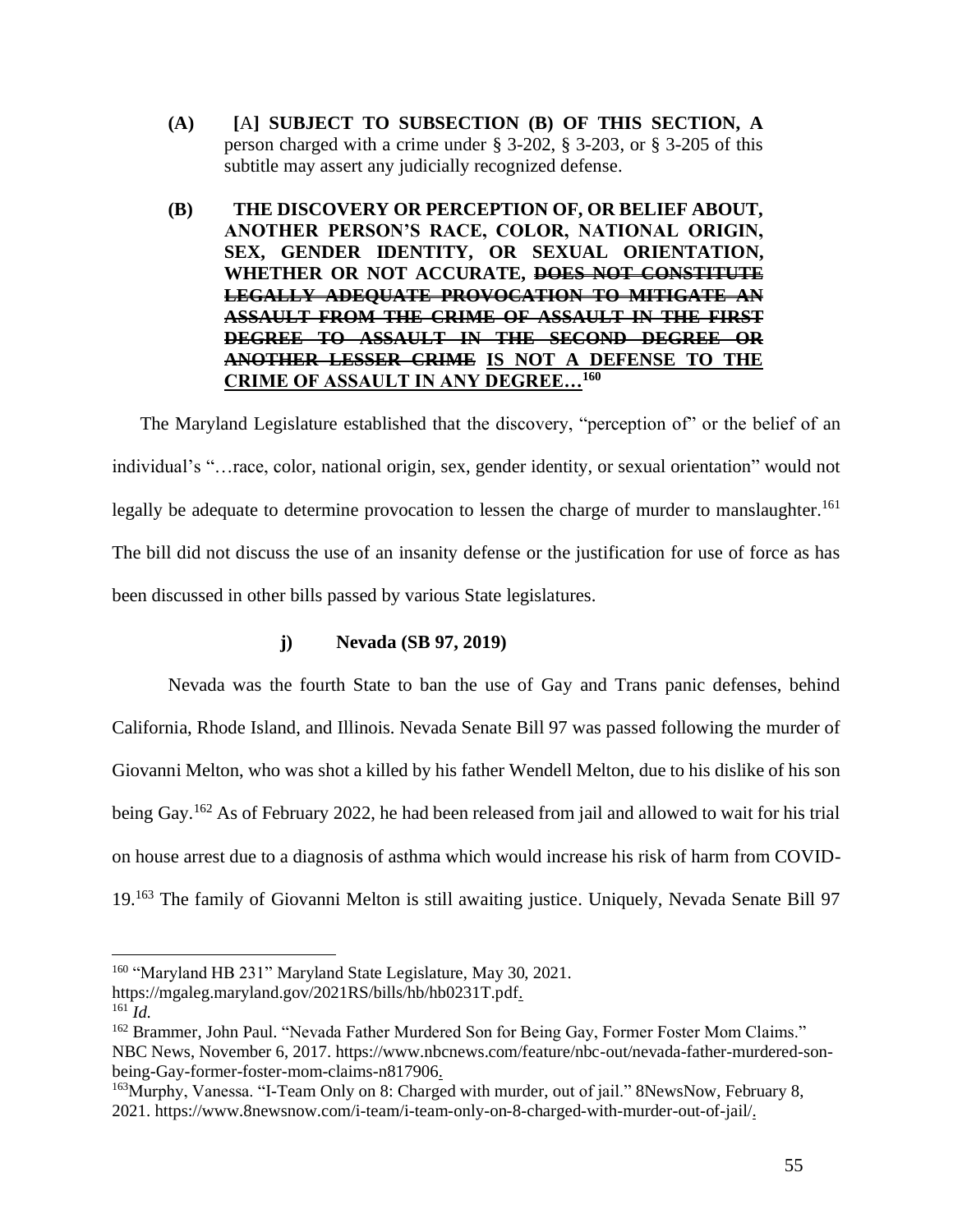**(A)** **[**A**] SUBJECT TO SUBSECTION (B) OF THIS SECTION, A** person charged with a crime under § 3-202, § 3-203, or § 3-205 of this subtitle may assert any judicially recognized defense.

**(B)** **THE DISCOVERY OR PERCEPTION OF, OR BELIEF ABOUT, ANOTHER PERSON'S RACE, COLOR, NATIONAL ORIGIN, SEX, GENDER IDENTITY, OR SEXUAL ORIENTATION, WHETHER OR NOT ACCURATE, ~~DOES NOT CONSTITUTE LEGALLY ADEQUATE PROVOCATION TO MITIGATE AN ASSAULT FROM THE CRIME OF ASSAULT IN THE FIRST DEGREE TO ASSAULT IN THE SECOND DEGREE OR ANOTHER LESSER CRIME~~ <u>IS NOT A DEFENSE TO THE CRIME OF ASSAULT IN ANY DEGREE…</u>**[160]

The Maryland Legislature established that the discovery, "perception of" or the belief of an individual's "…race, color, national origin, sex, gender identity, or sexual orientation" would not legally be adequate to determine provocation to lessen the charge of murder to manslaughter.[161] The bill did not discuss the use of an insanity defense or the justification for use of force as has been discussed in other bills passed by various State legislatures.

#### j) Nevada (SB 97, 2019)

Nevada was the fourth State to ban the use of Gay and Trans panic defenses, behind California, Rhode Island, and Illinois. Nevada Senate Bill 97 was passed following the murder of Giovanni Melton, who was shot a killed by his father Wendell Melton, due to his dislike of his son being Gay.[162] As of February 2022, he had been released from jail and allowed to wait for his trial on house arrest due to a diagnosis of asthma which would increase his risk of harm from COVID-19.[163] The family of Giovanni Melton is still awaiting justice. Uniquely, Nevada Senate Bill 97

---

[160] "Maryland HB 231" Maryland State Legislature, May 30, 2021. https://mgaleg.maryland.gov/2021RS/bills/hb/hb0231T.pdf.

[161] *Id.*

[162] Brammer, John Paul. "Nevada Father Murdered Son for Being Gay, Former Foster Mom Claims." NBC News, November 6, 2017. https://www.nbcnews.com/feature/nbc-out/nevada-father-murdered-son-being-Gay-former-foster-mom-claims-n817906.

[163] Murphy, Vanessa. "I-Team Only on 8: Charged with murder, out of jail." 8NewsNow, February 8, 2021. https://www.8newsnow.com/i-team/i-team-only-on-8-charged-with-murder-out-of-jail/.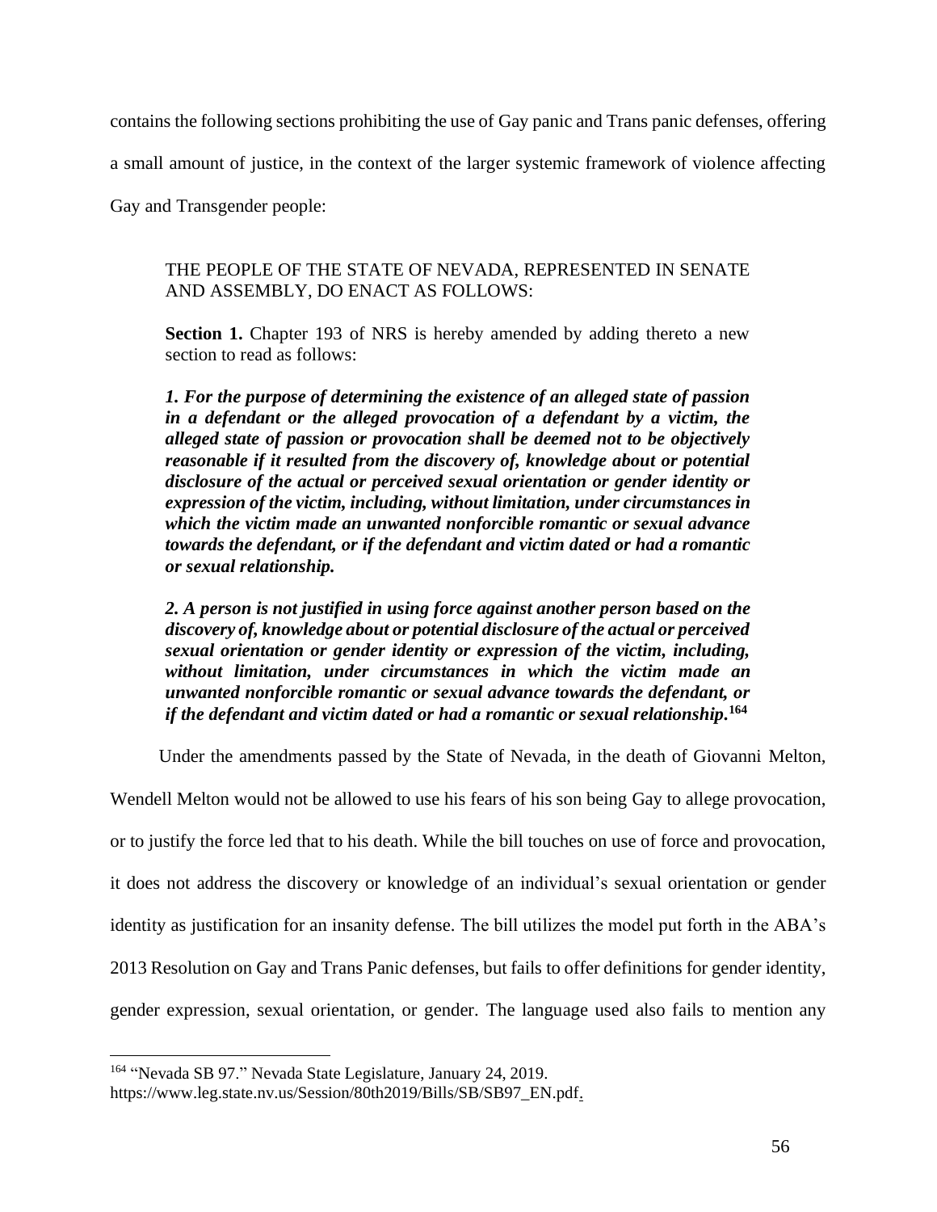contains the following sections prohibiting the use of Gay panic and Trans panic defenses, offering a small amount of justice, in the context of the larger systemic framework of violence affecting Gay and Transgender people:

> THE PEOPLE OF THE STATE OF NEVADA, REPRESENTED IN SENATE AND ASSEMBLY, DO ENACT AS FOLLOWS:
>
> **Section 1.** Chapter 193 of NRS is hereby amended by adding thereto a new section to read as follows:
>
> ***1. For the purpose of determining the existence of an alleged state of passion in a defendant or the alleged provocation of a defendant by a victim, the alleged state of passion or provocation shall be deemed not to be objectively reasonable if it resulted from the discovery of, knowledge about or potential disclosure of the actual or perceived sexual orientation or gender identity or expression of the victim, including, without limitation, under circumstances in which the victim made an unwanted nonforcible romantic or sexual advance towards the defendant, or if the defendant and victim dated or had a romantic or sexual relationship.***
>
> ***2. A person is not justified in using force against another person based on the discovery of, knowledge about or potential disclosure of the actual or perceived sexual orientation or gender identity or expression of the victim, including, without limitation, under circumstances in which the victim made an unwanted nonforcible romantic or sexual advance towards the defendant, or if the defendant and victim dated or had a romantic or sexual relationship.***[164]

Under the amendments passed by the State of Nevada, in the death of Giovanni Melton, Wendell Melton would not be allowed to use his fears of his son being Gay to allege provocation, or to justify the force led that to his death. While the bill touches on use of force and provocation, it does not address the discovery or knowledge of an individual's sexual orientation or gender identity as justification for an insanity defense. The bill utilizes the model put forth in the ABA's 2013 Resolution on Gay and Trans Panic defenses, but fails to offer definitions for gender identity, gender expression, sexual orientation, or gender. The language used also fails to mention any

---

[164] "Nevada SB 97." Nevada State Legislature, January 24, 2019. https://www.leg.state.nv.us/Session/80th2019/Bills/SB/SB97_EN.pdf.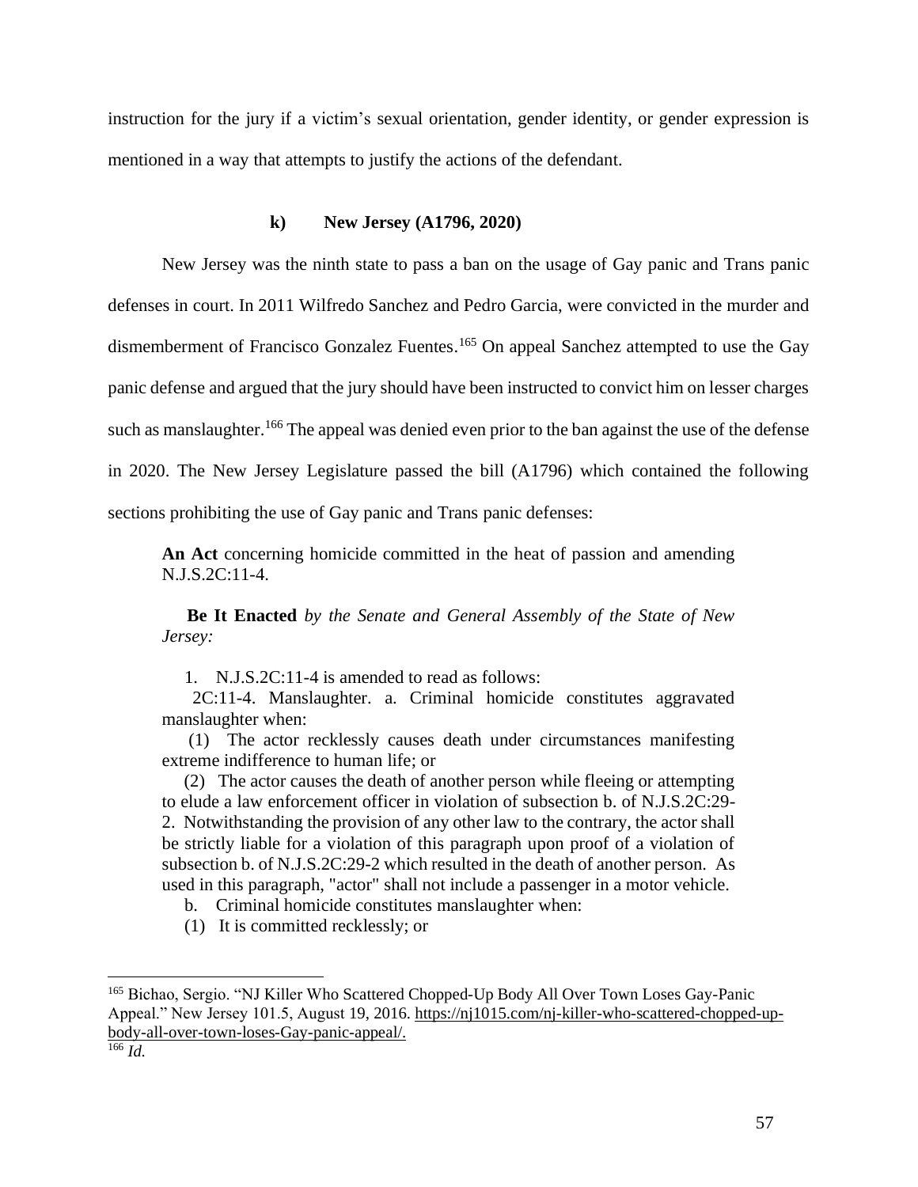instruction for the jury if a victim's sexual orientation, gender identity, or gender expression is mentioned in a way that attempts to justify the actions of the defendant.

#### k) New Jersey (A1796, 2020)

New Jersey was the ninth state to pass a ban on the usage of Gay panic and Trans panic defenses in court. In 2011 Wilfredo Sanchez and Pedro Garcia, were convicted in the murder and dismemberment of Francisco Gonzalez Fuentes.[165] On appeal Sanchez attempted to use the Gay panic defense and argued that the jury should have been instructed to convict him on lesser charges such as manslaughter.[166] The appeal was denied even prior to the ban against the use of the defense in 2020. The New Jersey Legislature passed the bill (A1796) which contained the following sections prohibiting the use of Gay panic and Trans panic defenses:

> **An Act** concerning homicide committed in the heat of passion and amending N.J.S.2C:11-4.
>
> **Be It Enacted** *by the Senate and General Assembly of the State of New Jersey:*
>
> 1. N.J.S.2C:11-4 is amended to read as follows:
>
> 2C:11-4. Manslaughter. a. Criminal homicide constitutes aggravated manslaughter when:
>
> (1) The actor recklessly causes death under circumstances manifesting extreme indifference to human life; or
>
> (2) The actor causes the death of another person while fleeing or attempting to elude a law enforcement officer in violation of subsection b. of N.J.S.2C:29-2. Notwithstanding the provision of any other law to the contrary, the actor shall be strictly liable for a violation of this paragraph upon proof of a violation of subsection b. of N.J.S.2C:29-2 which resulted in the death of another person. As used in this paragraph, "actor" shall not include a passenger in a motor vehicle.
>
> b. Criminal homicide constitutes manslaughter when:
>
> (1) It is committed recklessly; or

---

[165] Bichao, Sergio. "NJ Killer Who Scattered Chopped-Up Body All Over Town Loses Gay-Panic Appeal." New Jersey 101.5, August 19, 2016. https://nj1015.com/nj-killer-who-scattered-chopped-up-body-all-over-town-loses-Gay-panic-appeal/.

[166] *Id.*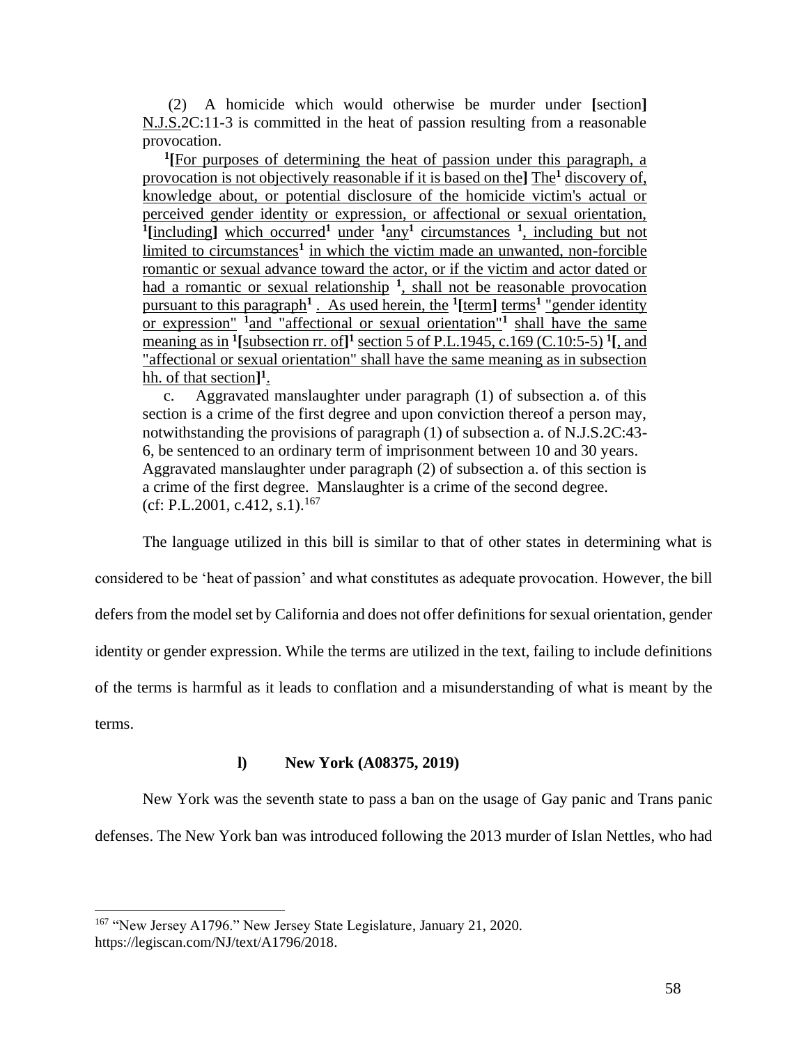(2) A homicide which would otherwise be murder under [section] N.J.S.2C:11-3 is committed in the heat of passion resulting from a reasonable provocation.

[1][For purposes of determining the heat of passion under this paragraph, a provocation is not objectively reasonable if it is based on the] The[1] discovery of, knowledge about, or potential disclosure of the homicide victim's actual or perceived gender identity or expression, or affectional or sexual orientation, [1][including] which occurred[1] under [1]any[1] circumstances [1], including but not limited to circumstances[1] in which the victim made an unwanted, non-forcible romantic or sexual advance toward the actor, or if the victim and actor dated or had a romantic or sexual relationship [1], shall not be reasonable provocation pursuant to this paragraph[1] . As used herein, the [1][term] terms[1] "gender identity or expression" [1]and "affectional or sexual orientation"[1] shall have the same meaning as in [1][subsection rr. of][1] section 5 of P.L.1945, c.169 (C.10:5-5) [1][, and "affectional or sexual orientation" shall have the same meaning as in subsection hh. of that section][1].

c. Aggravated manslaughter under paragraph (1) of subsection a. of this section is a crime of the first degree and upon conviction thereof a person may, notwithstanding the provisions of paragraph (1) of subsection a. of N.J.S.2C:43-6, be sentenced to an ordinary term of imprisonment between 10 and 30 years. Aggravated manslaughter under paragraph (2) of subsection a. of this section is a crime of the first degree. Manslaughter is a crime of the second degree.
(cf: P.L.2001, c.412, s.1).[167]

The language utilized in this bill is similar to that of other states in determining what is considered to be 'heat of passion' and what constitutes as adequate provocation. However, the bill defers from the model set by California and does not offer definitions for sexual orientation, gender identity or gender expression. While the terms are utilized in the text, failing to include definitions of the terms is harmful as it leads to conflation and a misunderstanding of what is meant by the terms.

#### l) New York (A08375, 2019)

New York was the seventh state to pass a ban on the usage of Gay panic and Trans panic defenses. The New York ban was introduced following the 2013 murder of Islan Nettles, who had

---

[167] "New Jersey A1796." New Jersey State Legislature, January 21, 2020. https://legiscan.com/NJ/text/A1796/2018.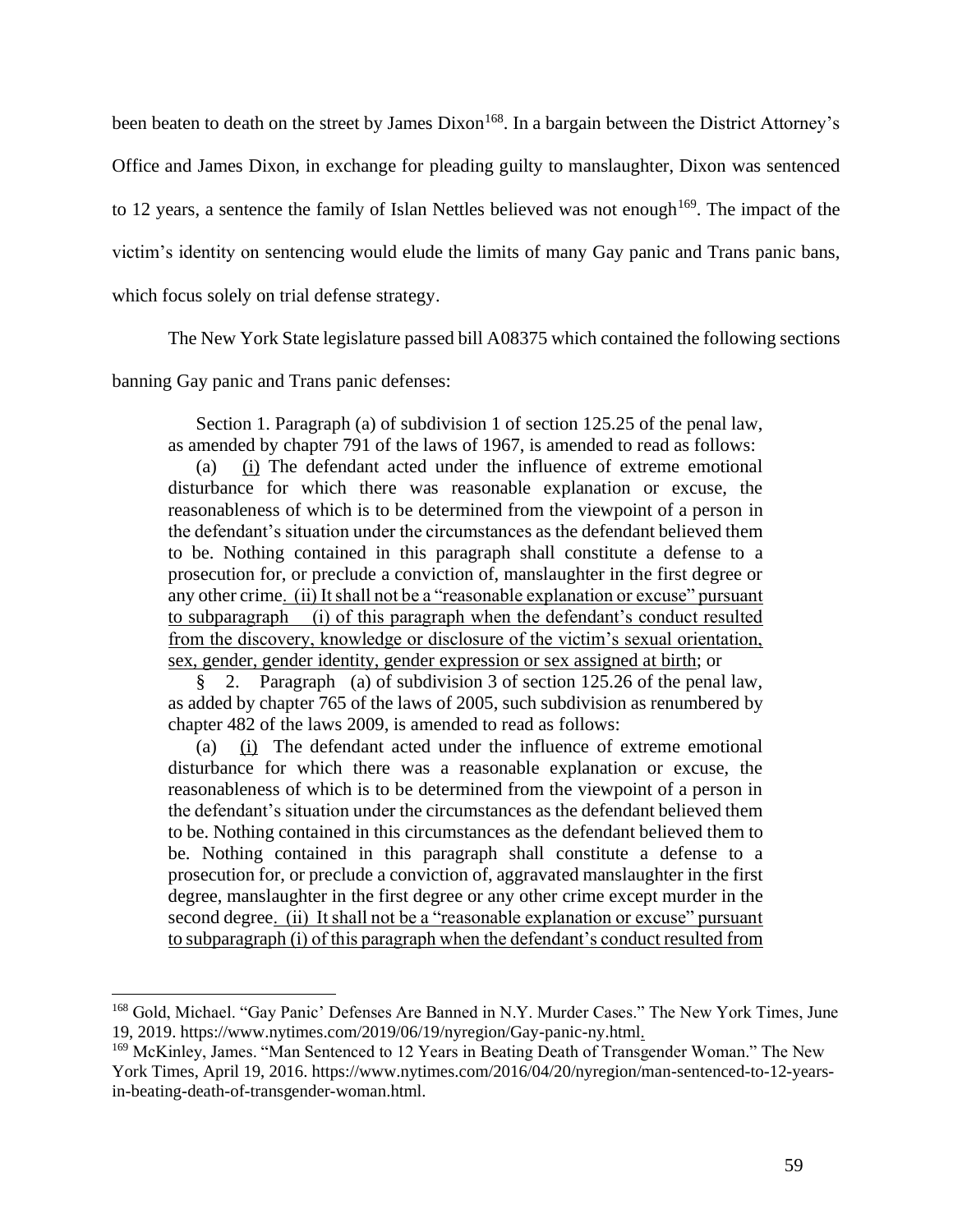been beaten to death on the street by James Dixon[168]. In a bargain between the District Attorney's Office and James Dixon, in exchange for pleading guilty to manslaughter, Dixon was sentenced to 12 years, a sentence the family of Islan Nettles believed was not enough[169]. The impact of the victim's identity on sentencing would elude the limits of many Gay panic and Trans panic bans, which focus solely on trial defense strategy.

The New York State legislature passed bill A08375 which contained the following sections banning Gay panic and Trans panic defenses:

> Section 1. Paragraph (a) of subdivision 1 of section 125.25 of the penal law, as amended by chapter 791 of the laws of 1967, is amended to read as follows:
>
> (a) <u>(i)</u> The defendant acted under the influence of extreme emotional disturbance for which there was reasonable explanation or excuse, the reasonableness of which is to be determined from the viewpoint of a person in the defendant's situation under the circumstances as the defendant believed them to be. Nothing contained in this paragraph shall constitute a defense to a prosecution for, or preclude a conviction of, manslaughter in the first degree or any other crime<u>. (ii) It shall not be a "reasonable explanation or excuse" pursuant to subparagraph (i) of this paragraph when the defendant's conduct resulted from the discovery, knowledge or disclosure of the victim's sexual orientation, sex, gender, gender identity, gender expression or sex assigned at birth</u>; or
>
> § 2. Paragraph (a) of subdivision 3 of section 125.26 of the penal law, as added by chapter 765 of the laws of 2005, such subdivision as renumbered by chapter 482 of the laws 2009, is amended to read as follows:
>
> (a) <u>(i)</u> The defendant acted under the influence of extreme emotional disturbance for which there was a reasonable explanation or excuse, the reasonableness of which is to be determined from the viewpoint of a person in the defendant's situation under the circumstances as the defendant believed them to be. Nothing contained in this circumstances as the defendant believed them to be. Nothing contained in this paragraph shall constitute a defense to a prosecution for, or preclude a conviction of, aggravated manslaughter in the first degree, manslaughter in the first degree or any other crime except murder in the second degree<u>. (ii) It shall not be a "reasonable explanation or excuse" pursuant to subparagraph (i) of this paragraph when the defendant's conduct resulted from</u>

---

[168] Gold, Michael. "Gay Panic' Defenses Are Banned in N.Y. Murder Cases." The New York Times, June 19, 2019. https://www.nytimes.com/2019/06/19/nyregion/Gay-panic-ny.html.

[169] McKinley, James. "Man Sentenced to 12 Years in Beating Death of Transgender Woman." The New York Times, April 19, 2016. https://www.nytimes.com/2016/04/20/nyregion/man-sentenced-to-12-years-in-beating-death-of-transgender-woman.html.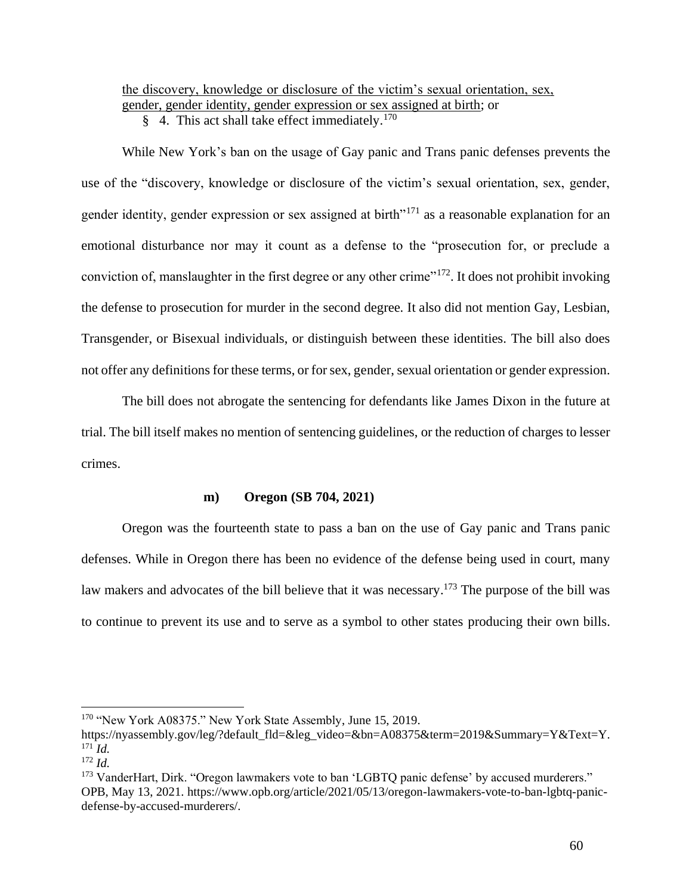the discovery, knowledge or disclosure of the victim's sexual orientation, sex, gender, gender identity, gender expression or sex assigned at birth; or

§ 4. This act shall take effect immediately.[170]

While New York's ban on the usage of Gay panic and Trans panic defenses prevents the use of the "discovery, knowledge or disclosure of the victim's sexual orientation, sex, gender, gender identity, gender expression or sex assigned at birth"[171] as a reasonable explanation for an emotional disturbance nor may it count as a defense to the "prosecution for, or preclude a conviction of, manslaughter in the first degree or any other crime"[172]. It does not prohibit invoking the defense to prosecution for murder in the second degree. It also did not mention Gay, Lesbian, Transgender, or Bisexual individuals, or distinguish between these identities. The bill also does not offer any definitions for these terms, or for sex, gender, sexual orientation or gender expression.

The bill does not abrogate the sentencing for defendants like James Dixon in the future at trial. The bill itself makes no mention of sentencing guidelines, or the reduction of charges to lesser crimes.

#### m) Oregon (SB 704, 2021)

Oregon was the fourteenth state to pass a ban on the use of Gay panic and Trans panic defenses. While in Oregon there has been no evidence of the defense being used in court, many law makers and advocates of the bill believe that it was necessary.[173] The purpose of the bill was to continue to prevent its use and to serve as a symbol to other states producing their own bills.

---

[170] "New York A08375." New York State Assembly, June 15, 2019. https://nyassembly.gov/leg/?default_fld=&leg_video=&bn=A08375&term=2019&Summary=Y&Text=Y.

[171] *Id.*

[172] *Id.*

[173] VanderHart, Dirk. "Oregon lawmakers vote to ban 'LGBTQ panic defense' by accused murderers." OPB, May 13, 2021. https://www.opb.org/article/2021/05/13/oregon-lawmakers-vote-to-ban-lgbtq-panic-defense-by-accused-murderers/.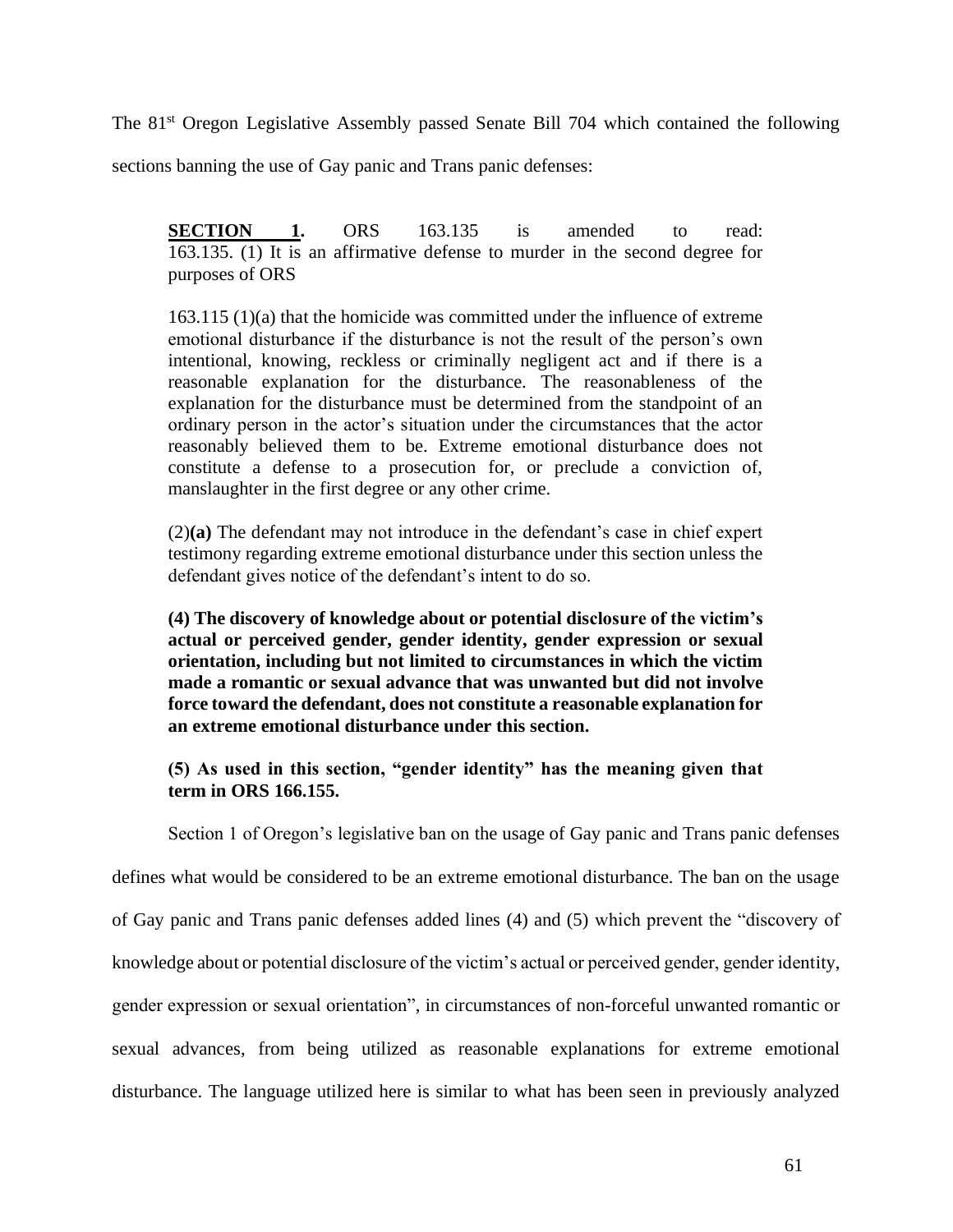The 81st Oregon Legislative Assembly passed Senate Bill 704 which contained the following sections banning the use of Gay panic and Trans panic defenses:

> **SECTION 1.** ORS 163.135 is amended to read: 163.135. (1) It is an affirmative defense to murder in the second degree for purposes of ORS
>
> 163.115 (1)(a) that the homicide was committed under the influence of extreme emotional disturbance if the disturbance is not the result of the person's own intentional, knowing, reckless or criminally negligent act and if there is a reasonable explanation for the disturbance. The reasonableness of the explanation for the disturbance must be determined from the standpoint of an ordinary person in the actor's situation under the circumstances that the actor reasonably believed them to be. Extreme emotional disturbance does not constitute a defense to a prosecution for, or preclude a conviction of, manslaughter in the first degree or any other crime.
>
> (2)**(a)** The defendant may not introduce in the defendant's case in chief expert testimony regarding extreme emotional disturbance under this section unless the defendant gives notice of the defendant's intent to do so.
>
> **(4) The discovery of knowledge about or potential disclosure of the victim's actual or perceived gender, gender identity, gender expression or sexual orientation, including but not limited to circumstances in which the victim made a romantic or sexual advance that was unwanted but did not involve force toward the defendant, does not constitute a reasonable explanation for an extreme emotional disturbance under this section.**
>
> **(5) As used in this section, "gender identity" has the meaning given that term in ORS 166.155.**

Section 1 of Oregon's legislative ban on the usage of Gay panic and Trans panic defenses defines what would be considered to be an extreme emotional disturbance. The ban on the usage of Gay panic and Trans panic defenses added lines (4) and (5) which prevent the "discovery of knowledge about or potential disclosure of the victim's actual or perceived gender, gender identity, gender expression or sexual orientation", in circumstances of non-forceful unwanted romantic or sexual advances, from being utilized as reasonable explanations for extreme emotional disturbance. The language utilized here is similar to what has been seen in previously analyzed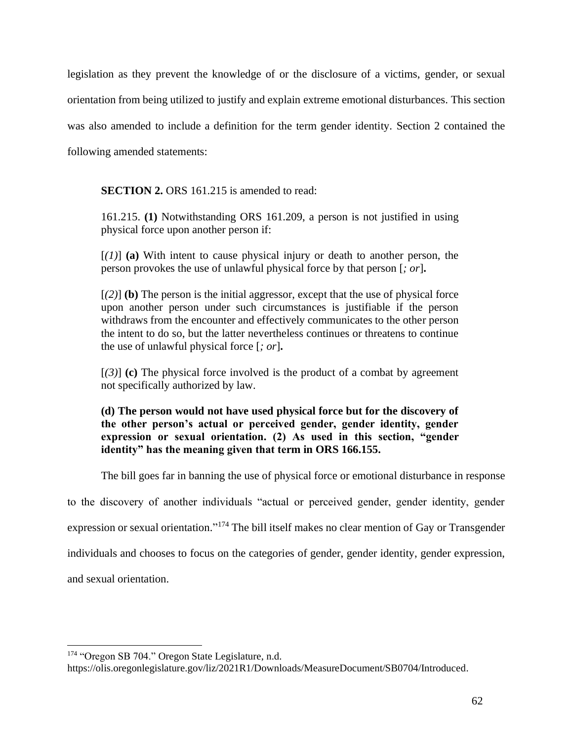legislation as they prevent the knowledge of or the disclosure of a victims, gender, or sexual orientation from being utilized to justify and explain extreme emotional disturbances. This section was also amended to include a definition for the term gender identity. Section 2 contained the following amended statements:

> **SECTION 2.** ORS 161.215 is amended to read:
>
> 161.215. **(1)** Notwithstanding ORS 161.209, a person is not justified in using physical force upon another person if:
>
> [*(1)*] **(a)** With intent to cause physical injury or death to another person, the person provokes the use of unlawful physical force by that person [*; or*]**.**
>
> [*(2)*] **(b)** The person is the initial aggressor, except that the use of physical force upon another person under such circumstances is justifiable if the person withdraws from the encounter and effectively communicates to the other person the intent to do so, but the latter nevertheless continues or threatens to continue the use of unlawful physical force [*; or*]**.**
>
> [*(3)*] **(c)** The physical force involved is the product of a combat by agreement not specifically authorized by law.
>
> **(d) The person would not have used physical force but for the discovery of the other person's actual or perceived gender, gender identity, gender expression or sexual orientation. (2) As used in this section, "gender identity" has the meaning given that term in ORS 166.155.**

The bill goes far in banning the use of physical force or emotional disturbance in response to the discovery of another individuals "actual or perceived gender, gender identity, gender expression or sexual orientation."[174] The bill itself makes no clear mention of Gay or Transgender individuals and chooses to focus on the categories of gender, gender identity, gender expression, and sexual orientation.

---

[174] "Oregon SB 704." Oregon State Legislature, n.d. https://olis.oregonlegislature.gov/liz/2021R1/Downloads/MeasureDocument/SB0704/Introduced.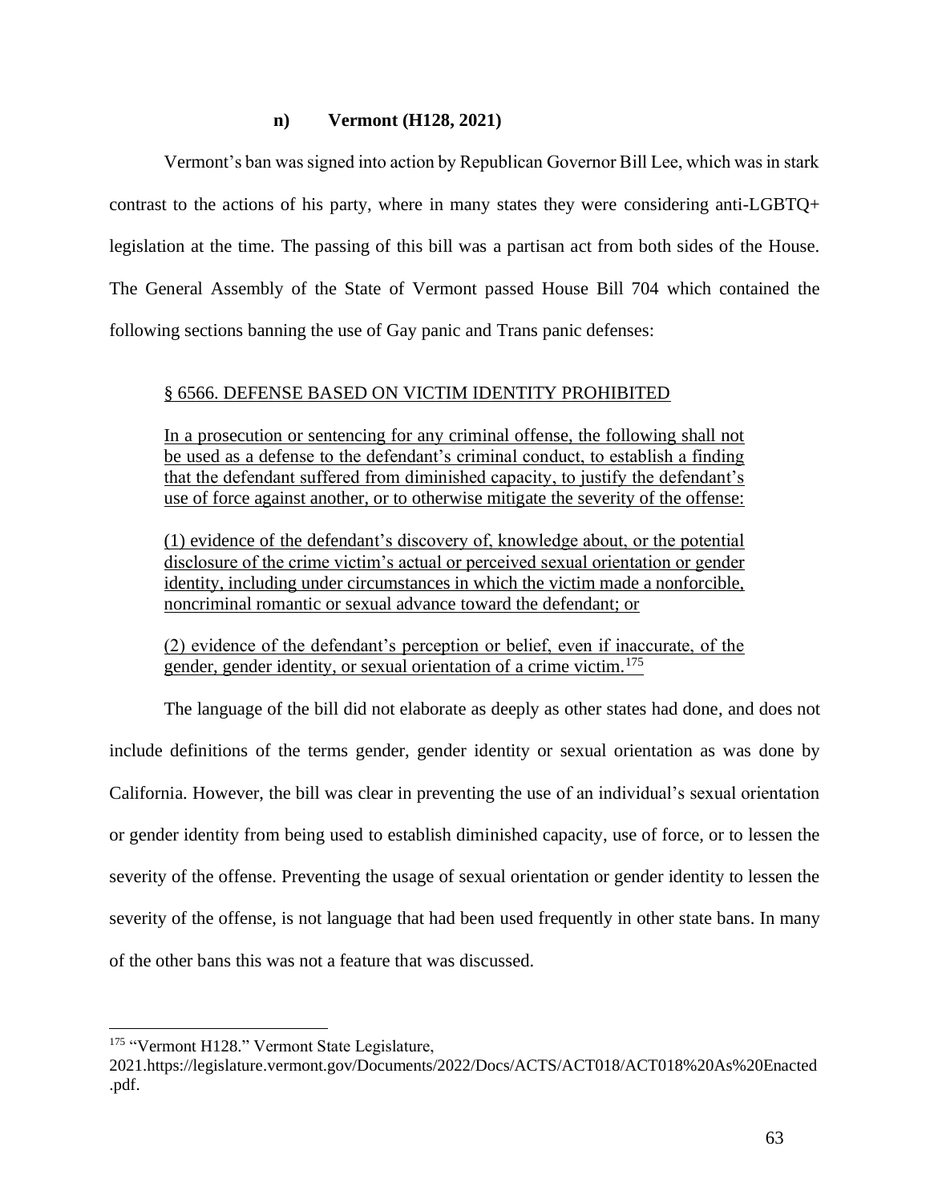#### n) Vermont (H128, 2021)

Vermont's ban was signed into action by Republican Governor Bill Lee, which was in stark contrast to the actions of his party, where in many states they were considering anti-LGBTQ+ legislation at the time. The passing of this bill was a partisan act from both sides of the House. The General Assembly of the State of Vermont passed House Bill 704 which contained the following sections banning the use of Gay panic and Trans panic defenses:

> <u>§ 6566. DEFENSE BASED ON VICTIM IDENTITY PROHIBITED</u>
>
> <u>In a prosecution or sentencing for any criminal offense, the following shall not be used as a defense to the defendant's criminal conduct, to establish a finding that the defendant suffered from diminished capacity, to justify the defendant's use of force against another, or to otherwise mitigate the severity of the offense:</u>
>
> <u>(1) evidence of the defendant's discovery of, knowledge about, or the potential disclosure of the crime victim's actual or perceived sexual orientation or gender identity, including under circumstances in which the victim made a nonforcible, noncriminal romantic or sexual advance toward the defendant; or</u>
>
> <u>(2) evidence of the defendant's perception or belief, even if inaccurate, of the gender, gender identity, or sexual orientation of a crime victim.</u>[175]

The language of the bill did not elaborate as deeply as other states had done, and does not include definitions of the terms gender, gender identity or sexual orientation as was done by California. However, the bill was clear in preventing the use of an individual's sexual orientation or gender identity from being used to establish diminished capacity, use of force, or to lessen the severity of the offense. Preventing the usage of sexual orientation or gender identity to lessen the severity of the offense, is not language that had been used frequently in other state bans. In many of the other bans this was not a feature that was discussed.

---

[175] "Vermont H128." Vermont State Legislature, 2021.https://legislature.vermont.gov/Documents/2022/Docs/ACTS/ACT018/ACT018%20As%20Enacted.pdf.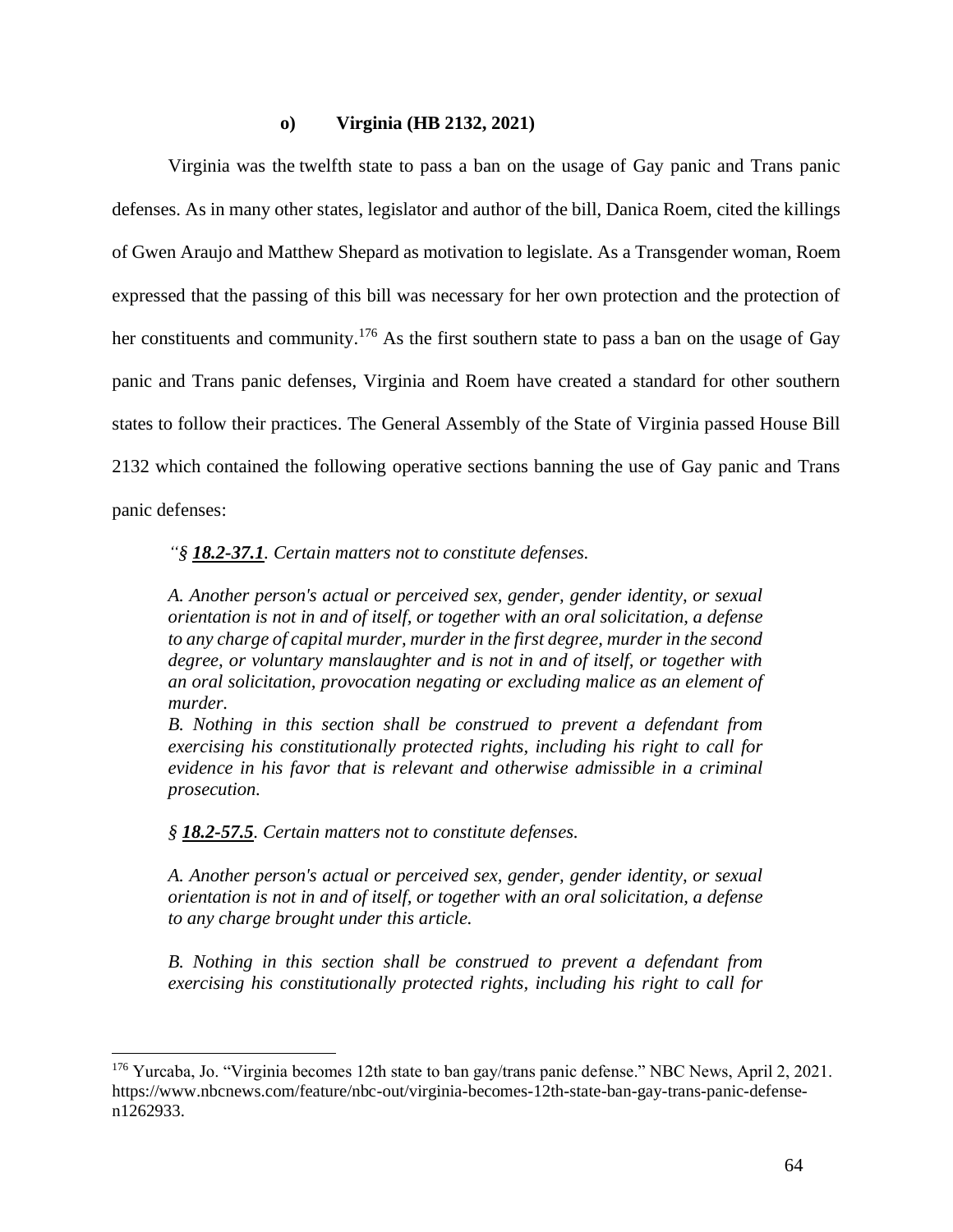#### o) Virginia (HB 2132, 2021)

Virginia was the twelfth state to pass a ban on the usage of Gay panic and Trans panic defenses. As in many other states, legislator and author of the bill, Danica Roem, cited the killings of Gwen Araujo and Matthew Shepard as motivation to legislate. As a Transgender woman, Roem expressed that the passing of this bill was necessary for her own protection and the protection of her constituents and community.[176] As the first southern state to pass a ban on the usage of Gay panic and Trans panic defenses, Virginia and Roem have created a standard for other southern states to follow their practices. The General Assembly of the State of Virginia passed House Bill 2132 which contained the following operative sections banning the use of Gay panic and Trans panic defenses:

> *"§ **18.2-37.1**. Certain matters not to constitute defenses.*
>
> *A. Another person's actual or perceived sex, gender, gender identity, or sexual orientation is not in and of itself, or together with an oral solicitation, a defense to any charge of capital murder, murder in the first degree, murder in the second degree, or voluntary manslaughter and is not in and of itself, or together with an oral solicitation, provocation negating or excluding malice as an element of murder.*
> *B. Nothing in this section shall be construed to prevent a defendant from exercising his constitutionally protected rights, including his right to call for evidence in his favor that is relevant and otherwise admissible in a criminal prosecution.*
>
> *§ **18.2-57.5**. Certain matters not to constitute defenses.*
>
> *A. Another person's actual or perceived sex, gender, gender identity, or sexual orientation is not in and of itself, or together with an oral solicitation, a defense to any charge brought under this article.*
>
> *B. Nothing in this section shall be construed to prevent a defendant from exercising his constitutionally protected rights, including his right to call for*

[176] Yurcaba, Jo. "Virginia becomes 12th state to ban gay/trans panic defense." NBC News, April 2, 2021. https://www.nbcnews.com/feature/nbc-out/virginia-becomes-12th-state-ban-gay-trans-panic-defense-n1262933.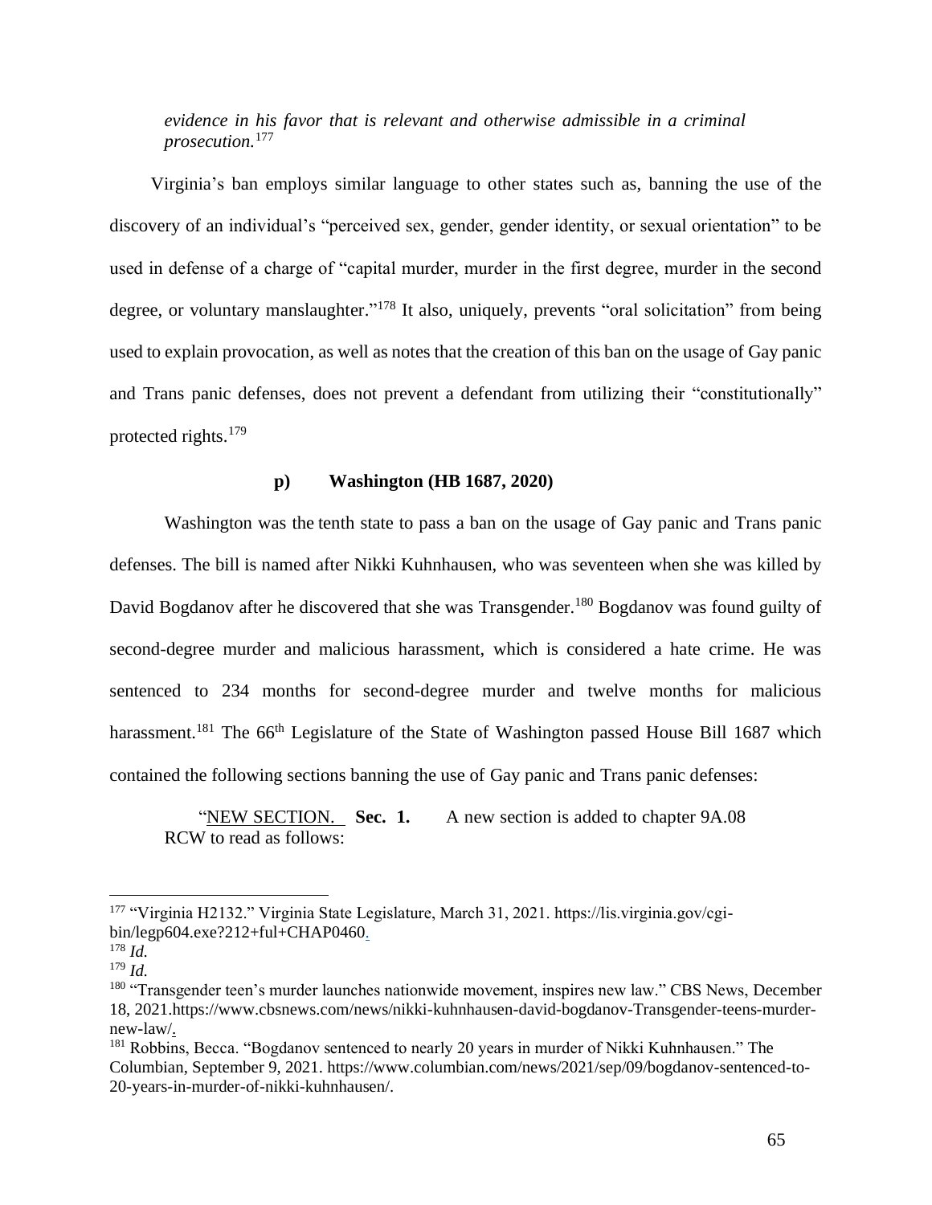*evidence in his favor that is relevant and otherwise admissible in a criminal prosecution.*[177]

Virginia's ban employs similar language to other states such as, banning the use of the discovery of an individual's "perceived sex, gender, gender identity, or sexual orientation" to be used in defense of a charge of "capital murder, murder in the first degree, murder in the second degree, or voluntary manslaughter."[178] It also, uniquely, prevents "oral solicitation" from being used to explain provocation, as well as notes that the creation of this ban on the usage of Gay panic and Trans panic defenses, does not prevent a defendant from utilizing their "constitutionally" protected rights.[179]

### p) Washington (HB 1687, 2020)

Washington was the tenth state to pass a ban on the usage of Gay panic and Trans panic defenses. The bill is named after Nikki Kuhnhausen, who was seventeen when she was killed by David Bogdanov after he discovered that she was Transgender.[180] Bogdanov was found guilty of second-degree murder and malicious harassment, which is considered a hate crime. He was sentenced to 234 months for second-degree murder and twelve months for malicious harassment.[181] The 66th Legislature of the State of Washington passed House Bill 1687 which contained the following sections banning the use of Gay panic and Trans panic defenses:

"NEW SECTION. **Sec. 1.** A new section is added to chapter 9A.08 RCW to read as follows:

---

[177] "Virginia H2132." Virginia State Legislature, March 31, 2021. https://lis.virginia.gov/cgi-bin/legp604.exe?212+ful+CHAP0460.

[178] *Id.*

[179] *Id.*

[180] "Transgender teen's murder launches nationwide movement, inspires new law." CBS News, December 18, 2021.https://www.cbsnews.com/news/nikki-kuhnhausen-david-bogdanov-Transgender-teens-murder-new-law/.

[181] Robbins, Becca. "Bogdanov sentenced to nearly 20 years in murder of Nikki Kuhnhausen." The Columbian, September 9, 2021. https://www.columbian.com/news/2021/sep/09/bogdanov-sentenced-to-20-years-in-murder-of-nikki-kuhnhausen/.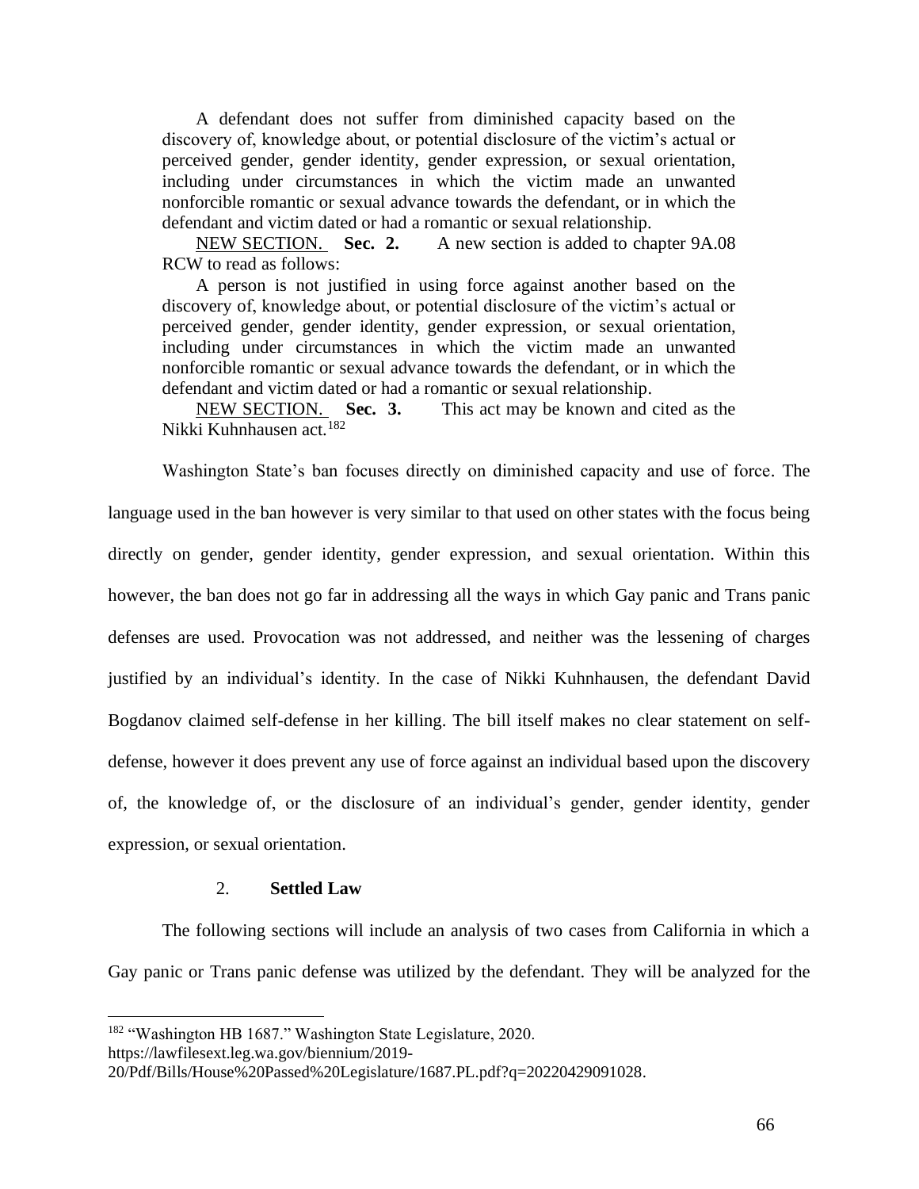A defendant does not suffer from diminished capacity based on the discovery of, knowledge about, or potential disclosure of the victim's actual or perceived gender, gender identity, gender expression, or sexual orientation, including under circumstances in which the victim made an unwanted nonforcible romantic or sexual advance towards the defendant, or in which the defendant and victim dated or had a romantic or sexual relationship.

NEW SECTION. **Sec. 2.** A new section is added to chapter 9A.08 RCW to read as follows:

A person is not justified in using force against another based on the discovery of, knowledge about, or potential disclosure of the victim's actual or perceived gender, gender identity, gender expression, or sexual orientation, including under circumstances in which the victim made an unwanted nonforcible romantic or sexual advance towards the defendant, or in which the defendant and victim dated or had a romantic or sexual relationship.

NEW SECTION. **Sec. 3.** This act may be known and cited as the Nikki Kuhnhausen act.[182]

Washington State's ban focuses directly on diminished capacity and use of force. The language used in the ban however is very similar to that used on other states with the focus being directly on gender, gender identity, gender expression, and sexual orientation. Within this however, the ban does not go far in addressing all the ways in which Gay panic and Trans panic defenses are used. Provocation was not addressed, and neither was the lessening of charges justified by an individual's identity. In the case of Nikki Kuhnhausen, the defendant David Bogdanov claimed self-defense in her killing. The bill itself makes no clear statement on self-defense, however it does prevent any use of force against an individual based upon the discovery of, the knowledge of, or the disclosure of an individual's gender, gender identity, gender expression, or sexual orientation.

### 2. **Settled Law**

The following sections will include an analysis of two cases from California in which a Gay panic or Trans panic defense was utilized by the defendant. They will be analyzed for the

[182] "Washington HB 1687." Washington State Legislature, 2020. https://lawfilesext.leg.wa.gov/biennium/2019-20/Pdf/Bills/House%20Passed%20Legislature/1687.PL.pdf?q=20220429091028.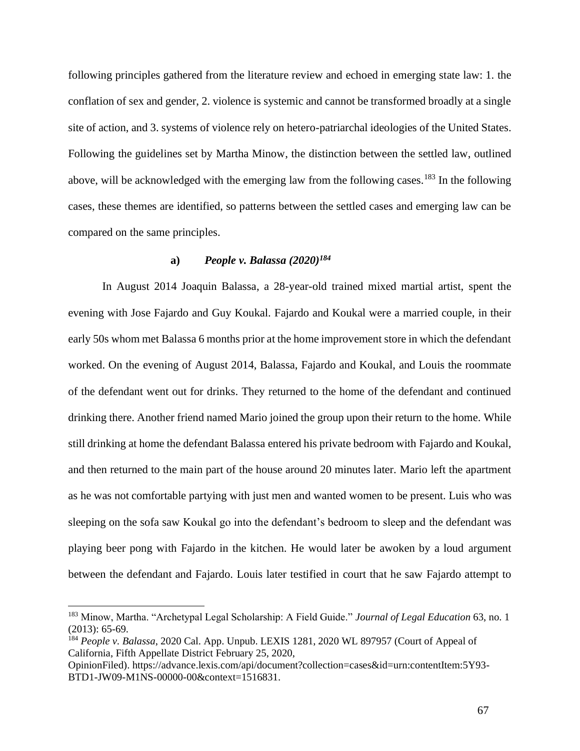following principles gathered from the literature review and echoed in emerging state law: 1. the conflation of sex and gender, 2. violence is systemic and cannot be transformed broadly at a single site of action, and 3. systems of violence rely on hetero-patriarchal ideologies of the United States. Following the guidelines set by Martha Minow, the distinction between the settled law, outlined above, will be acknowledged with the emerging law from the following cases.[183] In the following cases, these themes are identified, so patterns between the settled cases and emerging law can be compared on the same principles.

### a) *People v. Balassa (2020)*[184]

In August 2014 Joaquin Balassa, a 28-year-old trained mixed martial artist, spent the evening with Jose Fajardo and Guy Koukal. Fajardo and Koukal were a married couple, in their early 50s whom met Balassa 6 months prior at the home improvement store in which the defendant worked. On the evening of August 2014, Balassa, Fajardo and Koukal, and Louis the roommate of the defendant went out for drinks. They returned to the home of the defendant and continued drinking there. Another friend named Mario joined the group upon their return to the home. While still drinking at home the defendant Balassa entered his private bedroom with Fajardo and Koukal, and then returned to the main part of the house around 20 minutes later. Mario left the apartment as he was not comfortable partying with just men and wanted women to be present. Luis who was sleeping on the sofa saw Koukal go into the defendant's bedroom to sleep and the defendant was playing beer pong with Fajardo in the kitchen. He would later be awoken by a loud argument between the defendant and Fajardo. Louis later testified in court that he saw Fajardo attempt to

---

[183] Minow, Martha. "Archetypal Legal Scholarship: A Field Guide." *Journal of Legal Education* 63, no. 1 (2013): 65-69.

[184] *People v. Balassa*, 2020 Cal. App. Unpub. LEXIS 1281, 2020 WL 897957 (Court of Appeal of California, Fifth Appellate District February 25, 2020, OpinionFiled). https://advance.lexis.com/api/document?collection=cases&id=urn:contentItem:5Y93-BTD1-JW09-M1NS-00000-00&context=1516831.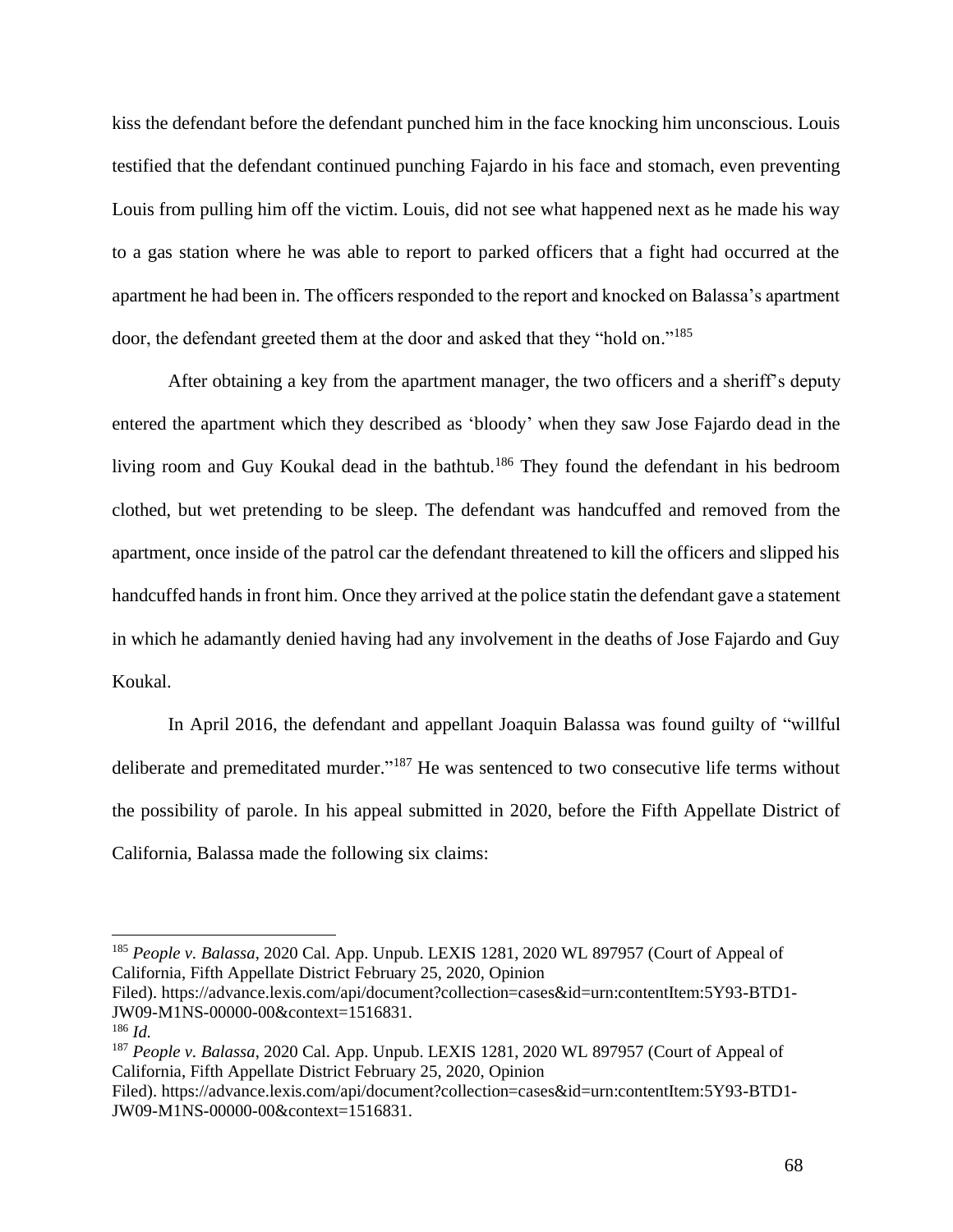kiss the defendant before the defendant punched him in the face knocking him unconscious. Louis testified that the defendant continued punching Fajardo in his face and stomach, even preventing Louis from pulling him off the victim. Louis, did not see what happened next as he made his way to a gas station where he was able to report to parked officers that a fight had occurred at the apartment he had been in. The officers responded to the report and knocked on Balassa's apartment door, the defendant greeted them at the door and asked that they "hold on."[185]

After obtaining a key from the apartment manager, the two officers and a sheriff's deputy entered the apartment which they described as 'bloody' when they saw Jose Fajardo dead in the living room and Guy Koukal dead in the bathtub.[186] They found the defendant in his bedroom clothed, but wet pretending to be sleep. The defendant was handcuffed and removed from the apartment, once inside of the patrol car the defendant threatened to kill the officers and slipped his handcuffed hands in front him. Once they arrived at the police statin the defendant gave a statement in which he adamantly denied having had any involvement in the deaths of Jose Fajardo and Guy Koukal.

In April 2016, the defendant and appellant Joaquin Balassa was found guilty of "willful deliberate and premeditated murder."[187] He was sentenced to two consecutive life terms without the possibility of parole. In his appeal submitted in 2020, before the Fifth Appellate District of California, Balassa made the following six claims:

---

[185] *People v. Balassa*, 2020 Cal. App. Unpub. LEXIS 1281, 2020 WL 897957 (Court of Appeal of California, Fifth Appellate District February 25, 2020, Opinion Filed). https://advance.lexis.com/api/document?collection=cases&id=urn:contentItem:5Y93-BTD1-JW09-M1NS-00000-00&context=1516831.

[186] *Id.*

[187] *People v. Balassa*, 2020 Cal. App. Unpub. LEXIS 1281, 2020 WL 897957 (Court of Appeal of California, Fifth Appellate District February 25, 2020, Opinion Filed). https://advance.lexis.com/api/document?collection=cases&id=urn:contentItem:5Y93-BTD1-JW09-M1NS-00000-00&context=1516831.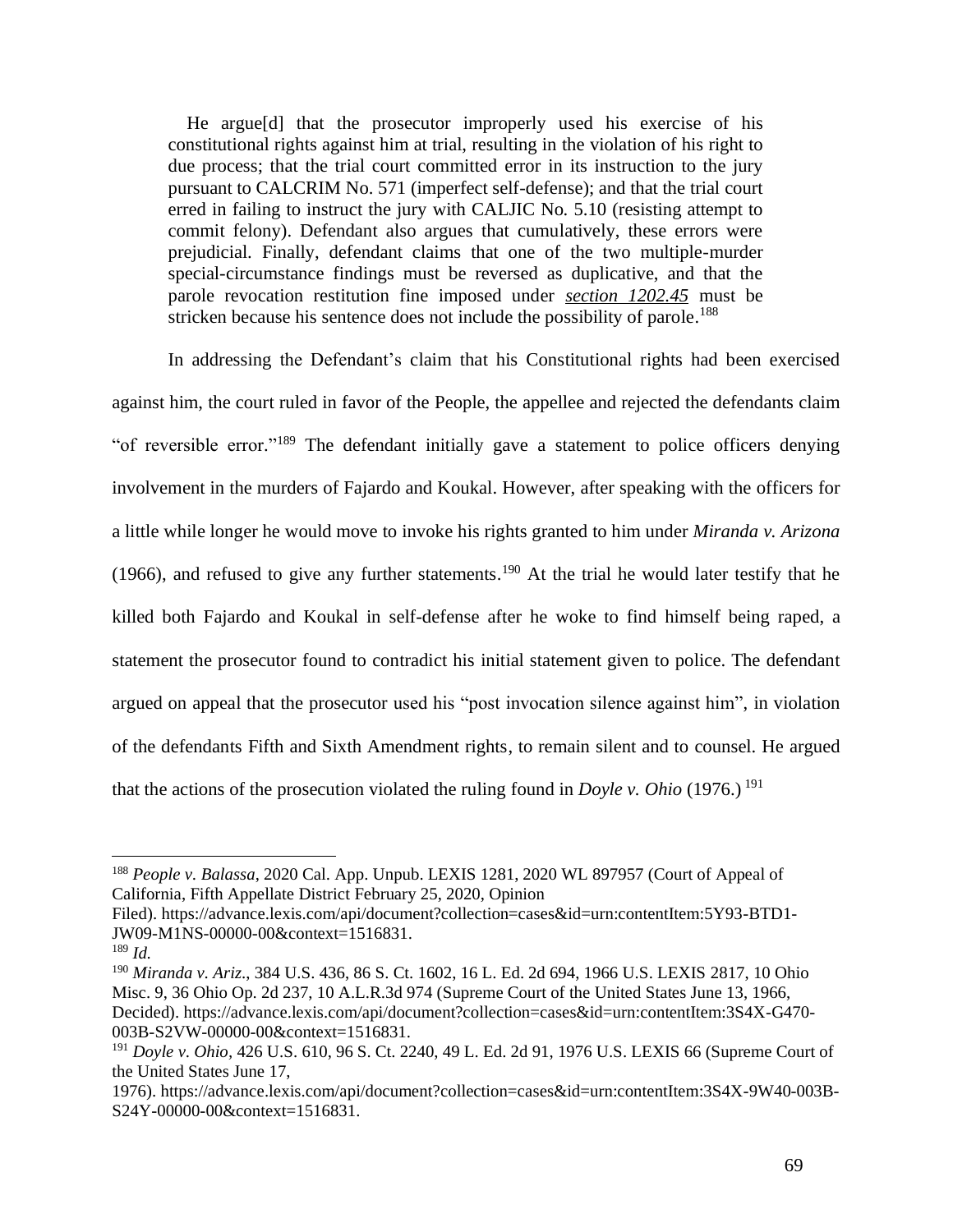> He argue[d] that the prosecutor improperly used his exercise of his constitutional rights against him at trial, resulting in the violation of his right to due process; that the trial court committed error in its instruction to the jury pursuant to CALCRIM No. 571 (imperfect self-defense); and that the trial court erred in failing to instruct the jury with CALJIC No. 5.10 (resisting attempt to commit felony). Defendant also argues that cumulatively, these errors were prejudicial. Finally, defendant claims that one of the two multiple-murder special-circumstance findings must be reversed as duplicative, and that the parole revocation restitution fine imposed under *section 1202.45* must be stricken because his sentence does not include the possibility of parole.[188]

In addressing the Defendant's claim that his Constitutional rights had been exercised against him, the court ruled in favor of the People, the appellee and rejected the defendants claim "of reversible error."[189] The defendant initially gave a statement to police officers denying involvement in the murders of Fajardo and Koukal. However, after speaking with the officers for a little while longer he would move to invoke his rights granted to him under *Miranda v. Arizona* (1966), and refused to give any further statements.[190] At the trial he would later testify that he killed both Fajardo and Koukal in self-defense after he woke to find himself being raped, a statement the prosecutor found to contradict his initial statement given to police. The defendant argued on appeal that the prosecutor used his "post invocation silence against him", in violation of the defendants Fifth and Sixth Amendment rights, to remain silent and to counsel. He argued that the actions of the prosecution violated the ruling found in *Doyle v. Ohio* (1976.)[191]

---

[188] *People v. Balassa*, 2020 Cal. App. Unpub. LEXIS 1281, 2020 WL 897957 (Court of Appeal of California, Fifth Appellate District February 25, 2020, Opinion Filed). https://advance.lexis.com/api/document?collection=cases&id=urn:contentItem:5Y93-BTD1-JW09-M1NS-00000-00&context=1516831.

[189] *Id.*

[190] *Miranda v. Ariz*., 384 U.S. 436, 86 S. Ct. 1602, 16 L. Ed. 2d 694, 1966 U.S. LEXIS 2817, 10 Ohio Misc. 9, 36 Ohio Op. 2d 237, 10 A.L.R.3d 974 (Supreme Court of the United States June 13, 1966, Decided). https://advance.lexis.com/api/document?collection=cases&id=urn:contentItem:3S4X-G470-003B-S2VW-00000-00&context=1516831.

[191] *Doyle v. Ohio*, 426 U.S. 610, 96 S. Ct. 2240, 49 L. Ed. 2d 91, 1976 U.S. LEXIS 66 (Supreme Court of the United States June 17, 1976). https://advance.lexis.com/api/document?collection=cases&id=urn:contentItem:3S4X-9W40-003B-S24Y-00000-00&context=1516831.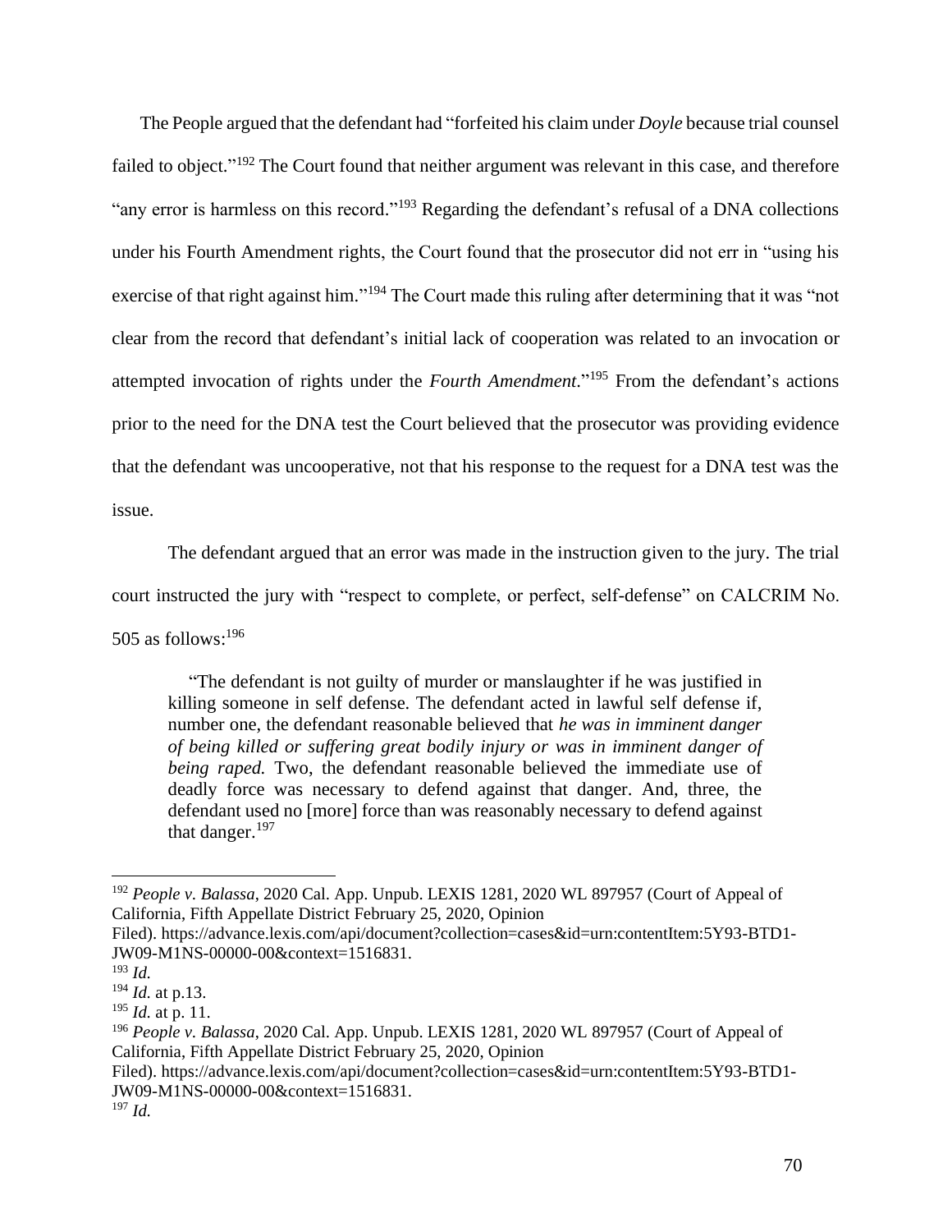The People argued that the defendant had "forfeited his claim under *Doyle* because trial counsel failed to object."[192] The Court found that neither argument was relevant in this case, and therefore "any error is harmless on this record."[193] Regarding the defendant's refusal of a DNA collections under his Fourth Amendment rights, the Court found that the prosecutor did not err in "using his exercise of that right against him."[194] The Court made this ruling after determining that it was "not clear from the record that defendant's initial lack of cooperation was related to an invocation or attempted invocation of rights under the *Fourth Amendment*."[195] From the defendant's actions prior to the need for the DNA test the Court believed that the prosecutor was providing evidence that the defendant was uncooperative, not that his response to the request for a DNA test was the issue.

The defendant argued that an error was made in the instruction given to the jury. The trial court instructed the jury with "respect to complete, or perfect, self-defense" on CALCRIM No. 505 as follows:[196]

> "The defendant is not guilty of murder or manslaughter if he was justified in killing someone in self defense. The defendant acted in lawful self defense if, number one, the defendant reasonable believed that *he was in imminent danger of being killed or suffering great bodily injury or was in imminent danger of being raped.* Two, the defendant reasonable believed the immediate use of deadly force was necessary to defend against that danger. And, three, the defendant used no [more] force than was reasonably necessary to defend against that danger.[197]

---

[192] *People v. Balassa*, 2020 Cal. App. Unpub. LEXIS 1281, 2020 WL 897957 (Court of Appeal of California, Fifth Appellate District February 25, 2020, Opinion Filed). https://advance.lexis.com/api/document?collection=cases&id=urn:contentItem:5Y93-BTD1-JW09-M1NS-00000-00&context=1516831.

[193] *Id.*

[194] *Id.* at p.13.

[195] *Id.* at p. 11.

[196] *People v. Balassa*, 2020 Cal. App. Unpub. LEXIS 1281, 2020 WL 897957 (Court of Appeal of California, Fifth Appellate District February 25, 2020, Opinion Filed). https://advance.lexis.com/api/document?collection=cases&id=urn:contentItem:5Y93-BTD1-JW09-M1NS-00000-00&context=1516831.

[197] *Id.*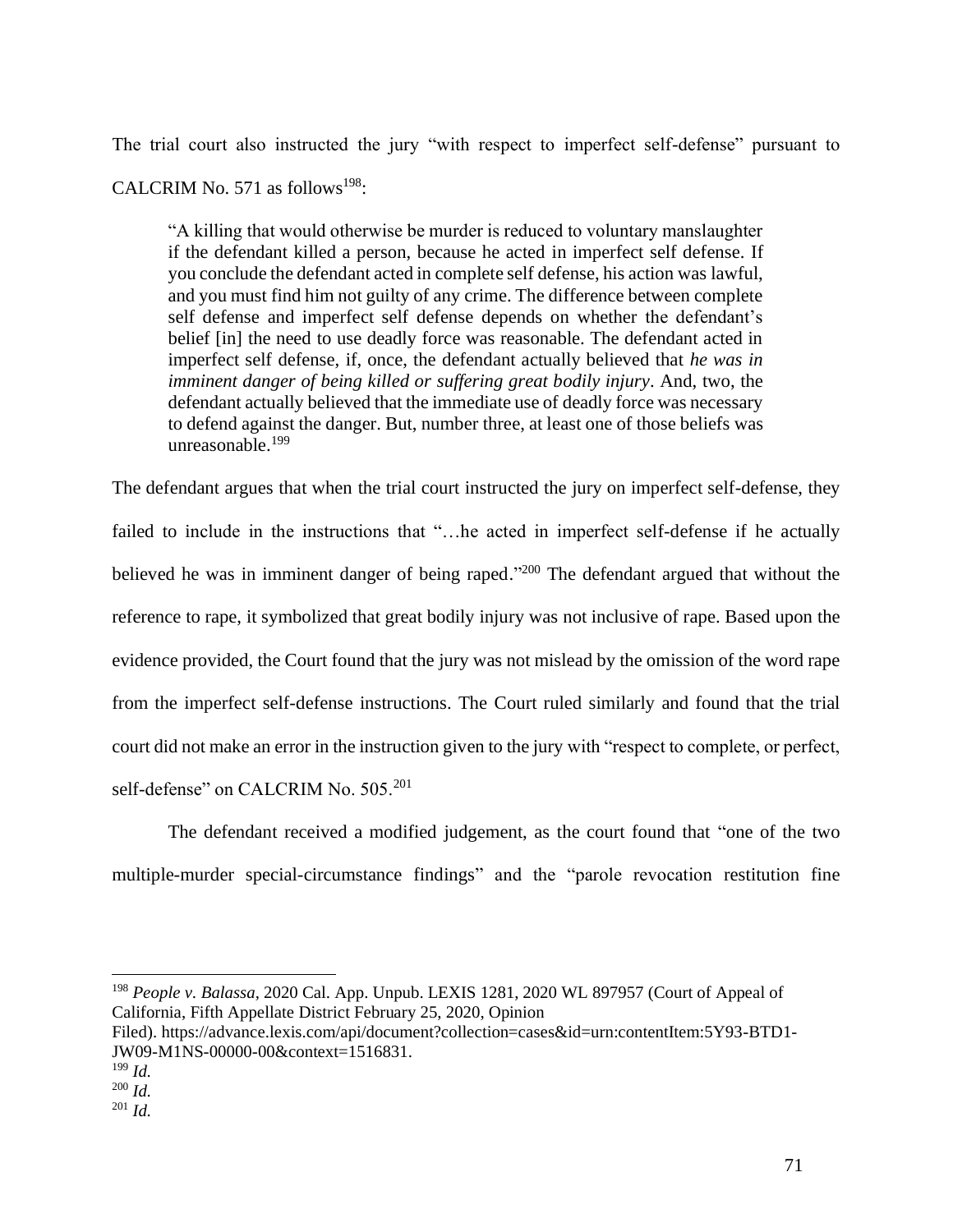The trial court also instructed the jury "with respect to imperfect self-defense" pursuant to CALCRIM No. 571 as follows[198]:

> "A killing that would otherwise be murder is reduced to voluntary manslaughter if the defendant killed a person, because he acted in imperfect self defense. If you conclude the defendant acted in complete self defense, his action was lawful, and you must find him not guilty of any crime. The difference between complete self defense and imperfect self defense depends on whether the defendant's belief [in] the need to use deadly force was reasonable. The defendant acted in imperfect self defense, if, once, the defendant actually believed that *he was in imminent danger of being killed or suffering great bodily injury*. And, two, the defendant actually believed that the immediate use of deadly force was necessary to defend against the danger. But, number three, at least one of those beliefs was unreasonable.[199]

The defendant argues that when the trial court instructed the jury on imperfect self-defense, they failed to include in the instructions that "…he acted in imperfect self-defense if he actually believed he was in imminent danger of being raped."[200] The defendant argued that without the reference to rape, it symbolized that great bodily injury was not inclusive of rape. Based upon the evidence provided, the Court found that the jury was not mislead by the omission of the word rape from the imperfect self-defense instructions. The Court ruled similarly and found that the trial court did not make an error in the instruction given to the jury with "respect to complete, or perfect, self-defense" on CALCRIM No. 505.[201]

The defendant received a modified judgement, as the court found that "one of the two multiple-murder special-circumstance findings" and the "parole revocation restitution fine

---

[198] *People v. Balassa*, 2020 Cal. App. Unpub. LEXIS 1281, 2020 WL 897957 (Court of Appeal of California, Fifth Appellate District February 25, 2020, Opinion Filed). https://advance.lexis.com/api/document?collection=cases&id=urn:contentItem:5Y93-BTD1-JW09-M1NS-00000-00&context=1516831.

[199] *Id.*

[200] *Id.*

[201] *Id.*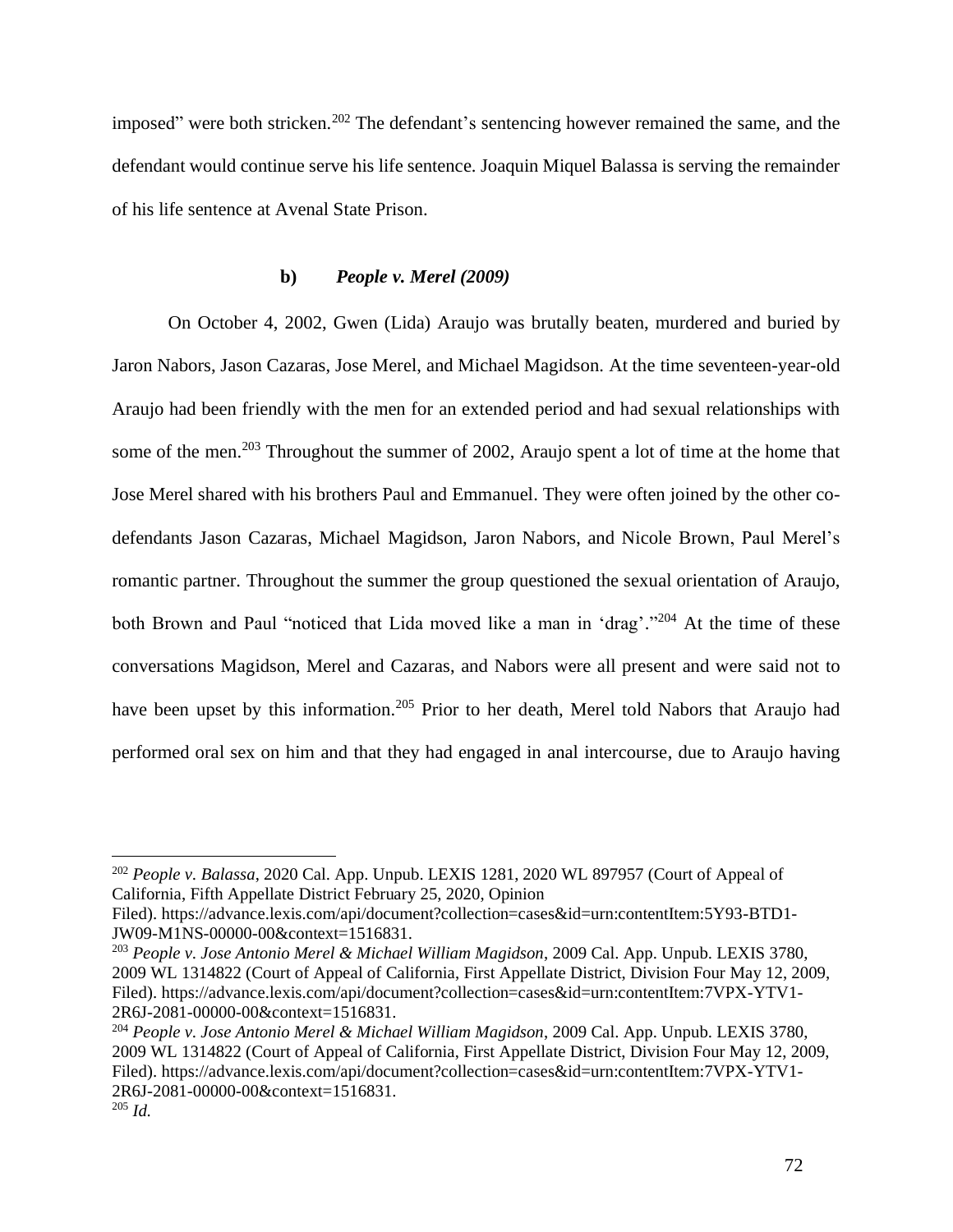imposed" were both stricken.[202] The defendant's sentencing however remained the same, and the defendant would continue serve his life sentence. Joaquin Miquel Balassa is serving the remainder of his life sentence at Avenal State Prison.

#### b) *People v. Merel (2009)*

On October 4, 2002, Gwen (Lida) Araujo was brutally beaten, murdered and buried by Jaron Nabors, Jason Cazaras, Jose Merel, and Michael Magidson. At the time seventeen-year-old Araujo had been friendly with the men for an extended period and had sexual relationships with some of the men.[203] Throughout the summer of 2002, Araujo spent a lot of time at the home that Jose Merel shared with his brothers Paul and Emmanuel. They were often joined by the other co-defendants Jason Cazaras, Michael Magidson, Jaron Nabors, and Nicole Brown, Paul Merel's romantic partner. Throughout the summer the group questioned the sexual orientation of Araujo, both Brown and Paul "noticed that Lida moved like a man in 'drag'."[204] At the time of these conversations Magidson, Merel and Cazaras, and Nabors were all present and were said not to have been upset by this information.[205] Prior to her death, Merel told Nabors that Araujo had performed oral sex on him and that they had engaged in anal intercourse, due to Araujo having

---

[202] *People v. Balassa*, 2020 Cal. App. Unpub. LEXIS 1281, 2020 WL 897957 (Court of Appeal of California, Fifth Appellate District February 25, 2020, Opinion Filed). https://advance.lexis.com/api/document?collection=cases&id=urn:contentItem:5Y93-BTD1-JW09-M1NS-00000-00&context=1516831.

[203] *People v. Jose Antonio Merel & Michael William Magidson*, 2009 Cal. App. Unpub. LEXIS 3780, 2009 WL 1314822 (Court of Appeal of California, First Appellate District, Division Four May 12, 2009, Filed). https://advance.lexis.com/api/document?collection=cases&id=urn:contentItem:7VPX-YTV1-2R6J-2081-00000-00&context=1516831.

[204] *People v. Jose Antonio Merel & Michael William Magidson*, 2009 Cal. App. Unpub. LEXIS 3780, 2009 WL 1314822 (Court of Appeal of California, First Appellate District, Division Four May 12, 2009, Filed). https://advance.lexis.com/api/document?collection=cases&id=urn:contentItem:7VPX-YTV1-2R6J-2081-00000-00&context=1516831.

[205] *Id.*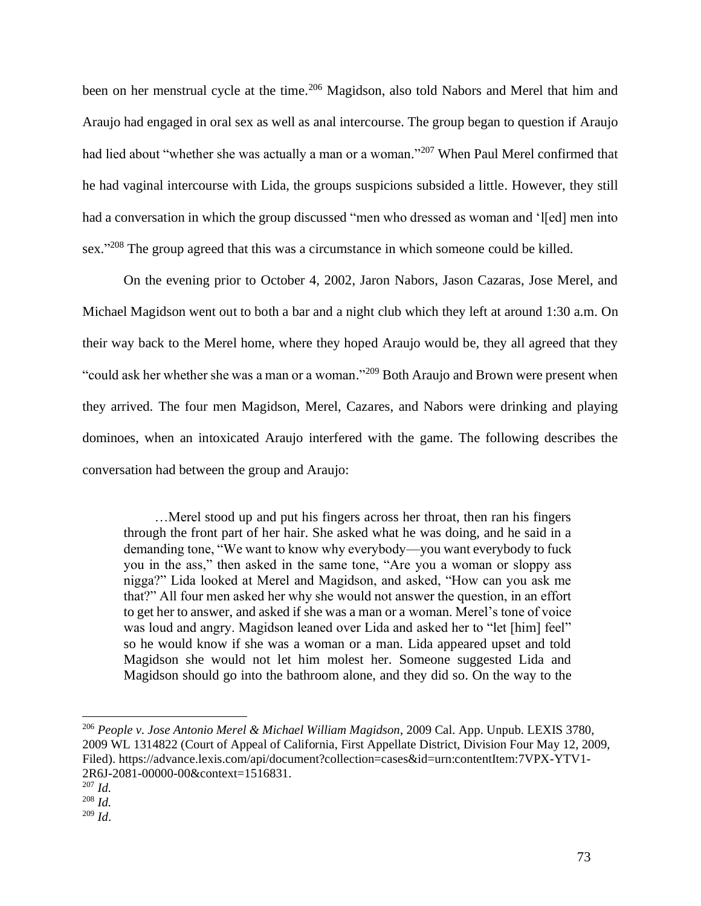been on her menstrual cycle at the time.[206] Magidson, also told Nabors and Merel that him and Araujo had engaged in oral sex as well as anal intercourse. The group began to question if Araujo had lied about "whether she was actually a man or a woman."[207] When Paul Merel confirmed that he had vaginal intercourse with Lida, the groups suspicions subsided a little. However, they still had a conversation in which the group discussed "men who dressed as woman and 'l[ed] men into sex."[208] The group agreed that this was a circumstance in which someone could be killed.

On the evening prior to October 4, 2002, Jaron Nabors, Jason Cazaras, Jose Merel, and Michael Magidson went out to both a bar and a night club which they left at around 1:30 a.m. On their way back to the Merel home, where they hoped Araujo would be, they all agreed that they "could ask her whether she was a man or a woman."[209] Both Araujo and Brown were present when they arrived. The four men Magidson, Merel, Cazares, and Nabors were drinking and playing dominoes, when an intoxicated Araujo interfered with the game. The following describes the conversation had between the group and Araujo:

> …Merel stood up and put his fingers across her throat, then ran his fingers through the front part of her hair. She asked what he was doing, and he said in a demanding tone, "We want to know why everybody—you want everybody to fuck you in the ass," then asked in the same tone, "Are you a woman or sloppy ass nigga?" Lida looked at Merel and Magidson, and asked, "How can you ask me that?" All four men asked her why she would not answer the question, in an effort to get her to answer, and asked if she was a man or a woman. Merel's tone of voice was loud and angry. Magidson leaned over Lida and asked her to "let [him] feel" so he would know if she was a woman or a man. Lida appeared upset and told Magidson she would not let him molest her. Someone suggested Lida and Magidson should go into the bathroom alone, and they did so. On the way to the

---

[206] *People v. Jose Antonio Merel & Michael William Magidson*, 2009 Cal. App. Unpub. LEXIS 3780, 2009 WL 1314822 (Court of Appeal of California, First Appellate District, Division Four May 12, 2009, Filed). https://advance.lexis.com/api/document?collection=cases&id=urn:contentItem:7VPX-YTV1-2R6J-2081-00000-00&context=1516831.

[207] *Id.*

[208] *Id.*

[209] *Id*.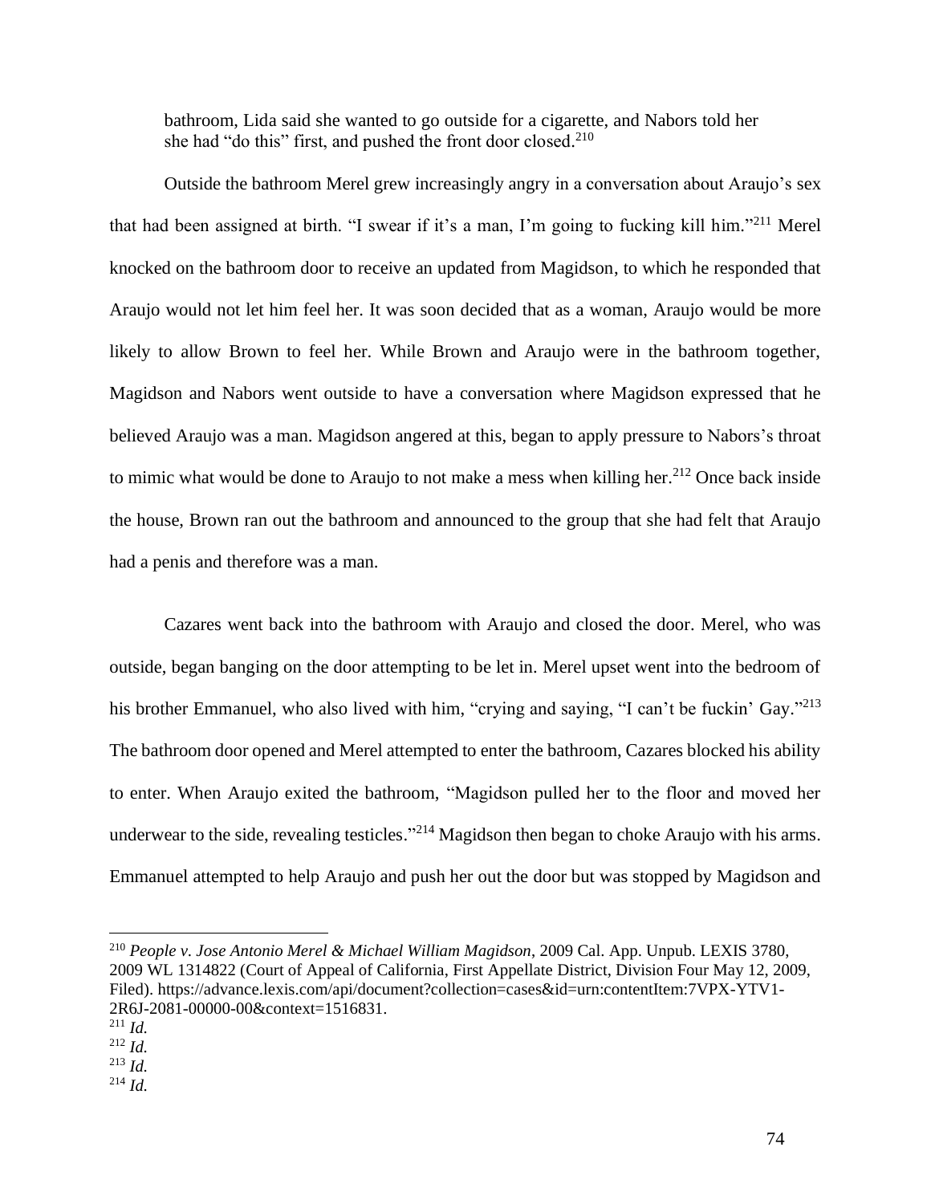bathroom, Lida said she wanted to go outside for a cigarette, and Nabors told her she had "do this" first, and pushed the front door closed.[210]

Outside the bathroom Merel grew increasingly angry in a conversation about Araujo's sex that had been assigned at birth. "I swear if it's a man, I'm going to fucking kill him."[211] Merel knocked on the bathroom door to receive an updated from Magidson, to which he responded that Araujo would not let him feel her. It was soon decided that as a woman, Araujo would be more likely to allow Brown to feel her. While Brown and Araujo were in the bathroom together, Magidson and Nabors went outside to have a conversation where Magidson expressed that he believed Araujo was a man. Magidson angered at this, began to apply pressure to Nabors's throat to mimic what would be done to Araujo to not make a mess when killing her.[212] Once back inside the house, Brown ran out the bathroom and announced to the group that she had felt that Araujo had a penis and therefore was a man.

Cazares went back into the bathroom with Araujo and closed the door. Merel, who was outside, began banging on the door attempting to be let in. Merel upset went into the bedroom of his brother Emmanuel, who also lived with him, "crying and saying, "I can't be fuckin' Gay."[213] The bathroom door opened and Merel attempted to enter the bathroom, Cazares blocked his ability to enter. When Araujo exited the bathroom, "Magidson pulled her to the floor and moved her underwear to the side, revealing testicles."[214] Magidson then began to choke Araujo with his arms. Emmanuel attempted to help Araujo and push her out the door but was stopped by Magidson and

---

[210] *People v. Jose Antonio Merel & Michael William Magidson*, 2009 Cal. App. Unpub. LEXIS 3780, 2009 WL 1314822 (Court of Appeal of California, First Appellate District, Division Four May 12, 2009, Filed). https://advance.lexis.com/api/document?collection=cases&id=urn:contentItem:7VPX-YTV1-2R6J-2081-00000-00&context=1516831.

[211] *Id.*

[212] *Id.*

[213] *Id.*

[214] *Id.*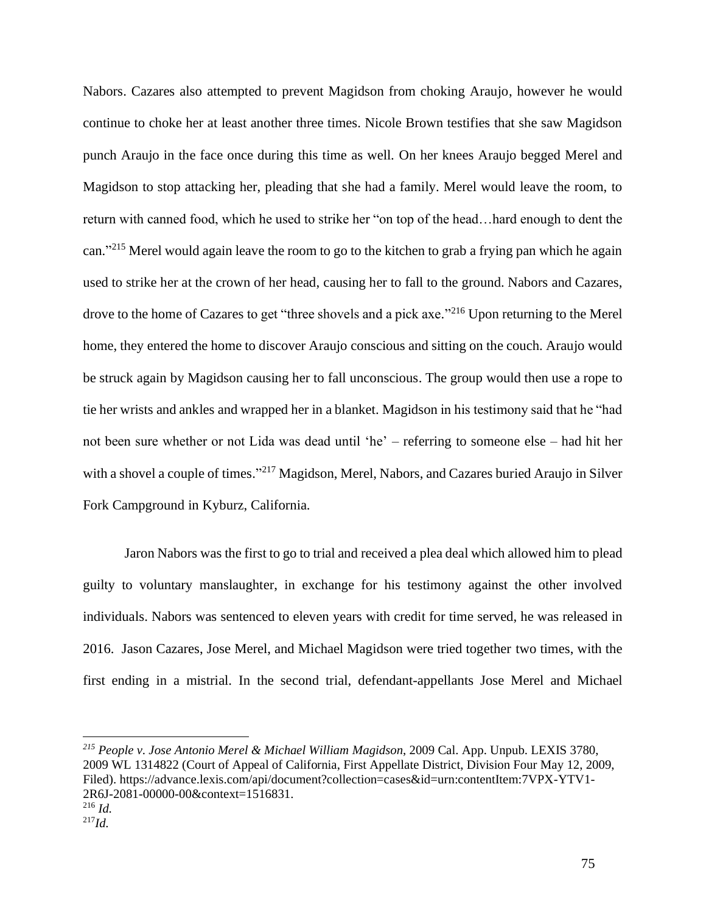Nabors. Cazares also attempted to prevent Magidson from choking Araujo, however he would continue to choke her at least another three times. Nicole Brown testifies that she saw Magidson punch Araujo in the face once during this time as well. On her knees Araujo begged Merel and Magidson to stop attacking her, pleading that she had a family. Merel would leave the room, to return with canned food, which he used to strike her "on top of the head…hard enough to dent the can."[215] Merel would again leave the room to go to the kitchen to grab a frying pan which he again used to strike her at the crown of her head, causing her to fall to the ground. Nabors and Cazares, drove to the home of Cazares to get "three shovels and a pick axe."[216] Upon returning to the Merel home, they entered the home to discover Araujo conscious and sitting on the couch. Araujo would be struck again by Magidson causing her to fall unconscious. The group would then use a rope to tie her wrists and ankles and wrapped her in a blanket. Magidson in his testimony said that he "had not been sure whether or not Lida was dead until 'he' – referring to someone else – had hit her with a shovel a couple of times."[217] Magidson, Merel, Nabors, and Cazares buried Araujo in Silver Fork Campground in Kyburz, California.

Jaron Nabors was the first to go to trial and received a plea deal which allowed him to plead guilty to voluntary manslaughter, in exchange for his testimony against the other involved individuals. Nabors was sentenced to eleven years with credit for time served, he was released in 2016. Jason Cazares, Jose Merel, and Michael Magidson were tried together two times, with the first ending in a mistrial. In the second trial, defendant-appellants Jose Merel and Michael

---

[215] *People v. Jose Antonio Merel & Michael William Magidson*, 2009 Cal. App. Unpub. LEXIS 3780, 2009 WL 1314822 (Court of Appeal of California, First Appellate District, Division Four May 12, 2009, Filed). https://advance.lexis.com/api/document?collection=cases&id=urn:contentItem:7VPX-YTV1-2R6J-2081-00000-00&context=1516831.

[216] *Id.*

[217] *Id.*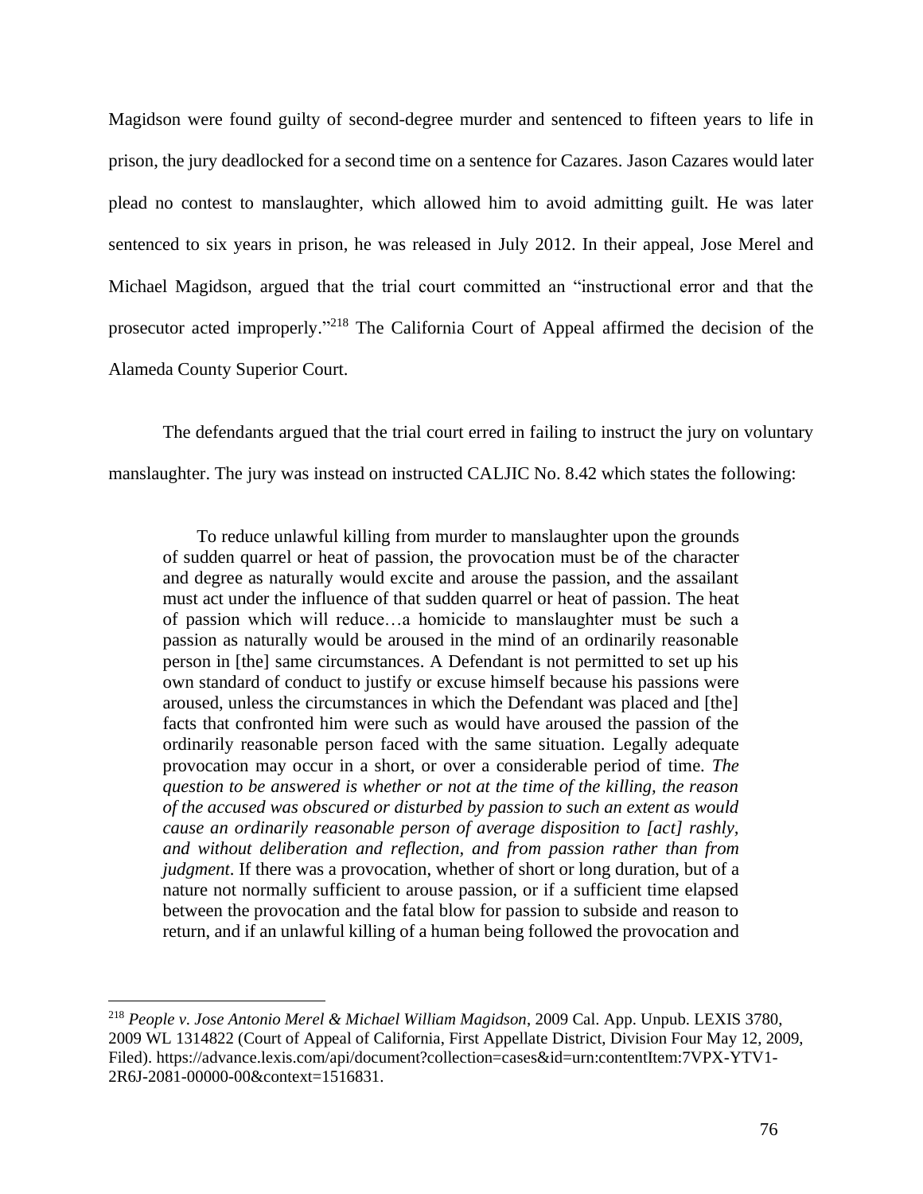Magidson were found guilty of second-degree murder and sentenced to fifteen years to life in prison, the jury deadlocked for a second time on a sentence for Cazares. Jason Cazares would later plead no contest to manslaughter, which allowed him to avoid admitting guilt. He was later sentenced to six years in prison, he was released in July 2012. In their appeal, Jose Merel and Michael Magidson, argued that the trial court committed an "instructional error and that the prosecutor acted improperly."[218] The California Court of Appeal affirmed the decision of the Alameda County Superior Court.

The defendants argued that the trial court erred in failing to instruct the jury on voluntary manslaughter. The jury was instead on instructed CALJIC No. 8.42 which states the following:

> To reduce unlawful killing from murder to manslaughter upon the grounds of sudden quarrel or heat of passion, the provocation must be of the character and degree as naturally would excite and arouse the passion, and the assailant must act under the influence of that sudden quarrel or heat of passion. The heat of passion which will reduce…a homicide to manslaughter must be such a passion as naturally would be aroused in the mind of an ordinarily reasonable person in [the] same circumstances. A Defendant is not permitted to set up his own standard of conduct to justify or excuse himself because his passions were aroused, unless the circumstances in which the Defendant was placed and [the] facts that confronted him were such as would have aroused the passion of the ordinarily reasonable person faced with the same situation. Legally adequate provocation may occur in a short, or over a considerable period of time. *The question to be answered is whether or not at the time of the killing, the reason of the accused was obscured or disturbed by passion to such an extent as would cause an ordinarily reasonable person of average disposition to [act] rashly, and without deliberation and reflection, and from passion rather than from judgment*. If there was a provocation, whether of short or long duration, but of a nature not normally sufficient to arouse passion, or if a sufficient time elapsed between the provocation and the fatal blow for passion to subside and reason to return, and if an unlawful killing of a human being followed the provocation and

[218] *People v. Jose Antonio Merel & Michael William Magidson*, 2009 Cal. App. Unpub. LEXIS 3780, 2009 WL 1314822 (Court of Appeal of California, First Appellate District, Division Four May 12, 2009, Filed). https://advance.lexis.com/api/document?collection=cases&id=urn:contentItem:7VPX-YTV1-2R6J-2081-00000-00&context=1516831.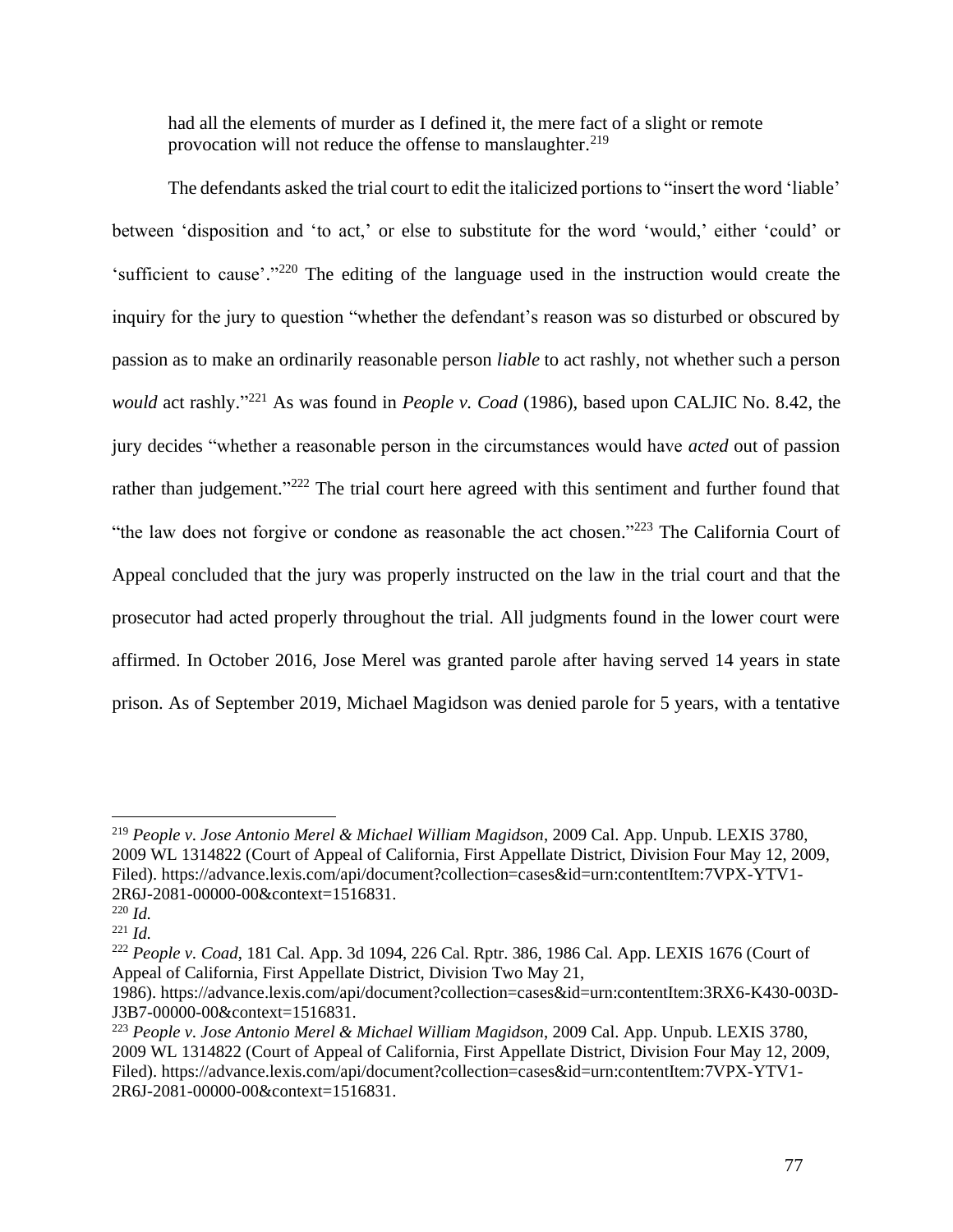had all the elements of murder as I defined it, the mere fact of a slight or remote provocation will not reduce the offense to manslaughter.[219]

The defendants asked the trial court to edit the italicized portions to "insert the word 'liable' between 'disposition and 'to act,' or else to substitute for the word 'would,' either 'could' or 'sufficient to cause'."[220] The editing of the language used in the instruction would create the inquiry for the jury to question "whether the defendant's reason was so disturbed or obscured by passion as to make an ordinarily reasonable person *liable* to act rashly, not whether such a person *would* act rashly."[221] As was found in *People v. Coad* (1986), based upon CALJIC No. 8.42, the jury decides "whether a reasonable person in the circumstances would have *acted* out of passion rather than judgement."[222] The trial court here agreed with this sentiment and further found that "the law does not forgive or condone as reasonable the act chosen."[223] The California Court of Appeal concluded that the jury was properly instructed on the law in the trial court and that the prosecutor had acted properly throughout the trial. All judgments found in the lower court were affirmed. In October 2016, Jose Merel was granted parole after having served 14 years in state prison. As of September 2019, Michael Magidson was denied parole for 5 years, with a tentative

---

[219] *People v. Jose Antonio Merel & Michael William Magidson*, 2009 Cal. App. Unpub. LEXIS 3780, 2009 WL 1314822 (Court of Appeal of California, First Appellate District, Division Four May 12, 2009, Filed). https://advance.lexis.com/api/document?collection=cases&id=urn:contentItem:7VPX-YTV1-2R6J-2081-00000-00&context=1516831.

[220] *Id.*

[221] *Id.*

[222] *People v. Coad*, 181 Cal. App. 3d 1094, 226 Cal. Rptr. 386, 1986 Cal. App. LEXIS 1676 (Court of Appeal of California, First Appellate District, Division Two May 21, 1986). https://advance.lexis.com/api/document?collection=cases&id=urn:contentItem:3RX6-K430-003D-J3B7-00000-00&context=1516831.

[223] *People v. Jose Antonio Merel & Michael William Magidson*, 2009 Cal. App. Unpub. LEXIS 3780, 2009 WL 1314822 (Court of Appeal of California, First Appellate District, Division Four May 12, 2009, Filed). https://advance.lexis.com/api/document?collection=cases&id=urn:contentItem:7VPX-YTV1-2R6J-2081-00000-00&context=1516831.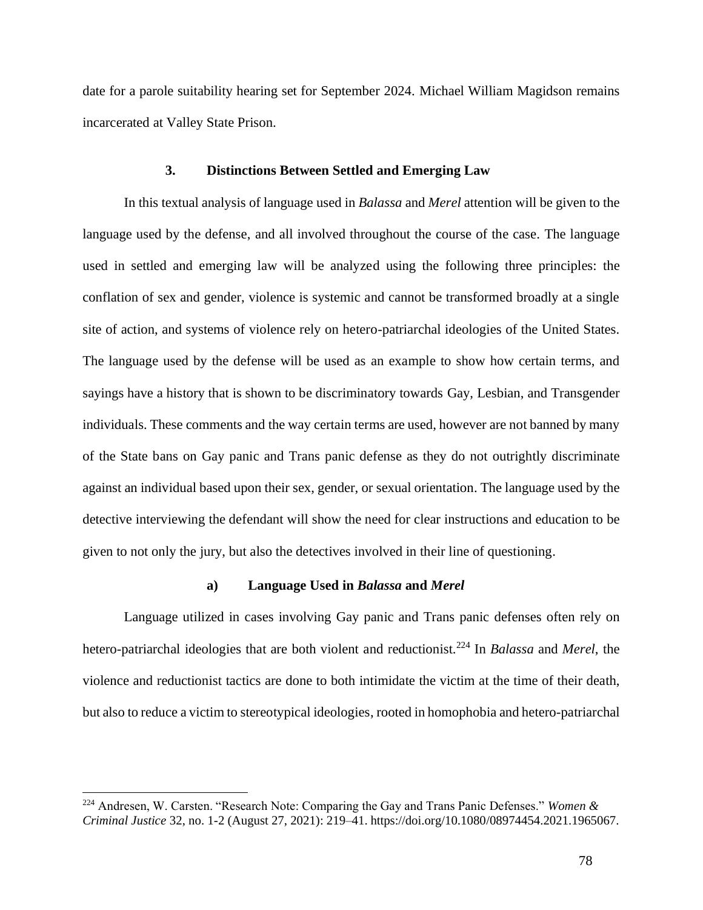date for a parole suitability hearing set for September 2024. Michael William Magidson remains incarcerated at Valley State Prison.

### 3. Distinctions Between Settled and Emerging Law

In this textual analysis of language used in *Balassa* and *Merel* attention will be given to the language used by the defense, and all involved throughout the course of the case. The language used in settled and emerging law will be analyzed using the following three principles: the conflation of sex and gender, violence is systemic and cannot be transformed broadly at a single site of action, and systems of violence rely on hetero-patriarchal ideologies of the United States. The language used by the defense will be used as an example to show how certain terms, and sayings have a history that is shown to be discriminatory towards Gay, Lesbian, and Transgender individuals. These comments and the way certain terms are used, however are not banned by many of the State bans on Gay panic and Trans panic defense as they do not outrightly discriminate against an individual based upon their sex, gender, or sexual orientation. The language used by the detective interviewing the defendant will show the need for clear instructions and education to be given to not only the jury, but also the detectives involved in their line of questioning.

#### a) Language Used in *Balassa* and *Merel*

Language utilized in cases involving Gay panic and Trans panic defenses often rely on hetero-patriarchal ideologies that are both violent and reductionist.[224] In *Balassa* and *Merel*, the violence and reductionist tactics are done to both intimidate the victim at the time of their death, but also to reduce a victim to stereotypical ideologies, rooted in homophobia and hetero-patriarchal

[224] Andresen, W. Carsten. "Research Note: Comparing the Gay and Trans Panic Defenses." *Women & Criminal Justice* 32, no. 1-2 (August 27, 2021): 219–41. https://doi.org/10.1080/08974454.2021.1965067.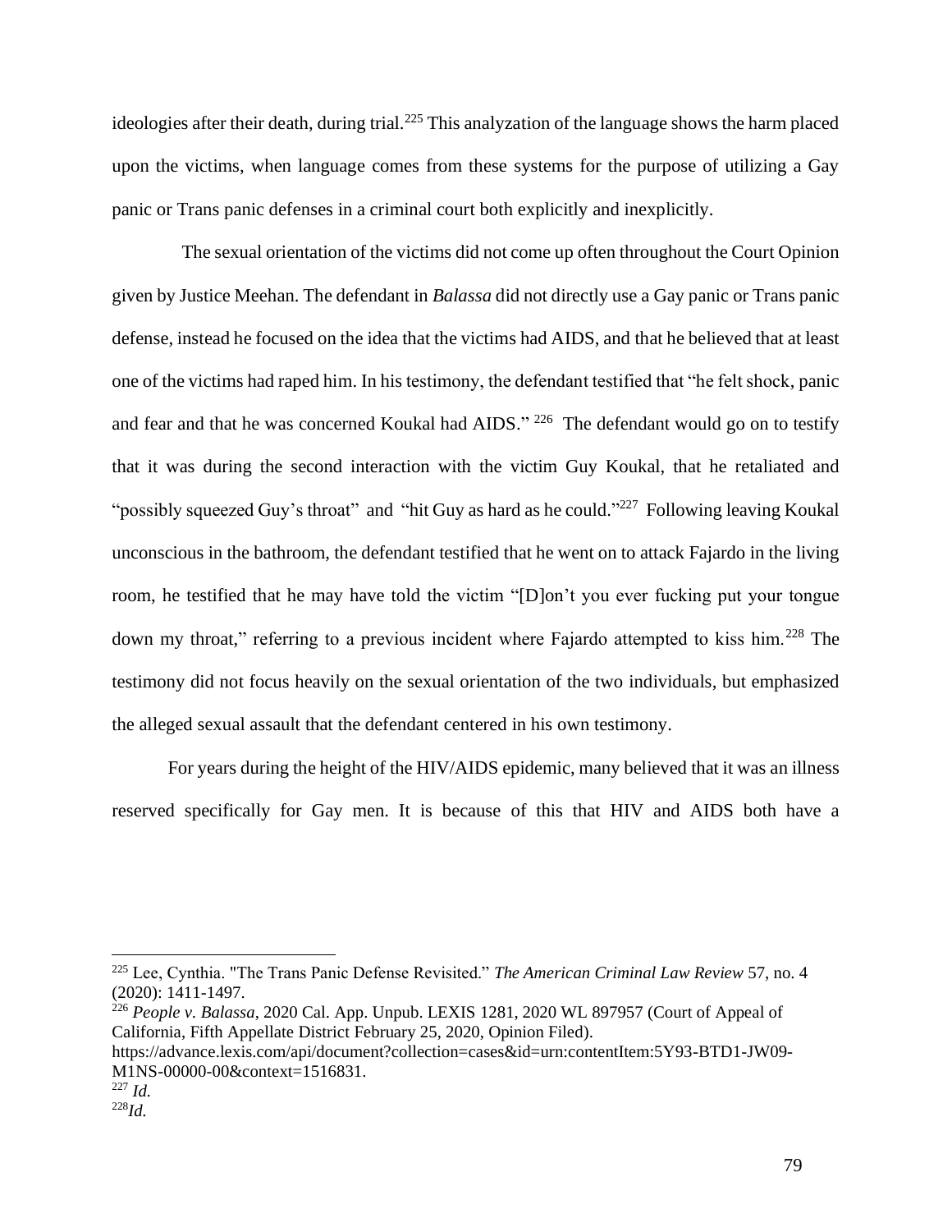ideologies after their death, during trial.[225] This analyzation of the language shows the harm placed upon the victims, when language comes from these systems for the purpose of utilizing a Gay panic or Trans panic defenses in a criminal court both explicitly and inexplicitly.

The sexual orientation of the victims did not come up often throughout the Court Opinion given by Justice Meehan. The defendant in *Balassa* did not directly use a Gay panic or Trans panic defense, instead he focused on the idea that the victims had AIDS, and that he believed that at least one of the victims had raped him. In his testimony, the defendant testified that "he felt shock, panic and fear and that he was concerned Koukal had AIDS." [226] The defendant would go on to testify that it was during the second interaction with the victim Guy Koukal, that he retaliated and "possibly squeezed Guy's throat" and "hit Guy as hard as he could."[227] Following leaving Koukal unconscious in the bathroom, the defendant testified that he went on to attack Fajardo in the living room, he testified that he may have told the victim "[D]on't you ever fucking put your tongue down my throat," referring to a previous incident where Fajardo attempted to kiss him.[228] The testimony did not focus heavily on the sexual orientation of the two individuals, but emphasized the alleged sexual assault that the defendant centered in his own testimony.

For years during the height of the HIV/AIDS epidemic, many believed that it was an illness reserved specifically for Gay men. It is because of this that HIV and AIDS both have a

---

[225] Lee, Cynthia. "The Trans Panic Defense Revisited." *The American Criminal Law Review* 57, no. 4 (2020): 1411-1497.

[226] *People v. Balassa*, 2020 Cal. App. Unpub. LEXIS 1281, 2020 WL 897957 (Court of Appeal of California, Fifth Appellate District February 25, 2020, Opinion Filed). https://advance.lexis.com/api/document?collection=cases&id=urn:contentItem:5Y93-BTD1-JW09-M1NS-00000-00&context=1516831.

[227] *Id.*

[228] *Id.*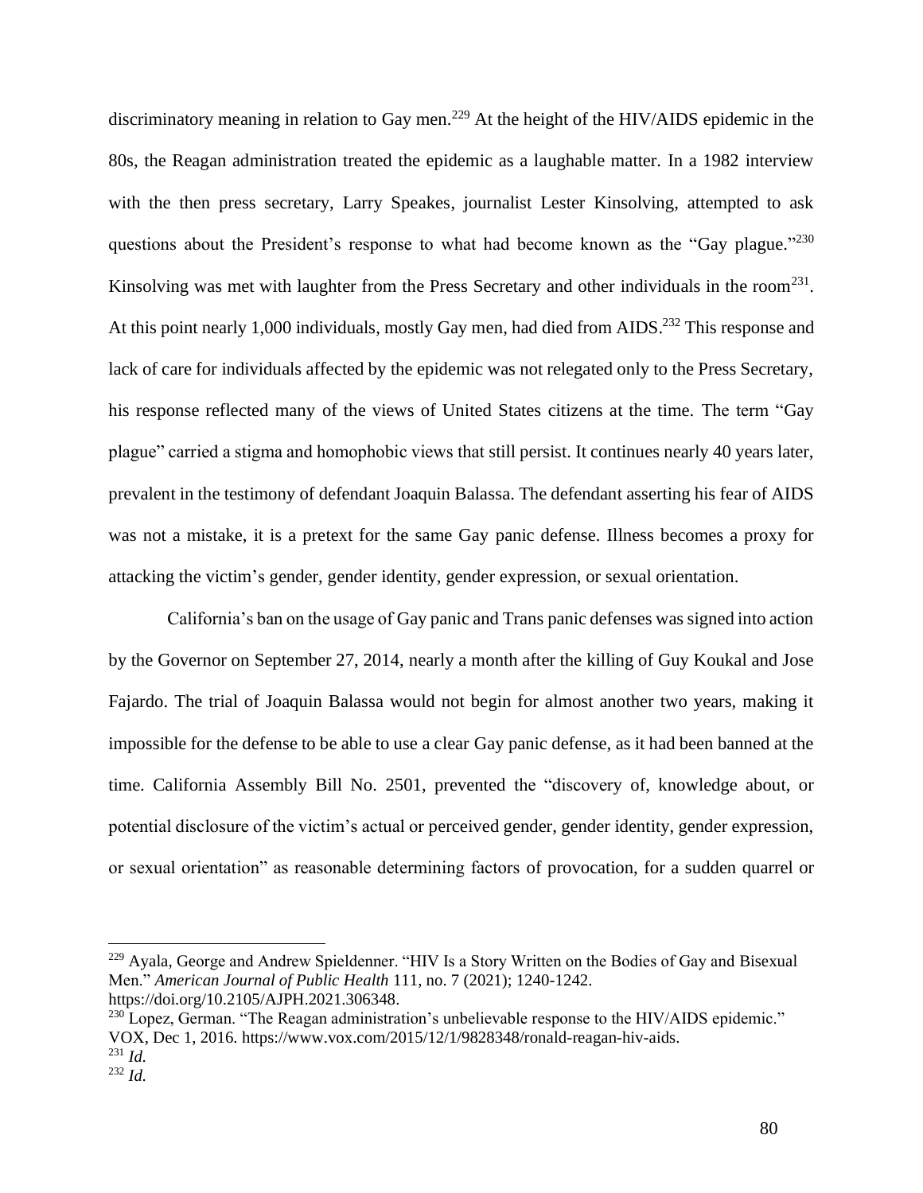discriminatory meaning in relation to Gay men.[229] At the height of the HIV/AIDS epidemic in the 80s, the Reagan administration treated the epidemic as a laughable matter. In a 1982 interview with the then press secretary, Larry Speakes, journalist Lester Kinsolving, attempted to ask questions about the President's response to what had become known as the "Gay plague."[230] Kinsolving was met with laughter from the Press Secretary and other individuals in the room[231]. At this point nearly 1,000 individuals, mostly Gay men, had died from AIDS.[232] This response and lack of care for individuals affected by the epidemic was not relegated only to the Press Secretary, his response reflected many of the views of United States citizens at the time. The term "Gay plague" carried a stigma and homophobic views that still persist. It continues nearly 40 years later, prevalent in the testimony of defendant Joaquin Balassa. The defendant asserting his fear of AIDS was not a mistake, it is a pretext for the same Gay panic defense. Illness becomes a proxy for attacking the victim's gender, gender identity, gender expression, or sexual orientation.

California's ban on the usage of Gay panic and Trans panic defenses was signed into action by the Governor on September 27, 2014, nearly a month after the killing of Guy Koukal and Jose Fajardo. The trial of Joaquin Balassa would not begin for almost another two years, making it impossible for the defense to be able to use a clear Gay panic defense, as it had been banned at the time. California Assembly Bill No. 2501, prevented the "discovery of, knowledge about, or potential disclosure of the victim's actual or perceived gender, gender identity, gender expression, or sexual orientation" as reasonable determining factors of provocation, for a sudden quarrel or

---

[229] Ayala, George and Andrew Spieldenner. "HIV Is a Story Written on the Bodies of Gay and Bisexual Men." *American Journal of Public Health* 111, no. 7 (2021); 1240-1242. https://doi.org/10.2105/AJPH.2021.306348.

[230] Lopez, German. "The Reagan administration's unbelievable response to the HIV/AIDS epidemic." VOX, Dec 1, 2016. https://www.vox.com/2015/12/1/9828348/ronald-reagan-hiv-aids.

[231] *Id.*

[232] *Id.*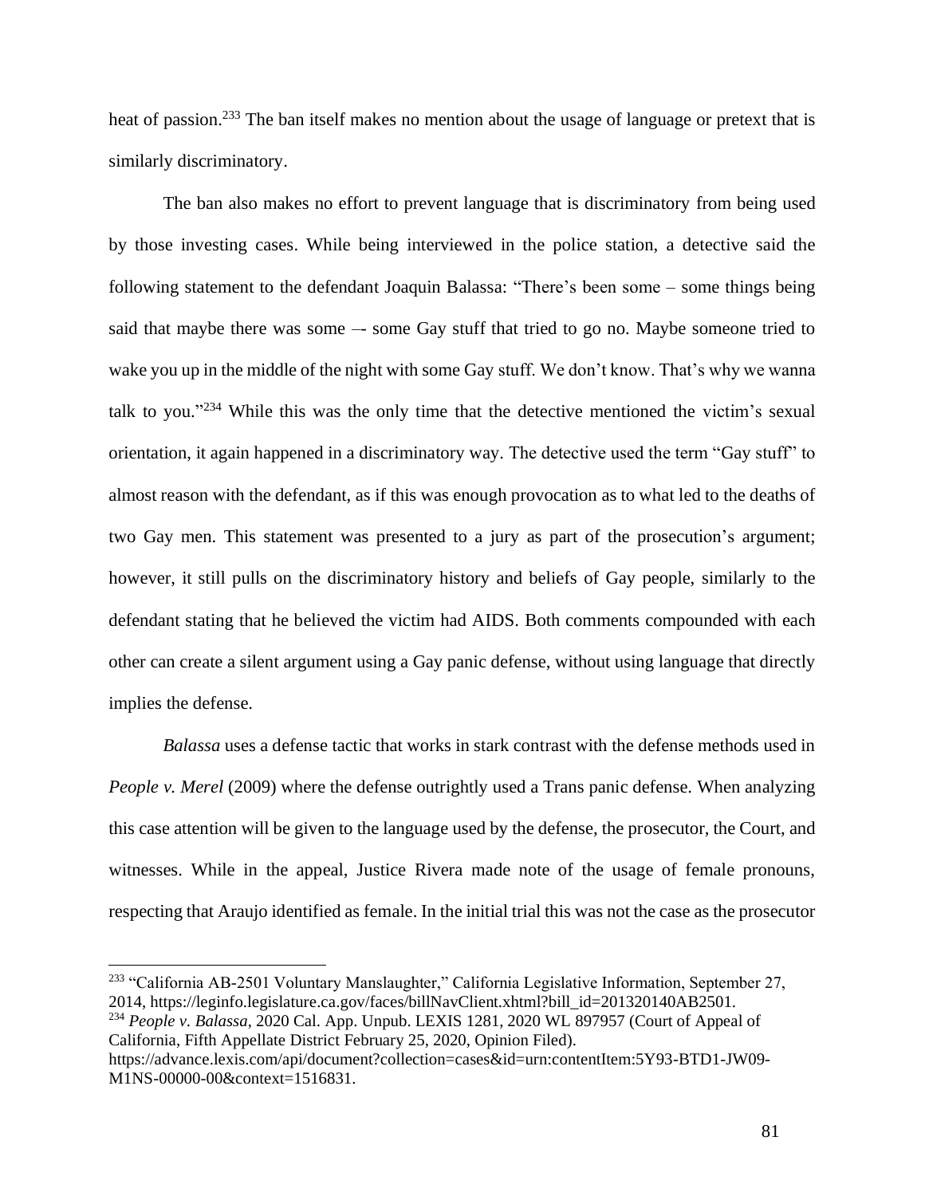heat of passion.[233] The ban itself makes no mention about the usage of language or pretext that is similarly discriminatory.

The ban also makes no effort to prevent language that is discriminatory from being used by those investing cases. While being interviewed in the police station, a detective said the following statement to the defendant Joaquin Balassa: "There's been some – some things being said that maybe there was some –- some Gay stuff that tried to go no. Maybe someone tried to wake you up in the middle of the night with some Gay stuff. We don't know. That's why we wanna talk to you."[234] While this was the only time that the detective mentioned the victim's sexual orientation, it again happened in a discriminatory way. The detective used the term "Gay stuff" to almost reason with the defendant, as if this was enough provocation as to what led to the deaths of two Gay men. This statement was presented to a jury as part of the prosecution's argument; however, it still pulls on the discriminatory history and beliefs of Gay people, similarly to the defendant stating that he believed the victim had AIDS. Both comments compounded with each other can create a silent argument using a Gay panic defense, without using language that directly implies the defense.

*Balassa* uses a defense tactic that works in stark contrast with the defense methods used in *People v. Merel* (2009) where the defense outrightly used a Trans panic defense. When analyzing this case attention will be given to the language used by the defense, the prosecutor, the Court, and witnesses. While in the appeal, Justice Rivera made note of the usage of female pronouns, respecting that Araujo identified as female. In the initial trial this was not the case as the prosecutor

---

[233] "California AB-2501 Voluntary Manslaughter," California Legislative Information, September 27, 2014, https://leginfo.legislature.ca.gov/faces/billNavClient.xhtml?bill_id=201320140AB2501.

[234] *People v. Balassa*, 2020 Cal. App. Unpub. LEXIS 1281, 2020 WL 897957 (Court of Appeal of California, Fifth Appellate District February 25, 2020, Opinion Filed). https://advance.lexis.com/api/document?collection=cases&id=urn:contentItem:5Y93-BTD1-JW09-M1NS-00000-00&context=1516831.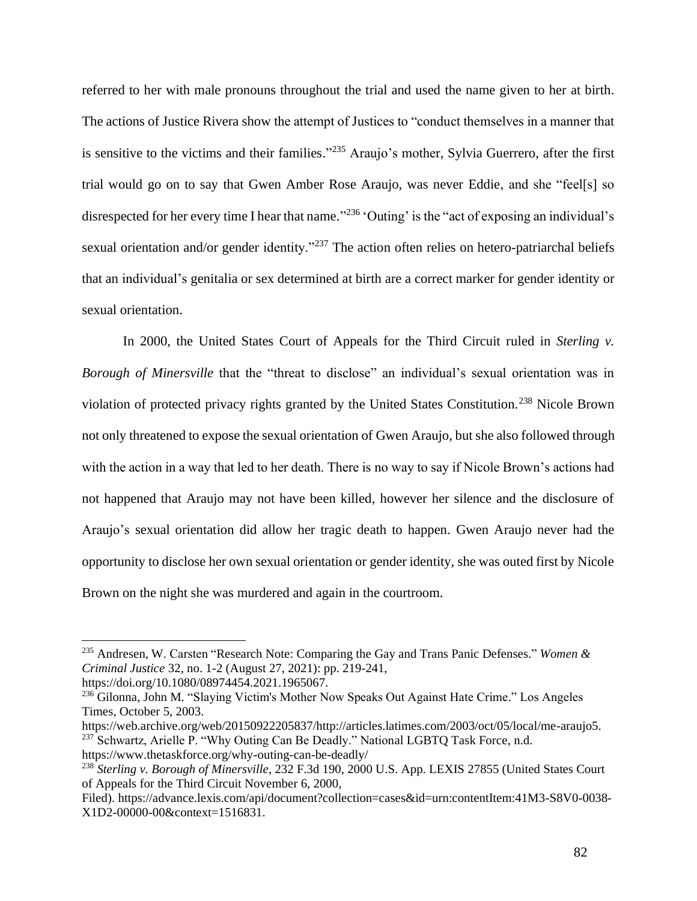referred to her with male pronouns throughout the trial and used the name given to her at birth. The actions of Justice Rivera show the attempt of Justices to "conduct themselves in a manner that is sensitive to the victims and their families."[235] Araujo's mother, Sylvia Guerrero, after the first trial would go on to say that Gwen Amber Rose Araujo, was never Eddie, and she "feel[s] so disrespected for her every time I hear that name."[236] 'Outing' is the "act of exposing an individual's sexual orientation and/or gender identity."[237] The action often relies on hetero-patriarchal beliefs that an individual's genitalia or sex determined at birth are a correct marker for gender identity or sexual orientation.

In 2000, the United States Court of Appeals for the Third Circuit ruled in *Sterling v. Borough of Minersville* that the "threat to disclose" an individual's sexual orientation was in violation of protected privacy rights granted by the United States Constitution.[238] Nicole Brown not only threatened to expose the sexual orientation of Gwen Araujo, but she also followed through with the action in a way that led to her death. There is no way to say if Nicole Brown's actions had not happened that Araujo may not have been killed, however her silence and the disclosure of Araujo's sexual orientation did allow her tragic death to happen. Gwen Araujo never had the opportunity to disclose her own sexual orientation or gender identity, she was outed first by Nicole Brown on the night she was murdered and again in the courtroom.

---

[235] Andresen, W. Carsten "Research Note: Comparing the Gay and Trans Panic Defenses." *Women & Criminal Justice* 32, no. 1-2 (August 27, 2021): pp. 219-241, https://doi.org/10.1080/08974454.2021.1965067.

[236] Gilonna, John M. "Slaying Victim's Mother Now Speaks Out Against Hate Crime." Los Angeles Times, October 5, 2003. https://web.archive.org/web/20150922205837/http://articles.latimes.com/2003/oct/05/local/me-araujo5.

[237] Schwartz, Arielle P. "Why Outing Can Be Deadly." National LGBTQ Task Force, n.d. https://www.thetaskforce.org/why-outing-can-be-deadly/

[238] *Sterling v. Borough of Minersville*, 232 F.3d 190, 2000 U.S. App. LEXIS 27855 (United States Court of Appeals for the Third Circuit November 6, 2000, Filed). https://advance.lexis.com/api/document?collection=cases&id=urn:contentItem:41M3-S8V0-0038-X1D2-00000-00&context=1516831.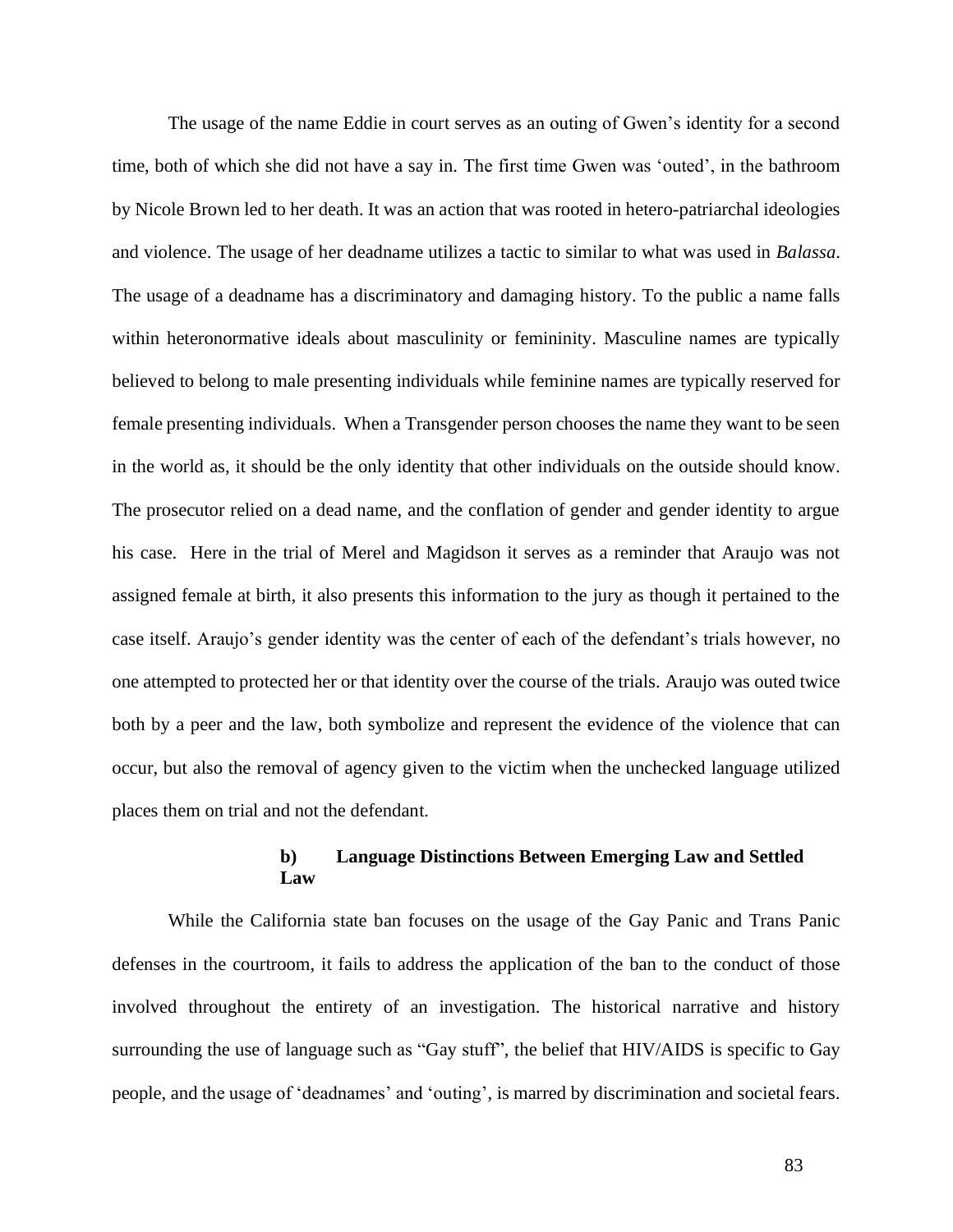The usage of the name Eddie in court serves as an outing of Gwen's identity for a second time, both of which she did not have a say in. The first time Gwen was 'outed', in the bathroom by Nicole Brown led to her death. It was an action that was rooted in hetero-patriarchal ideologies and violence. The usage of her deadname utilizes a tactic to similar to what was used in *Balassa*. The usage of a deadname has a discriminatory and damaging history. To the public a name falls within heteronormative ideals about masculinity or femininity. Masculine names are typically believed to belong to male presenting individuals while feminine names are typically reserved for female presenting individuals. When a Transgender person chooses the name they want to be seen in the world as, it should be the only identity that other individuals on the outside should know. The prosecutor relied on a dead name, and the conflation of gender and gender identity to argue his case. Here in the trial of Merel and Magidson it serves as a reminder that Araujo was not assigned female at birth, it also presents this information to the jury as though it pertained to the case itself. Araujo's gender identity was the center of each of the defendant's trials however, no one attempted to protected her or that identity over the course of the trials. Araujo was outed twice both by a peer and the law, both symbolize and represent the evidence of the violence that can occur, but also the removal of agency given to the victim when the unchecked language utilized places them on trial and not the defendant.

### b) Language Distinctions Between Emerging Law and Settled Law

While the California state ban focuses on the usage of the Gay Panic and Trans Panic defenses in the courtroom, it fails to address the application of the ban to the conduct of those involved throughout the entirety of an investigation. The historical narrative and history surrounding the use of language such as "Gay stuff", the belief that HIV/AIDS is specific to Gay people, and the usage of 'deadnames' and 'outing', is marred by discrimination and societal fears.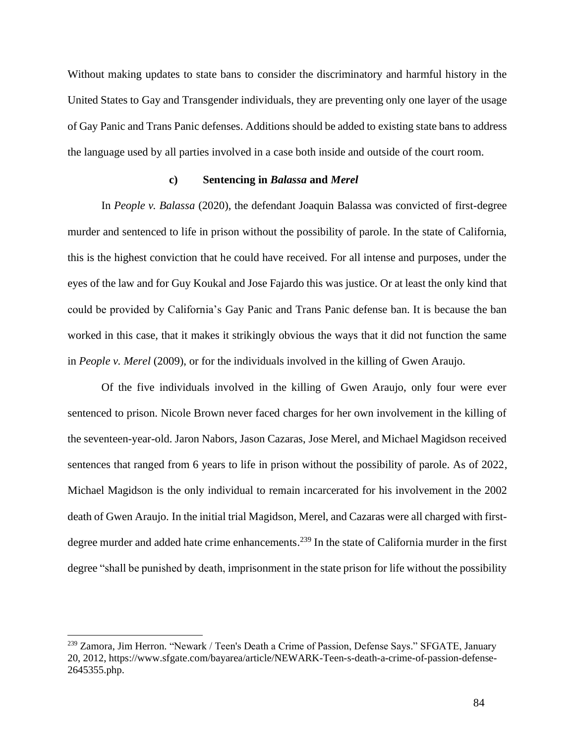Without making updates to state bans to consider the discriminatory and harmful history in the United States to Gay and Transgender individuals, they are preventing only one layer of the usage of Gay Panic and Trans Panic defenses. Additions should be added to existing state bans to address the language used by all parties involved in a case both inside and outside of the court room.

### c) Sentencing in *Balassa* and *Merel*

In *People v. Balassa* (2020), the defendant Joaquin Balassa was convicted of first-degree murder and sentenced to life in prison without the possibility of parole. In the state of California, this is the highest conviction that he could have received. For all intense and purposes, under the eyes of the law and for Guy Koukal and Jose Fajardo this was justice. Or at least the only kind that could be provided by California's Gay Panic and Trans Panic defense ban. It is because the ban worked in this case, that it makes it strikingly obvious the ways that it did not function the same in *People v. Merel* (2009), or for the individuals involved in the killing of Gwen Araujo.

Of the five individuals involved in the killing of Gwen Araujo, only four were ever sentenced to prison. Nicole Brown never faced charges for her own involvement in the killing of the seventeen-year-old. Jaron Nabors, Jason Cazaras, Jose Merel, and Michael Magidson received sentences that ranged from 6 years to life in prison without the possibility of parole. As of 2022, Michael Magidson is the only individual to remain incarcerated for his involvement in the 2002 death of Gwen Araujo. In the initial trial Magidson, Merel, and Cazaras were all charged with first-degree murder and added hate crime enhancements.[239] In the state of California murder in the first degree "shall be punished by death, imprisonment in the state prison for life without the possibility

[239] Zamora, Jim Herron. "Newark / Teen's Death a Crime of Passion, Defense Says." SFGATE, January 20, 2012, https://www.sfgate.com/bayarea/article/NEWARK-Teen-s-death-a-crime-of-passion-defense-2645355.php.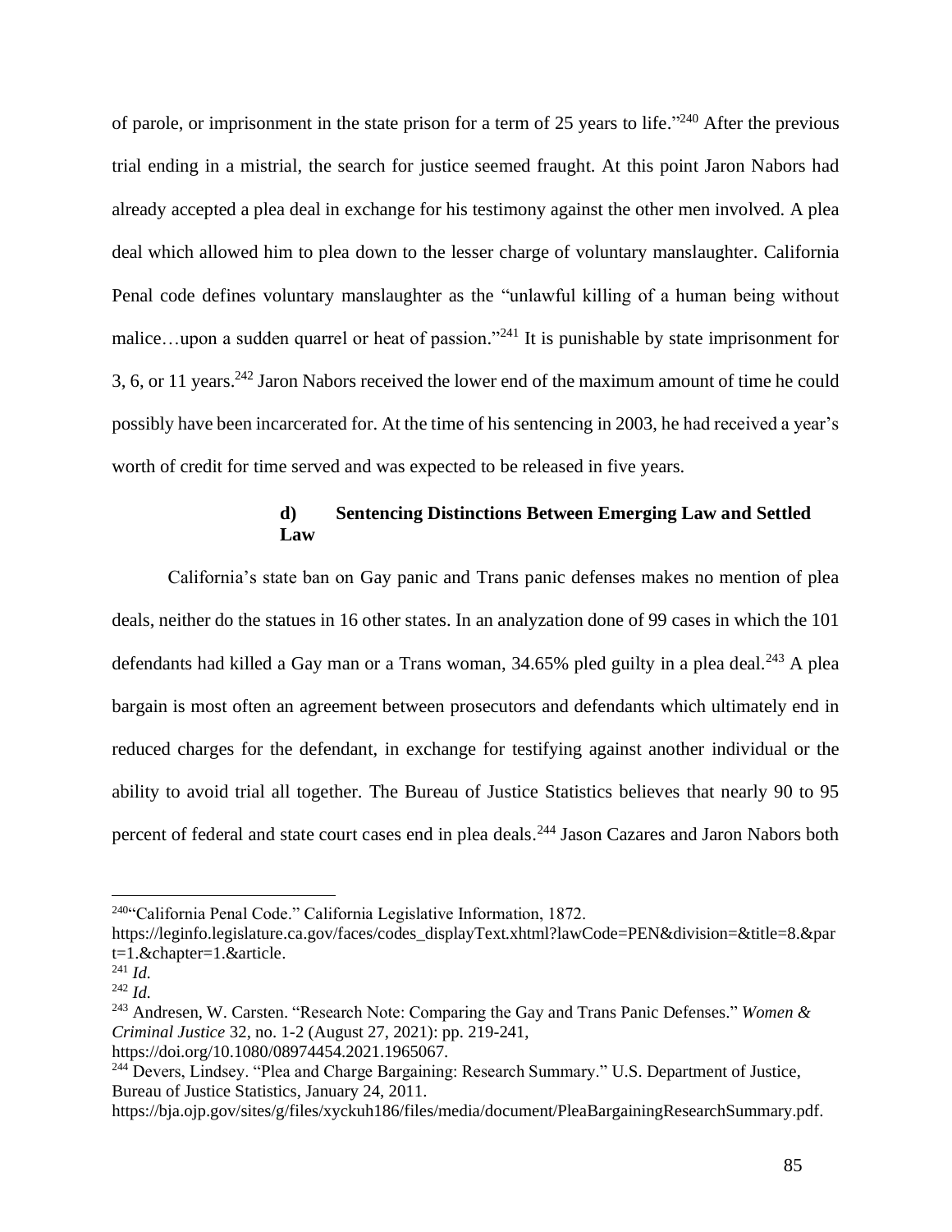of parole, or imprisonment in the state prison for a term of 25 years to life."[240] After the previous trial ending in a mistrial, the search for justice seemed fraught. At this point Jaron Nabors had already accepted a plea deal in exchange for his testimony against the other men involved. A plea deal which allowed him to plea down to the lesser charge of voluntary manslaughter. California Penal code defines voluntary manslaughter as the "unlawful killing of a human being without malice…upon a sudden quarrel or heat of passion."[241] It is punishable by state imprisonment for 3, 6, or 11 years.[242] Jaron Nabors received the lower end of the maximum amount of time he could possibly have been incarcerated for. At the time of his sentencing in 2003, he had received a year's worth of credit for time served and was expected to be released in five years.

#### d) Sentencing Distinctions Between Emerging Law and Settled Law

California's state ban on Gay panic and Trans panic defenses makes no mention of plea deals, neither do the statues in 16 other states. In an analyzation done of 99 cases in which the 101 defendants had killed a Gay man or a Trans woman, 34.65% pled guilty in a plea deal.[243] A plea bargain is most often an agreement between prosecutors and defendants which ultimately end in reduced charges for the defendant, in exchange for testifying against another individual or the ability to avoid trial all together. The Bureau of Justice Statistics believes that nearly 90 to 95 percent of federal and state court cases end in plea deals.[244] Jason Cazares and Jaron Nabors both

---

[240] "California Penal Code." California Legislative Information, 1872. https://leginfo.legislature.ca.gov/faces/codes_displayText.xhtml?lawCode=PEN&division=&title=8.&part=1.&chapter=1.&article.

[241] *Id.*

[242] *Id.*

[243] Andresen, W. Carsten. "Research Note: Comparing the Gay and Trans Panic Defenses." *Women & Criminal Justice* 32, no. 1-2 (August 27, 2021): pp. 219-241, https://doi.org/10.1080/08974454.2021.1965067.

[244] Devers, Lindsey. "Plea and Charge Bargaining: Research Summary." U.S. Department of Justice, Bureau of Justice Statistics, January 24, 2011. https://bja.ojp.gov/sites/g/files/xyckuh186/files/media/document/PleaBargainingResearchSummary.pdf.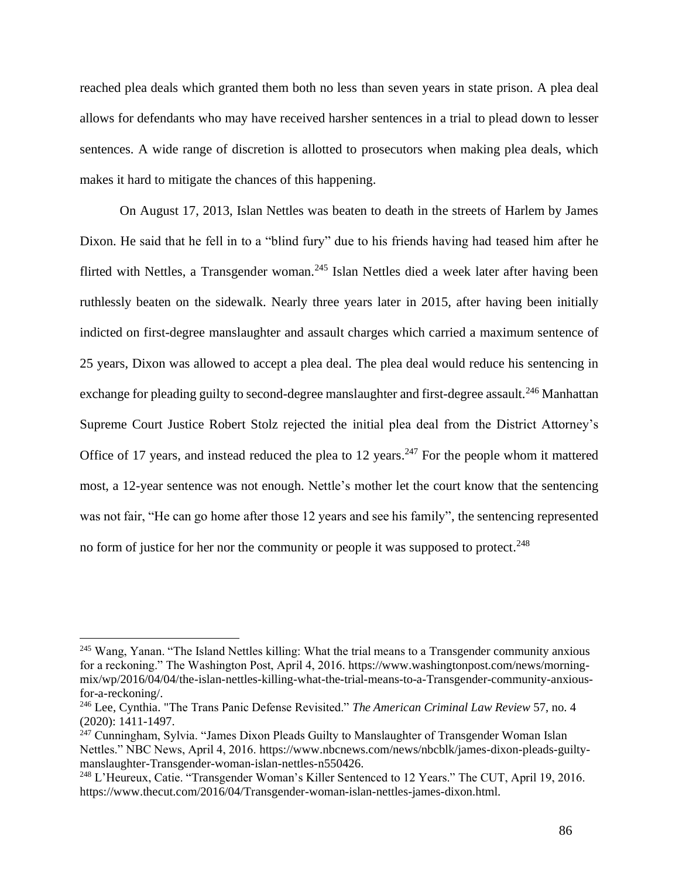reached plea deals which granted them both no less than seven years in state prison. A plea deal allows for defendants who may have received harsher sentences in a trial to plead down to lesser sentences. A wide range of discretion is allotted to prosecutors when making plea deals, which makes it hard to mitigate the chances of this happening.

On August 17, 2013, Islan Nettles was beaten to death in the streets of Harlem by James Dixon. He said that he fell in to a "blind fury" due to his friends having had teased him after he flirted with Nettles, a Transgender woman.[245] Islan Nettles died a week later after having been ruthlessly beaten on the sidewalk. Nearly three years later in 2015, after having been initially indicted on first-degree manslaughter and assault charges which carried a maximum sentence of 25 years, Dixon was allowed to accept a plea deal. The plea deal would reduce his sentencing in exchange for pleading guilty to second-degree manslaughter and first-degree assault.[246] Manhattan Supreme Court Justice Robert Stolz rejected the initial plea deal from the District Attorney's Office of 17 years, and instead reduced the plea to 12 years.[247] For the people whom it mattered most, a 12-year sentence was not enough. Nettle's mother let the court know that the sentencing was not fair, "He can go home after those 12 years and see his family", the sentencing represented no form of justice for her nor the community or people it was supposed to protect.[248]

---

[245] Wang, Yanan. "The Island Nettles killing: What the trial means to a Transgender community anxious for a reckoning." The Washington Post, April 4, 2016. https://www.washingtonpost.com/news/morning-mix/wp/2016/04/04/the-islan-nettles-killing-what-the-trial-means-to-a-Transgender-community-anxious-for-a-reckoning/.

[246] Lee, Cynthia. "The Trans Panic Defense Revisited." *The American Criminal Law Review* 57, no. 4 (2020): 1411-1497.

[247] Cunningham, Sylvia. "James Dixon Pleads Guilty to Manslaughter of Transgender Woman Islan Nettles." NBC News, April 4, 2016. https://www.nbcnews.com/news/nbcblk/james-dixon-pleads-guilty-manslaughter-Transgender-woman-islan-nettles-n550426.

[248] L'Heureux, Catie. "Transgender Woman's Killer Sentenced to 12 Years." The CUT, April 19, 2016. https://www.thecut.com/2016/04/Transgender-woman-islan-nettles-james-dixon.html.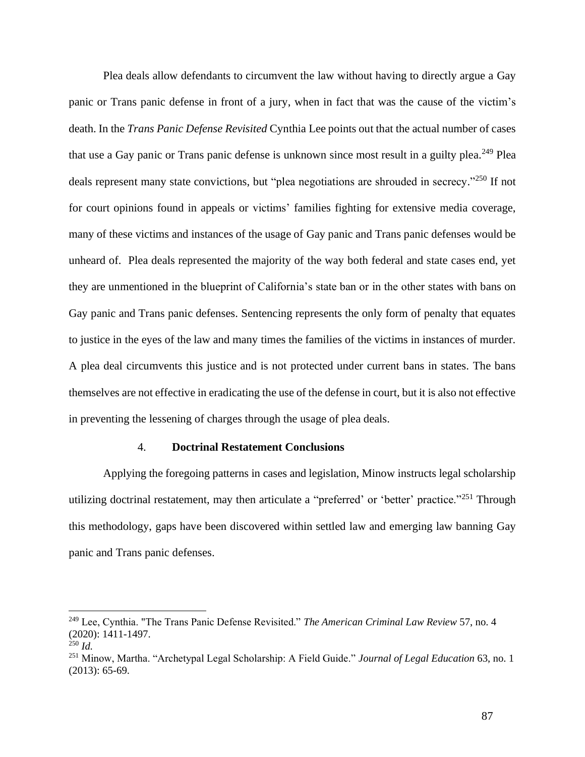Plea deals allow defendants to circumvent the law without having to directly argue a Gay panic or Trans panic defense in front of a jury, when in fact that was the cause of the victim's death. In the *Trans Panic Defense Revisited* Cynthia Lee points out that the actual number of cases that use a Gay panic or Trans panic defense is unknown since most result in a guilty plea.[249] Plea deals represent many state convictions, but "plea negotiations are shrouded in secrecy."[250] If not for court opinions found in appeals or victims' families fighting for extensive media coverage, many of these victims and instances of the usage of Gay panic and Trans panic defenses would be unheard of. Plea deals represented the majority of the way both federal and state cases end, yet they are unmentioned in the blueprint of California's state ban or in the other states with bans on Gay panic and Trans panic defenses. Sentencing represents the only form of penalty that equates to justice in the eyes of the law and many times the families of the victims in instances of murder. A plea deal circumvents this justice and is not protected under current bans in states. The bans themselves are not effective in eradicating the use of the defense in court, but it is also not effective in preventing the lessening of charges through the usage of plea deals.

#### 4. **Doctrinal Restatement Conclusions**

Applying the foregoing patterns in cases and legislation, Minow instructs legal scholarship utilizing doctrinal restatement, may then articulate a "preferred' or 'better' practice."[251] Through this methodology, gaps have been discovered within settled law and emerging law banning Gay panic and Trans panic defenses.

---

[249] Lee, Cynthia. "The Trans Panic Defense Revisited." *The American Criminal Law Review* 57, no. 4 (2020): 1411-1497.

[250] *Id.*

[251] Minow, Martha. "Archetypal Legal Scholarship: A Field Guide." *Journal of Legal Education* 63, no. 1 (2013): 65-69.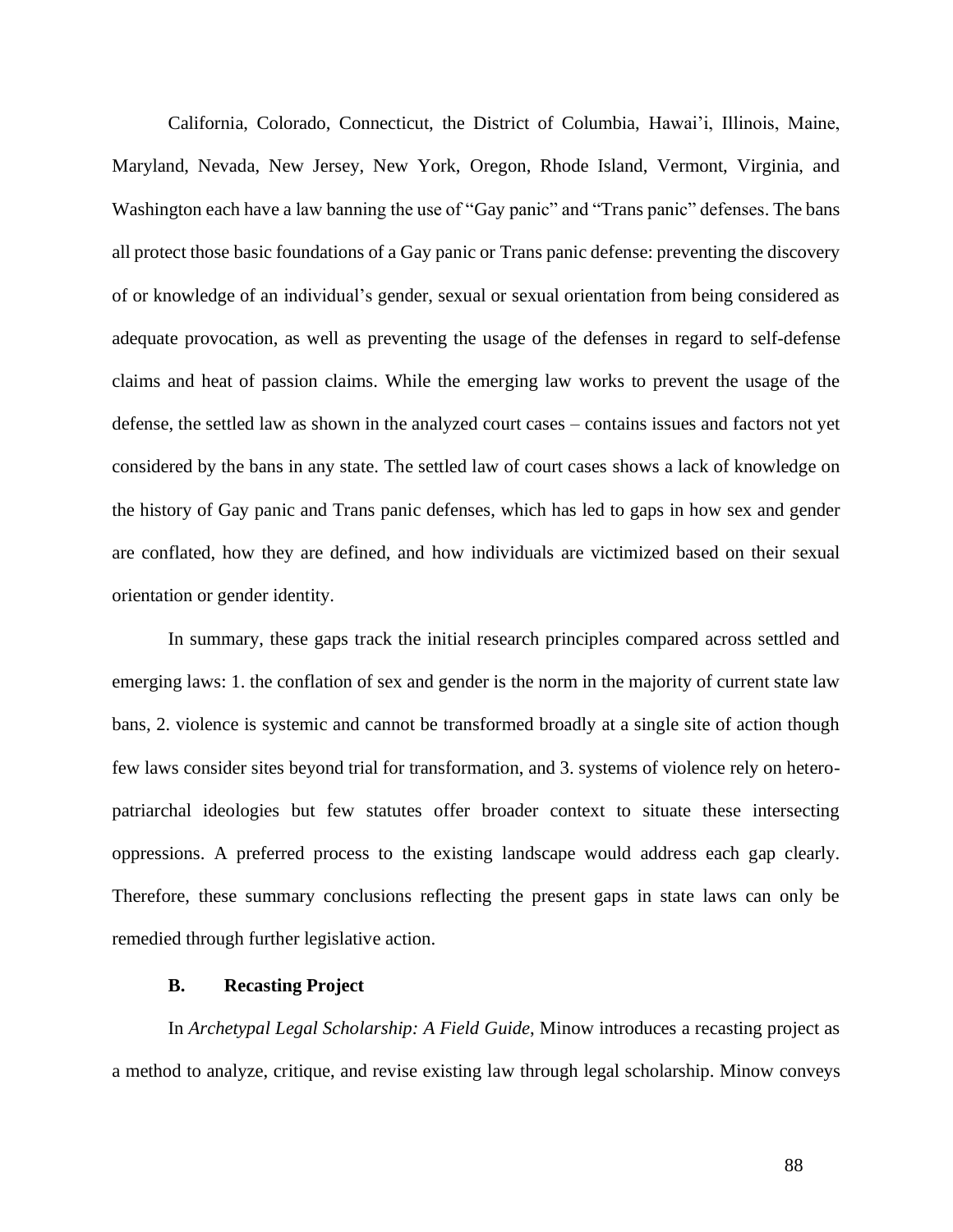California, Colorado, Connecticut, the District of Columbia, Hawai'i, Illinois, Maine, Maryland, Nevada, New Jersey, New York, Oregon, Rhode Island, Vermont, Virginia, and Washington each have a law banning the use of "Gay panic" and "Trans panic" defenses. The bans all protect those basic foundations of a Gay panic or Trans panic defense: preventing the discovery of or knowledge of an individual's gender, sexual or sexual orientation from being considered as adequate provocation, as well as preventing the usage of the defenses in regard to self-defense claims and heat of passion claims. While the emerging law works to prevent the usage of the defense, the settled law as shown in the analyzed court cases – contains issues and factors not yet considered by the bans in any state. The settled law of court cases shows a lack of knowledge on the history of Gay panic and Trans panic defenses, which has led to gaps in how sex and gender are conflated, how they are defined, and how individuals are victimized based on their sexual orientation or gender identity.

In summary, these gaps track the initial research principles compared across settled and emerging laws: 1. the conflation of sex and gender is the norm in the majority of current state law bans, 2. violence is systemic and cannot be transformed broadly at a single site of action though few laws consider sites beyond trial for transformation, and 3. systems of violence rely on hetero-patriarchal ideologies but few statutes offer broader context to situate these intersecting oppressions. A preferred process to the existing landscape would address each gap clearly. Therefore, these summary conclusions reflecting the present gaps in state laws can only be remedied through further legislative action.

### B. Recasting Project

In *Archetypal Legal Scholarship: A Field Guide*, Minow introduces a recasting project as a method to analyze, critique, and revise existing law through legal scholarship. Minow conveys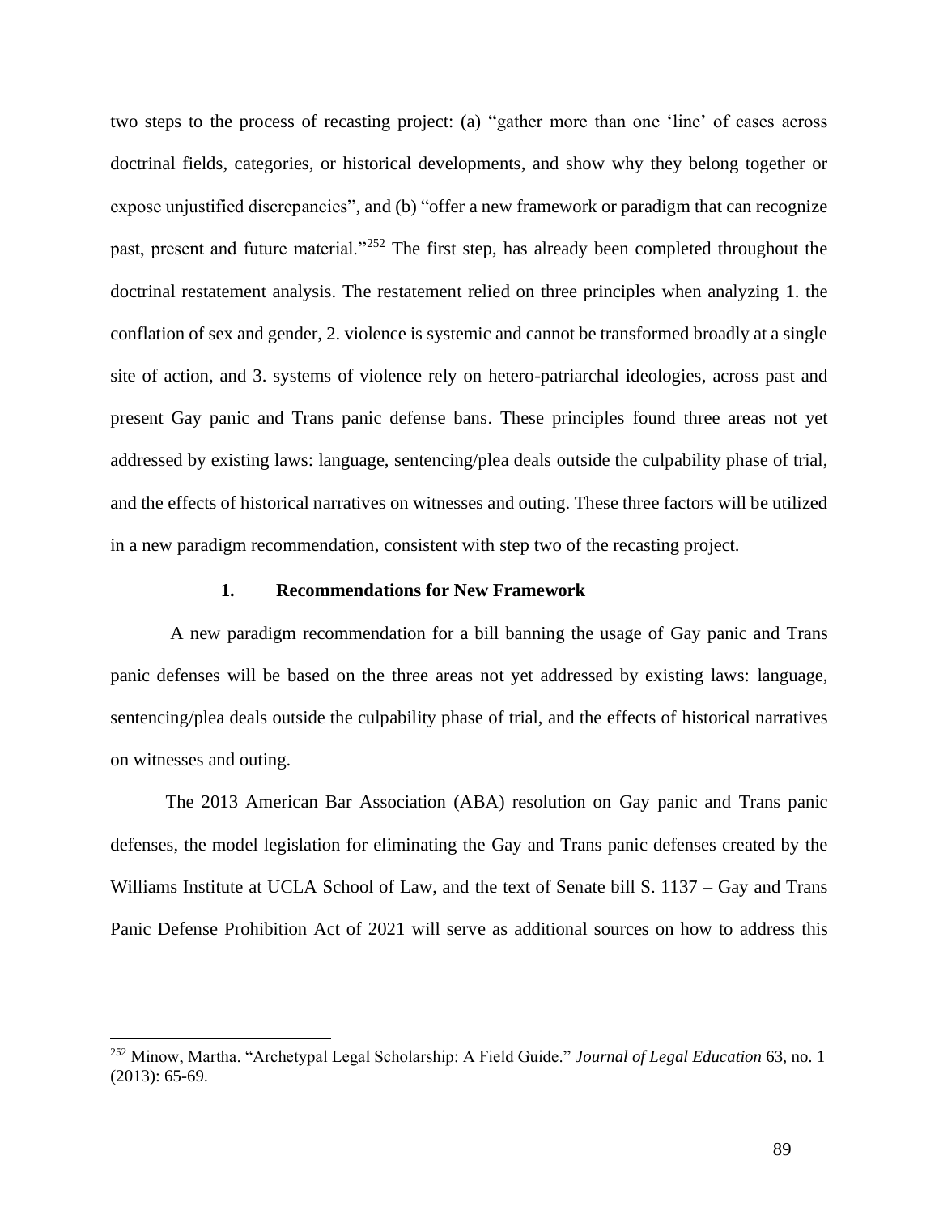two steps to the process of recasting project: (a) "gather more than one 'line' of cases across doctrinal fields, categories, or historical developments, and show why they belong together or expose unjustified discrepancies", and (b) "offer a new framework or paradigm that can recognize past, present and future material."[252] The first step, has already been completed throughout the doctrinal restatement analysis. The restatement relied on three principles when analyzing 1. the conflation of sex and gender, 2. violence is systemic and cannot be transformed broadly at a single site of action, and 3. systems of violence rely on hetero-patriarchal ideologies, across past and present Gay panic and Trans panic defense bans. These principles found three areas not yet addressed by existing laws: language, sentencing/plea deals outside the culpability phase of trial, and the effects of historical narratives on witnesses and outing. These three factors will be utilized in a new paradigm recommendation, consistent with step two of the recasting project.

### 1. Recommendations for New Framework

A new paradigm recommendation for a bill banning the usage of Gay panic and Trans panic defenses will be based on the three areas not yet addressed by existing laws: language, sentencing/plea deals outside the culpability phase of trial, and the effects of historical narratives on witnesses and outing.

The 2013 American Bar Association (ABA) resolution on Gay panic and Trans panic defenses, the model legislation for eliminating the Gay and Trans panic defenses created by the Williams Institute at UCLA School of Law, and the text of Senate bill S. 1137 – Gay and Trans Panic Defense Prohibition Act of 2021 will serve as additional sources on how to address this

---

[252] Minow, Martha. "Archetypal Legal Scholarship: A Field Guide." *Journal of Legal Education* 63, no. 1 (2013): 65-69.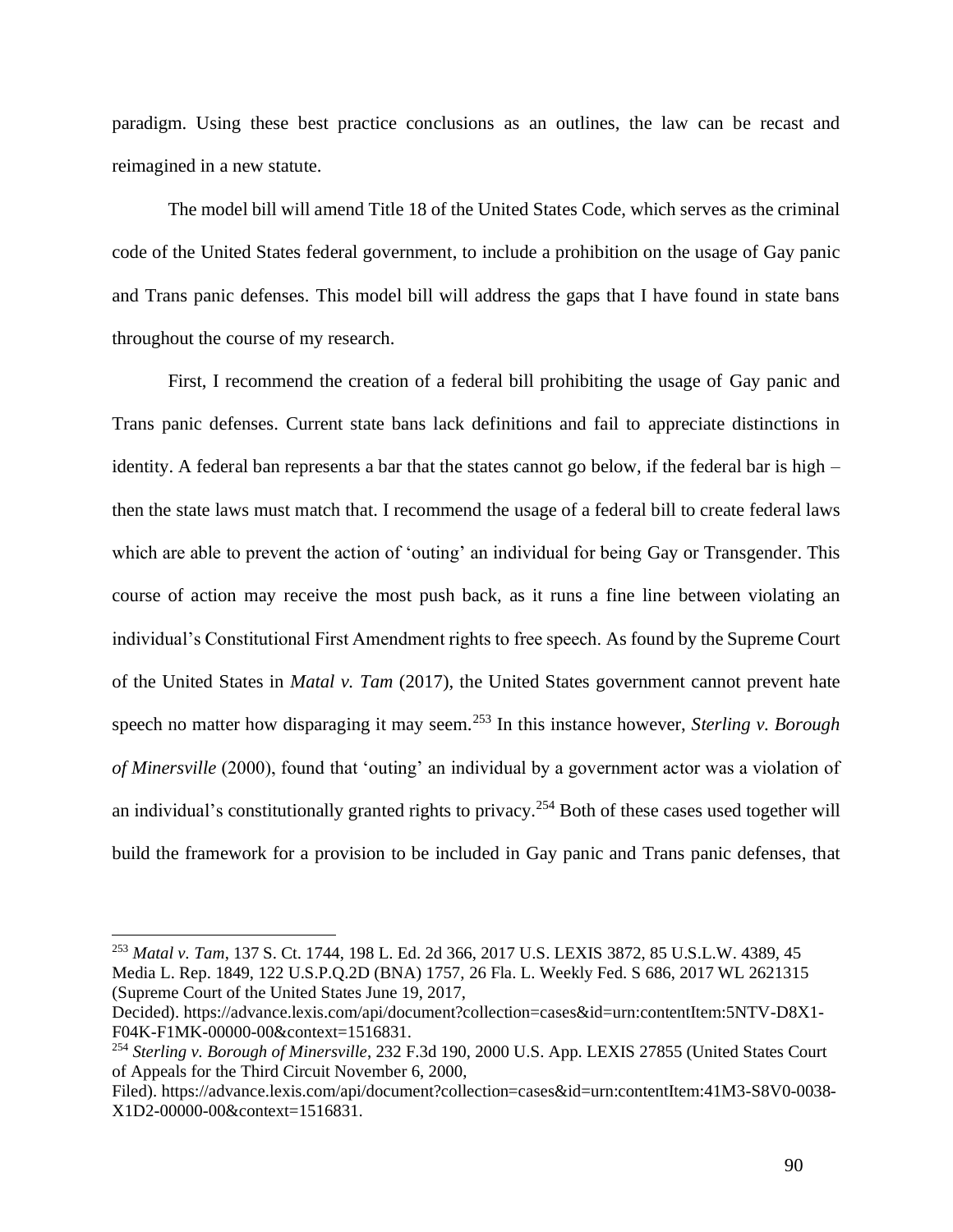paradigm. Using these best practice conclusions as an outlines, the law can be recast and reimagined in a new statute.

The model bill will amend Title 18 of the United States Code, which serves as the criminal code of the United States federal government, to include a prohibition on the usage of Gay panic and Trans panic defenses. This model bill will address the gaps that I have found in state bans throughout the course of my research.

First, I recommend the creation of a federal bill prohibiting the usage of Gay panic and Trans panic defenses. Current state bans lack definitions and fail to appreciate distinctions in identity. A federal ban represents a bar that the states cannot go below, if the federal bar is high – then the state laws must match that. I recommend the usage of a federal bill to create federal laws which are able to prevent the action of 'outing' an individual for being Gay or Transgender. This course of action may receive the most push back, as it runs a fine line between violating an individual's Constitutional First Amendment rights to free speech. As found by the Supreme Court of the United States in *Matal v. Tam* (2017), the United States government cannot prevent hate speech no matter how disparaging it may seem.[253] In this instance however, *Sterling v. Borough of Minersville* (2000), found that 'outing' an individual by a government actor was a violation of an individual's constitutionally granted rights to privacy.[254] Both of these cases used together will build the framework for a provision to be included in Gay panic and Trans panic defenses, that

---

[253] *Matal v. Tam*, 137 S. Ct. 1744, 198 L. Ed. 2d 366, 2017 U.S. LEXIS 3872, 85 U.S.L.W. 4389, 45 Media L. Rep. 1849, 122 U.S.P.Q.2D (BNA) 1757, 26 Fla. L. Weekly Fed. S 686, 2017 WL 2621315 (Supreme Court of the United States June 19, 2017, Decided). https://advance.lexis.com/api/document?collection=cases&id=urn:contentItem:5NTV-D8X1-F04K-F1MK-00000-00&context=1516831.

[254] *Sterling v. Borough of Minersville*, 232 F.3d 190, 2000 U.S. App. LEXIS 27855 (United States Court of Appeals for the Third Circuit November 6, 2000, Filed). https://advance.lexis.com/api/document?collection=cases&id=urn:contentItem:41M3-S8V0-0038-X1D2-00000-00&context=1516831.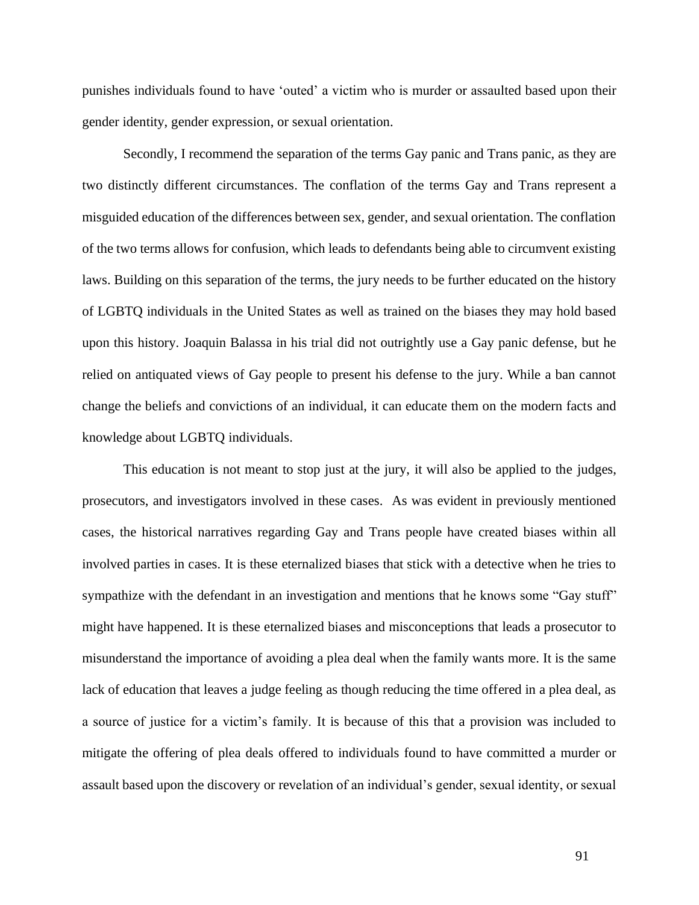punishes individuals found to have 'outed' a victim who is murder or assaulted based upon their gender identity, gender expression, or sexual orientation.

Secondly, I recommend the separation of the terms Gay panic and Trans panic, as they are two distinctly different circumstances. The conflation of the terms Gay and Trans represent a misguided education of the differences between sex, gender, and sexual orientation. The conflation of the two terms allows for confusion, which leads to defendants being able to circumvent existing laws. Building on this separation of the terms, the jury needs to be further educated on the history of LGBTQ individuals in the United States as well as trained on the biases they may hold based upon this history. Joaquin Balassa in his trial did not outrightly use a Gay panic defense, but he relied on antiquated views of Gay people to present his defense to the jury. While a ban cannot change the beliefs and convictions of an individual, it can educate them on the modern facts and knowledge about LGBTQ individuals.

This education is not meant to stop just at the jury, it will also be applied to the judges, prosecutors, and investigators involved in these cases. As was evident in previously mentioned cases, the historical narratives regarding Gay and Trans people have created biases within all involved parties in cases. It is these eternalized biases that stick with a detective when he tries to sympathize with the defendant in an investigation and mentions that he knows some "Gay stuff" might have happened. It is these eternalized biases and misconceptions that leads a prosecutor to misunderstand the importance of avoiding a plea deal when the family wants more. It is the same lack of education that leaves a judge feeling as though reducing the time offered in a plea deal, as a source of justice for a victim's family. It is because of this that a provision was included to mitigate the offering of plea deals offered to individuals found to have committed a murder or assault based upon the discovery or revelation of an individual's gender, sexual identity, or sexual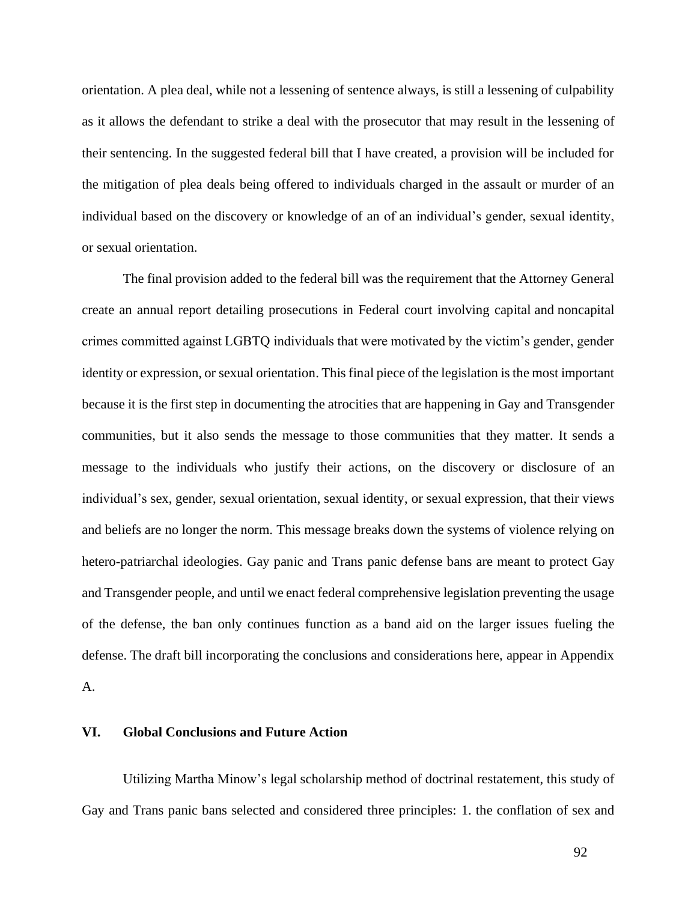orientation. A plea deal, while not a lessening of sentence always, is still a lessening of culpability as it allows the defendant to strike a deal with the prosecutor that may result in the lessening of their sentencing. In the suggested federal bill that I have created, a provision will be included for the mitigation of plea deals being offered to individuals charged in the assault or murder of an individual based on the discovery or knowledge of an of an individual's gender, sexual identity, or sexual orientation.

The final provision added to the federal bill was the requirement that the Attorney General create an annual report detailing prosecutions in Federal court involving capital and noncapital crimes committed against LGBTQ individuals that were motivated by the victim's gender, gender identity or expression, or sexual orientation. This final piece of the legislation is the most important because it is the first step in documenting the atrocities that are happening in Gay and Transgender communities, but it also sends the message to those communities that they matter. It sends a message to the individuals who justify their actions, on the discovery or disclosure of an individual's sex, gender, sexual orientation, sexual identity, or sexual expression, that their views and beliefs are no longer the norm. This message breaks down the systems of violence relying on hetero-patriarchal ideologies. Gay panic and Trans panic defense bans are meant to protect Gay and Transgender people, and until we enact federal comprehensive legislation preventing the usage of the defense, the ban only continues function as a band aid on the larger issues fueling the defense. The draft bill incorporating the conclusions and considerations here, appear in Appendix A.

## VI. Global Conclusions and Future Action

Utilizing Martha Minow's legal scholarship method of doctrinal restatement, this study of Gay and Trans panic bans selected and considered three principles: 1. the conflation of sex and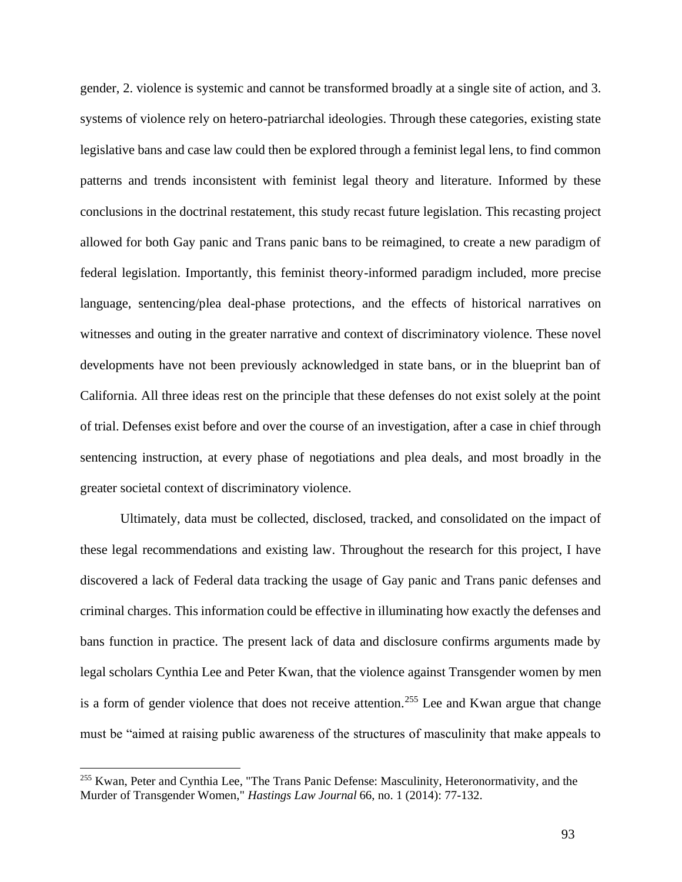gender, 2. violence is systemic and cannot be transformed broadly at a single site of action, and 3. systems of violence rely on hetero-patriarchal ideologies. Through these categories, existing state legislative bans and case law could then be explored through a feminist legal lens, to find common patterns and trends inconsistent with feminist legal theory and literature. Informed by these conclusions in the doctrinal restatement, this study recast future legislation. This recasting project allowed for both Gay panic and Trans panic bans to be reimagined, to create a new paradigm of federal legislation. Importantly, this feminist theory-informed paradigm included, more precise language, sentencing/plea deal-phase protections, and the effects of historical narratives on witnesses and outing in the greater narrative and context of discriminatory violence. These novel developments have not been previously acknowledged in state bans, or in the blueprint ban of California. All three ideas rest on the principle that these defenses do not exist solely at the point of trial. Defenses exist before and over the course of an investigation, after a case in chief through sentencing instruction, at every phase of negotiations and plea deals, and most broadly in the greater societal context of discriminatory violence.

Ultimately, data must be collected, disclosed, tracked, and consolidated on the impact of these legal recommendations and existing law. Throughout the research for this project, I have discovered a lack of Federal data tracking the usage of Gay panic and Trans panic defenses and criminal charges. This information could be effective in illuminating how exactly the defenses and bans function in practice. The present lack of data and disclosure confirms arguments made by legal scholars Cynthia Lee and Peter Kwan, that the violence against Transgender women by men is a form of gender violence that does not receive attention.[255] Lee and Kwan argue that change must be "aimed at raising public awareness of the structures of masculinity that make appeals to

---

[255] Kwan, Peter and Cynthia Lee, "The Trans Panic Defense: Masculinity, Heteronormativity, and the Murder of Transgender Women," *Hastings Law Journal* 66, no. 1 (2014): 77-132.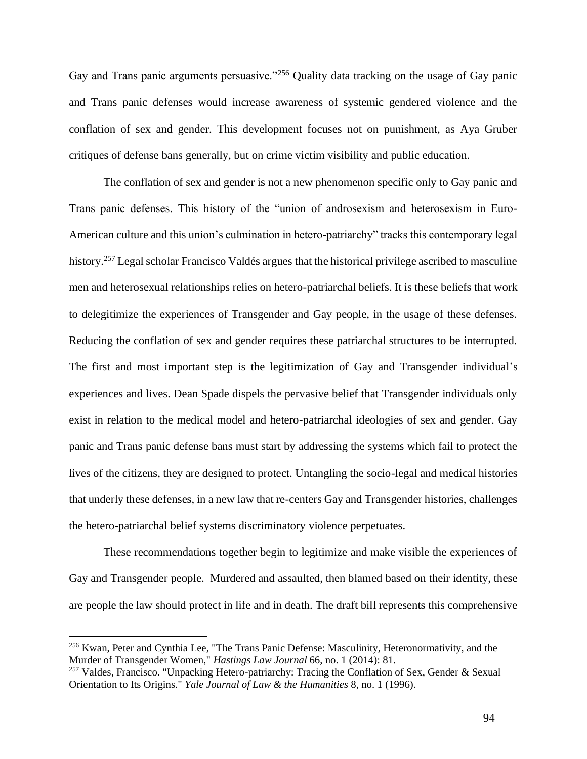Gay and Trans panic arguments persuasive."[256] Quality data tracking on the usage of Gay panic and Trans panic defenses would increase awareness of systemic gendered violence and the conflation of sex and gender. This development focuses not on punishment, as Aya Gruber critiques of defense bans generally, but on crime victim visibility and public education.

The conflation of sex and gender is not a new phenomenon specific only to Gay panic and Trans panic defenses. This history of the "union of androsexism and heterosexism in Euro-American culture and this union's culmination in hetero-patriarchy" tracks this contemporary legal history.[257] Legal scholar Francisco Valdés argues that the historical privilege ascribed to masculine men and heterosexual relationships relies on hetero-patriarchal beliefs. It is these beliefs that work to delegitimize the experiences of Transgender and Gay people, in the usage of these defenses. Reducing the conflation of sex and gender requires these patriarchal structures to be interrupted. The first and most important step is the legitimization of Gay and Transgender individual's experiences and lives. Dean Spade dispels the pervasive belief that Transgender individuals only exist in relation to the medical model and hetero-patriarchal ideologies of sex and gender. Gay panic and Trans panic defense bans must start by addressing the systems which fail to protect the lives of the citizens, they are designed to protect. Untangling the socio-legal and medical histories that underly these defenses, in a new law that re-centers Gay and Transgender histories, challenges the hetero-patriarchal belief systems discriminatory violence perpetuates.

These recommendations together begin to legitimize and make visible the experiences of Gay and Transgender people. Murdered and assaulted, then blamed based on their identity, these are people the law should protect in life and in death. The draft bill represents this comprehensive

---

[256] Kwan, Peter and Cynthia Lee, "The Trans Panic Defense: Masculinity, Heteronormativity, and the Murder of Transgender Women," *Hastings Law Journal* 66, no. 1 (2014): 81.

[257] Valdes, Francisco. "Unpacking Hetero-patriarchy: Tracing the Conflation of Sex, Gender & Sexual Orientation to Its Origins." *Yale Journal of Law & the Humanities* 8, no. 1 (1996).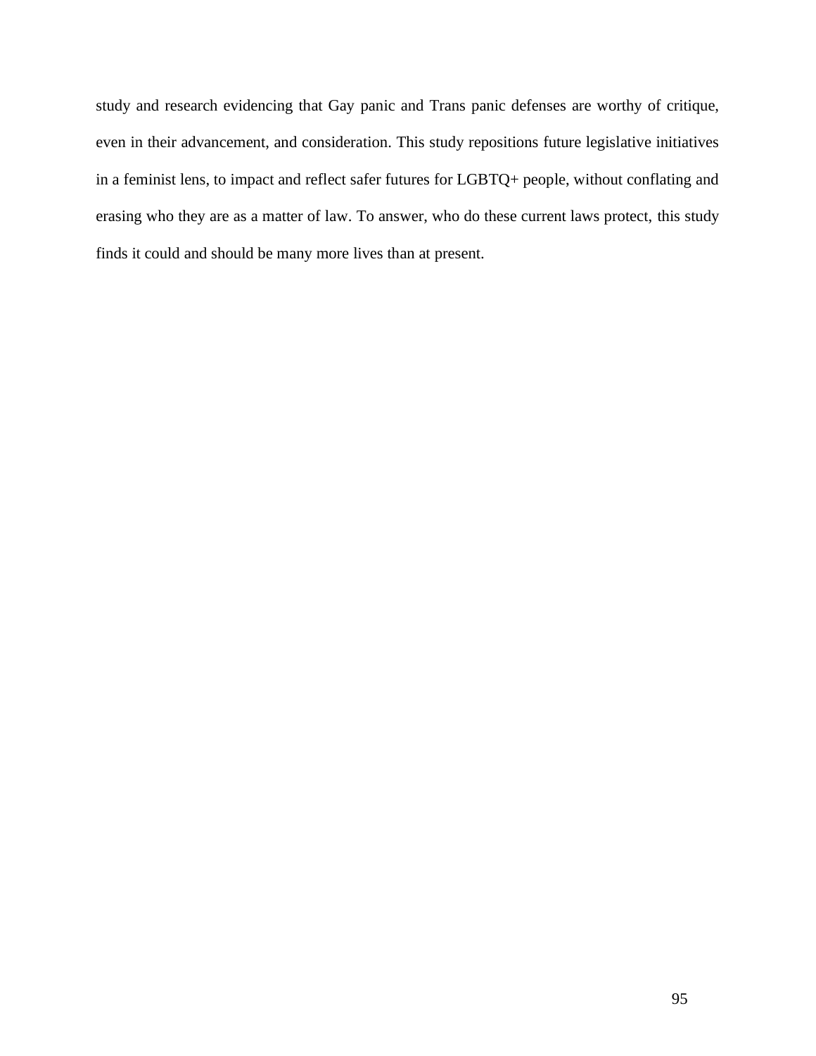study and research evidencing that Gay panic and Trans panic defenses are worthy of critique, even in their advancement, and consideration. This study repositions future legislative initiatives in a feminist lens, to impact and reflect safer futures for LGBTQ+ people, without conflating and erasing who they are as a matter of law. To answer, who do these current laws protect, this study finds it could and should be many more lives than at present.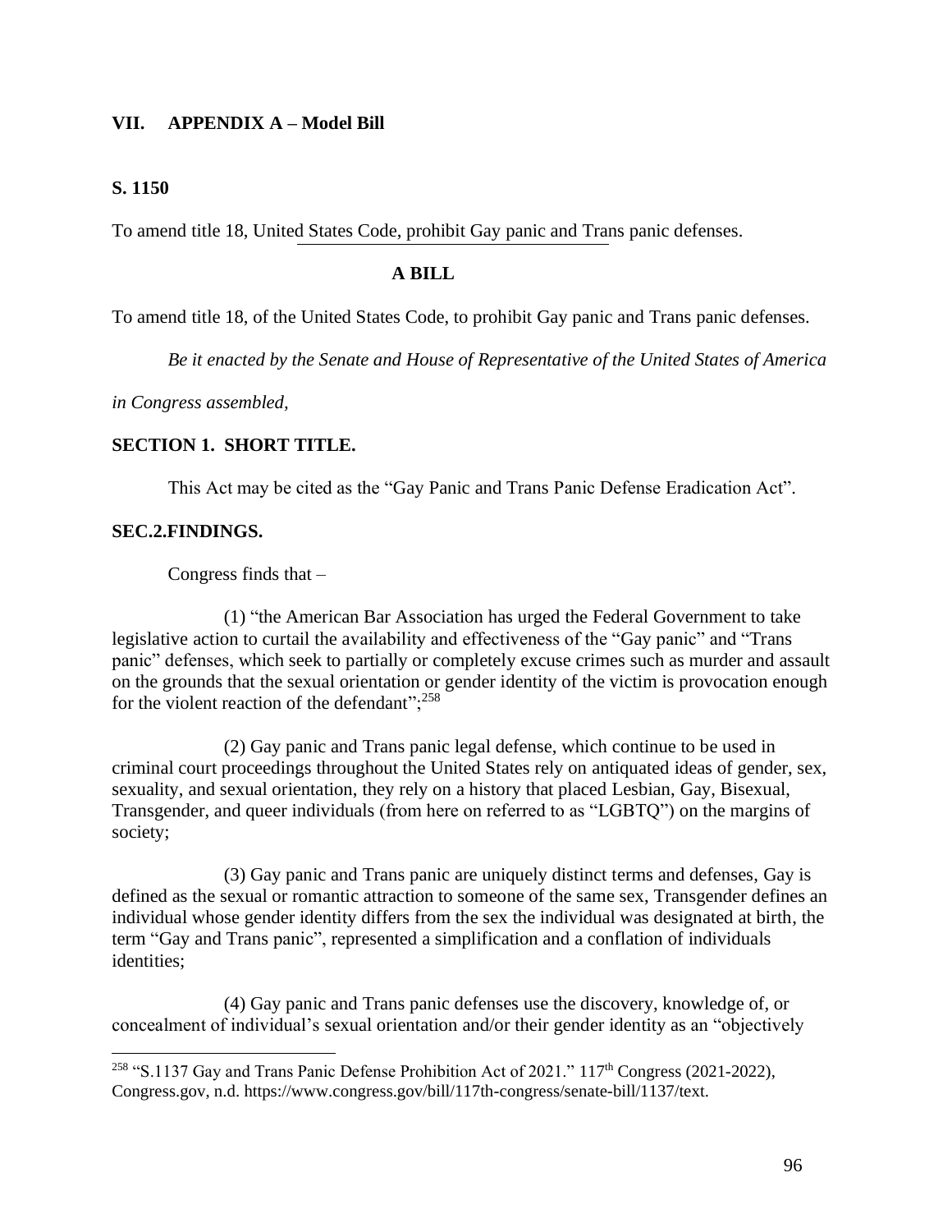## VII. APPENDIX A – Model Bill

**S. 1150**

To amend title 18, United States Code, prohibit Gay panic and Trans panic defenses.

**A BILL**

To amend title 18, of the United States Code, to prohibit Gay panic and Trans panic defenses.

*Be it enacted by the Senate and House of Representative of the United States of America in Congress assembled,*

**SECTION 1. SHORT TITLE.**

This Act may be cited as the "Gay Panic and Trans Panic Defense Eradication Act".

**SEC.2.FINDINGS.**

Congress finds that –

(1) "the American Bar Association has urged the Federal Government to take legislative action to curtail the availability and effectiveness of the "Gay panic" and "Trans panic" defenses, which seek to partially or completely excuse crimes such as murder and assault on the grounds that the sexual orientation or gender identity of the victim is provocation enough for the violent reaction of the defendant";[258]

(2) Gay panic and Trans panic legal defense, which continue to be used in criminal court proceedings throughout the United States rely on antiquated ideas of gender, sex, sexuality, and sexual orientation, they rely on a history that placed Lesbian, Gay, Bisexual, Transgender, and queer individuals (from here on referred to as "LGBTQ") on the margins of society;

(3) Gay panic and Trans panic are uniquely distinct terms and defenses, Gay is defined as the sexual or romantic attraction to someone of the same sex, Transgender defines an individual whose gender identity differs from the sex the individual was designated at birth, the term "Gay and Trans panic", represented a simplification and a conflation of individuals identities;

(4) Gay panic and Trans panic defenses use the discovery, knowledge of, or concealment of individual's sexual orientation and/or their gender identity as an "objectively

[258] "S.1137 Gay and Trans Panic Defense Prohibition Act of 2021." 117th Congress (2021-2022), Congress.gov, n.d. https://www.congress.gov/bill/117th-congress/senate-bill/1137/text.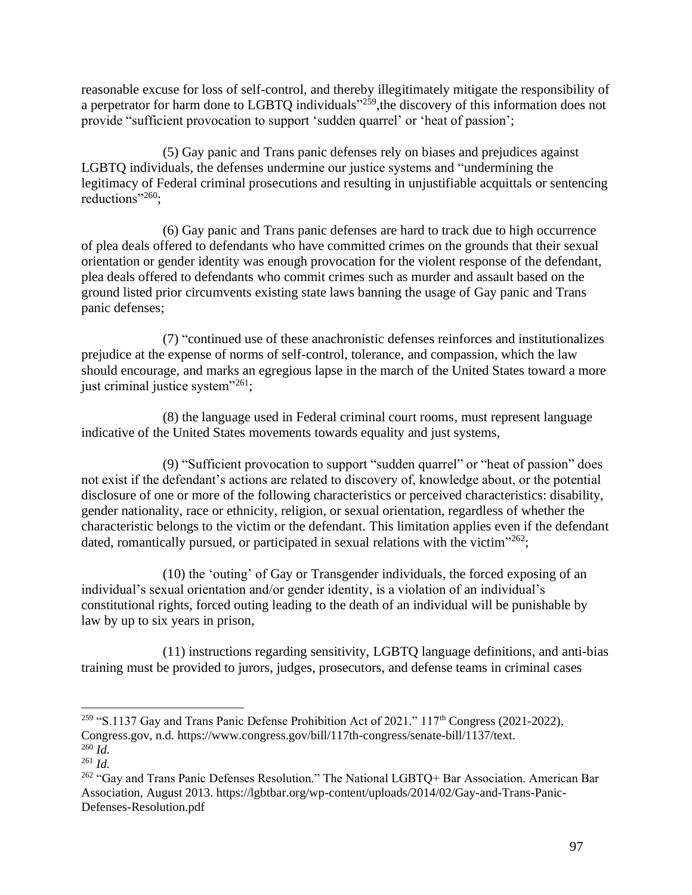reasonable excuse for loss of self-control, and thereby illegitimately mitigate the responsibility of a perpetrator for harm done to LGBTQ individuals"[259],the discovery of this information does not provide "sufficient provocation to support 'sudden quarrel' or 'heat of passion';

(5) Gay panic and Trans panic defenses rely on biases and prejudices against LGBTQ individuals, the defenses undermine our justice systems and "undermining the legitimacy of Federal criminal prosecutions and resulting in unjustifiable acquittals or sentencing reductions"[260];

(6) Gay panic and Trans panic defenses are hard to track due to high occurrence of plea deals offered to defendants who have committed crimes on the grounds that their sexual orientation or gender identity was enough provocation for the violent response of the defendant, plea deals offered to defendants who commit crimes such as murder and assault based on the ground listed prior circumvents existing state laws banning the usage of Gay panic and Trans panic defenses;

(7) "continued use of these anachronistic defenses reinforces and institutionalizes prejudice at the expense of norms of self-control, tolerance, and compassion, which the law should encourage, and marks an egregious lapse in the march of the United States toward a more just criminal justice system"[261];

(8) the language used in Federal criminal court rooms, must represent language indicative of the United States movements towards equality and just systems,

(9) "Sufficient provocation to support "sudden quarrel" or "heat of passion" does not exist if the defendant's actions are related to discovery of, knowledge about, or the potential disclosure of one or more of the following characteristics or perceived characteristics: disability, gender nationality, race or ethnicity, religion, or sexual orientation, regardless of whether the characteristic belongs to the victim or the defendant. This limitation applies even if the defendant dated, romantically pursued, or participated in sexual relations with the victim"[262];

(10) the 'outing' of Gay or Transgender individuals, the forced exposing of an individual's sexual orientation and/or gender identity, is a violation of an individual's constitutional rights, forced outing leading to the death of an individual will be punishable by law by up to six years in prison,

(11) instructions regarding sensitivity, LGBTQ language definitions, and anti-bias training must be provided to jurors, judges, prosecutors, and defense teams in criminal cases

---

[259] "S.1137 Gay and Trans Panic Defense Prohibition Act of 2021." 117th Congress (2021-2022), Congress.gov, n.d. https://www.congress.gov/bill/117th-congress/senate-bill/1137/text.

[260] *Id.*

[261] *Id.*

[262] "Gay and Trans Panic Defenses Resolution." The National LGBTQ+ Bar Association. American Bar Association, August 2013. https://lgbtbar.org/wp-content/uploads/2014/02/Gay-and-Trans-Panic-Defenses-Resolution.pdf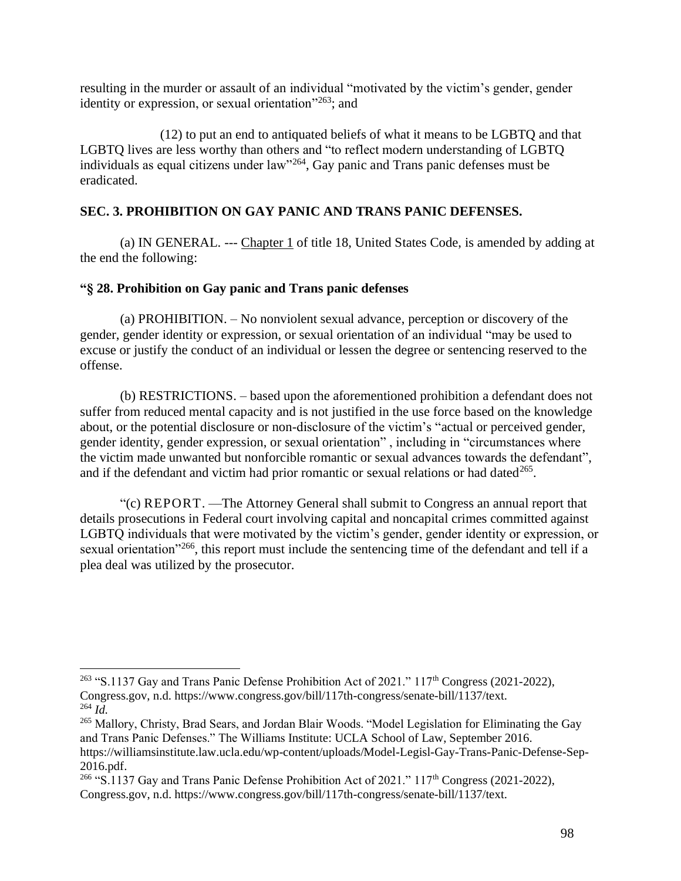resulting in the murder or assault of an individual "motivated by the victim's gender, gender identity or expression, or sexual orientation"[263]; and

(12) to put an end to antiquated beliefs of what it means to be LGBTQ and that LGBTQ lives are less worthy than others and "to reflect modern understanding of LGBTQ individuals as equal citizens under law"[264], Gay panic and Trans panic defenses must be eradicated.

**SEC. 3. PROHIBITION ON GAY PANIC AND TRANS PANIC DEFENSES.**

(a) IN GENERAL. --- Chapter 1 of title 18, United States Code, is amended by adding at the end the following:

**"§ 28. Prohibition on Gay panic and Trans panic defenses**

(a) PROHIBITION. – No nonviolent sexual advance, perception or discovery of the gender, gender identity or expression, or sexual orientation of an individual "may be used to excuse or justify the conduct of an individual or lessen the degree or sentencing reserved to the offense.

(b) RESTRICTIONS. – based upon the aforementioned prohibition a defendant does not suffer from reduced mental capacity and is not justified in the use force based on the knowledge about, or the potential disclosure or non-disclosure of the victim's "actual or perceived gender, gender identity, gender expression, or sexual orientation" , including in "circumstances where the victim made unwanted but nonforcible romantic or sexual advances towards the defendant", and if the defendant and victim had prior romantic or sexual relations or had dated[265].

"(c) REPORT. —The Attorney General shall submit to Congress an annual report that details prosecutions in Federal court involving capital and noncapital crimes committed against LGBTQ individuals that were motivated by the victim's gender, gender identity or expression, or sexual orientation"[266], this report must include the sentencing time of the defendant and tell if a plea deal was utilized by the prosecutor.

---

[263] "S.1137 Gay and Trans Panic Defense Prohibition Act of 2021." 117th Congress (2021-2022), Congress.gov, n.d. https://www.congress.gov/bill/117th-congress/senate-bill/1137/text.

[264] *Id.*

[265] Mallory, Christy, Brad Sears, and Jordan Blair Woods. "Model Legislation for Eliminating the Gay and Trans Panic Defenses." The Williams Institute: UCLA School of Law, September 2016. https://williamsinstitute.law.ucla.edu/wp-content/uploads/Model-Legisl-Gay-Trans-Panic-Defense-Sep-2016.pdf.

[266] "S.1137 Gay and Trans Panic Defense Prohibition Act of 2021." 117th Congress (2021-2022), Congress.gov, n.d. https://www.congress.gov/bill/117th-congress/senate-bill/1137/text.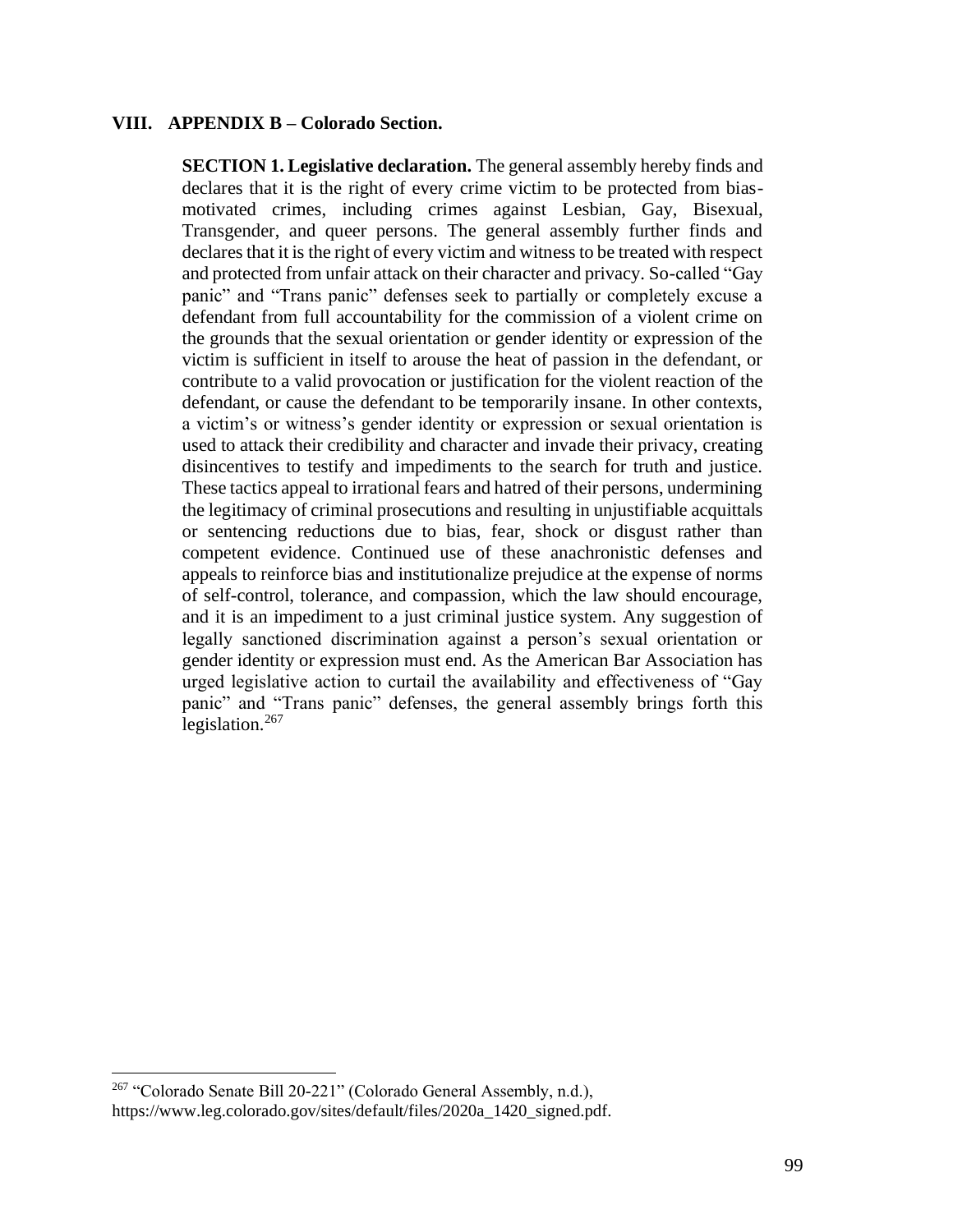## VIII. APPENDIX B – Colorado Section.

**SECTION 1. Legislative declaration.** The general assembly hereby finds and declares that it is the right of every crime victim to be protected from bias-motivated crimes, including crimes against Lesbian, Gay, Bisexual, Transgender, and queer persons. The general assembly further finds and declares that it is the right of every victim and witness to be treated with respect and protected from unfair attack on their character and privacy. So-called "Gay panic" and "Trans panic" defenses seek to partially or completely excuse a defendant from full accountability for the commission of a violent crime on the grounds that the sexual orientation or gender identity or expression of the victim is sufficient in itself to arouse the heat of passion in the defendant, or contribute to a valid provocation or justification for the violent reaction of the defendant, or cause the defendant to be temporarily insane. In other contexts, a victim's or witness's gender identity or expression or sexual orientation is used to attack their credibility and character and invade their privacy, creating disincentives to testify and impediments to the search for truth and justice. These tactics appeal to irrational fears and hatred of their persons, undermining the legitimacy of criminal prosecutions and resulting in unjustifiable acquittals or sentencing reductions due to bias, fear, shock or disgust rather than competent evidence. Continued use of these anachronistic defenses and appeals to reinforce bias and institutionalize prejudice at the expense of norms of self-control, tolerance, and compassion, which the law should encourage, and it is an impediment to a just criminal justice system. Any suggestion of legally sanctioned discrimination against a person's sexual orientation or gender identity or expression must end. As the American Bar Association has urged legislative action to curtail the availability and effectiveness of "Gay panic" and "Trans panic" defenses, the general assembly brings forth this legislation.[267]

---

[267] "Colorado Senate Bill 20-221" (Colorado General Assembly, n.d.), https://www.leg.colorado.gov/sites/default/files/2020a_1420_signed.pdf.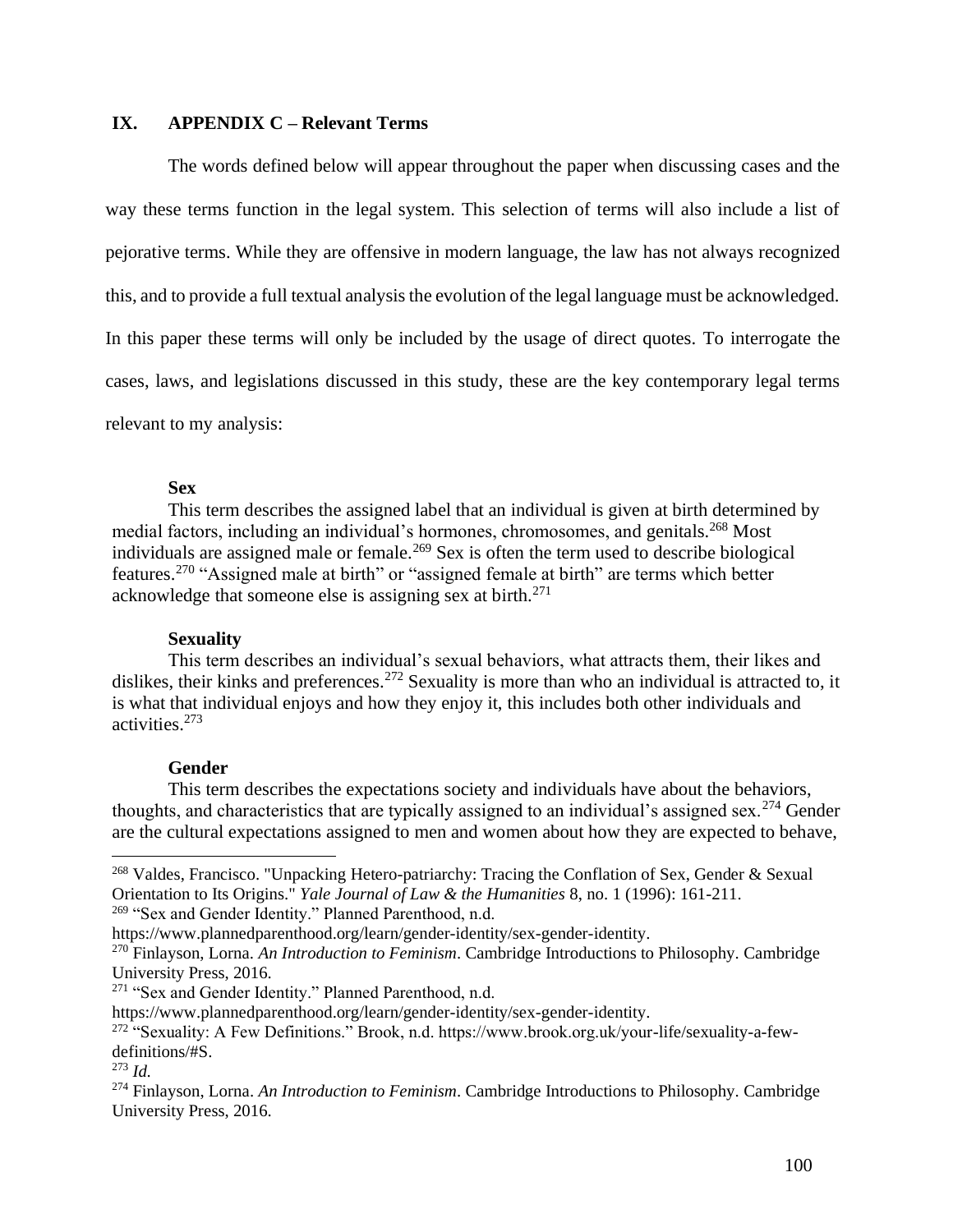## IX. APPENDIX C – Relevant Terms

The words defined below will appear throughout the paper when discussing cases and the way these terms function in the legal system. This selection of terms will also include a list of pejorative terms. While they are offensive in modern language, the law has not always recognized this, and to provide a full textual analysis the evolution of the legal language must be acknowledged. In this paper these terms will only be included by the usage of direct quotes. To interrogate the cases, laws, and legislations discussed in this study, these are the key contemporary legal terms relevant to my analysis:

**Sex**

This term describes the assigned label that an individual is given at birth determined by medial factors, including an individual's hormones, chromosomes, and genitals.[268] Most individuals are assigned male or female.[269] Sex is often the term used to describe biological features.[270] "Assigned male at birth" or "assigned female at birth" are terms which better acknowledge that someone else is assigning sex at birth.[271]

**Sexuality**

This term describes an individual's sexual behaviors, what attracts them, their likes and dislikes, their kinks and preferences.[272] Sexuality is more than who an individual is attracted to, it is what that individual enjoys and how they enjoy it, this includes both other individuals and activities.[273]

**Gender**

This term describes the expectations society and individuals have about the behaviors, thoughts, and characteristics that are typically assigned to an individual's assigned sex.[274] Gender are the cultural expectations assigned to men and women about how they are expected to behave,

---

[268] Valdes, Francisco. "Unpacking Hetero-patriarchy: Tracing the Conflation of Sex, Gender & Sexual Orientation to Its Origins." *Yale Journal of Law & the Humanities* 8, no. 1 (1996): 161-211.

[269] "Sex and Gender Identity." Planned Parenthood, n.d. https://www.plannedparenthood.org/learn/gender-identity/sex-gender-identity.

[270] Finlayson, Lorna. *An Introduction to Feminism*. Cambridge Introductions to Philosophy. Cambridge University Press, 2016.

[271] "Sex and Gender Identity." Planned Parenthood, n.d. https://www.plannedparenthood.org/learn/gender-identity/sex-gender-identity.

[272] "Sexuality: A Few Definitions." Brook, n.d. https://www.brook.org.uk/your-life/sexuality-a-few-definitions/#S.

[273] *Id.*

[274] Finlayson, Lorna. *An Introduction to Feminism*. Cambridge Introductions to Philosophy. Cambridge University Press, 2016.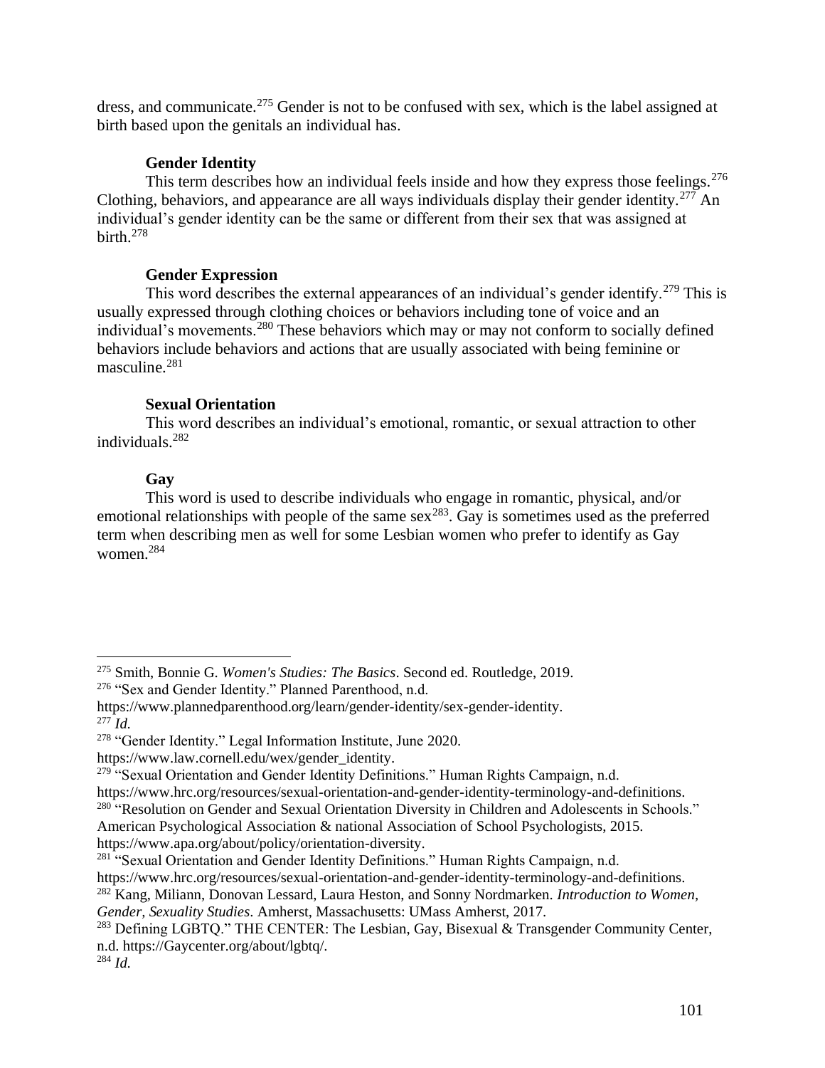dress, and communicate.[275] Gender is not to be confused with sex, which is the label assigned at birth based upon the genitals an individual has.

**Gender Identity**

This term describes how an individual feels inside and how they express those feelings.[276] Clothing, behaviors, and appearance are all ways individuals display their gender identity.[277] An individual's gender identity can be the same or different from their sex that was assigned at birth.[278]

**Gender Expression**

This word describes the external appearances of an individual's gender identify.[279] This is usually expressed through clothing choices or behaviors including tone of voice and an individual's movements.[280] These behaviors which may or may not conform to socially defined behaviors include behaviors and actions that are usually associated with being feminine or masculine.[281]

**Sexual Orientation**

This word describes an individual's emotional, romantic, or sexual attraction to other individuals.[282]

**Gay**

This word is used to describe individuals who engage in romantic, physical, and/or emotional relationships with people of the same sex[283]. Gay is sometimes used as the preferred term when describing men as well for some Lesbian women who prefer to identify as Gay women.[284]

---

[275] Smith, Bonnie G. *Women's Studies: The Basics*. Second ed. Routledge, 2019.

[276] "Sex and Gender Identity." Planned Parenthood, n.d. https://www.plannedparenthood.org/learn/gender-identity/sex-gender-identity.

[277] *Id.*

[278] "Gender Identity." Legal Information Institute, June 2020. https://www.law.cornell.edu/wex/gender_identity.

[279] "Sexual Orientation and Gender Identity Definitions." Human Rights Campaign, n.d. https://www.hrc.org/resources/sexual-orientation-and-gender-identity-terminology-and-definitions.

[280] "Resolution on Gender and Sexual Orientation Diversity in Children and Adolescents in Schools." American Psychological Association & national Association of School Psychologists, 2015. https://www.apa.org/about/policy/orientation-diversity.

[281] "Sexual Orientation and Gender Identity Definitions." Human Rights Campaign, n.d. https://www.hrc.org/resources/sexual-orientation-and-gender-identity-terminology-and-definitions.

[282] Kang, Miliann, Donovan Lessard, Laura Heston, and Sonny Nordmarken. *Introduction to Women, Gender, Sexuality Studies*. Amherst, Massachusetts: UMass Amherst, 2017.

[283] Defining LGBTQ." THE CENTER: The Lesbian, Gay, Bisexual & Transgender Community Center, n.d. https://Gaycenter.org/about/lgbtq/.

[284] *Id.*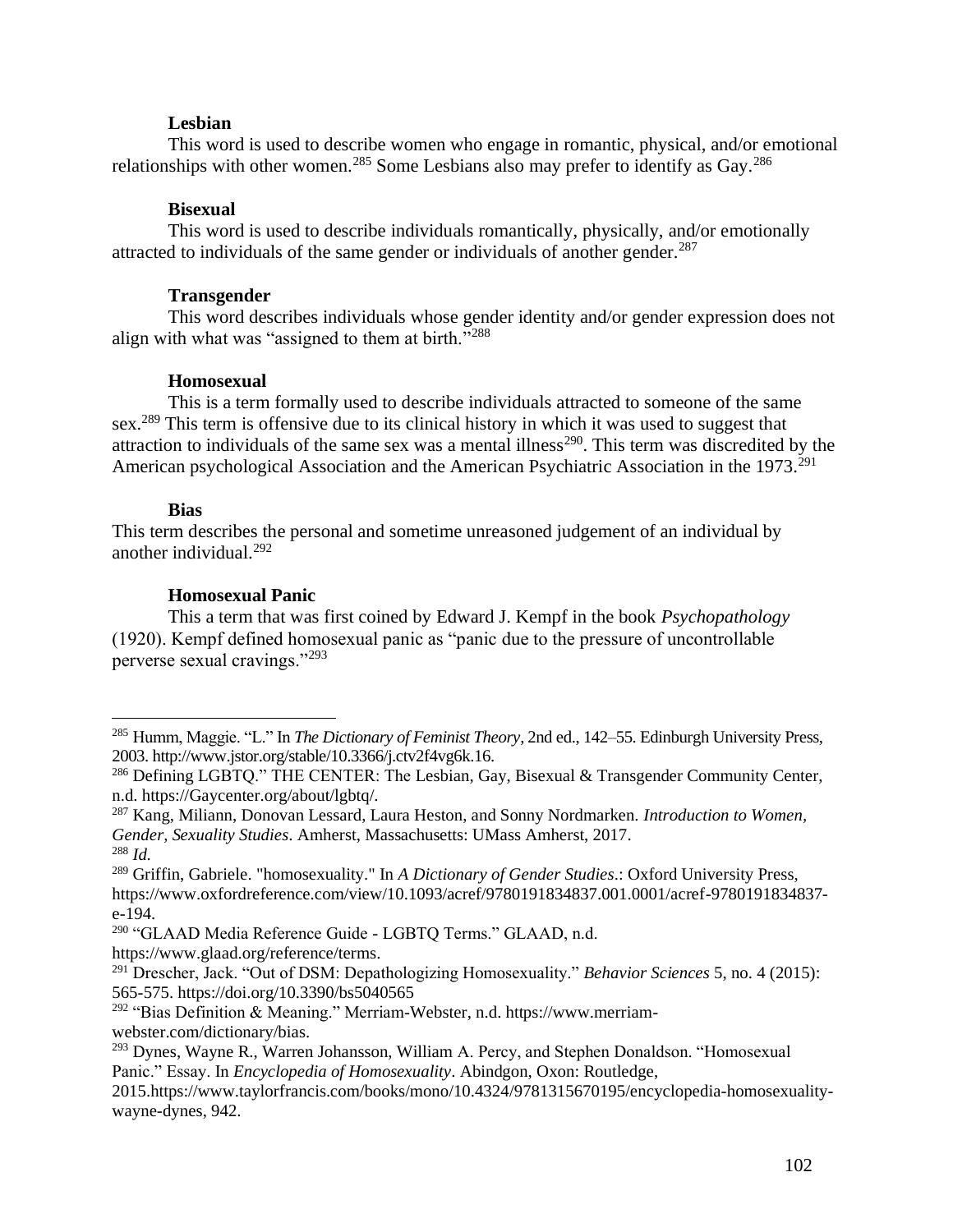**Lesbian**

This word is used to describe women who engage in romantic, physical, and/or emotional relationships with other women.[285] Some Lesbians also may prefer to identify as Gay.[286]

**Bisexual**

This word is used to describe individuals romantically, physically, and/or emotionally attracted to individuals of the same gender or individuals of another gender.[287]

**Transgender**

This word describes individuals whose gender identity and/or gender expression does not align with what was "assigned to them at birth."[288]

**Homosexual**

This is a term formally used to describe individuals attracted to someone of the same sex.[289] This term is offensive due to its clinical history in which it was used to suggest that attraction to individuals of the same sex was a mental illness[290]. This term was discredited by the American psychological Association and the American Psychiatric Association in the 1973.[291]

**Bias**

This term describes the personal and sometime unreasoned judgement of an individual by another individual.[292]

**Homosexual Panic**

This a term that was first coined by Edward J. Kempf in the book *Psychopathology* (1920). Kempf defined homosexual panic as "panic due to the pressure of uncontrollable perverse sexual cravings."[293]

---

[285] Humm, Maggie. "L." In *The Dictionary of Feminist Theory*, 2nd ed., 142–55. Edinburgh University Press, 2003. http://www.jstor.org/stable/10.3366/j.ctv2f4vg6k.16.

[286] Defining LGBTQ." THE CENTER: The Lesbian, Gay, Bisexual & Transgender Community Center, n.d. https://Gaycenter.org/about/lgbtq/.

[287] Kang, Miliann, Donovan Lessard, Laura Heston, and Sonny Nordmarken. *Introduction to Women, Gender, Sexuality Studies*. Amherst, Massachusetts: UMass Amherst, 2017.

[288] *Id.*

[289] Griffin, Gabriele. "homosexuality." In *A Dictionary of Gender Studies*.: Oxford University Press, https://www.oxfordreference.com/view/10.1093/acref/9780191834837.001.0001/acref-9780191834837-e-194.

[290] "GLAAD Media Reference Guide - LGBTQ Terms." GLAAD, n.d. https://www.glaad.org/reference/terms.

[291] Drescher, Jack. "Out of DSM: Depathologizing Homosexuality." *Behavior Sciences* 5, no. 4 (2015): 565-575. https://doi.org/10.3390/bs5040565

[292] "Bias Definition & Meaning." Merriam-Webster, n.d. https://www.merriam-webster.com/dictionary/bias.

[293] Dynes, Wayne R., Warren Johansson, William A. Percy, and Stephen Donaldson. "Homosexual Panic." Essay. In *Encyclopedia of Homosexuality*. Abindgon, Oxon: Routledge, 2015.https://www.taylorfrancis.com/books/mono/10.4324/9781315670195/encyclopedia-homosexuality-wayne-dynes, 942.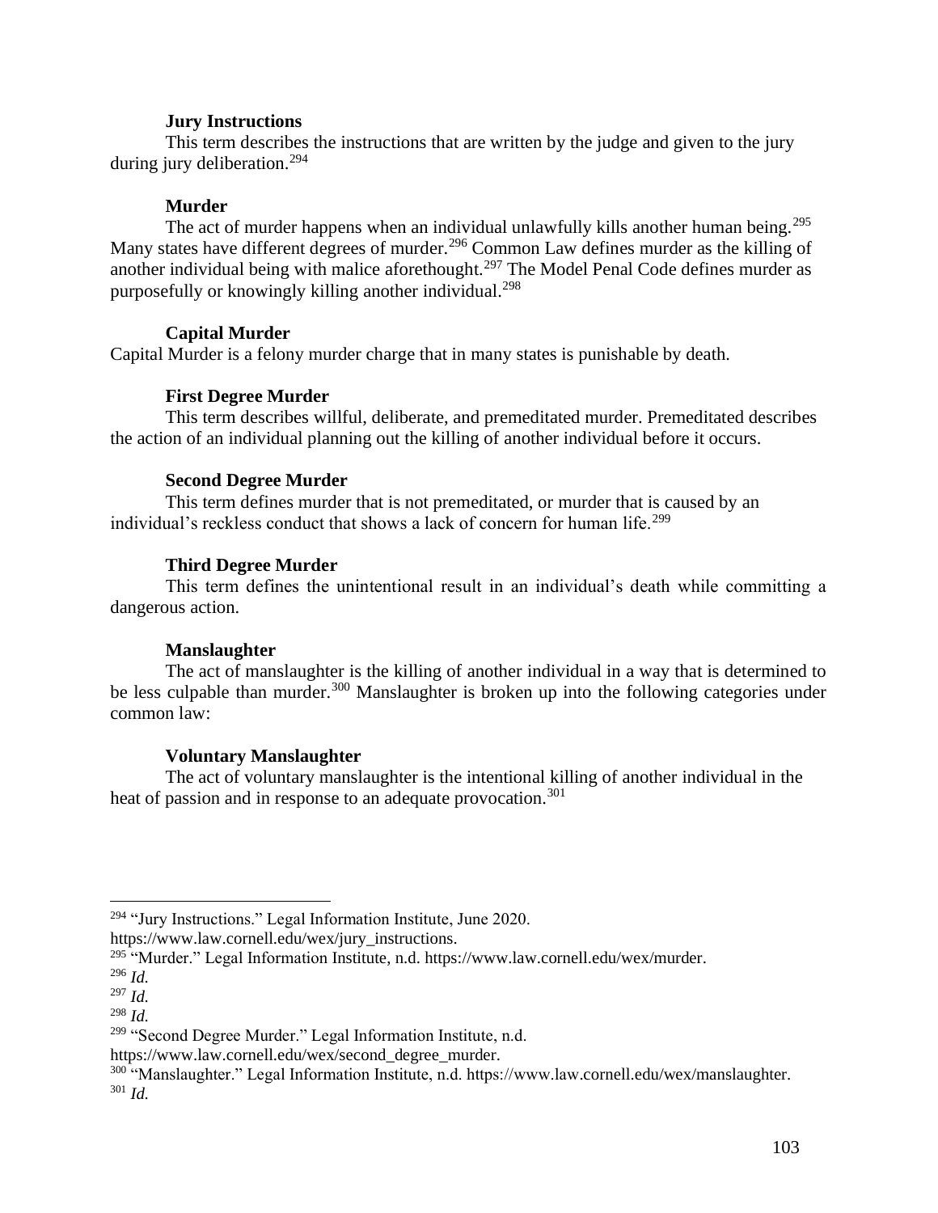**Jury Instructions**

This term describes the instructions that are written by the judge and given to the jury during jury deliberation.[294]

**Murder**

The act of murder happens when an individual unlawfully kills another human being.[295] Many states have different degrees of murder.[296] Common Law defines murder as the killing of another individual being with malice aforethought.[297] The Model Penal Code defines murder as purposefully or knowingly killing another individual.[298]

**Capital Murder**

Capital Murder is a felony murder charge that in many states is punishable by death.

**First Degree Murder**

This term describes willful, deliberate, and premeditated murder. Premeditated describes the action of an individual planning out the killing of another individual before it occurs.

**Second Degree Murder**

This term defines murder that is not premeditated, or murder that is caused by an individual's reckless conduct that shows a lack of concern for human life.[299]

**Third Degree Murder**

This term defines the unintentional result in an individual's death while committing a dangerous action.

**Manslaughter**

The act of manslaughter is the killing of another individual in a way that is determined to be less culpable than murder.[300] Manslaughter is broken up into the following categories under common law:

**Voluntary Manslaughter**

The act of voluntary manslaughter is the intentional killing of another individual in the heat of passion and in response to an adequate provocation.[301]

---

[294] "Jury Instructions." Legal Information Institute, June 2020. https://www.law.cornell.edu/wex/jury_instructions.

[295] "Murder." Legal Information Institute, n.d. https://www.law.cornell.edu/wex/murder.

[296] *Id.*

[297] *Id.*

[298] *Id.*

[299] "Second Degree Murder." Legal Information Institute, n.d. https://www.law.cornell.edu/wex/second_degree_murder.

[300] "Manslaughter." Legal Information Institute, n.d. https://www.law.cornell.edu/wex/manslaughter.

[301] *Id.*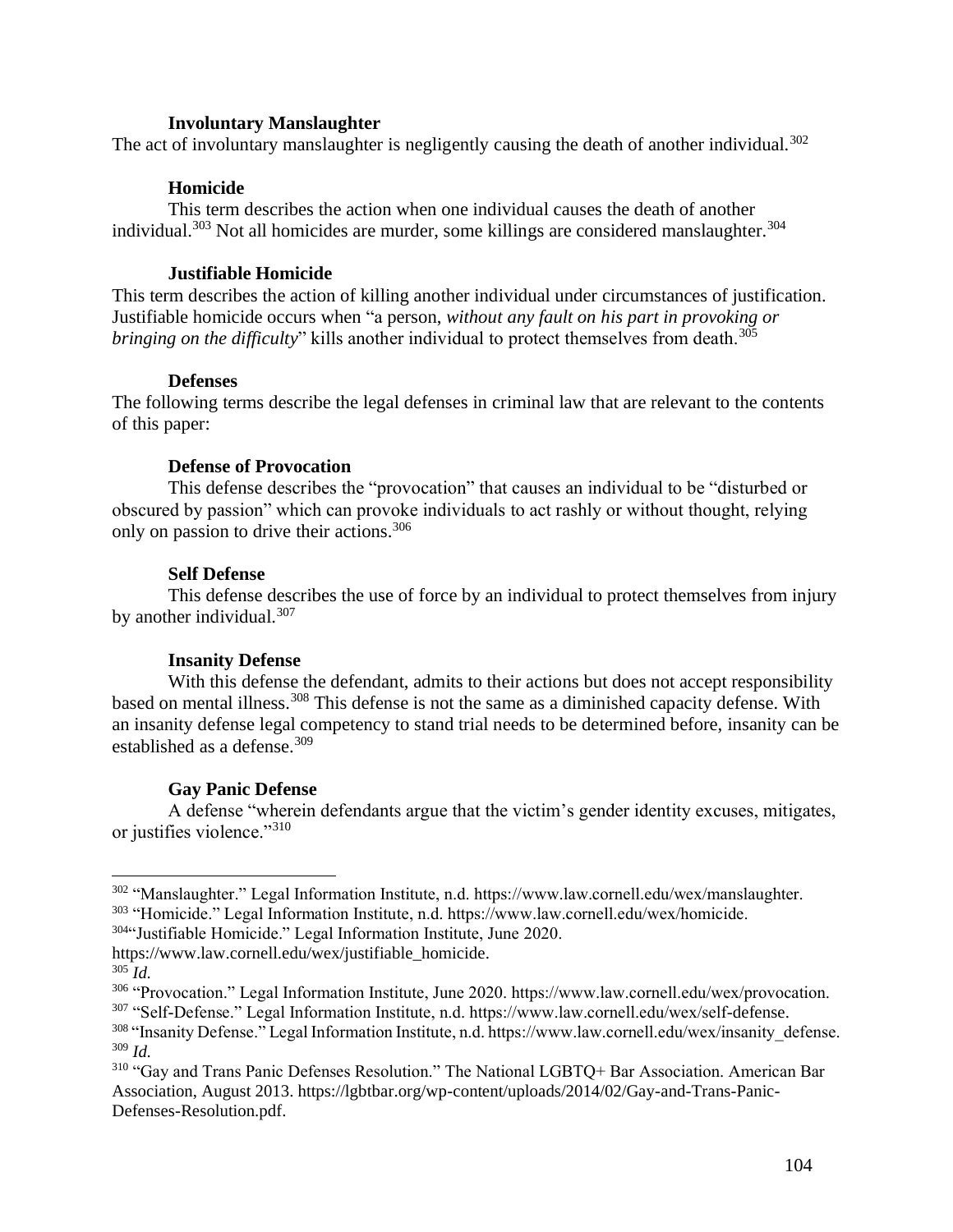**Involuntary Manslaughter**

The act of involuntary manslaughter is negligently causing the death of another individual.[302]

**Homicide**

This term describes the action when one individual causes the death of another individual.[303] Not all homicides are murder, some killings are considered manslaughter.[304]

**Justifiable Homicide**

This term describes the action of killing another individual under circumstances of justification. Justifiable homicide occurs when "a person, *without any fault on his part in provoking or bringing on the difficulty*" kills another individual to protect themselves from death.[305]

**Defenses**

The following terms describe the legal defenses in criminal law that are relevant to the contents of this paper:

**Defense of Provocation**

This defense describes the "provocation" that causes an individual to be "disturbed or obscured by passion" which can provoke individuals to act rashly or without thought, relying only on passion to drive their actions.[306]

**Self Defense**

This defense describes the use of force by an individual to protect themselves from injury by another individual.[307]

**Insanity Defense**

With this defense the defendant, admits to their actions but does not accept responsibility based on mental illness.[308] This defense is not the same as a diminished capacity defense. With an insanity defense legal competency to stand trial needs to be determined before, insanity can be established as a defense.[309]

**Gay Panic Defense**

A defense "wherein defendants argue that the victim's gender identity excuses, mitigates, or justifies violence."[310]

---

[302] "Manslaughter." Legal Information Institute, n.d. https://www.law.cornell.edu/wex/manslaughter.

[303] "Homicide." Legal Information Institute, n.d. https://www.law.cornell.edu/wex/homicide.

[304] "Justifiable Homicide." Legal Information Institute, June 2020. https://www.law.cornell.edu/wex/justifiable_homicide.

[305] *Id.*

[306] "Provocation." Legal Information Institute, June 2020. https://www.law.cornell.edu/wex/provocation.

[307] "Self-Defense." Legal Information Institute, n.d. https://www.law.cornell.edu/wex/self-defense.

[308] "Insanity Defense." Legal Information Institute, n.d. https://www.law.cornell.edu/wex/insanity_defense.

[309] *Id.*

[310] "Gay and Trans Panic Defenses Resolution." The National LGBTQ+ Bar Association. American Bar Association, August 2013. https://lgbtbar.org/wp-content/uploads/2014/02/Gay-and-Trans-Panic-Defenses-Resolution.pdf.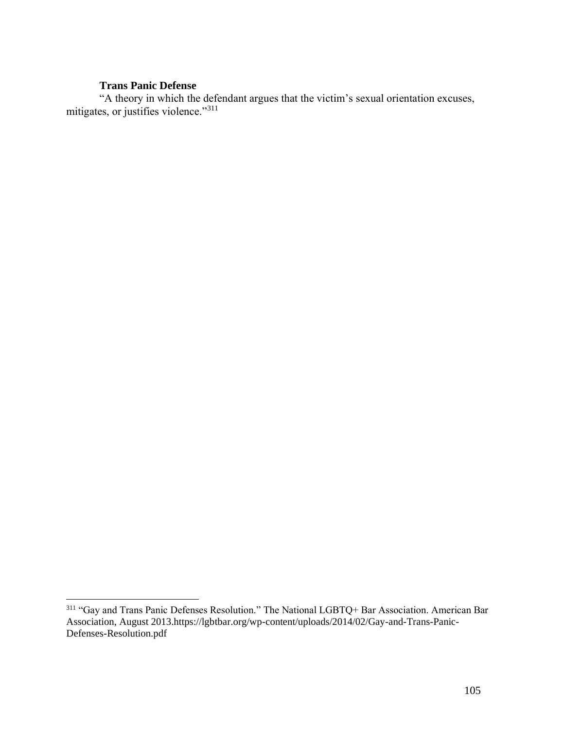**Trans Panic Defense**

"A theory in which the defendant argues that the victim's sexual orientation excuses, mitigates, or justifies violence."[311]

[311] "Gay and Trans Panic Defenses Resolution." The National LGBTQ+ Bar Association. American Bar Association, August 2013.https://lgbtbar.org/wp-content/uploads/2014/02/Gay-and-Trans-Panic-Defenses-Resolution.pdf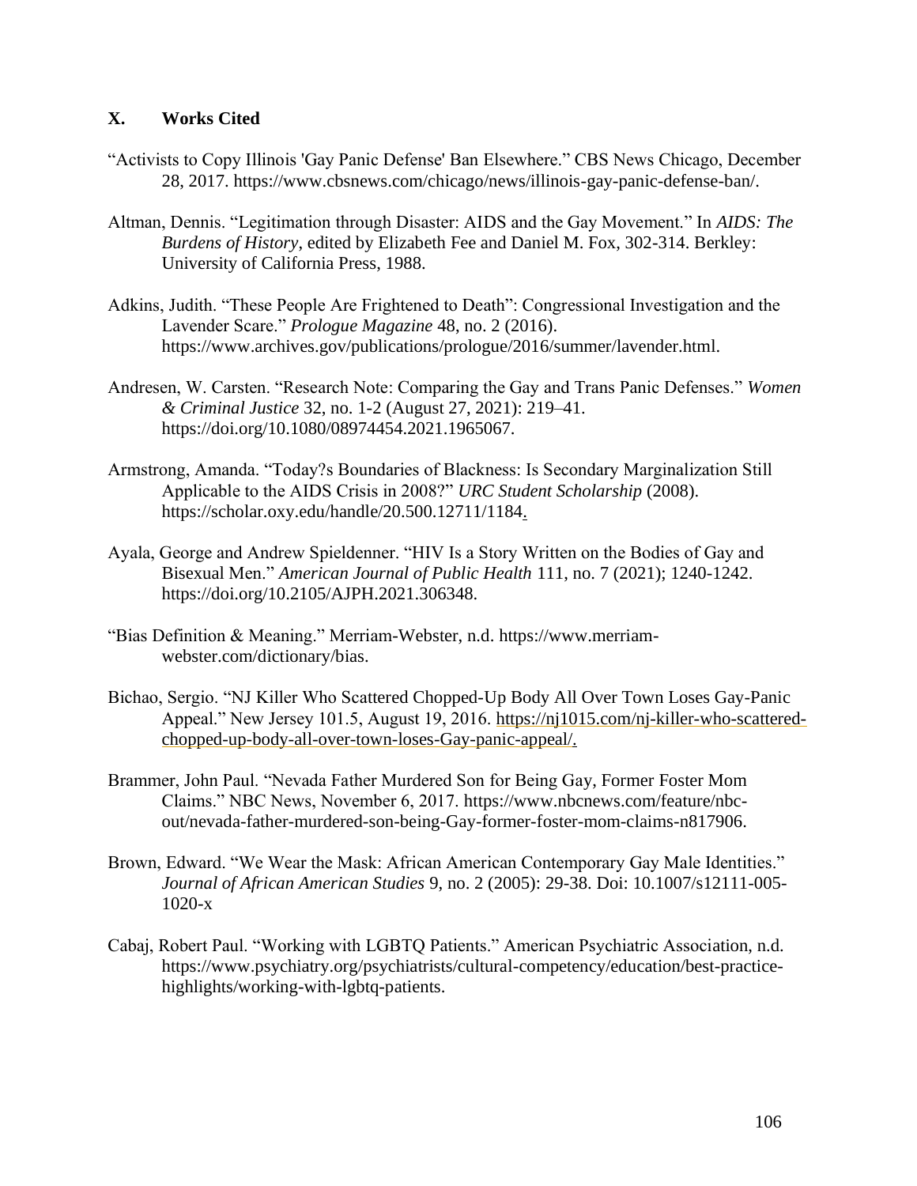## X. Works Cited

"Activists to Copy Illinois 'Gay Panic Defense' Ban Elsewhere." CBS News Chicago, December 28, 2017. https://www.cbsnews.com/chicago/news/illinois-gay-panic-defense-ban/.

Altman, Dennis. "Legitimation through Disaster: AIDS and the Gay Movement." In *AIDS: The Burdens of History*, edited by Elizabeth Fee and Daniel M. Fox, 302-314. Berkley: University of California Press, 1988.

Adkins, Judith. "These People Are Frightened to Death": Congressional Investigation and the Lavender Scare." *Prologue Magazine* 48, no. 2 (2016). https://www.archives.gov/publications/prologue/2016/summer/lavender.html.

Andresen, W. Carsten. "Research Note: Comparing the Gay and Trans Panic Defenses." *Women & Criminal Justice* 32, no. 1-2 (August 27, 2021): 219–41. https://doi.org/10.1080/08974454.2021.1965067.

Armstrong, Amanda. "Today?s Boundaries of Blackness: Is Secondary Marginalization Still Applicable to the AIDS Crisis in 2008?" *URC Student Scholarship* (2008). https://scholar.oxy.edu/handle/20.500.12711/1184.

Ayala, George and Andrew Spieldenner. "HIV Is a Story Written on the Bodies of Gay and Bisexual Men." *American Journal of Public Health* 111, no. 7 (2021); 1240-1242. https://doi.org/10.2105/AJPH.2021.306348.

"Bias Definition & Meaning." Merriam-Webster, n.d. https://www.merriam-webster.com/dictionary/bias.

Bichao, Sergio. "NJ Killer Who Scattered Chopped-Up Body All Over Town Loses Gay-Panic Appeal." New Jersey 101.5, August 19, 2016. https://nj1015.com/nj-killer-who-scattered-chopped-up-body-all-over-town-loses-Gay-panic-appeal/.

Brammer, John Paul. "Nevada Father Murdered Son for Being Gay, Former Foster Mom Claims." NBC News, November 6, 2017. https://www.nbcnews.com/feature/nbc-out/nevada-father-murdered-son-being-Gay-former-foster-mom-claims-n817906.

Brown, Edward. "We Wear the Mask: African American Contemporary Gay Male Identities." *Journal of African American Studies* 9, no. 2 (2005): 29-38. Doi: 10.1007/s12111-005-1020-x

Cabaj, Robert Paul. "Working with LGBTQ Patients." American Psychiatric Association, n.d. https://www.psychiatry.org/psychiatrists/cultural-competency/education/best-practice-highlights/working-with-lgbtq-patients.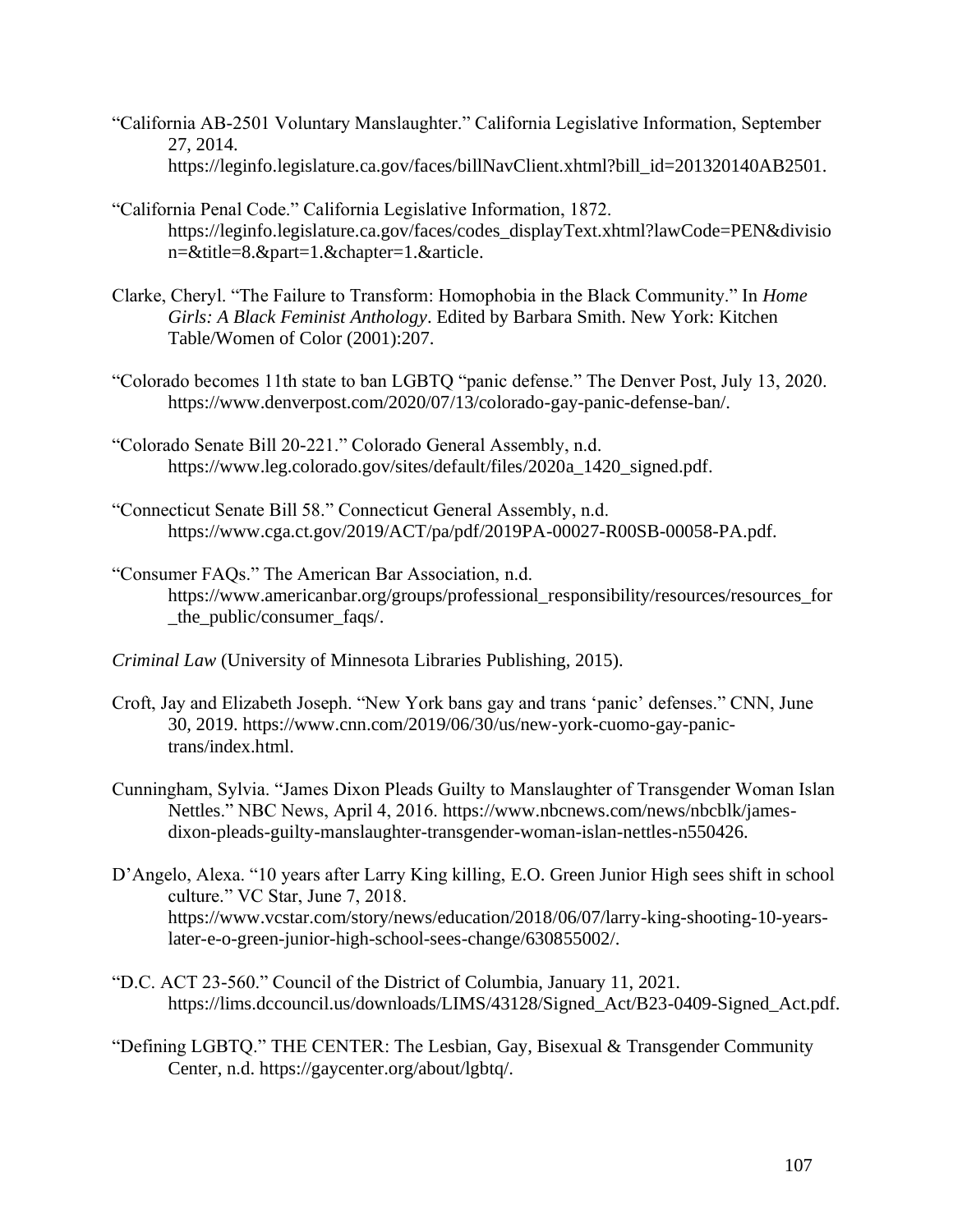"California AB-2501 Voluntary Manslaughter." California Legislative Information, September 27, 2014. https://leginfo.legislature.ca.gov/faces/billNavClient.xhtml?bill_id=201320140AB2501.

"California Penal Code." California Legislative Information, 1872. https://leginfo.legislature.ca.gov/faces/codes_displayText.xhtml?lawCode=PEN&division=&title=8.&part=1.&chapter=1.&article.

Clarke, Cheryl. "The Failure to Transform: Homophobia in the Black Community." In *Home Girls: A Black Feminist Anthology*. Edited by Barbara Smith. New York: Kitchen Table/Women of Color (2001):207.

"Colorado becomes 11th state to ban LGBTQ "panic defense." The Denver Post, July 13, 2020. https://www.denverpost.com/2020/07/13/colorado-gay-panic-defense-ban/.

"Colorado Senate Bill 20-221." Colorado General Assembly, n.d. https://www.leg.colorado.gov/sites/default/files/2020a_1420_signed.pdf.

"Connecticut Senate Bill 58." Connecticut General Assembly, n.d. https://www.cga.ct.gov/2019/ACT/pa/pdf/2019PA-00027-R00SB-00058-PA.pdf.

"Consumer FAQs." The American Bar Association, n.d. https://www.americanbar.org/groups/professional_responsibility/resources/resources_for_the_public/consumer_faqs/.

*Criminal Law* (University of Minnesota Libraries Publishing, 2015).

Croft, Jay and Elizabeth Joseph. "New York bans gay and trans 'panic' defenses." CNN, June 30, 2019. https://www.cnn.com/2019/06/30/us/new-york-cuomo-gay-panic-trans/index.html.

Cunningham, Sylvia. "James Dixon Pleads Guilty to Manslaughter of Transgender Woman Islan Nettles." NBC News, April 4, 2016. https://www.nbcnews.com/news/nbcblk/james-dixon-pleads-guilty-manslaughter-transgender-woman-islan-nettles-n550426.

D'Angelo, Alexa. "10 years after Larry King killing, E.O. Green Junior High sees shift in school culture." VC Star, June 7, 2018. https://www.vcstar.com/story/news/education/2018/06/07/larry-king-shooting-10-years-later-e-o-green-junior-high-school-sees-change/630855002/.

"D.C. ACT 23-560." Council of the District of Columbia, January 11, 2021. https://lims.dccouncil.us/downloads/LIMS/43128/Signed_Act/B23-0409-Signed_Act.pdf.

"Defining LGBTQ." THE CENTER: The Lesbian, Gay, Bisexual & Transgender Community Center, n.d. https://gaycenter.org/about/lgbtq/.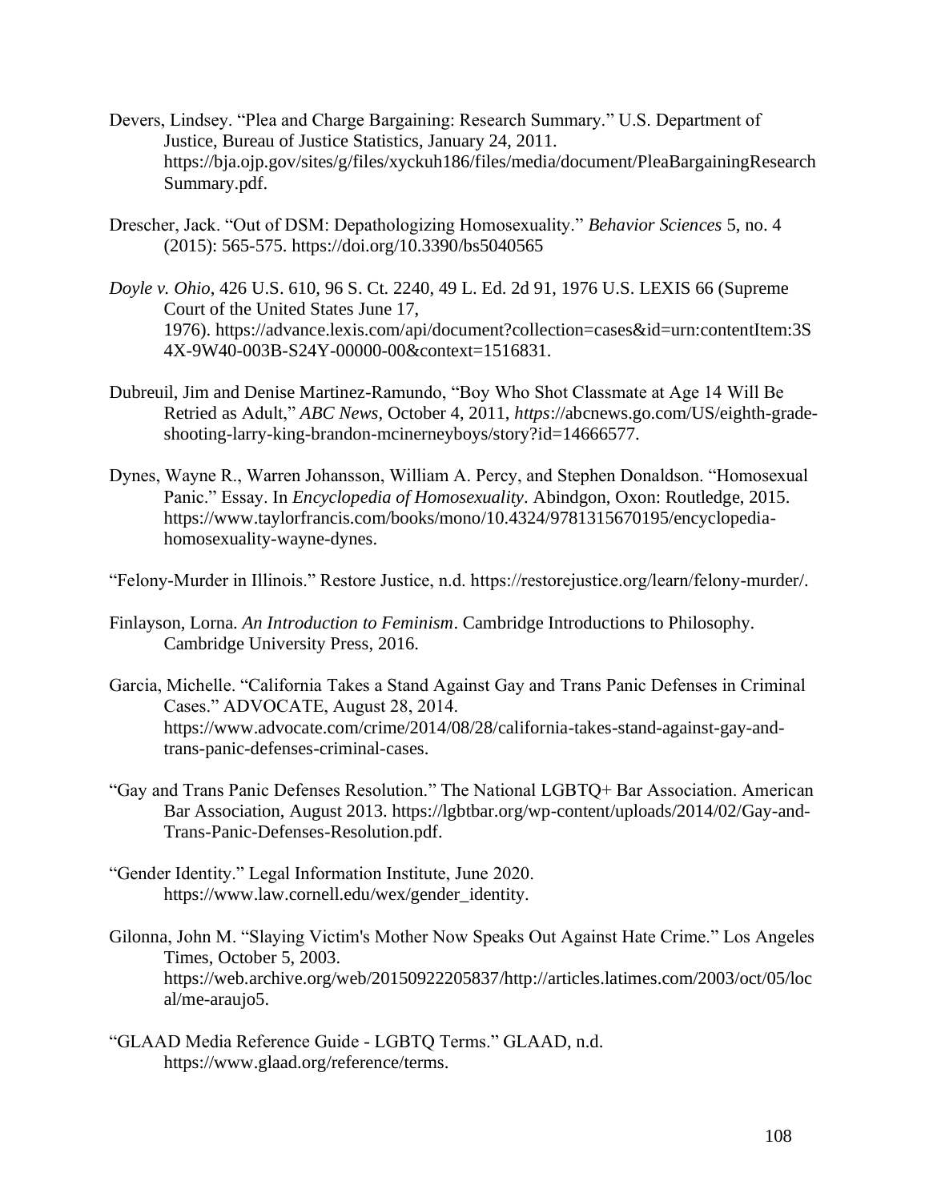Devers, Lindsey. "Plea and Charge Bargaining: Research Summary." U.S. Department of Justice, Bureau of Justice Statistics, January 24, 2011. https://bja.ojp.gov/sites/g/files/xyckuh186/files/media/document/PleaBargainingResearchSummary.pdf.

Drescher, Jack. "Out of DSM: Depathologizing Homosexuality." *Behavior Sciences* 5, no. 4 (2015): 565-575. https://doi.org/10.3390/bs5040565

*Doyle v. Ohio*, 426 U.S. 610, 96 S. Ct. 2240, 49 L. Ed. 2d 91, 1976 U.S. LEXIS 66 (Supreme Court of the United States June 17, 1976). https://advance.lexis.com/api/document?collection=cases&id=urn:contentItem:3S4X-9W40-003B-S24Y-00000-00&context=1516831.

Dubreuil, Jim and Denise Martinez-Ramundo, "Boy Who Shot Classmate at Age 14 Will Be Retried as Adult," *ABC News*, October 4, 2011, *https*://abcnews.go.com/US/eighth-grade-shooting-larry-king-brandon-mcinerneyboys/story?id=14666577.

Dynes, Wayne R., Warren Johansson, William A. Percy, and Stephen Donaldson. "Homosexual Panic." Essay. In *Encyclopedia of Homosexuality*. Abindgon, Oxon: Routledge, 2015. https://www.taylorfrancis.com/books/mono/10.4324/9781315670195/encyclopedia-homosexuality-wayne-dynes.

"Felony-Murder in Illinois." Restore Justice, n.d. https://restorejustice.org/learn/felony-murder/.

Finlayson, Lorna. *An Introduction to Feminism*. Cambridge Introductions to Philosophy. Cambridge University Press, 2016.

Garcia, Michelle. "California Takes a Stand Against Gay and Trans Panic Defenses in Criminal Cases." ADVOCATE, August 28, 2014. https://www.advocate.com/crime/2014/08/28/california-takes-stand-against-gay-and-trans-panic-defenses-criminal-cases.

"Gay and Trans Panic Defenses Resolution." The National LGBTQ+ Bar Association. American Bar Association, August 2013. https://lgbtbar.org/wp-content/uploads/2014/02/Gay-and-Trans-Panic-Defenses-Resolution.pdf.

"Gender Identity." Legal Information Institute, June 2020. https://www.law.cornell.edu/wex/gender_identity.

Gilonna, John M. "Slaying Victim's Mother Now Speaks Out Against Hate Crime." Los Angeles Times, October 5, 2003. https://web.archive.org/web/20150922205837/http://articles.latimes.com/2003/oct/05/local/me-araujo5.

"GLAAD Media Reference Guide - LGBTQ Terms." GLAAD, n.d. https://www.glaad.org/reference/terms.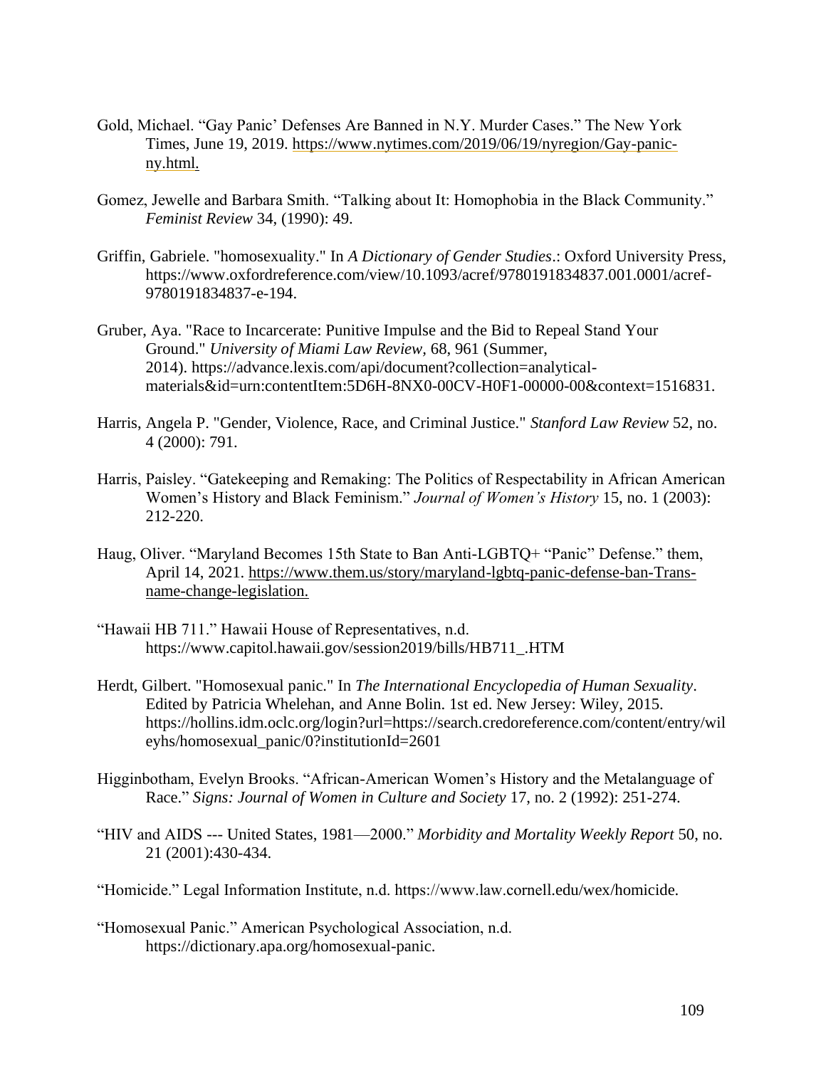Gold, Michael. "Gay Panic' Defenses Are Banned in N.Y. Murder Cases." The New York Times, June 19, 2019. https://www.nytimes.com/2019/06/19/nyregion/Gay-panic-ny.html.

Gomez, Jewelle and Barbara Smith. "Talking about It: Homophobia in the Black Community." *Feminist Review* 34, (1990): 49.

Griffin, Gabriele. "homosexuality." In *A Dictionary of Gender Studies*.: Oxford University Press, https://www.oxfordreference.com/view/10.1093/acref/9780191834837.001.0001/acref-9780191834837-e-194.

Gruber, Aya. "Race to Incarcerate: Punitive Impulse and the Bid to Repeal Stand Your Ground." *University of Miami Law Review*, 68, 961 (Summer, 2014). https://advance.lexis.com/api/document?collection=analytical-materials&id=urn:contentItem:5D6H-8NX0-00CV-H0F1-00000-00&context=1516831.

Harris, Angela P. "Gender, Violence, Race, and Criminal Justice." *Stanford Law Review* 52, no. 4 (2000): 791.

Harris, Paisley. "Gatekeeping and Remaking: The Politics of Respectability in African American Women's History and Black Feminism." *Journal of Women's History* 15, no. 1 (2003): 212-220.

Haug, Oliver. "Maryland Becomes 15th State to Ban Anti-LGBTQ+ "Panic" Defense." them, April 14, 2021. https://www.them.us/story/maryland-lgbtq-panic-defense-ban-Trans-name-change-legislation.

"Hawaii HB 711." Hawaii House of Representatives, n.d. https://www.capitol.hawaii.gov/session2019/bills/HB711_.HTM

Herdt, Gilbert. "Homosexual panic." In *The International Encyclopedia of Human Sexuality*. Edited by Patricia Whelehan, and Anne Bolin. 1st ed. New Jersey: Wiley, 2015. https://hollins.idm.oclc.org/login?url=https://search.credoreference.com/content/entry/wileyhs/homosexual_panic/0?institutionId=2601

Higginbotham, Evelyn Brooks. "African-American Women's History and the Metalanguage of Race." *Signs: Journal of Women in Culture and Society* 17, no. 2 (1992): 251-274.

"HIV and AIDS --- United States, 1981—2000." *Morbidity and Mortality Weekly Report* 50, no. 21 (2001):430-434.

"Homicide." Legal Information Institute, n.d. https://www.law.cornell.edu/wex/homicide.

"Homosexual Panic." American Psychological Association, n.d. https://dictionary.apa.org/homosexual-panic.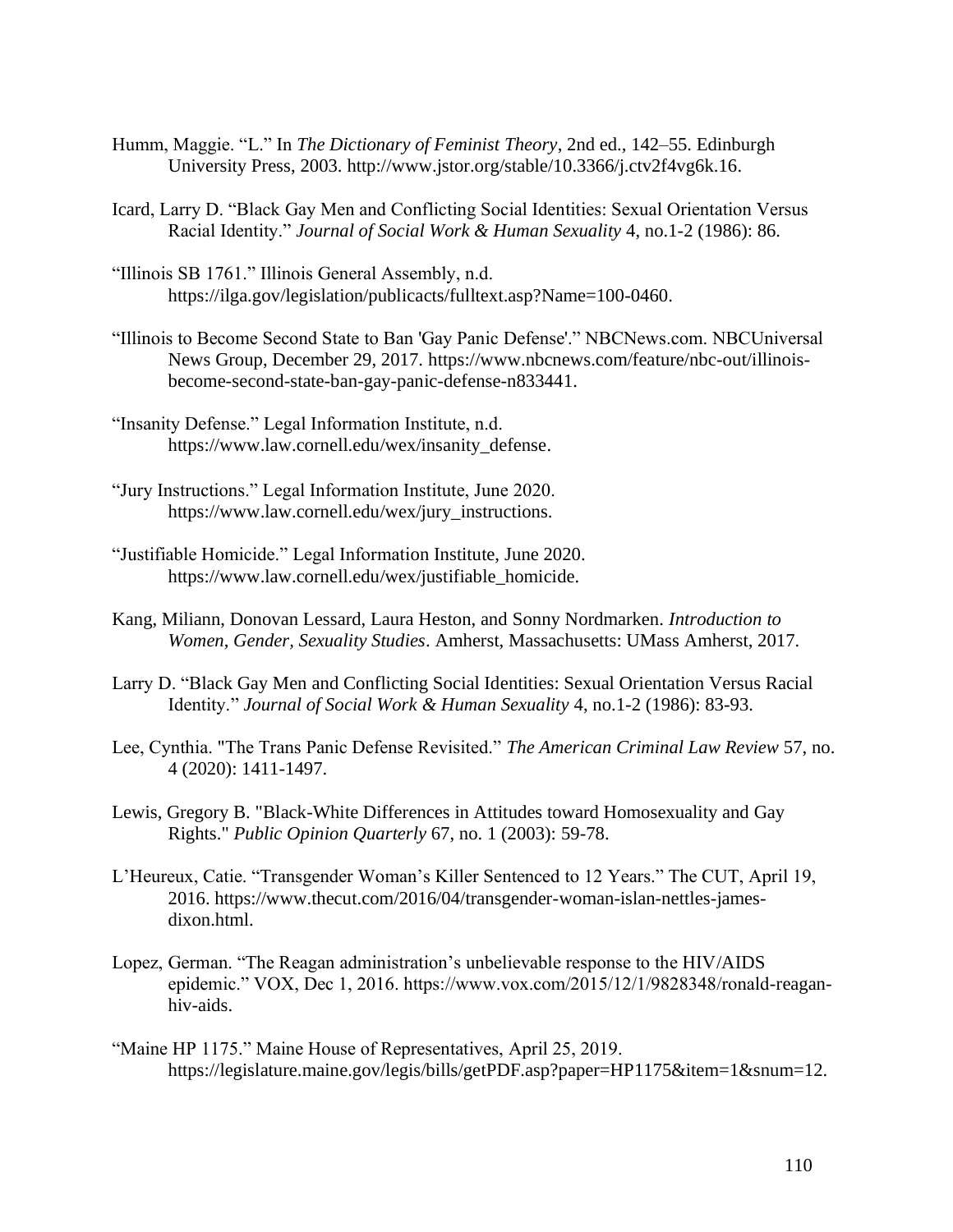Humm, Maggie. "L." In *The Dictionary of Feminist Theory*, 2nd ed., 142–55. Edinburgh University Press, 2003. http://www.jstor.org/stable/10.3366/j.ctv2f4vg6k.16.

Icard, Larry D. "Black Gay Men and Conflicting Social Identities: Sexual Orientation Versus Racial Identity." *Journal of Social Work & Human Sexuality* 4, no.1-2 (1986): 86.

"Illinois SB 1761." Illinois General Assembly, n.d. https://ilga.gov/legislation/publicacts/fulltext.asp?Name=100-0460.

"Illinois to Become Second State to Ban 'Gay Panic Defense'." NBCNews.com. NBCUniversal News Group, December 29, 2017. https://www.nbcnews.com/feature/nbc-out/illinois-become-second-state-ban-gay-panic-defense-n833441.

"Insanity Defense." Legal Information Institute, n.d. https://www.law.cornell.edu/wex/insanity_defense.

"Jury Instructions." Legal Information Institute, June 2020. https://www.law.cornell.edu/wex/jury_instructions.

"Justifiable Homicide." Legal Information Institute, June 2020. https://www.law.cornell.edu/wex/justifiable_homicide.

Kang, Miliann, Donovan Lessard, Laura Heston, and Sonny Nordmarken. *Introduction to Women, Gender, Sexuality Studies*. Amherst, Massachusetts: UMass Amherst, 2017.

Larry D. "Black Gay Men and Conflicting Social Identities: Sexual Orientation Versus Racial Identity." *Journal of Social Work & Human Sexuality* 4, no.1-2 (1986): 83-93.

Lee, Cynthia. "The Trans Panic Defense Revisited." *The American Criminal Law Review* 57, no. 4 (2020): 1411-1497.

Lewis, Gregory B. "Black-White Differences in Attitudes toward Homosexuality and Gay Rights." *Public Opinion Quarterly* 67, no. 1 (2003): 59-78.

L'Heureux, Catie. "Transgender Woman's Killer Sentenced to 12 Years." The CUT, April 19, 2016. https://www.thecut.com/2016/04/transgender-woman-islan-nettles-james-dixon.html.

Lopez, German. "The Reagan administration's unbelievable response to the HIV/AIDS epidemic." VOX, Dec 1, 2016. https://www.vox.com/2015/12/1/9828348/ronald-reagan-hiv-aids.

"Maine HP 1175." Maine House of Representatives, April 25, 2019. https://legislature.maine.gov/legis/bills/getPDF.asp?paper=HP1175&item=1&snum=12.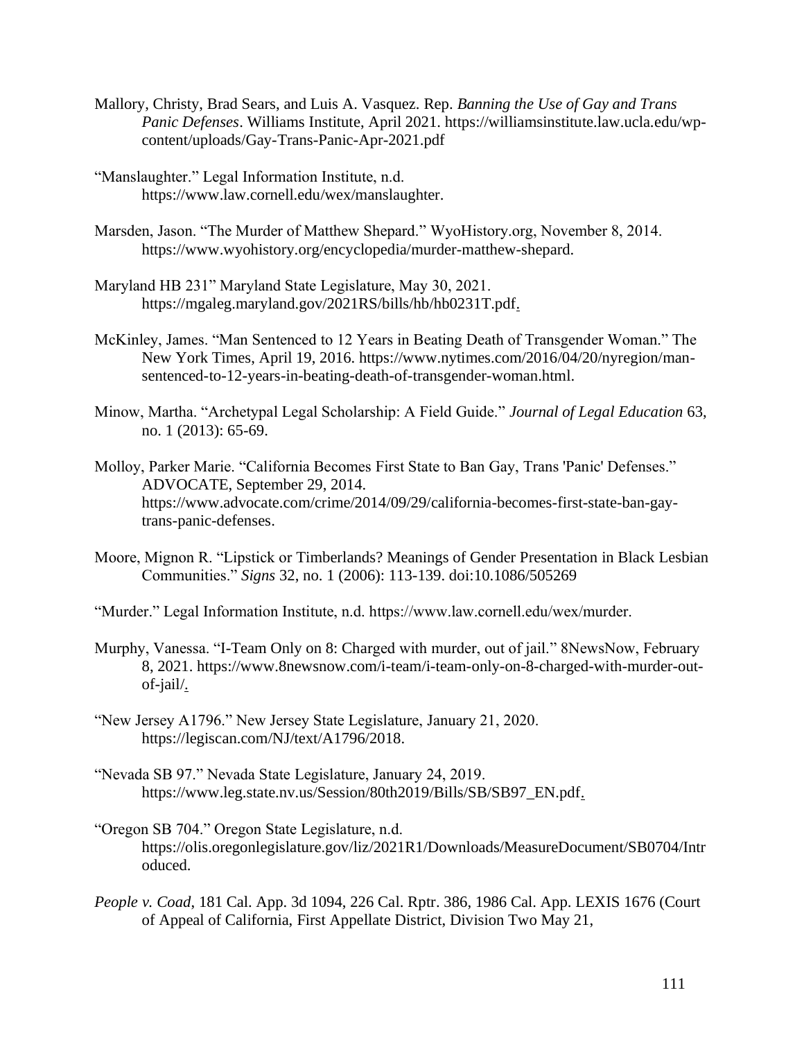Mallory, Christy, Brad Sears, and Luis A. Vasquez. Rep. *Banning the Use of Gay and Trans Panic Defenses*. Williams Institute, April 2021. https://williamsinstitute.law.ucla.edu/wp-content/uploads/Gay-Trans-Panic-Apr-2021.pdf

"Manslaughter." Legal Information Institute, n.d. https://www.law.cornell.edu/wex/manslaughter.

Marsden, Jason. "The Murder of Matthew Shepard." WyoHistory.org, November 8, 2014. https://www.wyohistory.org/encyclopedia/murder-matthew-shepard.

Maryland HB 231" Maryland State Legislature, May 30, 2021. https://mgaleg.maryland.gov/2021RS/bills/hb/hb0231T.pdf.

McKinley, James. "Man Sentenced to 12 Years in Beating Death of Transgender Woman." The New York Times, April 19, 2016. https://www.nytimes.com/2016/04/20/nyregion/man-sentenced-to-12-years-in-beating-death-of-transgender-woman.html.

Minow, Martha. "Archetypal Legal Scholarship: A Field Guide." *Journal of Legal Education* 63, no. 1 (2013): 65-69.

Molloy, Parker Marie. "California Becomes First State to Ban Gay, Trans 'Panic' Defenses." ADVOCATE, September 29, 2014. https://www.advocate.com/crime/2014/09/29/california-becomes-first-state-ban-gay-trans-panic-defenses.

Moore, Mignon R. "Lipstick or Timberlands? Meanings of Gender Presentation in Black Lesbian Communities." *Signs* 32, no. 1 (2006): 113-139. doi:10.1086/505269

"Murder." Legal Information Institute, n.d. https://www.law.cornell.edu/wex/murder.

Murphy, Vanessa. "I-Team Only on 8: Charged with murder, out of jail." 8NewsNow, February 8, 2021. https://www.8newsnow.com/i-team/i-team-only-on-8-charged-with-murder-out-of-jail/.

"New Jersey A1796." New Jersey State Legislature, January 21, 2020. https://legiscan.com/NJ/text/A1796/2018.

"Nevada SB 97." Nevada State Legislature, January 24, 2019. https://www.leg.state.nv.us/Session/80th2019/Bills/SB/SB97_EN.pdf.

"Oregon SB 704." Oregon State Legislature, n.d. https://olis.oregonlegislature.gov/liz/2021R1/Downloads/MeasureDocument/SB0704/Introduced.

*People v. Coad*, 181 Cal. App. 3d 1094, 226 Cal. Rptr. 386, 1986 Cal. App. LEXIS 1676 (Court of Appeal of California, First Appellate District, Division Two May 21,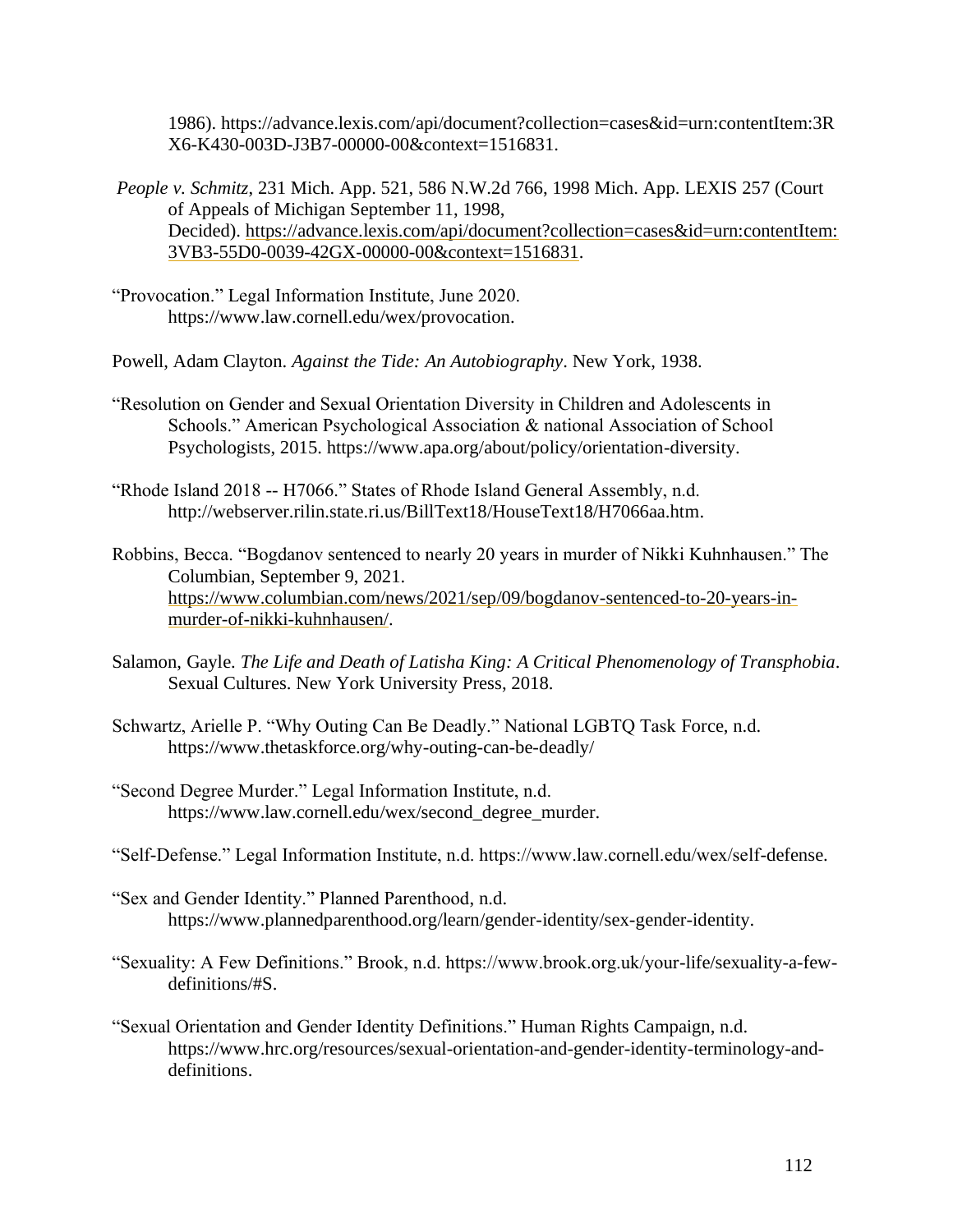1986). https://advance.lexis.com/api/document?collection=cases&id=urn:contentItem:3RX6-K430-003D-J3B7-00000-00&context=1516831.

*People v. Schmitz*, 231 Mich. App. 521, 586 N.W.2d 766, 1998 Mich. App. LEXIS 257 (Court of Appeals of Michigan September 11, 1998, Decided). https://advance.lexis.com/api/document?collection=cases&id=urn:contentItem:3VB3-55D0-0039-42GX-00000-00&context=1516831.

"Provocation." Legal Information Institute, June 2020. https://www.law.cornell.edu/wex/provocation.

Powell, Adam Clayton. *Against the Tide: An Autobiography*. New York, 1938.

"Resolution on Gender and Sexual Orientation Diversity in Children and Adolescents in Schools." American Psychological Association & national Association of School Psychologists, 2015. https://www.apa.org/about/policy/orientation-diversity.

"Rhode Island 2018 -- H7066." States of Rhode Island General Assembly, n.d. http://webserver.rilin.state.ri.us/BillText18/HouseText18/H7066aa.htm.

Robbins, Becca. "Bogdanov sentenced to nearly 20 years in murder of Nikki Kuhnhausen." The Columbian, September 9, 2021. https://www.columbian.com/news/2021/sep/09/bogdanov-sentenced-to-20-years-in-murder-of-nikki-kuhnhausen/.

Salamon, Gayle. *The Life and Death of Latisha King: A Critical Phenomenology of Transphobia*. Sexual Cultures. New York University Press, 2018.

Schwartz, Arielle P. "Why Outing Can Be Deadly." National LGBTQ Task Force, n.d. https://www.thetaskforce.org/why-outing-can-be-deadly/

"Second Degree Murder." Legal Information Institute, n.d. https://www.law.cornell.edu/wex/second_degree_murder.

"Self-Defense." Legal Information Institute, n.d. https://www.law.cornell.edu/wex/self-defense.

"Sex and Gender Identity." Planned Parenthood, n.d. https://www.plannedparenthood.org/learn/gender-identity/sex-gender-identity.

"Sexuality: A Few Definitions." Brook, n.d. https://www.brook.org.uk/your-life/sexuality-a-few-definitions/#S.

"Sexual Orientation and Gender Identity Definitions." Human Rights Campaign, n.d. https://www.hrc.org/resources/sexual-orientation-and-gender-identity-terminology-and-definitions.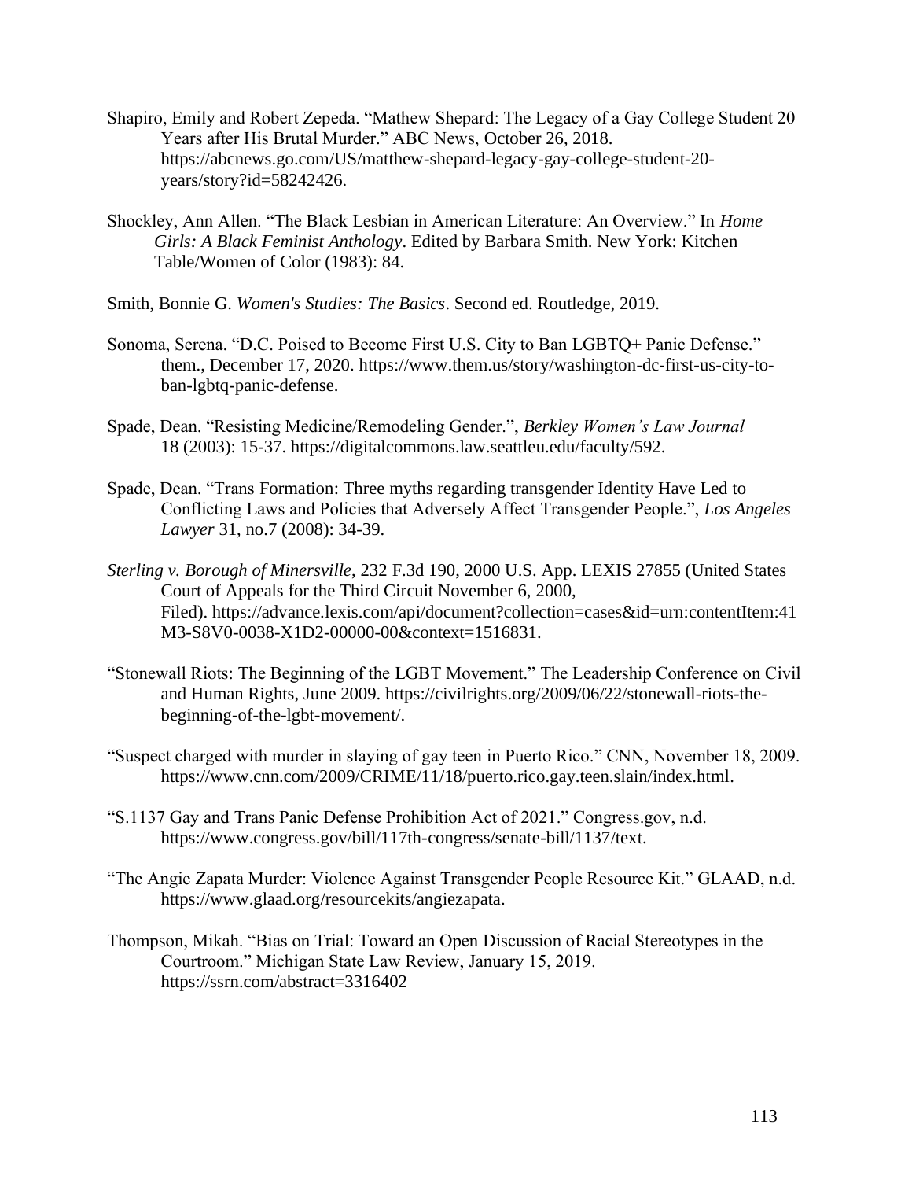Shapiro, Emily and Robert Zepeda. "Mathew Shepard: The Legacy of a Gay College Student 20 Years after His Brutal Murder." ABC News, October 26, 2018. https://abcnews.go.com/US/matthew-shepard-legacy-gay-college-student-20-years/story?id=58242426.

Shockley, Ann Allen. "The Black Lesbian in American Literature: An Overview." In *Home Girls: A Black Feminist Anthology*. Edited by Barbara Smith. New York: Kitchen Table/Women of Color (1983): 84.

Smith, Bonnie G. *Women's Studies: The Basics*. Second ed. Routledge, 2019.

Sonoma, Serena. "D.C. Poised to Become First U.S. City to Ban LGBTQ+ Panic Defense." them., December 17, 2020. https://www.them.us/story/washington-dc-first-us-city-to-ban-lgbtq-panic-defense.

Spade, Dean. "Resisting Medicine/Remodeling Gender.", *Berkley Women's Law Journal* 18 (2003): 15-37. https://digitalcommons.law.seattleu.edu/faculty/592.

Spade, Dean. "Trans Formation: Three myths regarding transgender Identity Have Led to Conflicting Laws and Policies that Adversely Affect Transgender People.", *Los Angeles Lawyer* 31, no.7 (2008): 34-39.

*Sterling v. Borough of Minersville*, 232 F.3d 190, 2000 U.S. App. LEXIS 27855 (United States Court of Appeals for the Third Circuit November 6, 2000, Filed). https://advance.lexis.com/api/document?collection=cases&id=urn:contentItem:41M3-S8V0-0038-X1D2-00000-00&context=1516831.

"Stonewall Riots: The Beginning of the LGBT Movement." The Leadership Conference on Civil and Human Rights, June 2009. https://civilrights.org/2009/06/22/stonewall-riots-the-beginning-of-the-lgbt-movement/.

"Suspect charged with murder in slaying of gay teen in Puerto Rico." CNN, November 18, 2009. https://www.cnn.com/2009/CRIME/11/18/puerto.rico.gay.teen.slain/index.html.

"S.1137 Gay and Trans Panic Defense Prohibition Act of 2021." Congress.gov, n.d. https://www.congress.gov/bill/117th-congress/senate-bill/1137/text.

"The Angie Zapata Murder: Violence Against Transgender People Resource Kit." GLAAD, n.d. https://www.glaad.org/resourcekits/angiezapata.

Thompson, Mikah. "Bias on Trial: Toward an Open Discussion of Racial Stereotypes in the Courtroom." Michigan State Law Review, January 15, 2019. https://ssrn.com/abstract=3316402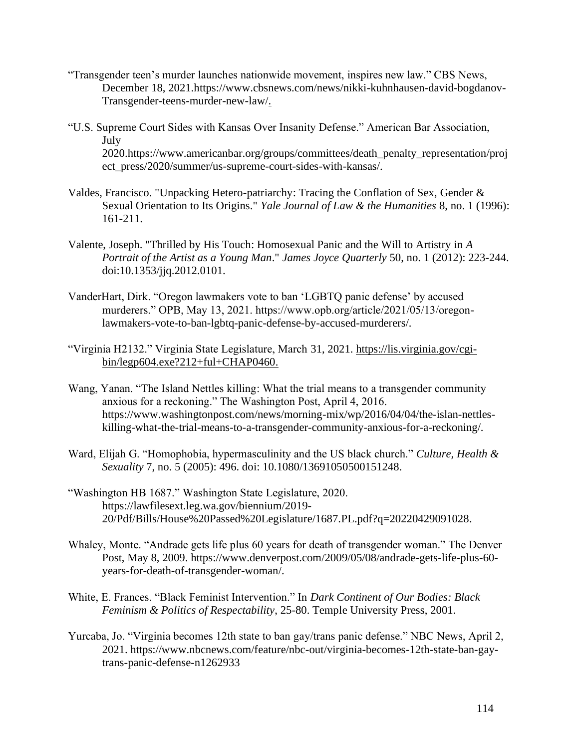"Transgender teen's murder launches nationwide movement, inspires new law." CBS News, December 18, 2021.https://www.cbsnews.com/news/nikki-kuhnhausen-david-bogdanov-Transgender-teens-murder-new-law/.

"U.S. Supreme Court Sides with Kansas Over Insanity Defense." American Bar Association, July 2020.https://www.americanbar.org/groups/committees/death_penalty_representation/project_press/2020/summer/us-supreme-court-sides-with-kansas/.

Valdes, Francisco. "Unpacking Hetero-patriarchy: Tracing the Conflation of Sex, Gender & Sexual Orientation to Its Origins." *Yale Journal of Law & the Humanities* 8, no. 1 (1996): 161-211.

Valente, Joseph. "Thrilled by His Touch: Homosexual Panic and the Will to Artistry in *A Portrait of the Artist as a Young Man*." *James Joyce Quarterly* 50, no. 1 (2012): 223-244. doi:10.1353/jjq.2012.0101.

VanderHart, Dirk. "Oregon lawmakers vote to ban 'LGBTQ panic defense' by accused murderers." OPB, May 13, 2021. https://www.opb.org/article/2021/05/13/oregon-lawmakers-vote-to-ban-lgbtq-panic-defense-by-accused-murderers/.

"Virginia H2132." Virginia State Legislature, March 31, 2021. https://lis.virginia.gov/cgi-bin/legp604.exe?212+ful+CHAP0460.

Wang, Yanan. "The Island Nettles killing: What the trial means to a transgender community anxious for a reckoning." The Washington Post, April 4, 2016. https://www.washingtonpost.com/news/morning-mix/wp/2016/04/04/the-islan-nettles-killing-what-the-trial-means-to-a-transgender-community-anxious-for-a-reckoning/.

Ward, Elijah G. "Homophobia, hypermasculinity and the US black church." *Culture, Health & Sexuality* 7, no. 5 (2005): 496. doi: 10.1080/13691050500151248.

"Washington HB 1687." Washington State Legislature, 2020. https://lawfilesext.leg.wa.gov/biennium/2019-20/Pdf/Bills/House%20Passed%20Legislature/1687.PL.pdf?q=20220429091028.

Whaley, Monte. "Andrade gets life plus 60 years for death of transgender woman." The Denver Post, May 8, 2009. https://www.denverpost.com/2009/05/08/andrade-gets-life-plus-60-years-for-death-of-transgender-woman/.

White, E. Frances. "Black Feminist Intervention." In *Dark Continent of Our Bodies: Black Feminism & Politics of Respectability*, 25-80. Temple University Press, 2001.

Yurcaba, Jo. "Virginia becomes 12th state to ban gay/trans panic defense." NBC News, April 2, 2021. https://www.nbcnews.com/feature/nbc-out/virginia-becomes-12th-state-ban-gay-trans-panic-defense-n1262933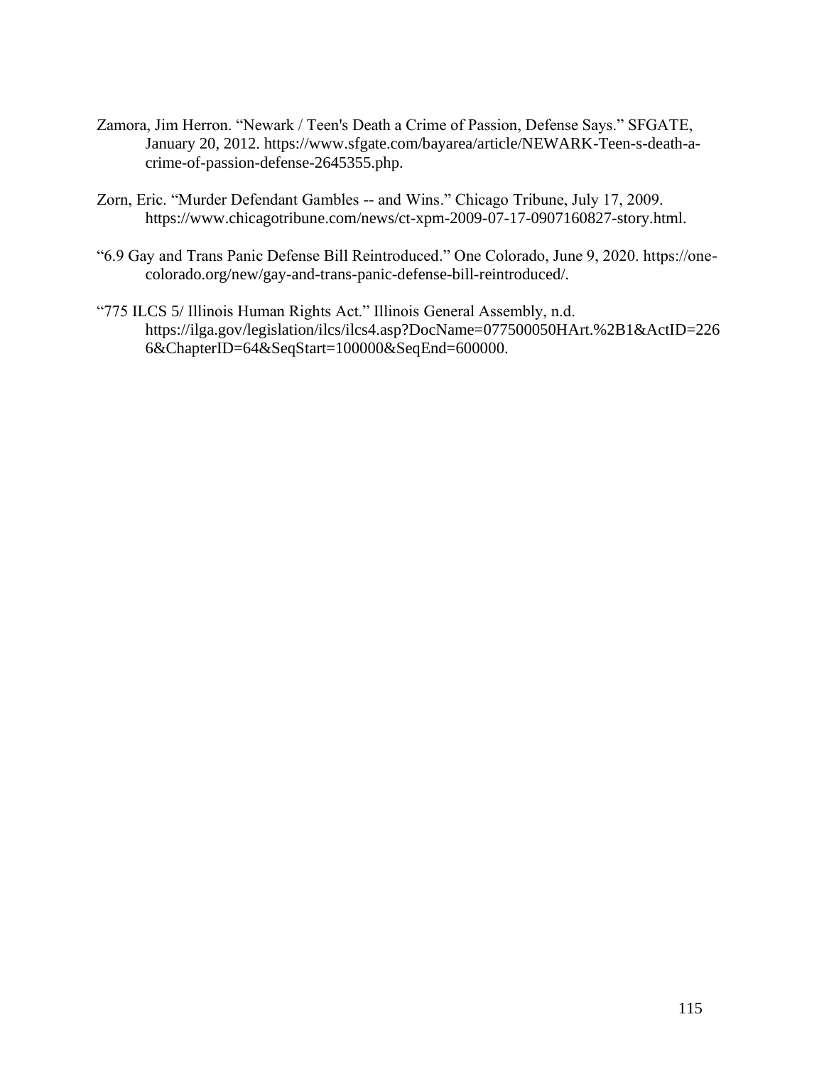Zamora, Jim Herron. "Newark / Teen's Death a Crime of Passion, Defense Says." SFGATE, January 20, 2012. https://www.sfgate.com/bayarea/article/NEWARK-Teen-s-death-a-crime-of-passion-defense-2645355.php.

Zorn, Eric. "Murder Defendant Gambles -- and Wins." Chicago Tribune, July 17, 2009. https://www.chicagotribune.com/news/ct-xpm-2009-07-17-0907160827-story.html.

"6.9 Gay and Trans Panic Defense Bill Reintroduced." One Colorado, June 9, 2020. https://one-colorado.org/new/gay-and-trans-panic-defense-bill-reintroduced/.

"775 ILCS 5/ Illinois Human Rights Act." Illinois General Assembly, n.d. https://ilga.gov/legislation/ilcs/ilcs4.asp?DocName=077500050HArt.%2B1&ActID=2266&ChapterID=64&SeqStart=100000&SeqEnd=600000.